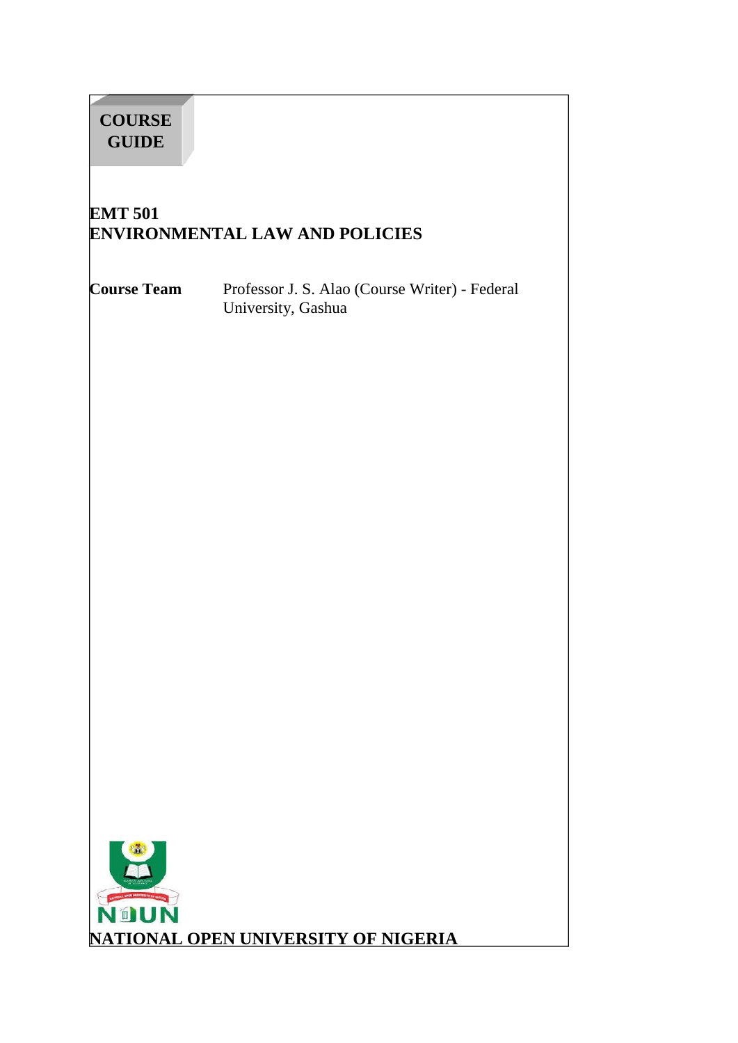**COURSE GUIDE**

# EMT 501
# ENVIRONMENTAL LAW AND POLICIES

**Course Team** Professor J. S. Alao (Course Writer) - Federal University, Gashua

**NATIONAL OPEN UNIVERSITY OF NIGERIA**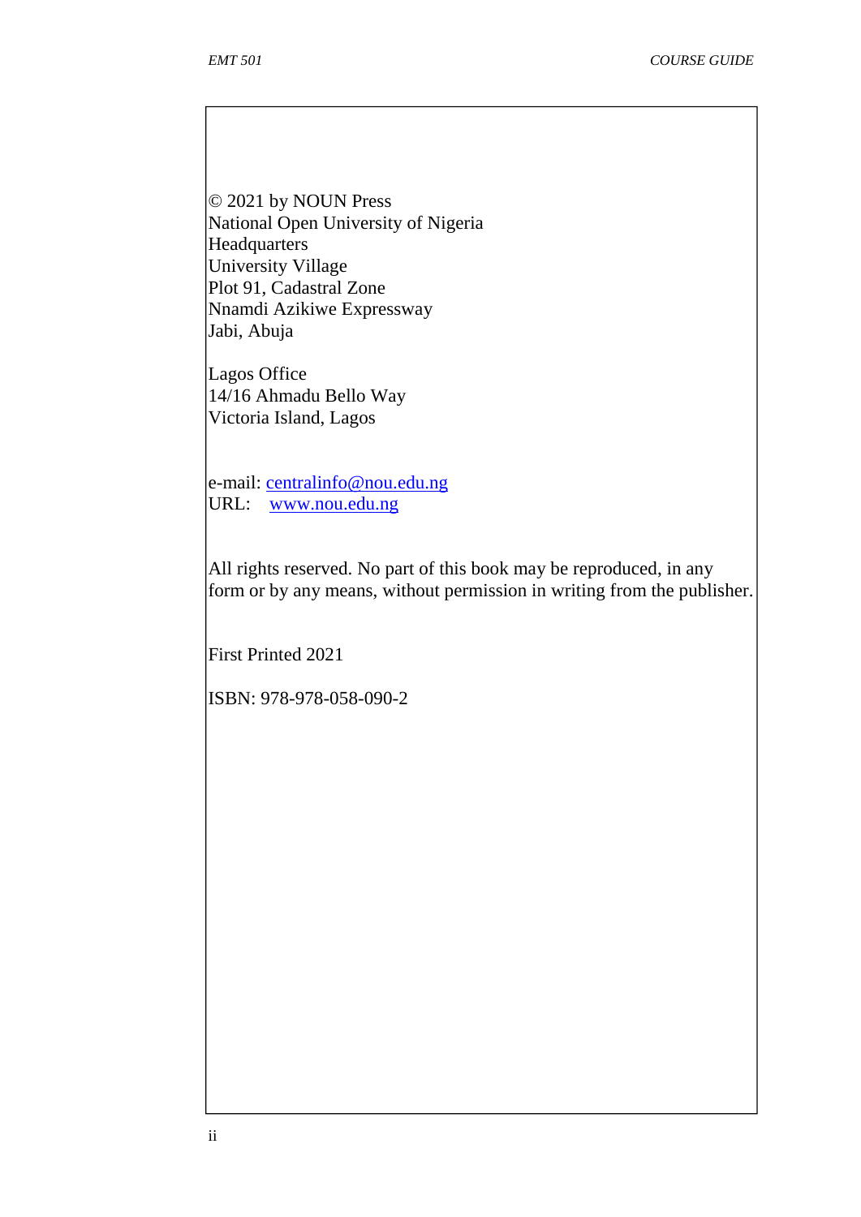© 2021 by NOUN Press
National Open University of Nigeria
Headquarters
University Village
Plot 91, Cadastral Zone
Nnamdi Azikiwe Expressway
Jabi, Abuja

Lagos Office
14/16 Ahmadu Bello Way
Victoria Island, Lagos

e-mail: centralinfo@nou.edu.ng
URL: www.nou.edu.ng

All rights reserved. No part of this book may be reproduced, in any form or by any means, without permission in writing from the publisher.

First Printed 2021

ISBN: 978-978-058-090-2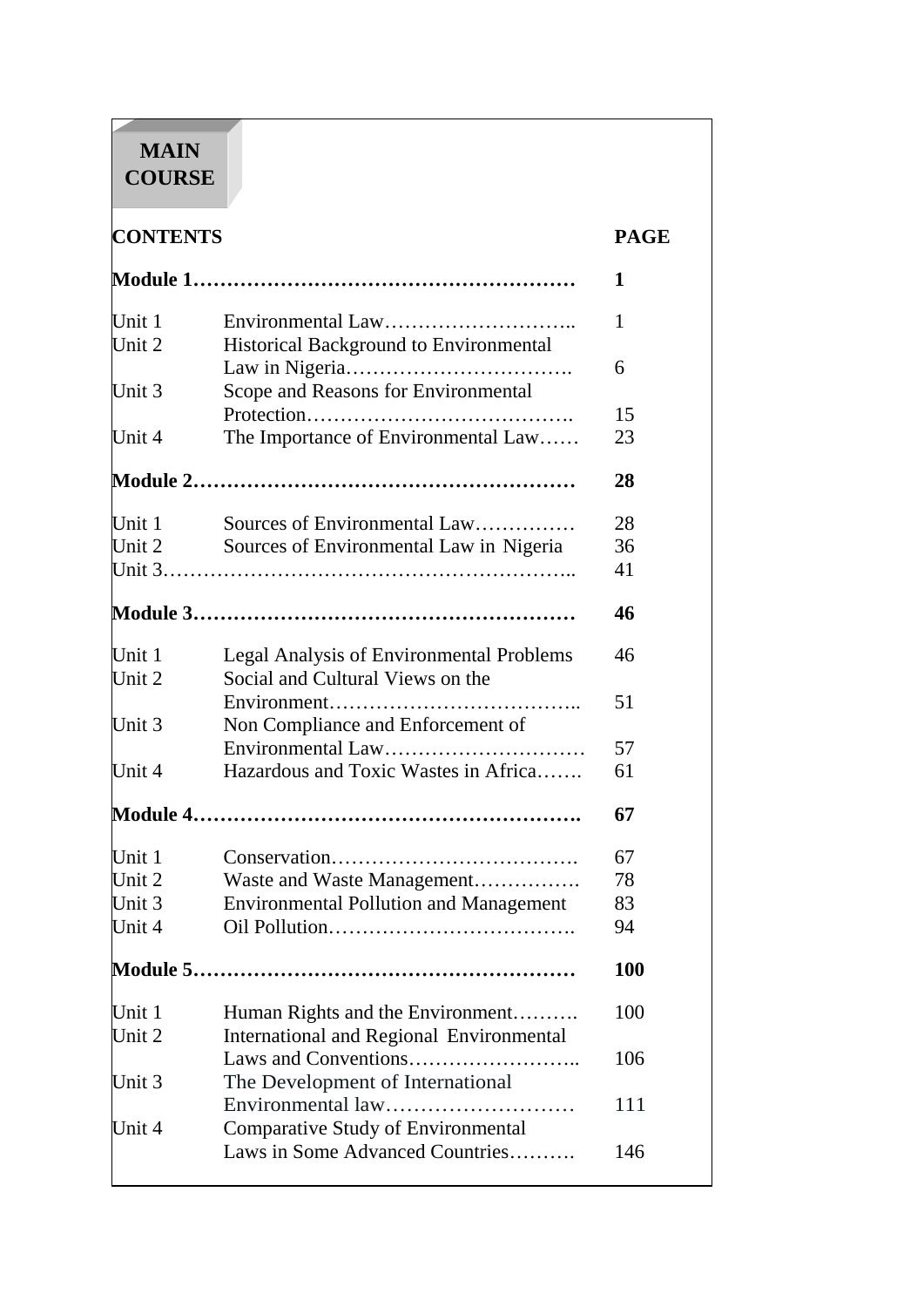# MAIN COURSE

| **CONTENTS** | | **PAGE** |
|---|---|---|
| **Module 1** | | **1** |
| Unit 1 | Environmental Law | 1 |
| Unit 2 | Historical Background to Environmental Law in Nigeria | 6 |
| Unit 3 | Scope and Reasons for Environmental Protection | 15 |
| Unit 4 | The Importance of Environmental Law | 23 |
| **Module 2** | | **28** |
| Unit 1 | Sources of Environmental Law | 28 |
| Unit 2 | Sources of Environmental Law in Nigeria | 36 |
| Unit 3 | | 41 |
| **Module 3** | | **46** |
| Unit 1 | Legal Analysis of Environmental Problems | 46 |
| Unit 2 | Social and Cultural Views on the Environment | 51 |
| Unit 3 | Non Compliance and Enforcement of Environmental Law | 57 |
| Unit 4 | Hazardous and Toxic Wastes in Africa | 61 |
| **Module 4** | | **67** |
| Unit 1 | Conservation | 67 |
| Unit 2 | Waste and Waste Management | 78 |
| Unit 3 | Environmental Pollution and Management | 83 |
| Unit 4 | Oil Pollution | 94 |
| **Module 5** | | **100** |
| Unit 1 | Human Rights and the Environment | 100 |
| Unit 2 | International and Regional Environmental Laws and Conventions | 106 |
| Unit 3 | The Development of International Environmental law | 111 |
| Unit 4 | Comparative Study of Environmental Laws in Some Advanced Countries | 146 |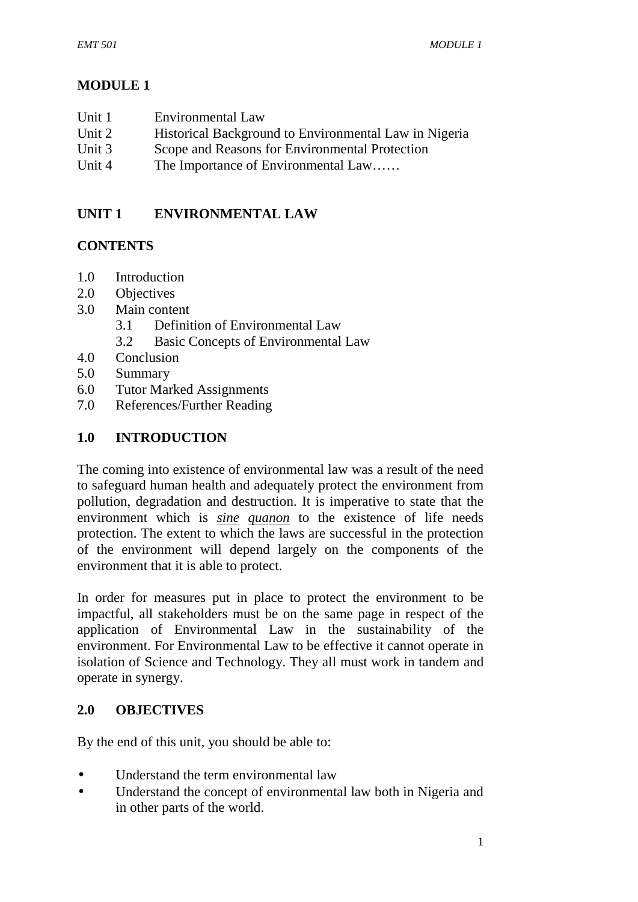# MODULE 1

Unit 1 Environmental Law
Unit 2 Historical Background to Environmental Law in Nigeria
Unit 3 Scope and Reasons for Environmental Protection
Unit 4 The Importance of Environmental Law……

## UNIT 1 ENVIRONMENTAL LAW

### CONTENTS

1.0 Introduction
2.0 Objectives
3.0 Main content
  3.1 Definition of Environmental Law
  3.2 Basic Concepts of Environmental Law
4.0 Conclusion
5.0 Summary
6.0 Tutor Marked Assignments
7.0 References/Further Reading

### 1.0 INTRODUCTION

The coming into existence of environmental law was a result of the need to safeguard human health and adequately protect the environment from pollution, degradation and destruction. It is imperative to state that the environment which is *sine quanon* to the existence of life needs protection. The extent to which the laws are successful in the protection of the environment will depend largely on the components of the environment that it is able to protect.

In order for measures put in place to protect the environment to be impactful, all stakeholders must be on the same page in respect of the application of Environmental Law in the sustainability of the environment. For Environmental Law to be effective it cannot operate in isolation of Science and Technology. They all must work in tandem and operate in synergy.

### 2.0 OBJECTIVES

By the end of this unit, you should be able to:

- Understand the term environmental law
- Understand the concept of environmental law both in Nigeria and in other parts of the world.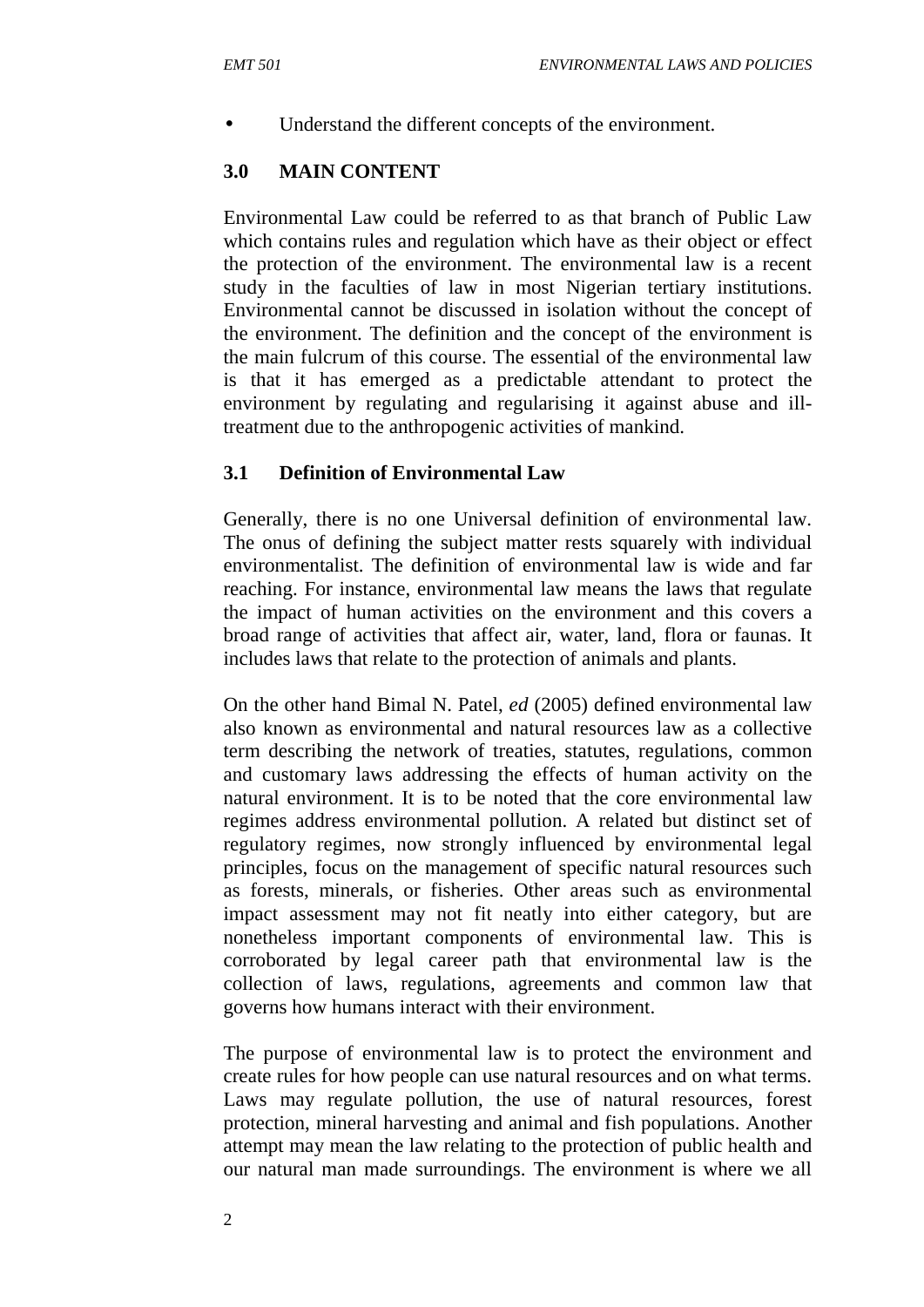- Understand the different concepts of the environment.

## 3.0 MAIN CONTENT

Environmental Law could be referred to as that branch of Public Law which contains rules and regulation which have as their object or effect the protection of the environment. The environmental law is a recent study in the faculties of law in most Nigerian tertiary institutions. Environmental cannot be discussed in isolation without the concept of the environment. The definition and the concept of the environment is the main fulcrum of this course. The essential of the environmental law is that it has emerged as a predictable attendant to protect the environment by regulating and regularising it against abuse and ill-treatment due to the anthropogenic activities of mankind.

### 3.1 Definition of Environmental Law

Generally, there is no one Universal definition of environmental law. The onus of defining the subject matter rests squarely with individual environmentalist. The definition of environmental law is wide and far reaching. For instance, environmental law means the laws that regulate the impact of human activities on the environment and this covers a broad range of activities that affect air, water, land, flora or faunas. It includes laws that relate to the protection of animals and plants.

On the other hand Bimal N. Patel, *ed* (2005) defined environmental law also known as environmental and natural resources law as a collective term describing the network of treaties, statutes, regulations, common and customary laws addressing the effects of human activity on the natural environment. It is to be noted that the core environmental law regimes address environmental pollution. A related but distinct set of regulatory regimes, now strongly influenced by environmental legal principles, focus on the management of specific natural resources such as forests, minerals, or fisheries. Other areas such as environmental impact assessment may not fit neatly into either category, but are nonetheless important components of environmental law. This is corroborated by legal career path that environmental law is the collection of laws, regulations, agreements and common law that governs how humans interact with their environment.

The purpose of environmental law is to protect the environment and create rules for how people can use natural resources and on what terms. Laws may regulate pollution, the use of natural resources, forest protection, mineral harvesting and animal and fish populations. Another attempt may mean the law relating to the protection of public health and our natural man made surroundings. The environment is where we all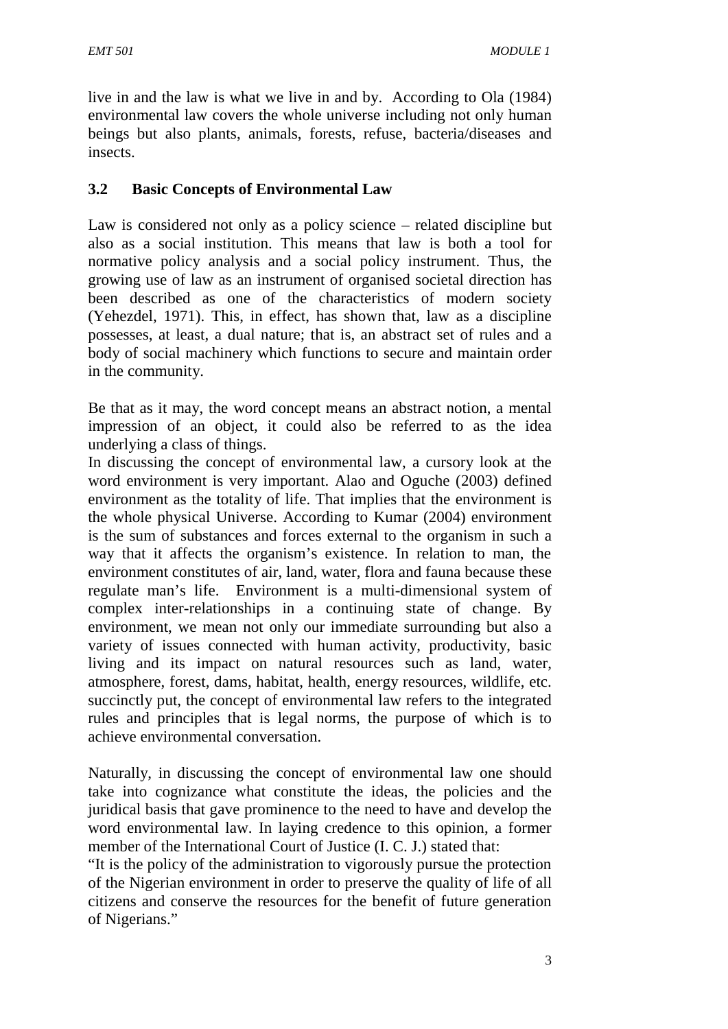live in and the law is what we live in and by. According to Ola (1984) environmental law covers the whole universe including not only human beings but also plants, animals, forests, refuse, bacteria/diseases and insects.

### 3.2 Basic Concepts of Environmental Law

Law is considered not only as a policy science – related discipline but also as a social institution. This means that law is both a tool for normative policy analysis and a social policy instrument. Thus, the growing use of law as an instrument of organised societal direction has been described as one of the characteristics of modern society (Yehezdel, 1971). This, in effect, has shown that, law as a discipline possesses, at least, a dual nature; that is, an abstract set of rules and a body of social machinery which functions to secure and maintain order in the community.

Be that as it may, the word concept means an abstract notion, a mental impression of an object, it could also be referred to as the idea underlying a class of things.

In discussing the concept of environmental law, a cursory look at the word environment is very important. Alao and Oguche (2003) defined environment as the totality of life. That implies that the environment is the whole physical Universe. According to Kumar (2004) environment is the sum of substances and forces external to the organism in such a way that it affects the organism's existence. In relation to man, the environment constitutes of air, land, water, flora and fauna because these regulate man's life. Environment is a multi-dimensional system of complex inter-relationships in a continuing state of change. By environment, we mean not only our immediate surrounding but also a variety of issues connected with human activity, productivity, basic living and its impact on natural resources such as land, water, atmosphere, forest, dams, habitat, health, energy resources, wildlife, etc. succinctly put, the concept of environmental law refers to the integrated rules and principles that is legal norms, the purpose of which is to achieve environmental conversation.

Naturally, in discussing the concept of environmental law one should take into cognizance what constitute the ideas, the policies and the juridical basis that gave prominence to the need to have and develop the word environmental law. In laying credence to this opinion, a former member of the International Court of Justice (I. C. J.) stated that:

"It is the policy of the administration to vigorously pursue the protection of the Nigerian environment in order to preserve the quality of life of all citizens and conserve the resources for the benefit of future generation of Nigerians."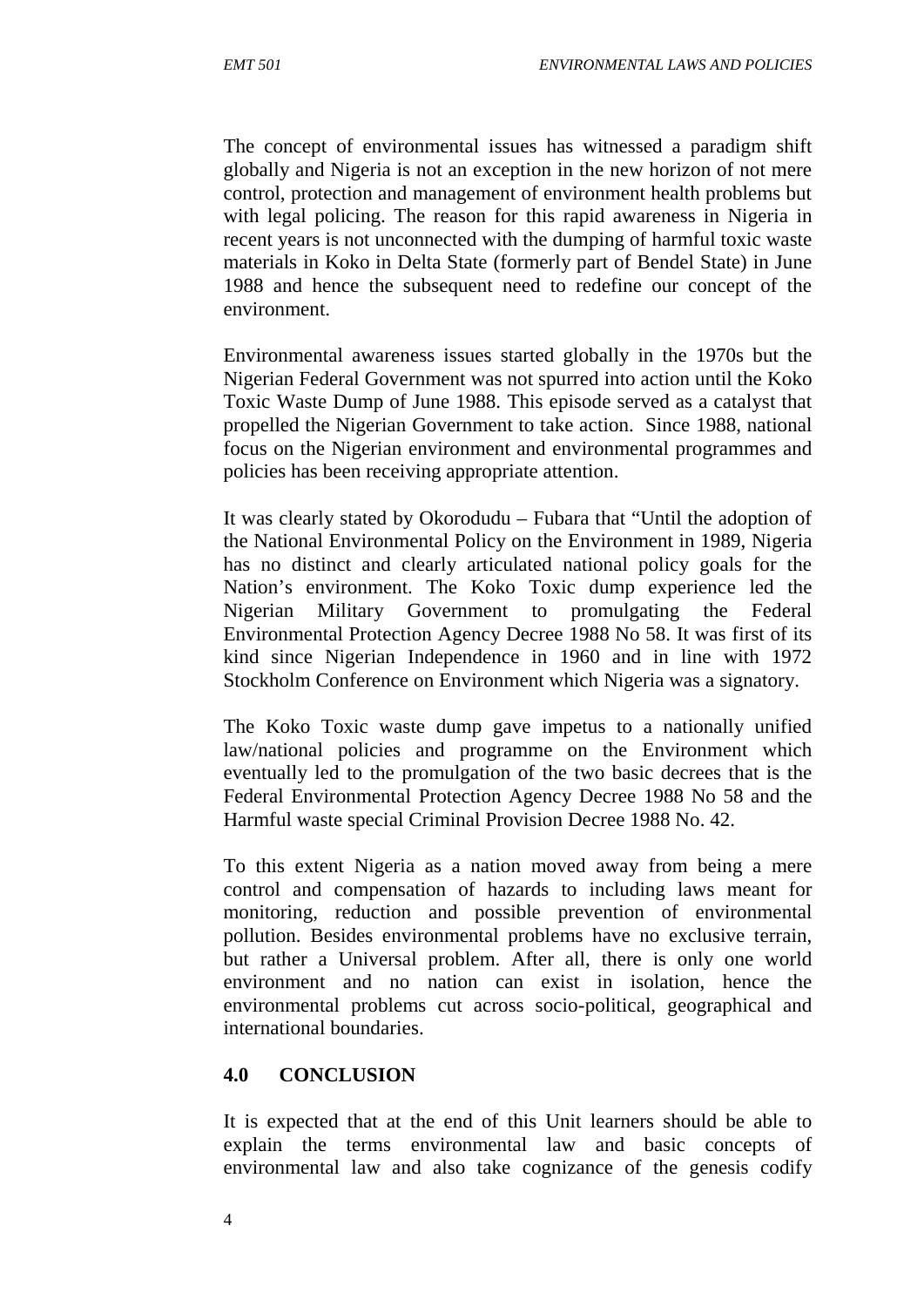The concept of environmental issues has witnessed a paradigm shift globally and Nigeria is not an exception in the new horizon of not mere control, protection and management of environment health problems but with legal policing. The reason for this rapid awareness in Nigeria in recent years is not unconnected with the dumping of harmful toxic waste materials in Koko in Delta State (formerly part of Bendel State) in June 1988 and hence the subsequent need to redefine our concept of the environment.

Environmental awareness issues started globally in the 1970s but the Nigerian Federal Government was not spurred into action until the Koko Toxic Waste Dump of June 1988. This episode served as a catalyst that propelled the Nigerian Government to take action. Since 1988, national focus on the Nigerian environment and environmental programmes and policies has been receiving appropriate attention.

It was clearly stated by Okorodudu – Fubara that "Until the adoption of the National Environmental Policy on the Environment in 1989, Nigeria has no distinct and clearly articulated national policy goals for the Nation's environment. The Koko Toxic dump experience led the Nigerian Military Government to promulgating the Federal Environmental Protection Agency Decree 1988 No 58. It was first of its kind since Nigerian Independence in 1960 and in line with 1972 Stockholm Conference on Environment which Nigeria was a signatory.

The Koko Toxic waste dump gave impetus to a nationally unified law/national policies and programme on the Environment which eventually led to the promulgation of the two basic decrees that is the Federal Environmental Protection Agency Decree 1988 No 58 and the Harmful waste special Criminal Provision Decree 1988 No. 42.

To this extent Nigeria as a nation moved away from being a mere control and compensation of hazards to including laws meant for monitoring, reduction and possible prevention of environmental pollution. Besides environmental problems have no exclusive terrain, but rather a Universal problem. After all, there is only one world environment and no nation can exist in isolation, hence the environmental problems cut across socio-political, geographical and international boundaries.

## 4.0 CONCLUSION

It is expected that at the end of this Unit learners should be able to explain the terms environmental law and basic concepts of environmental law and also take cognizance of the genesis codify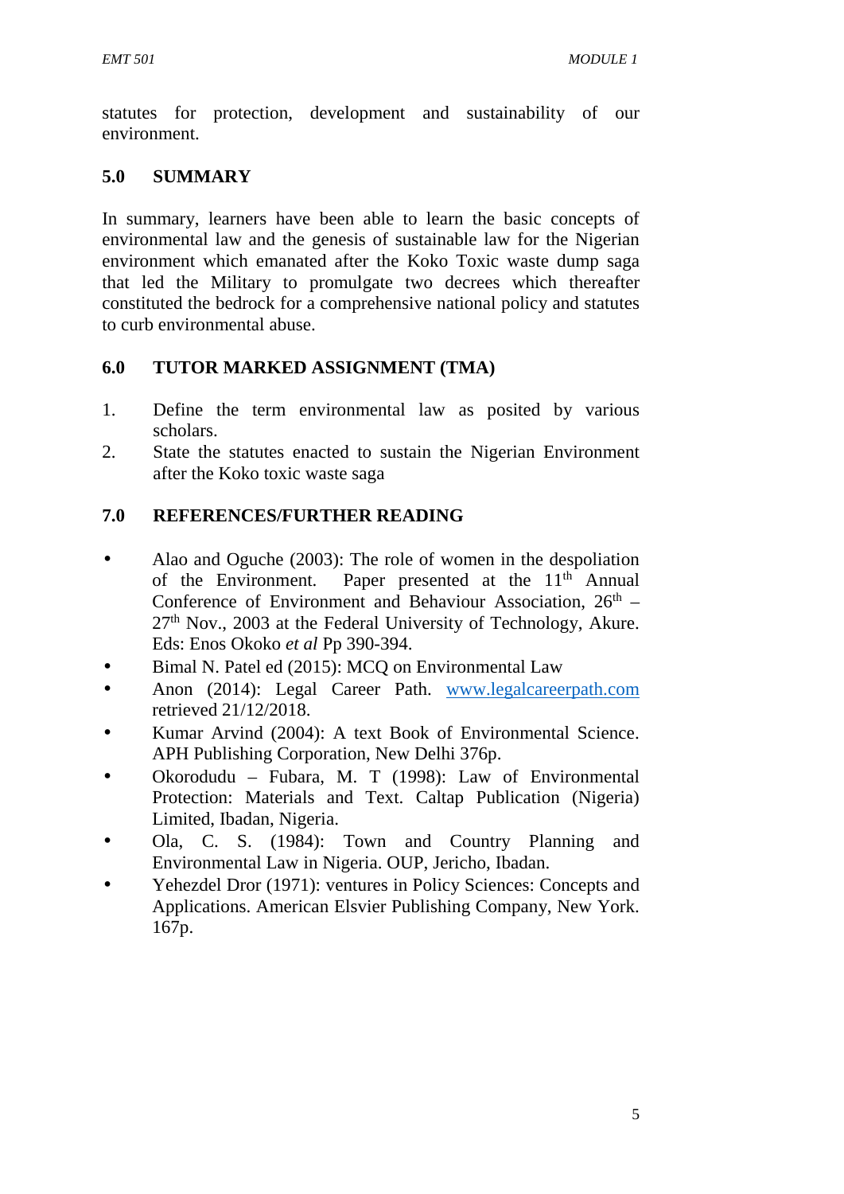statutes for protection, development and sustainability of our environment.

## 5.0 SUMMARY

In summary, learners have been able to learn the basic concepts of environmental law and the genesis of sustainable law for the Nigerian environment which emanated after the Koko Toxic waste dump saga that led the Military to promulgate two decrees which thereafter constituted the bedrock for a comprehensive national policy and statutes to curb environmental abuse.

## 6.0 TUTOR MARKED ASSIGNMENT (TMA)

1. Define the term environmental law as posited by various scholars.
2. State the statutes enacted to sustain the Nigerian Environment after the Koko toxic waste saga

## 7.0 REFERENCES/FURTHER READING

- Alao and Oguche (2003): The role of women in the despoliation of the Environment. Paper presented at the 11th Annual Conference of Environment and Behaviour Association, 26th – 27th Nov., 2003 at the Federal University of Technology, Akure. Eds: Enos Okoko *et al* Pp 390-394.
- Bimal N. Patel ed (2015): MCQ on Environmental Law
- Anon (2014): Legal Career Path. www.legalcareerpath.com retrieved 21/12/2018.
- Kumar Arvind (2004): A text Book of Environmental Science. APH Publishing Corporation, New Delhi 376p.
- Okorodudu – Fubara, M. T (1998): Law of Environmental Protection: Materials and Text. Caltap Publication (Nigeria) Limited, Ibadan, Nigeria.
- Ola, C. S. (1984): Town and Country Planning and Environmental Law in Nigeria. OUP, Jericho, Ibadan.
- Yehezdel Dror (1971): ventures in Policy Sciences: Concepts and Applications. American Elsvier Publishing Company, New York. 167p.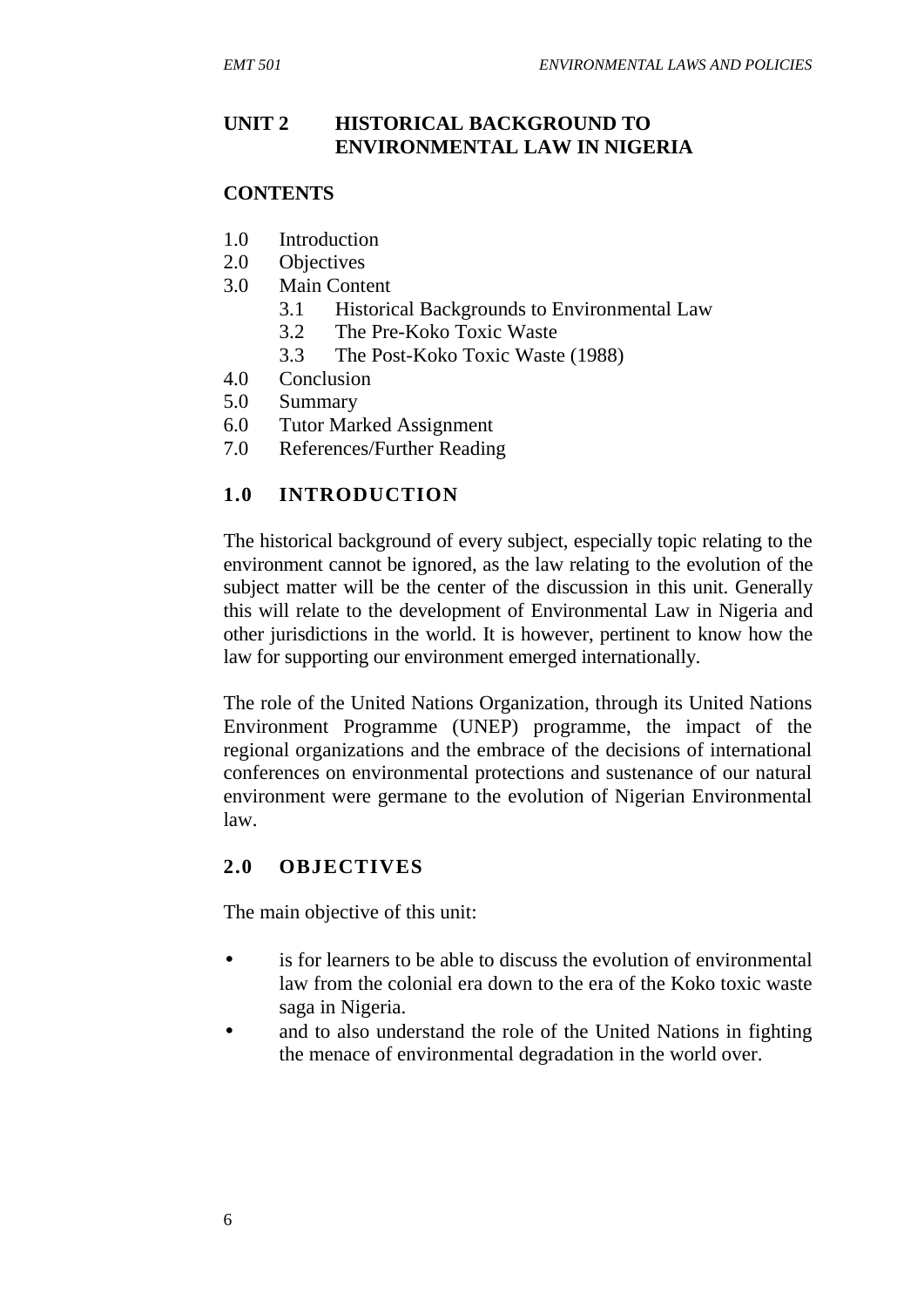## UNIT 2 HISTORICAL BACKGROUND TO ENVIRONMENTAL LAW IN NIGERIA

### CONTENTS

1.0 Introduction
2.0 Objectives
3.0 Main Content
    3.1 Historical Backgrounds to Environmental Law
    3.2 The Pre-Koko Toxic Waste
    3.3 The Post-Koko Toxic Waste (1988)
4.0 Conclusion
5.0 Summary
6.0 Tutor Marked Assignment
7.0 References/Further Reading

### 1.0 INTRODUCTION

The historical background of every subject, especially topic relating to the environment cannot be ignored, as the law relating to the evolution of the subject matter will be the center of the discussion in this unit. Generally this will relate to the development of Environmental Law in Nigeria and other jurisdictions in the world. It is however, pertinent to know how the law for supporting our environment emerged internationally.

The role of the United Nations Organization, through its United Nations Environment Programme (UNEP) programme, the impact of the regional organizations and the embrace of the decisions of international conferences on environmental protections and sustenance of our natural environment were germane to the evolution of Nigerian Environmental law.

### 2.0 OBJECTIVES

The main objective of this unit:

- is for learners to be able to discuss the evolution of environmental law from the colonial era down to the era of the Koko toxic waste saga in Nigeria.
- and to also understand the role of the United Nations in fighting the menace of environmental degradation in the world over.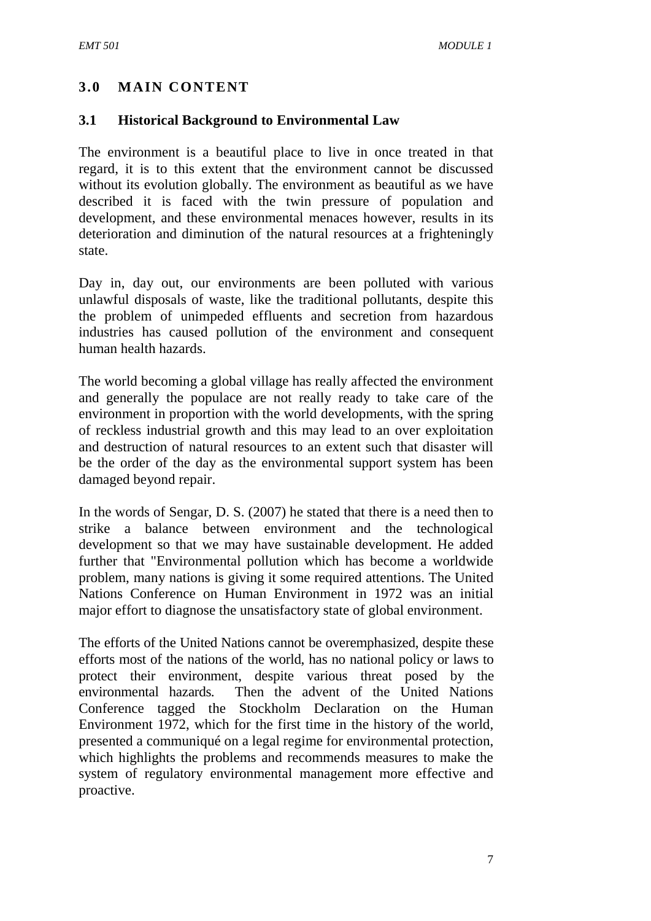## 3.0 MAIN CONTENT

### 3.1 Historical Background to Environmental Law

The environment is a beautiful place to live in once treated in that regard, it is to this extent that the environment cannot be discussed without its evolution globally. The environment as beautiful as we have described it is faced with the twin pressure of population and development, and these environmental menaces however, results in its deterioration and diminution of the natural resources at a frighteningly state.

Day in, day out, our environments are been polluted with various unlawful disposals of waste, like the traditional pollutants, despite this the problem of unimpeded effluents and secretion from hazardous industries has caused pollution of the environment and consequent human health hazards.

The world becoming a global village has really affected the environment and generally the populace are not really ready to take care of the environment in proportion with the world developments, with the spring of reckless industrial growth and this may lead to an over exploitation and destruction of natural resources to an extent such that disaster will be the order of the day as the environmental support system has been damaged beyond repair.

In the words of Sengar, D. S. (2007) he stated that there is a need then to strike a balance between environment and the technological development so that we may have sustainable development. He added further that "Environmental pollution which has become a worldwide problem, many nations is giving it some required attentions. The United Nations Conference on Human Environment in 1972 was an initial major effort to diagnose the unsatisfactory state of global environment.

The efforts of the United Nations cannot be overemphasized, despite these efforts most of the nations of the world, has no national policy or laws to protect their environment, despite various threat posed by the environmental hazards. Then the advent of the United Nations Conference tagged the Stockholm Declaration on the Human Environment 1972, which for the first time in the history of the world, presented a communiqué on a legal regime for environmental protection, which highlights the problems and recommends measures to make the system of regulatory environmental management more effective and proactive.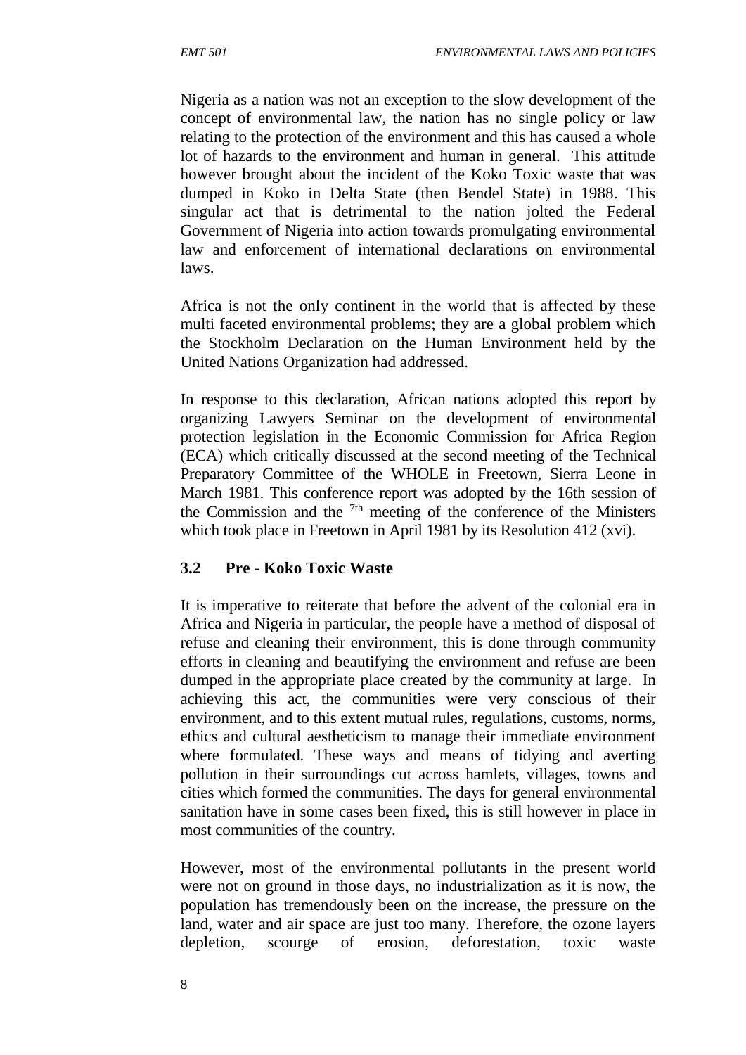Nigeria as a nation was not an exception to the slow development of the concept of environmental law, the nation has no single policy or law relating to the protection of the environment and this has caused a whole lot of hazards to the environment and human in general. This attitude however brought about the incident of the Koko Toxic waste that was dumped in Koko in Delta State (then Bendel State) in 1988. This singular act that is detrimental to the nation jolted the Federal Government of Nigeria into action towards promulgating environmental law and enforcement of international declarations on environmental laws.

Africa is not the only continent in the world that is affected by these multi faceted environmental problems; they are a global problem which the Stockholm Declaration on the Human Environment held by the United Nations Organization had addressed.

In response to this declaration, African nations adopted this report by organizing Lawyers Seminar on the development of environmental protection legislation in the Economic Commission for Africa Region (ECA) which critically discussed at the second meeting of the Technical Preparatory Committee of the WHOLE in Freetown, Sierra Leone in March 1981. This conference report was adopted by the 16th session of the Commission and the 7th meeting of the conference of the Ministers which took place in Freetown in April 1981 by its Resolution 412 (xvi).

### 3.2 Pre - Koko Toxic Waste

It is imperative to reiterate that before the advent of the colonial era in Africa and Nigeria in particular, the people have a method of disposal of refuse and cleaning their environment, this is done through community efforts in cleaning and beautifying the environment and refuse are been dumped in the appropriate place created by the community at large. In achieving this act, the communities were very conscious of their environment, and to this extent mutual rules, regulations, customs, norms, ethics and cultural aestheticism to manage their immediate environment where formulated. These ways and means of tidying and averting pollution in their surroundings cut across hamlets, villages, towns and cities which formed the communities. The days for general environmental sanitation have in some cases been fixed, this is still however in place in most communities of the country.

However, most of the environmental pollutants in the present world were not on ground in those days, no industrialization as it is now, the population has tremendously been on the increase, the pressure on the land, water and air space are just too many. Therefore, the ozone layers depletion, scourge of erosion, deforestation, toxic waste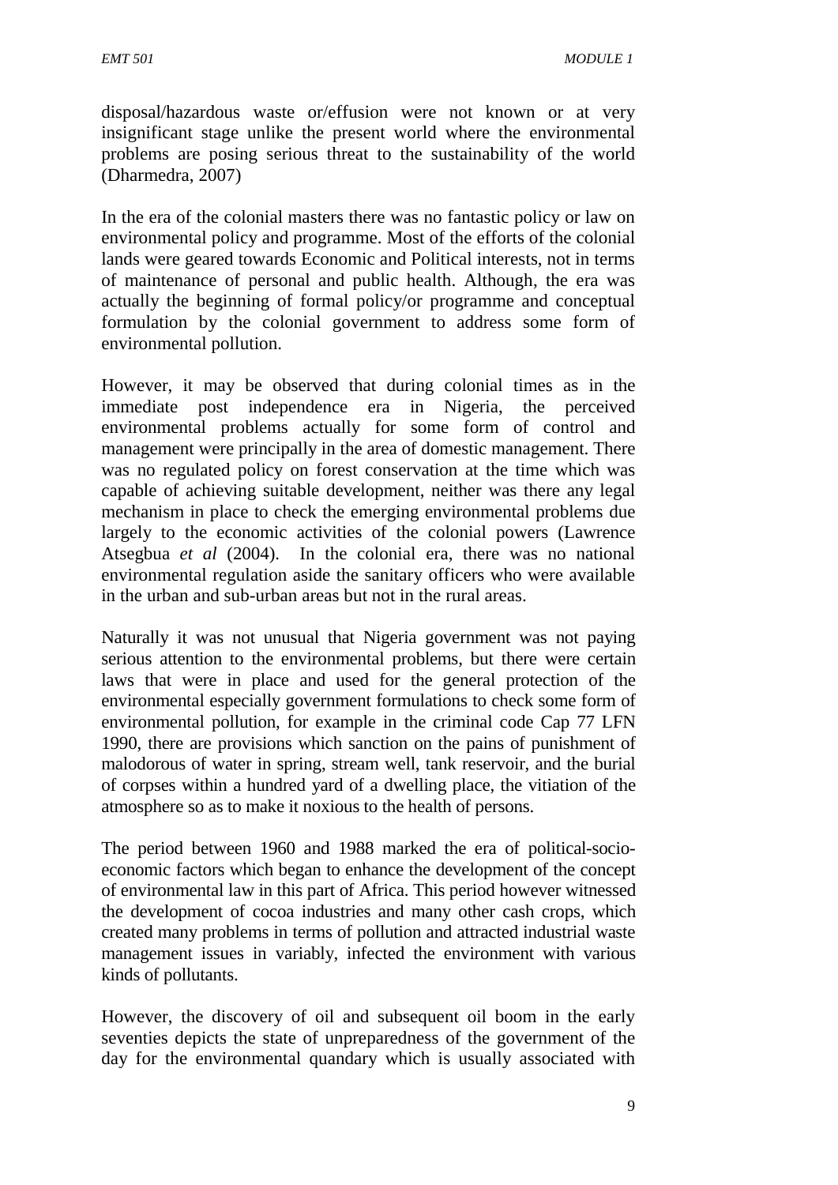disposal/hazardous waste or/effusion were not known or at very insignificant stage unlike the present world where the environmental problems are posing serious threat to the sustainability of the world (Dharmedra, 2007)

In the era of the colonial masters there was no fantastic policy or law on environmental policy and programme. Most of the efforts of the colonial lands were geared towards Economic and Political interests, not in terms of maintenance of personal and public health. Although, the era was actually the beginning of formal policy/or programme and conceptual formulation by the colonial government to address some form of environmental pollution.

However, it may be observed that during colonial times as in the immediate post independence era in Nigeria, the perceived environmental problems actually for some form of control and management were principally in the area of domestic management. There was no regulated policy on forest conservation at the time which was capable of achieving suitable development, neither was there any legal mechanism in place to check the emerging environmental problems due largely to the economic activities of the colonial powers (Lawrence Atsegbua *et al* (2004). In the colonial era, there was no national environmental regulation aside the sanitary officers who were available in the urban and sub-urban areas but not in the rural areas.

Naturally it was not unusual that Nigeria government was not paying serious attention to the environmental problems, but there were certain laws that were in place and used for the general protection of the environmental especially government formulations to check some form of environmental pollution, for example in the criminal code Cap 77 LFN 1990, there are provisions which sanction on the pains of punishment of malodorous of water in spring, stream well, tank reservoir, and the burial of corpses within a hundred yard of a dwelling place, the vitiation of the atmosphere so as to make it noxious to the health of persons.

The period between 1960 and 1988 marked the era of political-socio-economic factors which began to enhance the development of the concept of environmental law in this part of Africa. This period however witnessed the development of cocoa industries and many other cash crops, which created many problems in terms of pollution and attracted industrial waste management issues in variably, infected the environment with various kinds of pollutants.

However, the discovery of oil and subsequent oil boom in the early seventies depicts the state of unpreparedness of the government of the day for the environmental quandary which is usually associated with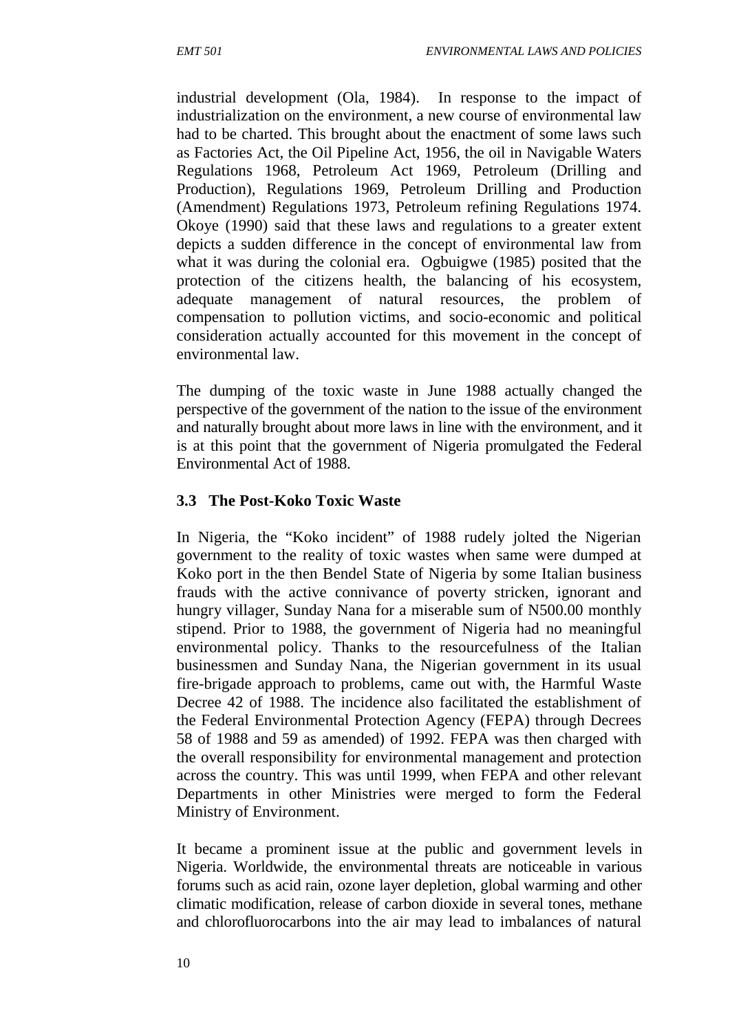industrial development (Ola, 1984). In response to the impact of industrialization on the environment, a new course of environmental law had to be charted. This brought about the enactment of some laws such as Factories Act, the Oil Pipeline Act, 1956, the oil in Navigable Waters Regulations 1968, Petroleum Act 1969, Petroleum (Drilling and Production), Regulations 1969, Petroleum Drilling and Production (Amendment) Regulations 1973, Petroleum refining Regulations 1974. Okoye (1990) said that these laws and regulations to a greater extent depicts a sudden difference in the concept of environmental law from what it was during the colonial era. Ogbuigwe (1985) posited that the protection of the citizens health, the balancing of his ecosystem, adequate management of natural resources, the problem of compensation to pollution victims, and socio-economic and political consideration actually accounted for this movement in the concept of environmental law.

The dumping of the toxic waste in June 1988 actually changed the perspective of the government of the nation to the issue of the environment and naturally brought about more laws in line with the environment, and it is at this point that the government of Nigeria promulgated the Federal Environmental Act of 1988.

### 3.3 The Post-Koko Toxic Waste

In Nigeria, the "Koko incident" of 1988 rudely jolted the Nigerian government to the reality of toxic wastes when same were dumped at Koko port in the then Bendel State of Nigeria by some Italian business frauds with the active connivance of poverty stricken, ignorant and hungry villager, Sunday Nana for a miserable sum of N500.00 monthly stipend. Prior to 1988, the government of Nigeria had no meaningful environmental policy. Thanks to the resourcefulness of the Italian businessmen and Sunday Nana, the Nigerian government in its usual fire-brigade approach to problems, came out with, the Harmful Waste Decree 42 of 1988. The incidence also facilitated the establishment of the Federal Environmental Protection Agency (FEPA) through Decrees 58 of 1988 and 59 as amended) of 1992. FEPA was then charged with the overall responsibility for environmental management and protection across the country. This was until 1999, when FEPA and other relevant Departments in other Ministries were merged to form the Federal Ministry of Environment.

It became a prominent issue at the public and government levels in Nigeria. Worldwide, the environmental threats are noticeable in various forums such as acid rain, ozone layer depletion, global warming and other climatic modification, release of carbon dioxide in several tones, methane and chlorofluorocarbons into the air may lead to imbalances of natural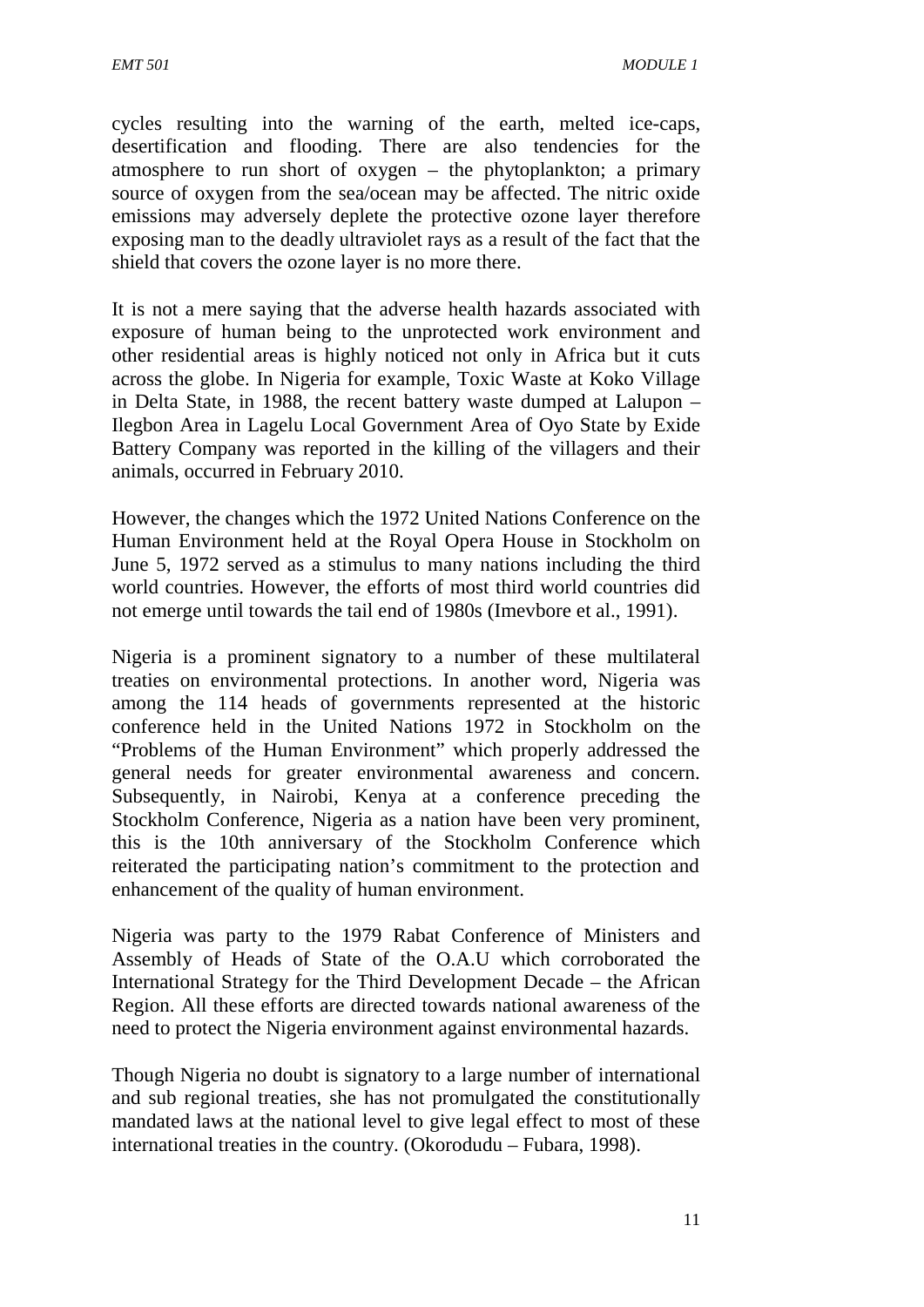cycles resulting into the warning of the earth, melted ice-caps, desertification and flooding. There are also tendencies for the atmosphere to run short of oxygen – the phytoplankton; a primary source of oxygen from the sea/ocean may be affected. The nitric oxide emissions may adversely deplete the protective ozone layer therefore exposing man to the deadly ultraviolet rays as a result of the fact that the shield that covers the ozone layer is no more there.

It is not a mere saying that the adverse health hazards associated with exposure of human being to the unprotected work environment and other residential areas is highly noticed not only in Africa but it cuts across the globe. In Nigeria for example, Toxic Waste at Koko Village in Delta State, in 1988, the recent battery waste dumped at Lalupon – Ilegbon Area in Lagelu Local Government Area of Oyo State by Exide Battery Company was reported in the killing of the villagers and their animals, occurred in February 2010.

However, the changes which the 1972 United Nations Conference on the Human Environment held at the Royal Opera House in Stockholm on June 5, 1972 served as a stimulus to many nations including the third world countries. However, the efforts of most third world countries did not emerge until towards the tail end of 1980s (Imevbore et al., 1991).

Nigeria is a prominent signatory to a number of these multilateral treaties on environmental protections. In another word, Nigeria was among the 114 heads of governments represented at the historic conference held in the United Nations 1972 in Stockholm on the "Problems of the Human Environment" which properly addressed the general needs for greater environmental awareness and concern. Subsequently, in Nairobi, Kenya at a conference preceding the Stockholm Conference, Nigeria as a nation have been very prominent, this is the 10th anniversary of the Stockholm Conference which reiterated the participating nation's commitment to the protection and enhancement of the quality of human environment.

Nigeria was party to the 1979 Rabat Conference of Ministers and Assembly of Heads of State of the O.A.U which corroborated the International Strategy for the Third Development Decade – the African Region. All these efforts are directed towards national awareness of the need to protect the Nigeria environment against environmental hazards.

Though Nigeria no doubt is signatory to a large number of international and sub regional treaties, she has not promulgated the constitutionally mandated laws at the national level to give legal effect to most of these international treaties in the country. (Okorodudu – Fubara, 1998).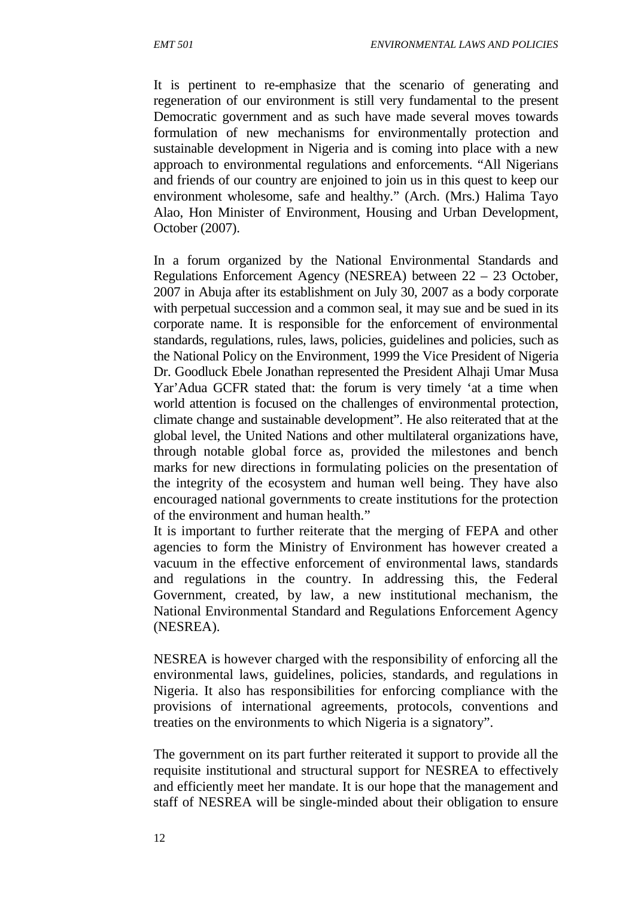It is pertinent to re-emphasize that the scenario of generating and regeneration of our environment is still very fundamental to the present Democratic government and as such have made several moves towards formulation of new mechanisms for environmentally protection and sustainable development in Nigeria and is coming into place with a new approach to environmental regulations and enforcements. "All Nigerians and friends of our country are enjoined to join us in this quest to keep our environment wholesome, safe and healthy." (Arch. (Mrs.) Halima Tayo Alao, Hon Minister of Environment, Housing and Urban Development, October (2007).

In a forum organized by the National Environmental Standards and Regulations Enforcement Agency (NESREA) between 22 – 23 October, 2007 in Abuja after its establishment on July 30, 2007 as a body corporate with perpetual succession and a common seal, it may sue and be sued in its corporate name. It is responsible for the enforcement of environmental standards, regulations, rules, laws, policies, guidelines and policies, such as the National Policy on the Environment, 1999 the Vice President of Nigeria Dr. Goodluck Ebele Jonathan represented the President Alhaji Umar Musa Yar'Adua GCFR stated that: the forum is very timely 'at a time when world attention is focused on the challenges of environmental protection, climate change and sustainable development". He also reiterated that at the global level, the United Nations and other multilateral organizations have, through notable global force as, provided the milestones and bench marks for new directions in formulating policies on the presentation of the integrity of the ecosystem and human well being. They have also encouraged national governments to create institutions for the protection of the environment and human health."

It is important to further reiterate that the merging of FEPA and other agencies to form the Ministry of Environment has however created a vacuum in the effective enforcement of environmental laws, standards and regulations in the country. In addressing this, the Federal Government, created, by law, a new institutional mechanism, the National Environmental Standard and Regulations Enforcement Agency (NESREA).

NESREA is however charged with the responsibility of enforcing all the environmental laws, guidelines, policies, standards, and regulations in Nigeria. It also has responsibilities for enforcing compliance with the provisions of international agreements, protocols, conventions and treaties on the environments to which Nigeria is a signatory".

The government on its part further reiterated it support to provide all the requisite institutional and structural support for NESREA to effectively and efficiently meet her mandate. It is our hope that the management and staff of NESREA will be single-minded about their obligation to ensure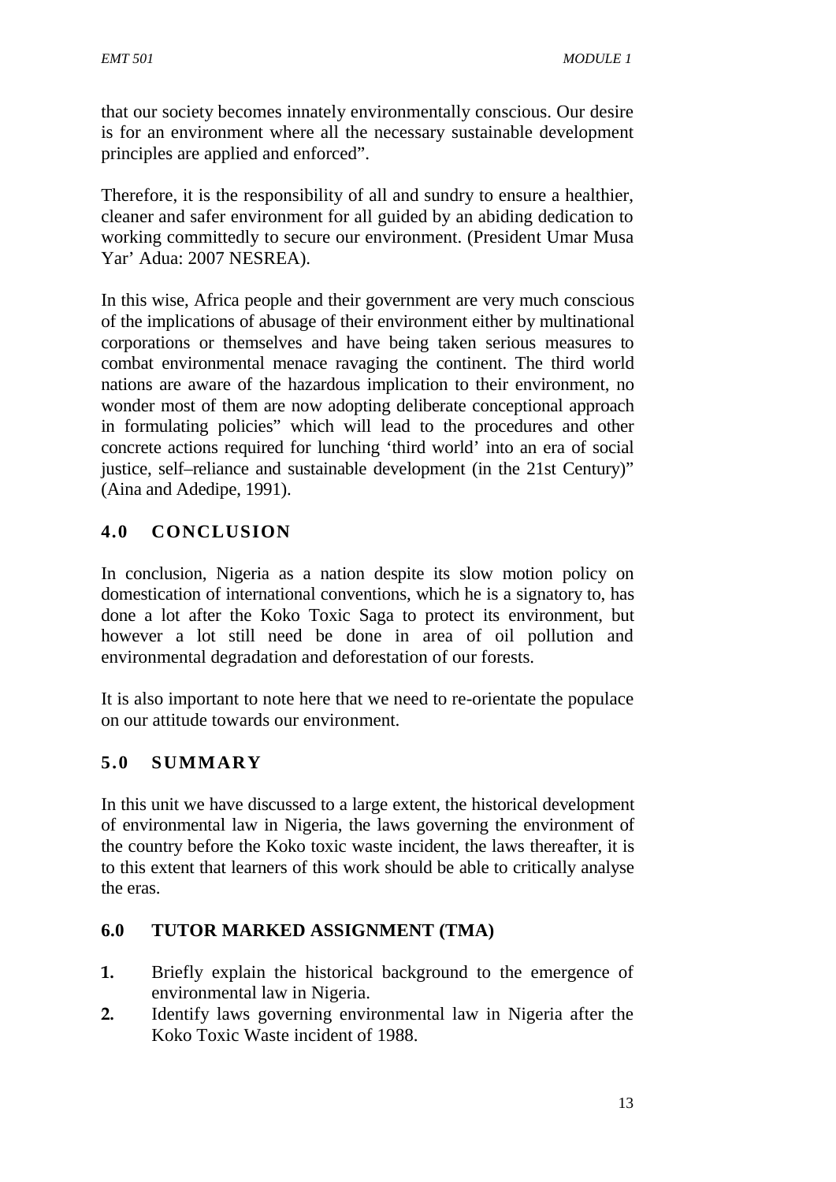that our society becomes innately environmentally conscious. Our desire is for an environment where all the necessary sustainable development principles are applied and enforced".

Therefore, it is the responsibility of all and sundry to ensure a healthier, cleaner and safer environment for all guided by an abiding dedication to working committedly to secure our environment. (President Umar Musa Yar' Adua: 2007 NESREA).

In this wise, Africa people and their government are very much conscious of the implications of abusage of their environment either by multinational corporations or themselves and have being taken serious measures to combat environmental menace ravaging the continent. The third world nations are aware of the hazardous implication to their environment, no wonder most of them are now adopting deliberate conceptional approach in formulating policies" which will lead to the procedures and other concrete actions required for lunching 'third world' into an era of social justice, self–reliance and sustainable development (in the 21st Century)" (Aina and Adedipe, 1991).

## 4.0 CONCLUSION

In conclusion, Nigeria as a nation despite its slow motion policy on domestication of international conventions, which he is a signatory to, has done a lot after the Koko Toxic Saga to protect its environment, but however a lot still need be done in area of oil pollution and environmental degradation and deforestation of our forests.

It is also important to note here that we need to re-orientate the populace on our attitude towards our environment.

## 5.0 SUMMARY

In this unit we have discussed to a large extent, the historical development of environmental law in Nigeria, the laws governing the environment of the country before the Koko toxic waste incident, the laws thereafter, it is to this extent that learners of this work should be able to critically analyse the eras.

## 6.0 TUTOR MARKED ASSIGNMENT (TMA)

1. Briefly explain the historical background to the emergence of environmental law in Nigeria.
2. Identify laws governing environmental law in Nigeria after the Koko Toxic Waste incident of 1988.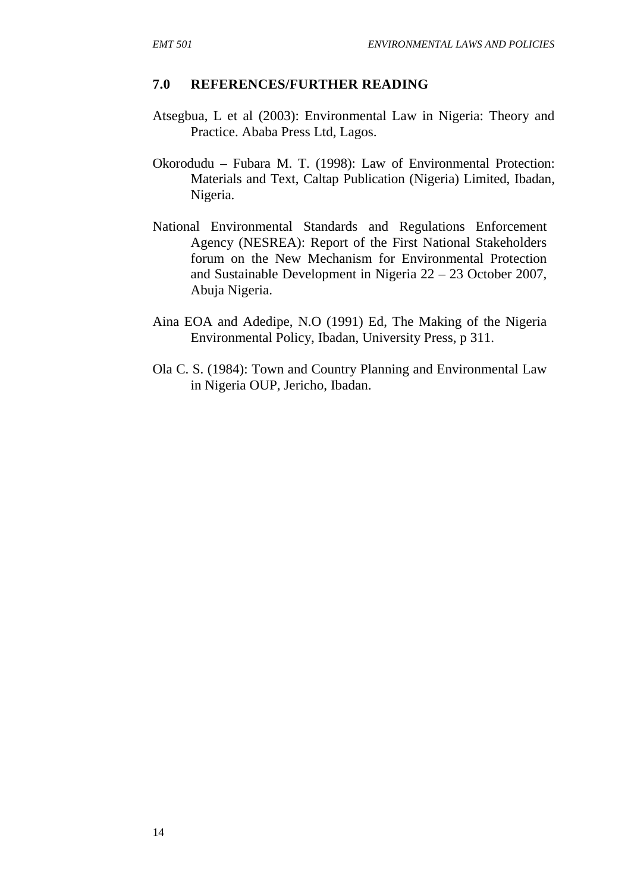## 7.0 REFERENCES/FURTHER READING

Atsegbua, L et al (2003): Environmental Law in Nigeria: Theory and Practice. Ababa Press Ltd, Lagos.

Okorodudu – Fubara M. T. (1998): Law of Environmental Protection: Materials and Text, Caltap Publication (Nigeria) Limited, Ibadan, Nigeria.

National Environmental Standards and Regulations Enforcement Agency (NESREA): Report of the First National Stakeholders forum on the New Mechanism for Environmental Protection and Sustainable Development in Nigeria 22 – 23 October 2007, Abuja Nigeria.

Aina EOA and Adedipe, N.O (1991) Ed, The Making of the Nigeria Environmental Policy, Ibadan, University Press, p 311.

Ola C. S. (1984): Town and Country Planning and Environmental Law in Nigeria OUP, Jericho, Ibadan.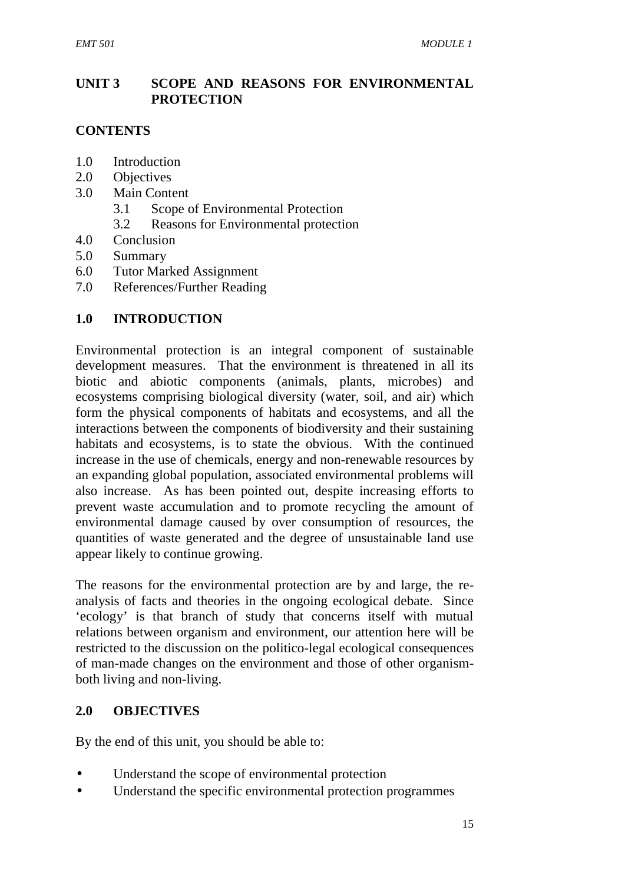# UNIT 3 SCOPE AND REASONS FOR ENVIRONMENTAL PROTECTION

## CONTENTS

1.0 Introduction
2.0 Objectives
3.0 Main Content
  3.1 Scope of Environmental Protection
  3.2 Reasons for Environmental protection
4.0 Conclusion
5.0 Summary
6.0 Tutor Marked Assignment
7.0 References/Further Reading

## 1.0 INTRODUCTION

Environmental protection is an integral component of sustainable development measures. That the environment is threatened in all its biotic and abiotic components (animals, plants, microbes) and ecosystems comprising biological diversity (water, soil, and air) which form the physical components of habitats and ecosystems, and all the interactions between the components of biodiversity and their sustaining habitats and ecosystems, is to state the obvious. With the continued increase in the use of chemicals, energy and non-renewable resources by an expanding global population, associated environmental problems will also increase. As has been pointed out, despite increasing efforts to prevent waste accumulation and to promote recycling the amount of environmental damage caused by over consumption of resources, the quantities of waste generated and the degree of unsustainable land use appear likely to continue growing.

The reasons for the environmental protection are by and large, the re-analysis of facts and theories in the ongoing ecological debate. Since 'ecology' is that branch of study that concerns itself with mutual relations between organism and environment, our attention here will be restricted to the discussion on the politico-legal ecological consequences of man-made changes on the environment and those of other organism-both living and non-living.

## 2.0 OBJECTIVES

By the end of this unit, you should be able to:

- Understand the scope of environmental protection
- Understand the specific environmental protection programmes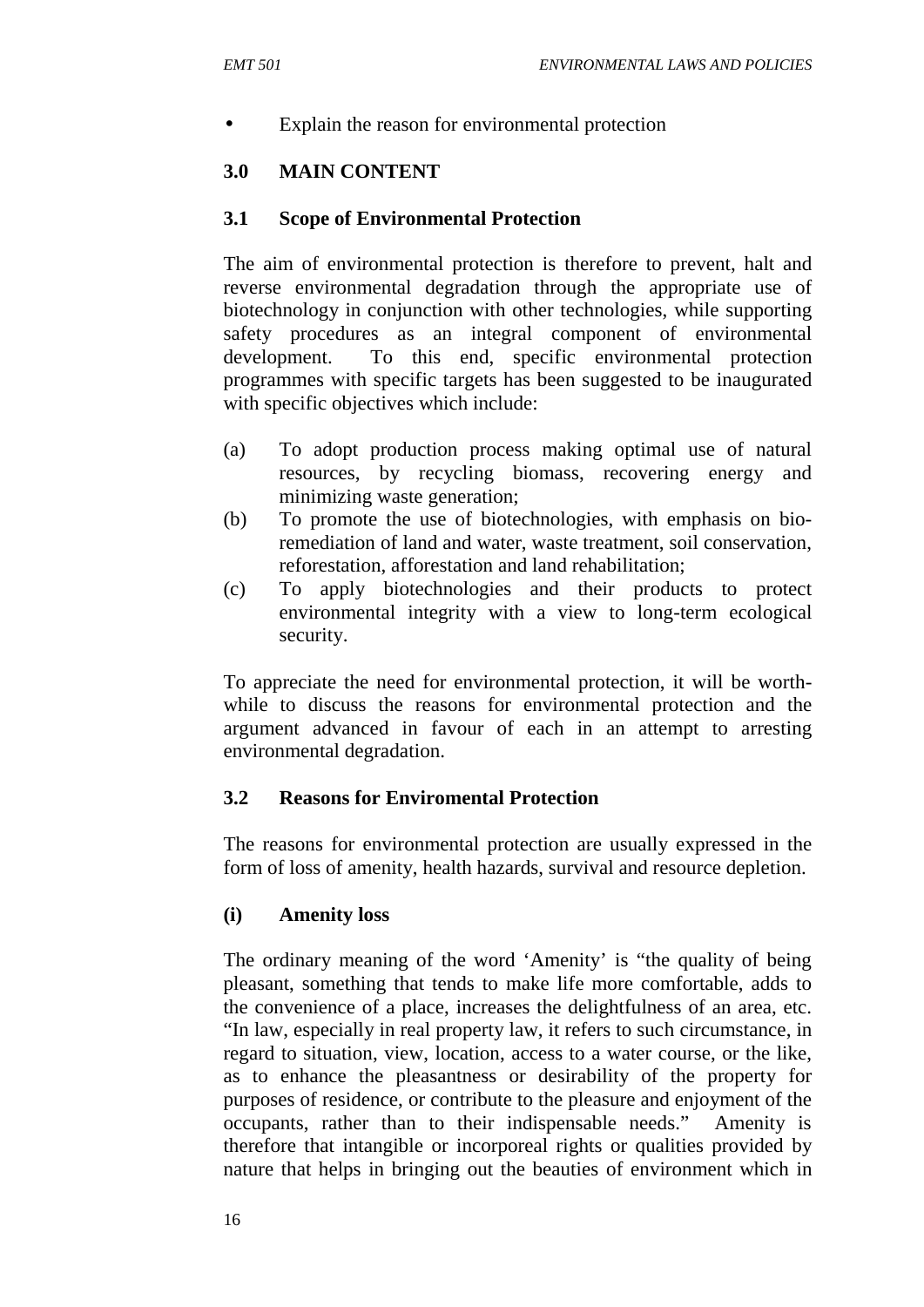- Explain the reason for environmental protection

## 3.0 MAIN CONTENT

### 3.1 Scope of Environmental Protection

The aim of environmental protection is therefore to prevent, halt and reverse environmental degradation through the appropriate use of biotechnology in conjunction with other technologies, while supporting safety procedures as an integral component of environmental development. To this end, specific environmental protection programmes with specific targets has been suggested to be inaugurated with specific objectives which include:

(a) To adopt production process making optimal use of natural resources, by recycling biomass, recovering energy and minimizing waste generation;

(b) To promote the use of biotechnologies, with emphasis on bio-remediation of land and water, waste treatment, soil conservation, reforestation, afforestation and land rehabilitation;

(c) To apply biotechnologies and their products to protect environmental integrity with a view to long-term ecological security.

To appreciate the need for environmental protection, it will be worth-while to discuss the reasons for environmental protection and the argument advanced in favour of each in an attempt to arresting environmental degradation.

### 3.2 Reasons for Enviromental Protection

The reasons for environmental protection are usually expressed in the form of loss of amenity, health hazards, survival and resource depletion.

#### (i) Amenity loss

The ordinary meaning of the word 'Amenity' is "the quality of being pleasant, something that tends to make life more comfortable, adds to the convenience of a place, increases the delightfulness of an area, etc. "In law, especially in real property law, it refers to such circumstance, in regard to situation, view, location, access to a water course, or the like, as to enhance the pleasantness or desirability of the property for purposes of residence, or contribute to the pleasure and enjoyment of the occupants, rather than to their indispensable needs." Amenity is therefore that intangible or incorporeal rights or qualities provided by nature that helps in bringing out the beauties of environment which in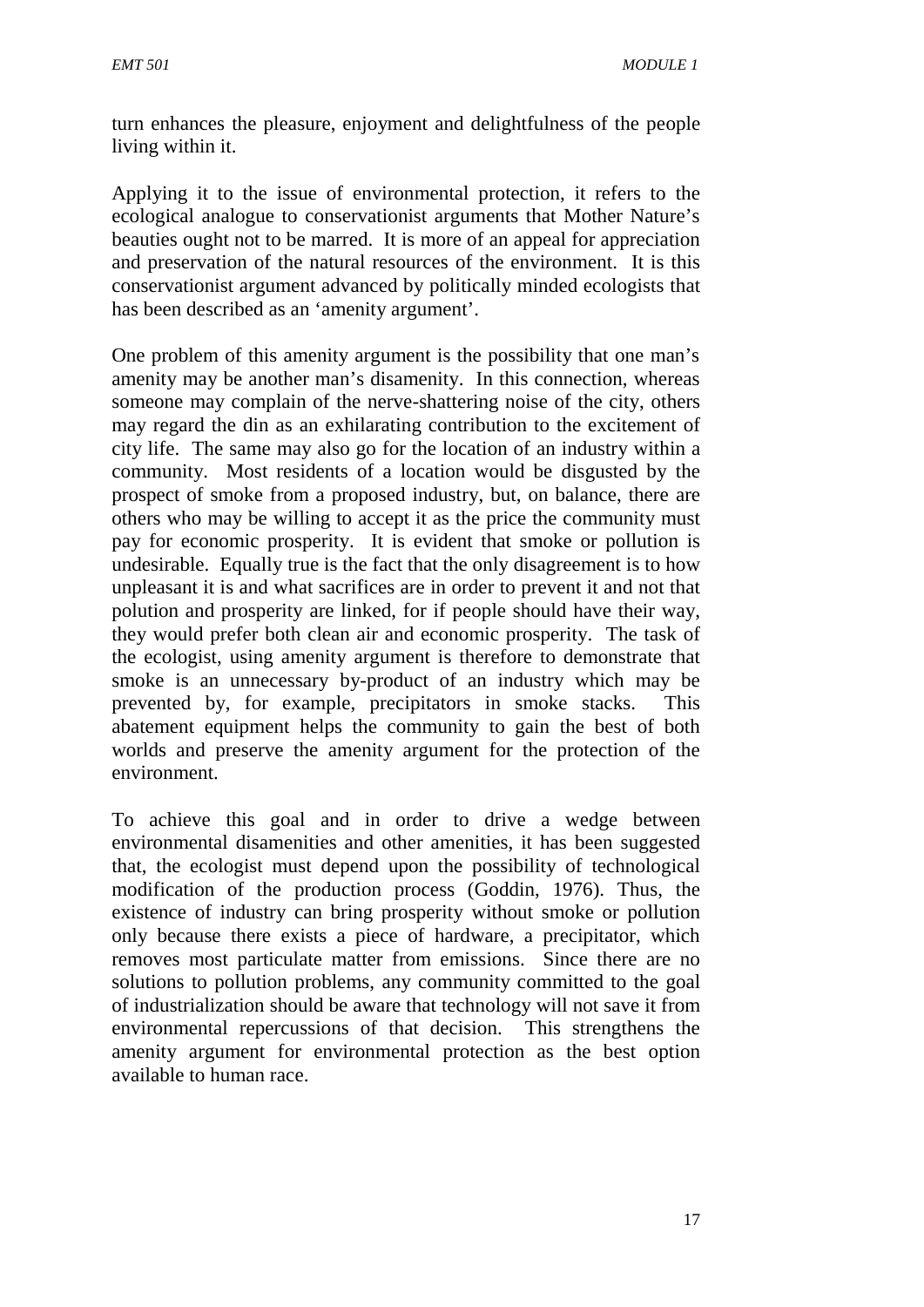turn enhances the pleasure, enjoyment and delightfulness of the people living within it.

Applying it to the issue of environmental protection, it refers to the ecological analogue to conservationist arguments that Mother Nature's beauties ought not to be marred. It is more of an appeal for appreciation and preservation of the natural resources of the environment. It is this conservationist argument advanced by politically minded ecologists that has been described as an 'amenity argument'.

One problem of this amenity argument is the possibility that one man's amenity may be another man's disamenity. In this connection, whereas someone may complain of the nerve-shattering noise of the city, others may regard the din as an exhilarating contribution to the excitement of city life. The same may also go for the location of an industry within a community. Most residents of a location would be disgusted by the prospect of smoke from a proposed industry, but, on balance, there are others who may be willing to accept it as the price the community must pay for economic prosperity. It is evident that smoke or pollution is undesirable. Equally true is the fact that the only disagreement is to how unpleasant it is and what sacrifices are in order to prevent it and not that polution and prosperity are linked, for if people should have their way, they would prefer both clean air and economic prosperity. The task of the ecologist, using amenity argument is therefore to demonstrate that smoke is an unnecessary by-product of an industry which may be prevented by, for example, precipitators in smoke stacks. This abatement equipment helps the community to gain the best of both worlds and preserve the amenity argument for the protection of the environment.

To achieve this goal and in order to drive a wedge between environmental disamenities and other amenities, it has been suggested that, the ecologist must depend upon the possibility of technological modification of the production process (Goddin, 1976). Thus, the existence of industry can bring prosperity without smoke or pollution only because there exists a piece of hardware, a precipitator, which removes most particulate matter from emissions. Since there are no solutions to pollution problems, any community committed to the goal of industrialization should be aware that technology will not save it from environmental repercussions of that decision. This strengthens the amenity argument for environmental protection as the best option available to human race.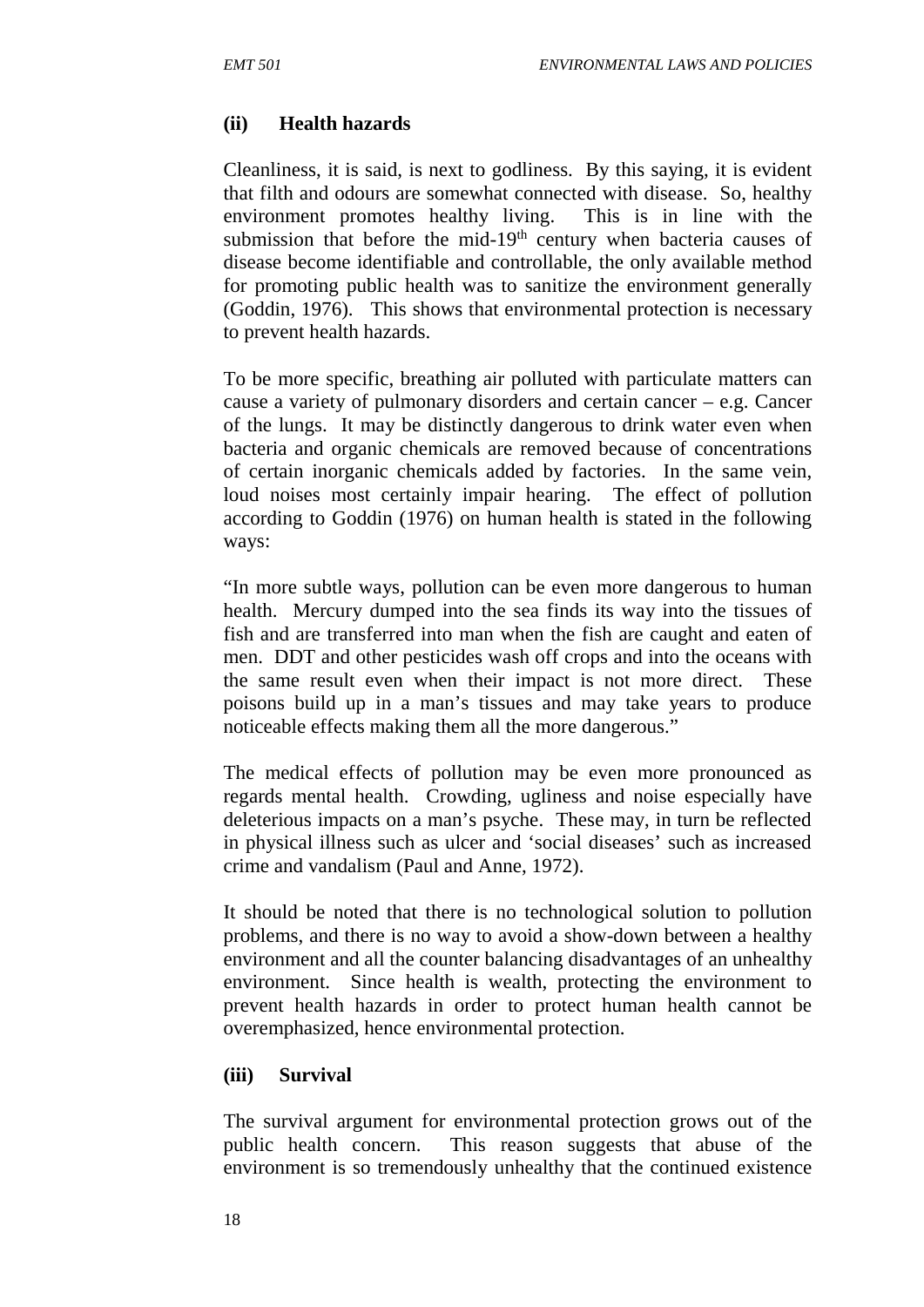**(ii) Health hazards**

Cleanliness, it is said, is next to godliness. By this saying, it is evident that filth and odours are somewhat connected with disease. So, healthy environment promotes healthy living. This is in line with the submission that before the mid-19th century when bacteria causes of disease become identifiable and controllable, the only available method for promoting public health was to sanitize the environment generally (Goddin, 1976). This shows that environmental protection is necessary to prevent health hazards.

To be more specific, breathing air polluted with particulate matters can cause a variety of pulmonary disorders and certain cancer – e.g. Cancer of the lungs. It may be distinctly dangerous to drink water even when bacteria and organic chemicals are removed because of concentrations of certain inorganic chemicals added by factories. In the same vein, loud noises most certainly impair hearing. The effect of pollution according to Goddin (1976) on human health is stated in the following ways:

"In more subtle ways, pollution can be even more dangerous to human health. Mercury dumped into the sea finds its way into the tissues of fish and are transferred into man when the fish are caught and eaten of men. DDT and other pesticides wash off crops and into the oceans with the same result even when their impact is not more direct. These poisons build up in a man's tissues and may take years to produce noticeable effects making them all the more dangerous."

The medical effects of pollution may be even more pronounced as regards mental health. Crowding, ugliness and noise especially have deleterious impacts on a man's psyche. These may, in turn be reflected in physical illness such as ulcer and 'social diseases' such as increased crime and vandalism (Paul and Anne, 1972).

It should be noted that there is no technological solution to pollution problems, and there is no way to avoid a show-down between a healthy environment and all the counter balancing disadvantages of an unhealthy environment. Since health is wealth, protecting the environment to prevent health hazards in order to protect human health cannot be overemphasized, hence environmental protection.

**(iii) Survival**

The survival argument for environmental protection grows out of the public health concern. This reason suggests that abuse of the environment is so tremendously unhealthy that the continued existence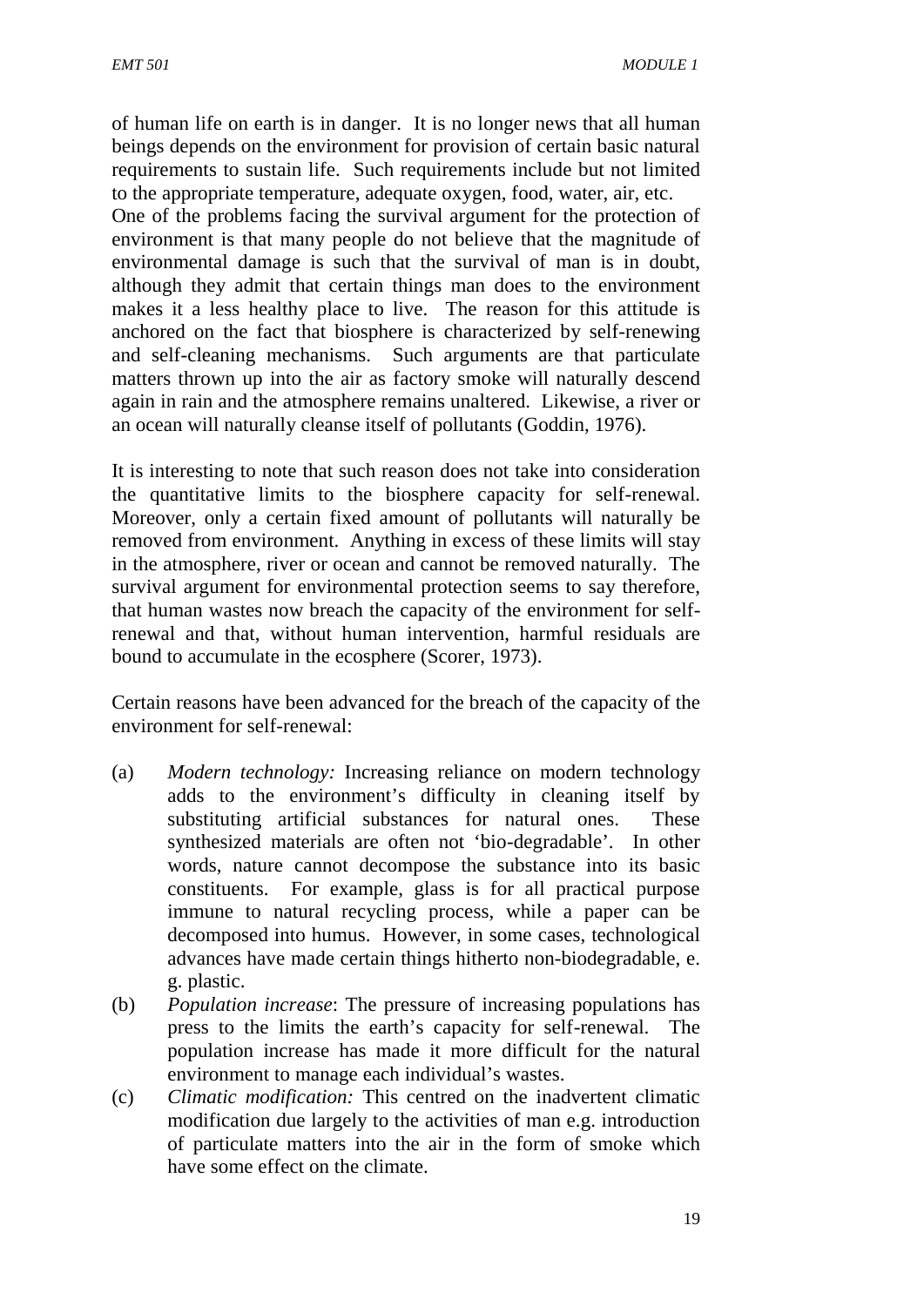of human life on earth is in danger. It is no longer news that all human beings depends on the environment for provision of certain basic natural requirements to sustain life. Such requirements include but not limited to the appropriate temperature, adequate oxygen, food, water, air, etc.
One of the problems facing the survival argument for the protection of environment is that many people do not believe that the magnitude of environmental damage is such that the survival of man is in doubt, although they admit that certain things man does to the environment makes it a less healthy place to live. The reason for this attitude is anchored on the fact that biosphere is characterized by self-renewing and self-cleaning mechanisms. Such arguments are that particulate matters thrown up into the air as factory smoke will naturally descend again in rain and the atmosphere remains unaltered. Likewise, a river or an ocean will naturally cleanse itself of pollutants (Goddin, 1976).

It is interesting to note that such reason does not take into consideration the quantitative limits to the biosphere capacity for self-renewal. Moreover, only a certain fixed amount of pollutants will naturally be removed from environment. Anything in excess of these limits will stay in the atmosphere, river or ocean and cannot be removed naturally. The survival argument for environmental protection seems to say therefore, that human wastes now breach the capacity of the environment for self-renewal and that, without human intervention, harmful residuals are bound to accumulate in the ecosphere (Scorer, 1973).

Certain reasons have been advanced for the breach of the capacity of the environment for self-renewal:

(a) *Modern technology:* Increasing reliance on modern technology adds to the environment's difficulty in cleaning itself by substituting artificial substances for natural ones. These synthesized materials are often not 'bio-degradable'. In other words, nature cannot decompose the substance into its basic constituents. For example, glass is for all practical purpose immune to natural recycling process, while a paper can be decomposed into humus. However, in some cases, technological advances have made certain things hitherto non-biodegradable, e. g. plastic.

(b) *Population increase*: The pressure of increasing populations has press to the limits the earth's capacity for self-renewal. The population increase has made it more difficult for the natural environment to manage each individual's wastes.

(c) *Climatic modification:* This centred on the inadvertent climatic modification due largely to the activities of man e.g. introduction of particulate matters into the air in the form of smoke which have some effect on the climate.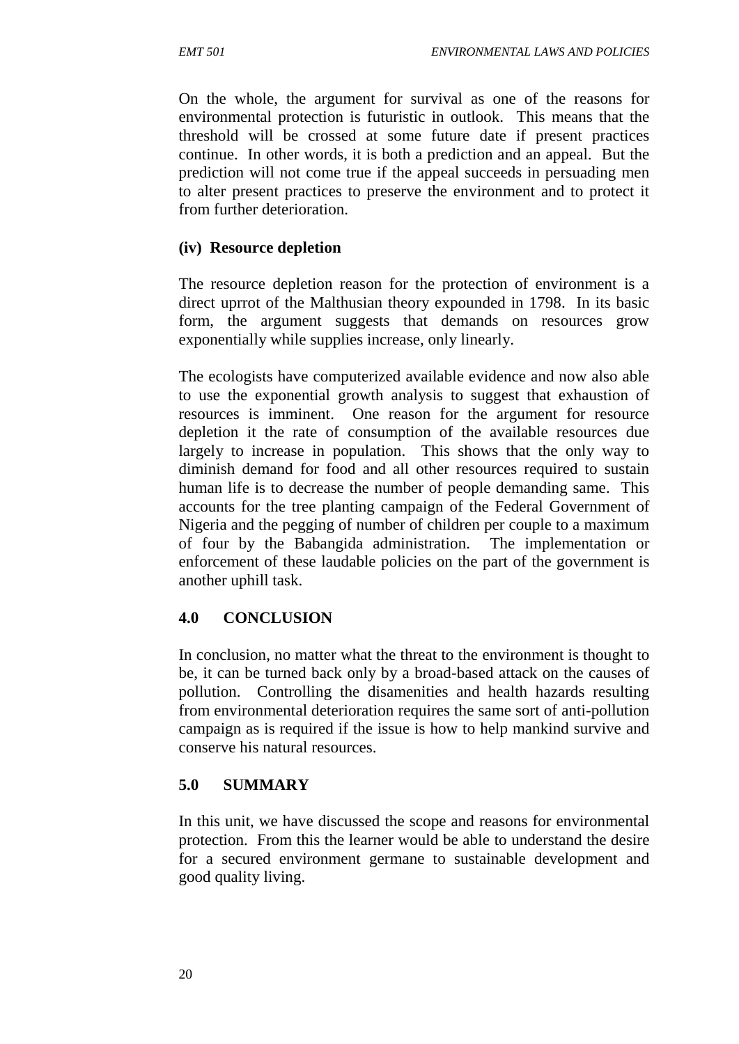On the whole, the argument for survival as one of the reasons for environmental protection is futuristic in outlook. This means that the threshold will be crossed at some future date if present practices continue. In other words, it is both a prediction and an appeal. But the prediction will not come true if the appeal succeeds in persuading men to alter present practices to preserve the environment and to protect it from further deterioration.

**(iv) Resource depletion**

The resource depletion reason for the protection of environment is a direct uprrot of the Malthusian theory expounded in 1798. In its basic form, the argument suggests that demands on resources grow exponentially while supplies increase, only linearly.

The ecologists have computerized available evidence and now also able to use the exponential growth analysis to suggest that exhaustion of resources is imminent. One reason for the argument for resource depletion it the rate of consumption of the available resources due largely to increase in population. This shows that the only way to diminish demand for food and all other resources required to sustain human life is to decrease the number of people demanding same. This accounts for the tree planting campaign of the Federal Government of Nigeria and the pegging of number of children per couple to a maximum of four by the Babangida administration. The implementation or enforcement of these laudable policies on the part of the government is another uphill task.

## 4.0 CONCLUSION

In conclusion, no matter what the threat to the environment is thought to be, it can be turned back only by a broad-based attack on the causes of pollution. Controlling the disamenities and health hazards resulting from environmental deterioration requires the same sort of anti-pollution campaign as is required if the issue is how to help mankind survive and conserve his natural resources.

## 5.0 SUMMARY

In this unit, we have discussed the scope and reasons for environmental protection. From this the learner would be able to understand the desire for a secured environment germane to sustainable development and good quality living.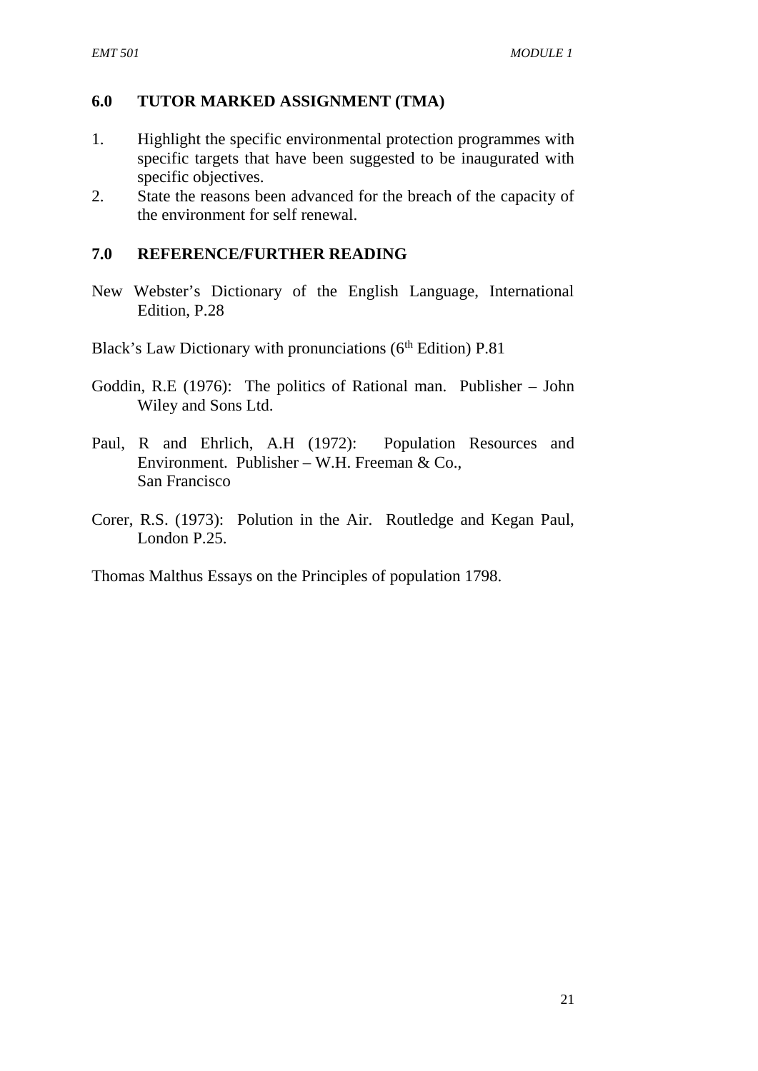## 6.0 TUTOR MARKED ASSIGNMENT (TMA)

1. Highlight the specific environmental protection programmes with specific targets that have been suggested to be inaugurated with specific objectives.
2. State the reasons been advanced for the breach of the capacity of the environment for self renewal.

## 7.0 REFERENCE/FURTHER READING

New Webster's Dictionary of the English Language, International Edition, P.28

Black's Law Dictionary with pronunciations ($6^{th}$ Edition) P.81

Goddin, R.E (1976): The politics of Rational man. Publisher – John Wiley and Sons Ltd.

Paul, R and Ehrlich, A.H (1972): Population Resources and Environment. Publisher – W.H. Freeman & Co., San Francisco

Corer, R.S. (1973): Polution in the Air. Routledge and Kegan Paul, London P.25.

Thomas Malthus Essays on the Principles of population 1798.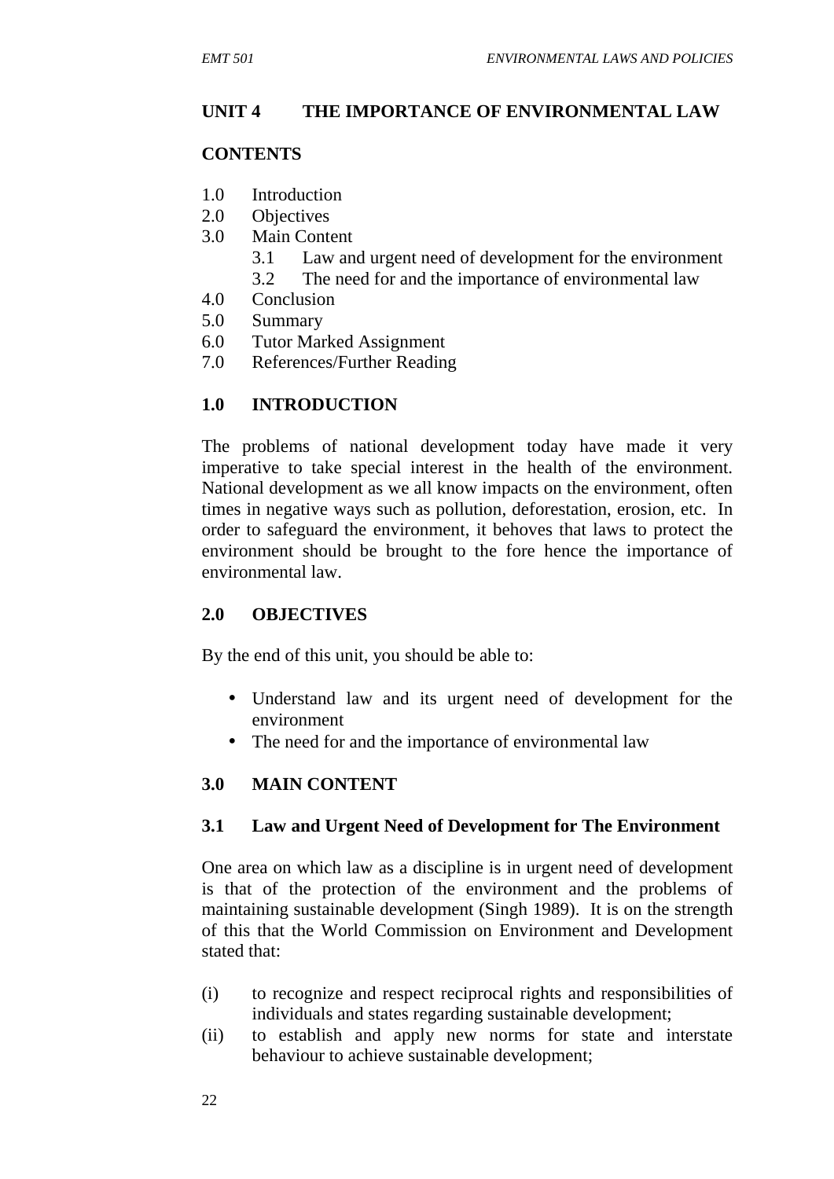## UNIT 4 THE IMPORTANCE OF ENVIRONMENTAL LAW

**CONTENTS**

1.0 Introduction
2.0 Objectives
3.0 Main Content
  3.1 Law and urgent need of development for the environment
  3.2 The need for and the importance of environmental law
4.0 Conclusion
5.0 Summary
6.0 Tutor Marked Assignment
7.0 References/Further Reading

### 1.0 INTRODUCTION

The problems of national development today have made it very imperative to take special interest in the health of the environment. National development as we all know impacts on the environment, often times in negative ways such as pollution, deforestation, erosion, etc. In order to safeguard the environment, it behoves that laws to protect the environment should be brought to the fore hence the importance of environmental law.

### 2.0 OBJECTIVES

By the end of this unit, you should be able to:

- Understand law and its urgent need of development for the environment
- The need for and the importance of environmental law

### 3.0 MAIN CONTENT

#### 3.1 Law and Urgent Need of Development for The Environment

One area on which law as a discipline is in urgent need of development is that of the protection of the environment and the problems of maintaining sustainable development (Singh 1989). It is on the strength of this that the World Commission on Environment and Development stated that:

(i) to recognize and respect reciprocal rights and responsibilities of individuals and states regarding sustainable development;
(ii) to establish and apply new norms for state and interstate behaviour to achieve sustainable development;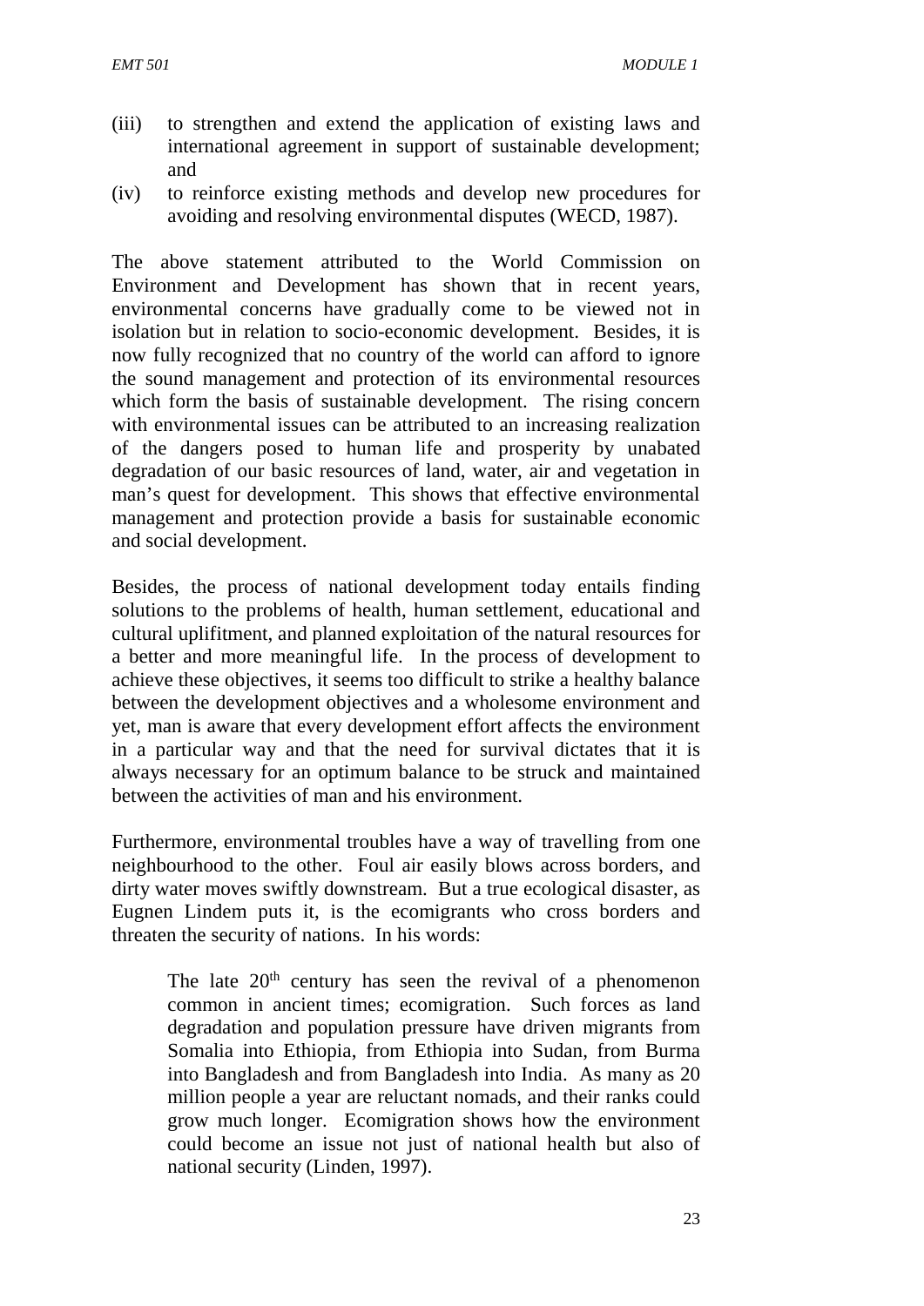(iii) to strengthen and extend the application of existing laws and international agreement in support of sustainable development; and

(iv) to reinforce existing methods and develop new procedures for avoiding and resolving environmental disputes (WECD, 1987).

The above statement attributed to the World Commission on Environment and Development has shown that in recent years, environmental concerns have gradually come to be viewed not in isolation but in relation to socio-economic development. Besides, it is now fully recognized that no country of the world can afford to ignore the sound management and protection of its environmental resources which form the basis of sustainable development. The rising concern with environmental issues can be attributed to an increasing realization of the dangers posed to human life and prosperity by unabated degradation of our basic resources of land, water, air and vegetation in man's quest for development. This shows that effective environmental management and protection provide a basis for sustainable economic and social development.

Besides, the process of national development today entails finding solutions to the problems of health, human settlement, educational and cultural uplifitment, and planned exploitation of the natural resources for a better and more meaningful life. In the process of development to achieve these objectives, it seems too difficult to strike a healthy balance between the development objectives and a wholesome environment and yet, man is aware that every development effort affects the environment in a particular way and that the need for survival dictates that it is always necessary for an optimum balance to be struck and maintained between the activities of man and his environment.

Furthermore, environmental troubles have a way of travelling from one neighbourhood to the other. Foul air easily blows across borders, and dirty water moves swiftly downstream. But a true ecological disaster, as Eugnen Lindem puts it, is the ecomigrants who cross borders and threaten the security of nations. In his words:

> The late 20th century has seen the revival of a phenomenon common in ancient times; ecomigration. Such forces as land degradation and population pressure have driven migrants from Somalia into Ethiopia, from Ethiopia into Sudan, from Burma into Bangladesh and from Bangladesh into India. As many as 20 million people a year are reluctant nomads, and their ranks could grow much longer. Ecomigration shows how the environment could become an issue not just of national health but also of national security (Linden, 1997).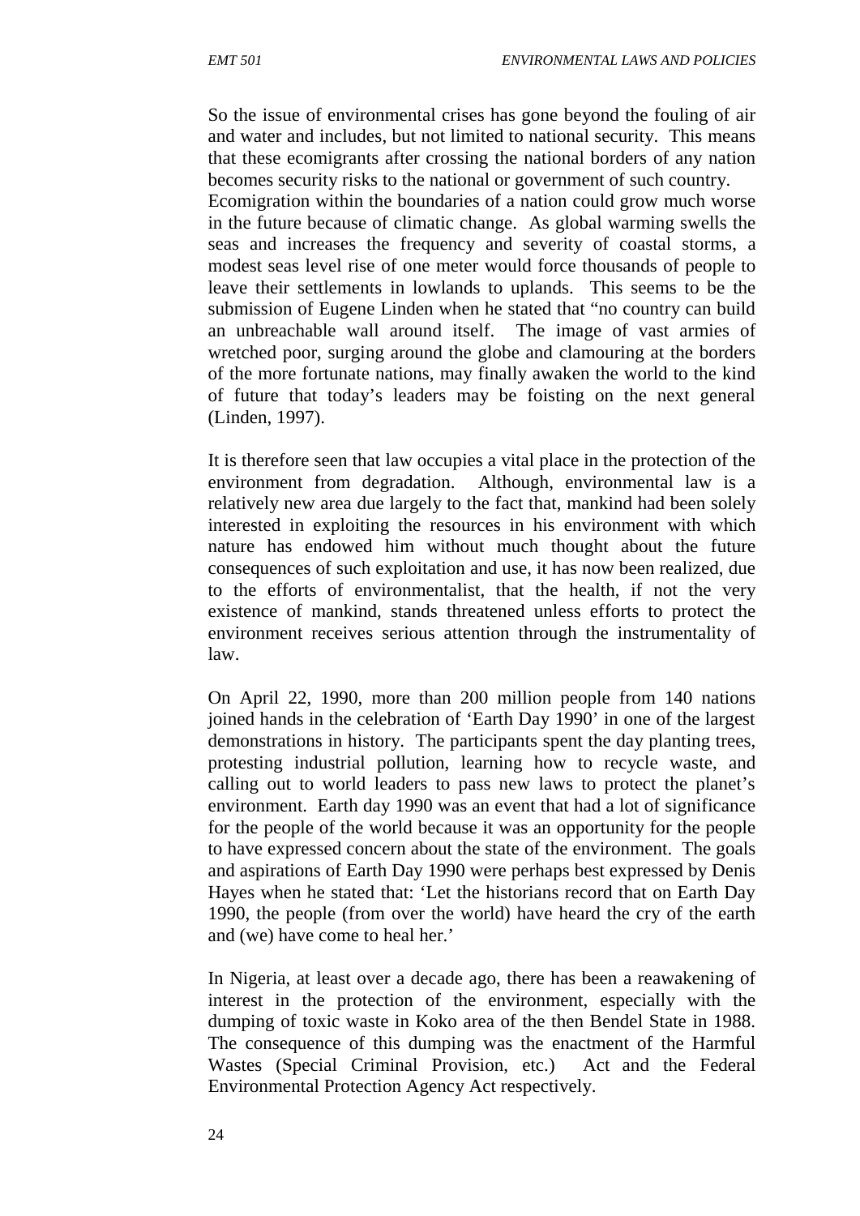So the issue of environmental crises has gone beyond the fouling of air and water and includes, but not limited to national security. This means that these ecomigrants after crossing the national borders of any nation becomes security risks to the national or government of such country.
Ecomigration within the boundaries of a nation could grow much worse in the future because of climatic change. As global warming swells the seas and increases the frequency and severity of coastal storms, a modest seas level rise of one meter would force thousands of people to leave their settlements in lowlands to uplands. This seems to be the submission of Eugene Linden when he stated that "no country can build an unbreachable wall around itself. The image of vast armies of wretched poor, surging around the globe and clamouring at the borders of the more fortunate nations, may finally awaken the world to the kind of future that today's leaders may be foisting on the next general (Linden, 1997).

It is therefore seen that law occupies a vital place in the protection of the environment from degradation. Although, environmental law is a relatively new area due largely to the fact that, mankind had been solely interested in exploiting the resources in his environment with which nature has endowed him without much thought about the future consequences of such exploitation and use, it has now been realized, due to the efforts of environmentalist, that the health, if not the very existence of mankind, stands threatened unless efforts to protect the environment receives serious attention through the instrumentality of law.

On April 22, 1990, more than 200 million people from 140 nations joined hands in the celebration of 'Earth Day 1990' in one of the largest demonstrations in history. The participants spent the day planting trees, protesting industrial pollution, learning how to recycle waste, and calling out to world leaders to pass new laws to protect the planet's environment. Earth day 1990 was an event that had a lot of significance for the people of the world because it was an opportunity for the people to have expressed concern about the state of the environment. The goals and aspirations of Earth Day 1990 were perhaps best expressed by Denis Hayes when he stated that: 'Let the historians record that on Earth Day 1990, the people (from over the world) have heard the cry of the earth and (we) have come to heal her.'

In Nigeria, at least over a decade ago, there has been a reawakening of interest in the protection of the environment, especially with the dumping of toxic waste in Koko area of the then Bendel State in 1988. The consequence of this dumping was the enactment of the Harmful Wastes (Special Criminal Provision, etc.) Act and the Federal Environmental Protection Agency Act respectively.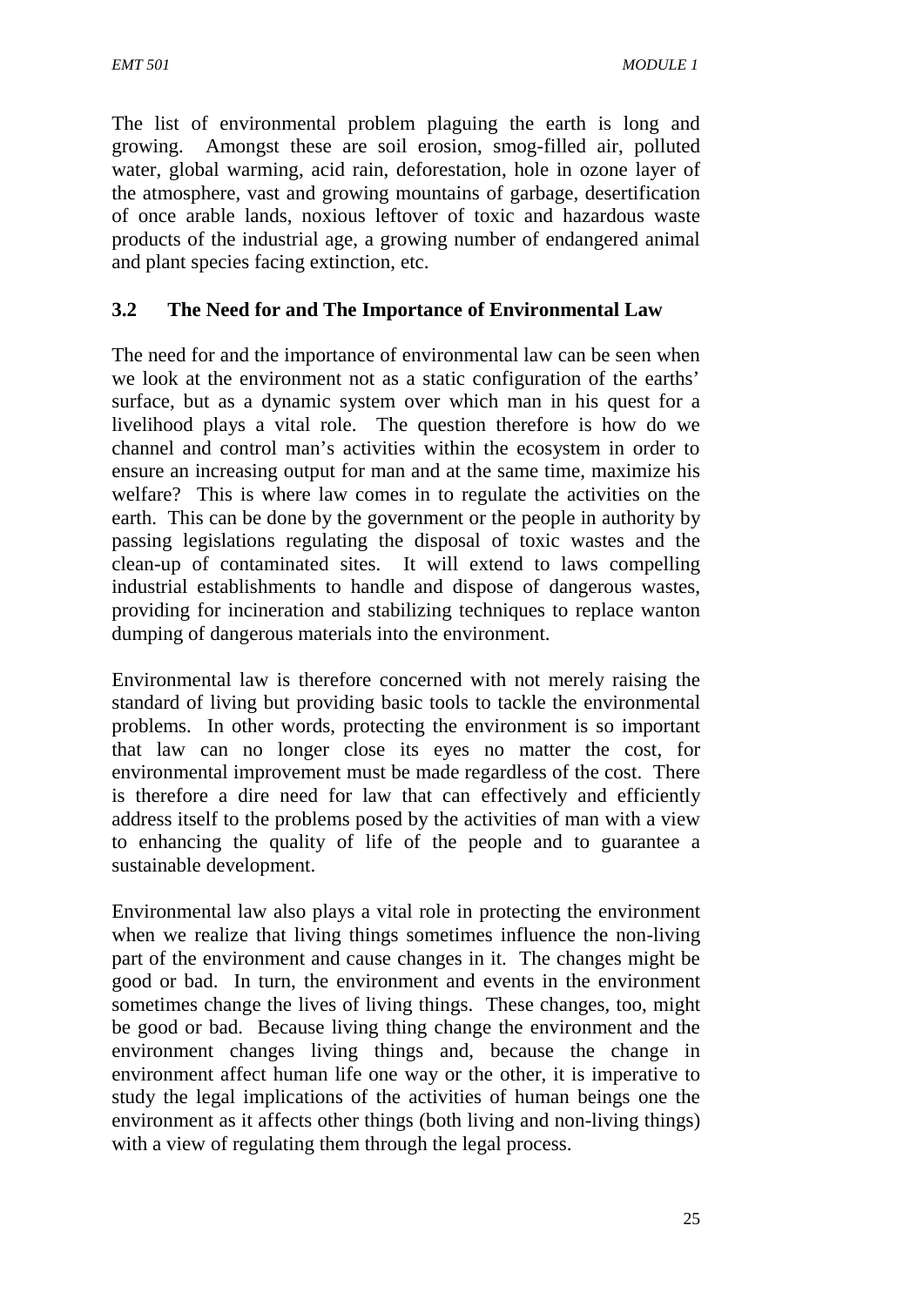The list of environmental problem plaguing the earth is long and growing. Amongst these are soil erosion, smog-filled air, polluted water, global warming, acid rain, deforestation, hole in ozone layer of the atmosphere, vast and growing mountains of garbage, desertification of once arable lands, noxious leftover of toxic and hazardous waste products of the industrial age, a growing number of endangered animal and plant species facing extinction, etc.

### 3.2 The Need for and The Importance of Environmental Law

The need for and the importance of environmental law can be seen when we look at the environment not as a static configuration of the earths' surface, but as a dynamic system over which man in his quest for a livelihood plays a vital role. The question therefore is how do we channel and control man's activities within the ecosystem in order to ensure an increasing output for man and at the same time, maximize his welfare? This is where law comes in to regulate the activities on the earth. This can be done by the government or the people in authority by passing legislations regulating the disposal of toxic wastes and the clean-up of contaminated sites. It will extend to laws compelling industrial establishments to handle and dispose of dangerous wastes, providing for incineration and stabilizing techniques to replace wanton dumping of dangerous materials into the environment.

Environmental law is therefore concerned with not merely raising the standard of living but providing basic tools to tackle the environmental problems. In other words, protecting the environment is so important that law can no longer close its eyes no matter the cost, for environmental improvement must be made regardless of the cost. There is therefore a dire need for law that can effectively and efficiently address itself to the problems posed by the activities of man with a view to enhancing the quality of life of the people and to guarantee a sustainable development.

Environmental law also plays a vital role in protecting the environment when we realize that living things sometimes influence the non-living part of the environment and cause changes in it. The changes might be good or bad. In turn, the environment and events in the environment sometimes change the lives of living things. These changes, too, might be good or bad. Because living thing change the environment and the environment changes living things and, because the change in environment affect human life one way or the other, it is imperative to study the legal implications of the activities of human beings one the environment as it affects other things (both living and non-living things) with a view of regulating them through the legal process.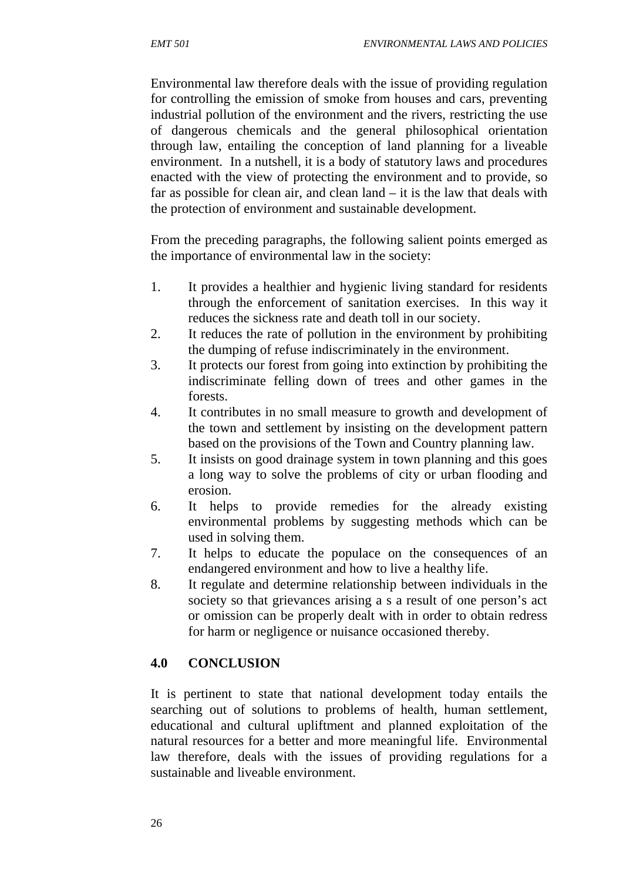Environmental law therefore deals with the issue of providing regulation for controlling the emission of smoke from houses and cars, preventing industrial pollution of the environment and the rivers, restricting the use of dangerous chemicals and the general philosophical orientation through law, entailing the conception of land planning for a liveable environment. In a nutshell, it is a body of statutory laws and procedures enacted with the view of protecting the environment and to provide, so far as possible for clean air, and clean land – it is the law that deals with the protection of environment and sustainable development.

From the preceding paragraphs, the following salient points emerged as the importance of environmental law in the society:

1. It provides a healthier and hygienic living standard for residents through the enforcement of sanitation exercises. In this way it reduces the sickness rate and death toll in our society.
2. It reduces the rate of pollution in the environment by prohibiting the dumping of refuse indiscriminately in the environment.
3. It protects our forest from going into extinction by prohibiting the indiscriminate felling down of trees and other games in the forests.
4. It contributes in no small measure to growth and development of the town and settlement by insisting on the development pattern based on the provisions of the Town and Country planning law.
5. It insists on good drainage system in town planning and this goes a long way to solve the problems of city or urban flooding and erosion.
6. It helps to provide remedies for the already existing environmental problems by suggesting methods which can be used in solving them.
7. It helps to educate the populace on the consequences of an endangered environment and how to live a healthy life.
8. It regulate and determine relationship between individuals in the society so that grievances arising a s a result of one person's act or omission can be properly dealt with in order to obtain redress for harm or negligence or nuisance occasioned thereby.

## 4.0 CONCLUSION

It is pertinent to state that national development today entails the searching out of solutions to problems of health, human settlement, educational and cultural upliftment and planned exploitation of the natural resources for a better and more meaningful life. Environmental law therefore, deals with the issues of providing regulations for a sustainable and liveable environment.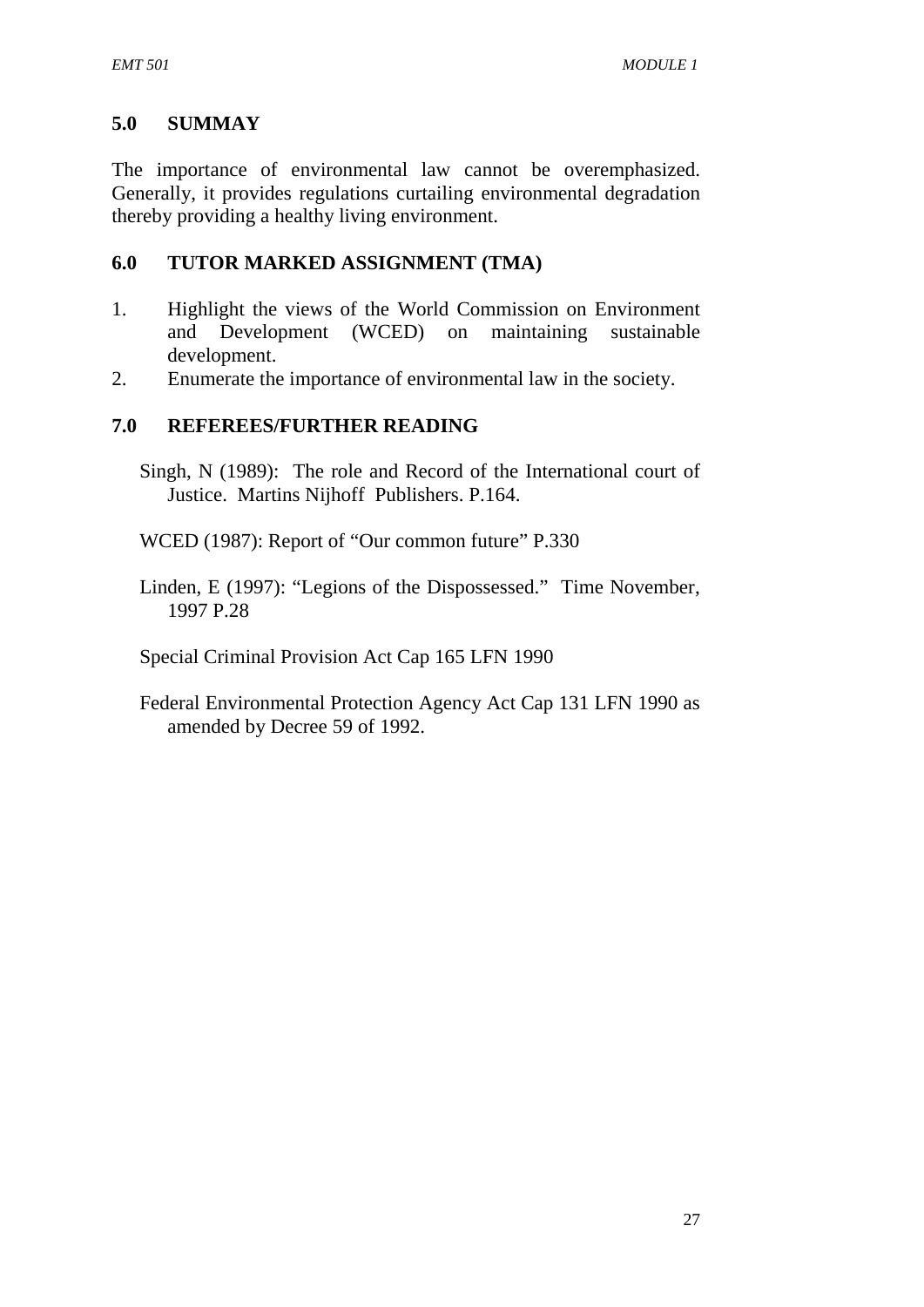## 5.0 SUMMAY

The importance of environmental law cannot be overemphasized. Generally, it provides regulations curtailing environmental degradation thereby providing a healthy living environment.

## 6.0 TUTOR MARKED ASSIGNMENT (TMA)

1. Highlight the views of the World Commission on Environment and Development (WCED) on maintaining sustainable development.
2. Enumerate the importance of environmental law in the society.

## 7.0 REFEREES/FURTHER READING

Singh, N (1989): The role and Record of the International court of Justice. Martins Nijhoff Publishers. P.164.

WCED (1987): Report of “Our common future” P.330

Linden, E (1997): “Legions of the Dispossessed.” Time November, 1997 P.28

Special Criminal Provision Act Cap 165 LFN 1990

Federal Environmental Protection Agency Act Cap 131 LFN 1990 as amended by Decree 59 of 1992.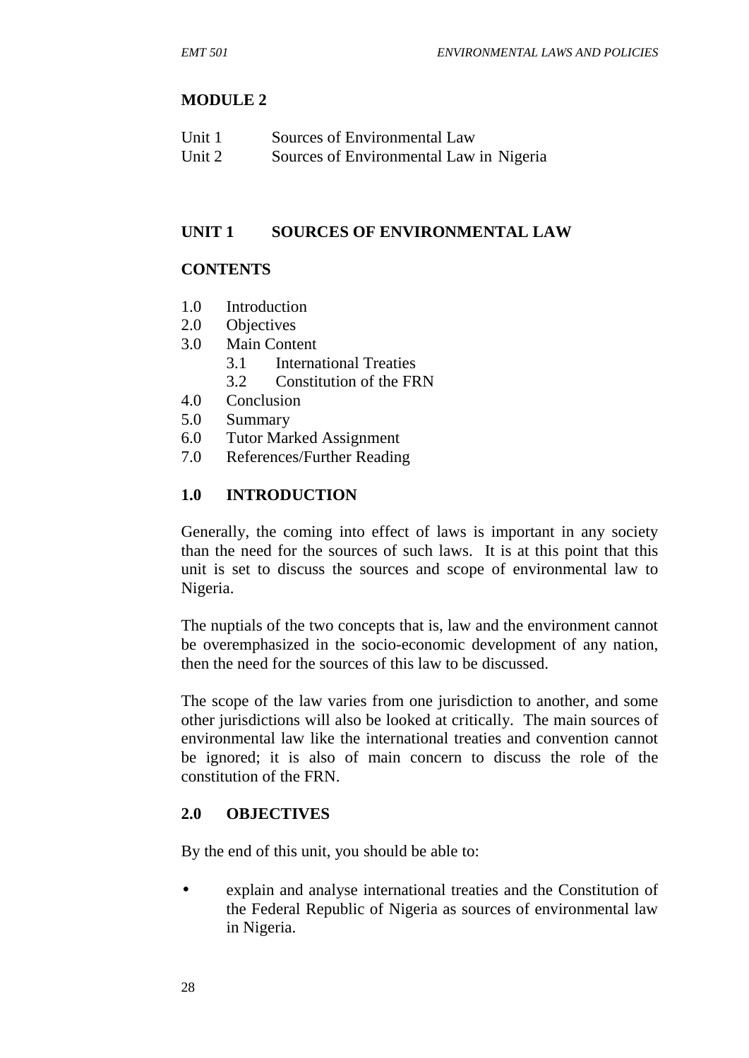## MODULE 2

Unit 1 Sources of Environmental Law
Unit 2 Sources of Environmental Law in Nigeria

## UNIT 1 SOURCES OF ENVIRONMENTAL LAW

### CONTENTS

1.0 Introduction
2.0 Objectives
3.0 Main Content
 3.1 International Treaties
 3.2 Constitution of the FRN
4.0 Conclusion
5.0 Summary
6.0 Tutor Marked Assignment
7.0 References/Further Reading

### 1.0 INTRODUCTION

Generally, the coming into effect of laws is important in any society than the need for the sources of such laws. It is at this point that this unit is set to discuss the sources and scope of environmental law to Nigeria.

The nuptials of the two concepts that is, law and the environment cannot be overemphasized in the socio-economic development of any nation, then the need for the sources of this law to be discussed.

The scope of the law varies from one jurisdiction to another, and some other jurisdictions will also be looked at critically. The main sources of environmental law like the international treaties and convention cannot be ignored; it is also of main concern to discuss the role of the constitution of the FRN.

### 2.0 OBJECTIVES

By the end of this unit, you should be able to:

- explain and analyse international treaties and the Constitution of the Federal Republic of Nigeria as sources of environmental law in Nigeria.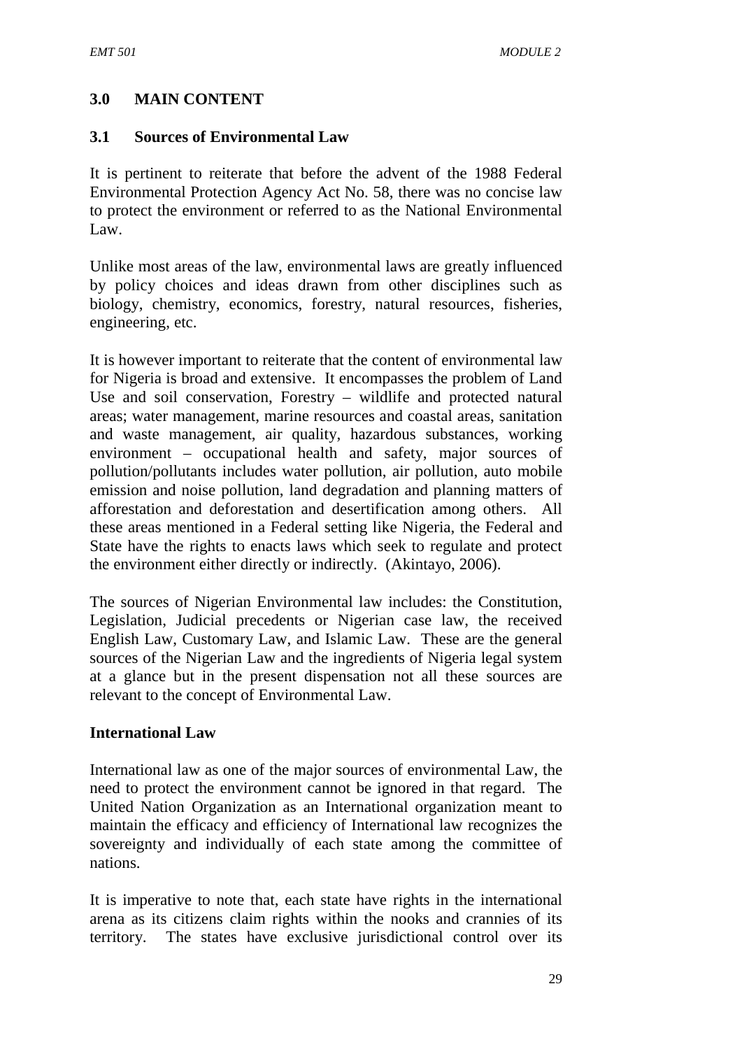## 3.0 MAIN CONTENT

### 3.1 Sources of Environmental Law

It is pertinent to reiterate that before the advent of the 1988 Federal Environmental Protection Agency Act No. 58, there was no concise law to protect the environment or referred to as the National Environmental Law.

Unlike most areas of the law, environmental laws are greatly influenced by policy choices and ideas drawn from other disciplines such as biology, chemistry, economics, forestry, natural resources, fisheries, engineering, etc.

It is however important to reiterate that the content of environmental law for Nigeria is broad and extensive. It encompasses the problem of Land Use and soil conservation, Forestry – wildlife and protected natural areas; water management, marine resources and coastal areas, sanitation and waste management, air quality, hazardous substances, working environment – occupational health and safety, major sources of pollution/pollutants includes water pollution, air pollution, auto mobile emission and noise pollution, land degradation and planning matters of afforestation and deforestation and desertification among others. All these areas mentioned in a Federal setting like Nigeria, the Federal and State have the rights to enacts laws which seek to regulate and protect the environment either directly or indirectly. (Akintayo, 2006).

The sources of Nigerian Environmental law includes: the Constitution, Legislation, Judicial precedents or Nigerian case law, the received English Law, Customary Law, and Islamic Law. These are the general sources of the Nigerian Law and the ingredients of Nigeria legal system at a glance but in the present dispensation not all these sources are relevant to the concept of Environmental Law.

**International Law**

International law as one of the major sources of environmental Law, the need to protect the environment cannot be ignored in that regard. The United Nation Organization as an International organization meant to maintain the efficacy and efficiency of International law recognizes the sovereignty and individually of each state among the committee of nations.

It is imperative to note that, each state have rights in the international arena as its citizens claim rights within the nooks and crannies of its territory. The states have exclusive jurisdictional control over its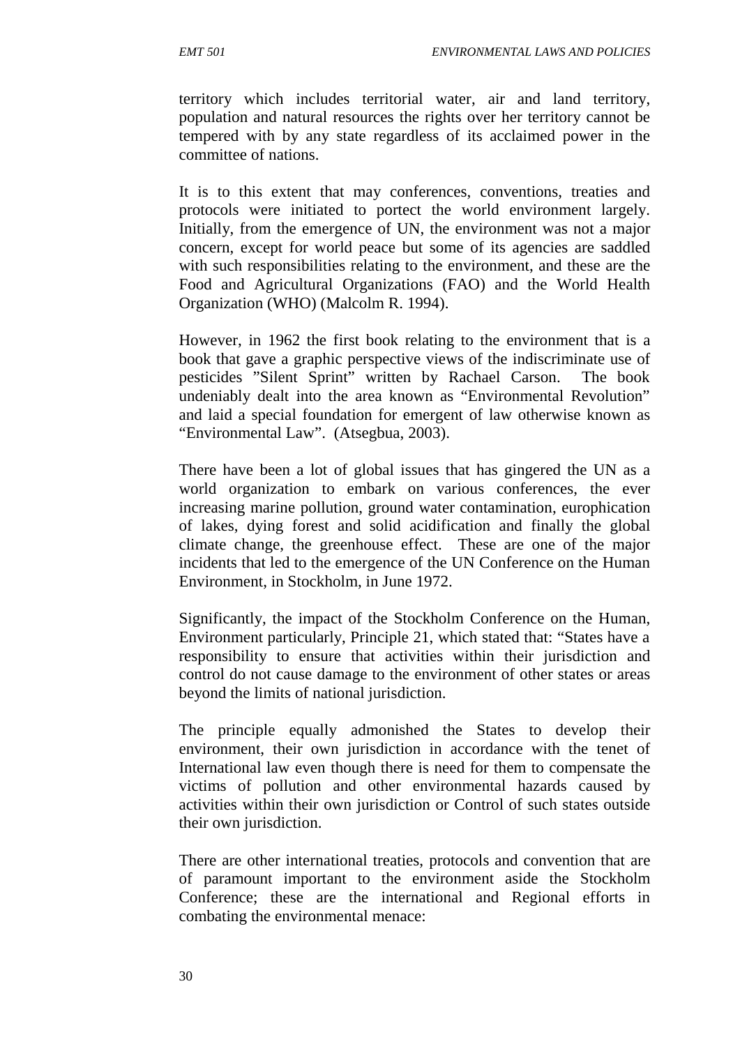territory which includes territorial water, air and land territory, population and natural resources the rights over her territory cannot be tempered with by any state regardless of its acclaimed power in the committee of nations.

It is to this extent that may conferences, conventions, treaties and protocols were initiated to portect the world environment largely. Initially, from the emergence of UN, the environment was not a major concern, except for world peace but some of its agencies are saddled with such responsibilities relating to the environment, and these are the Food and Agricultural Organizations (FAO) and the World Health Organization (WHO) (Malcolm R. 1994).

However, in 1962 the first book relating to the environment that is a book that gave a graphic perspective views of the indiscriminate use of pesticides "Silent Sprint" written by Rachael Carson. The book undeniably dealt into the area known as "Environmental Revolution" and laid a special foundation for emergent of law otherwise known as "Environmental Law". (Atsegbua, 2003).

There have been a lot of global issues that has gingered the UN as a world organization to embark on various conferences, the ever increasing marine pollution, ground water contamination, europhication of lakes, dying forest and solid acidification and finally the global climate change, the greenhouse effect. These are one of the major incidents that led to the emergence of the UN Conference on the Human Environment, in Stockholm, in June 1972.

Significantly, the impact of the Stockholm Conference on the Human, Environment particularly, Principle 21, which stated that: "States have a responsibility to ensure that activities within their jurisdiction and control do not cause damage to the environment of other states or areas beyond the limits of national jurisdiction.

The principle equally admonished the States to develop their environment, their own jurisdiction in accordance with the tenet of International law even though there is need for them to compensate the victims of pollution and other environmental hazards caused by activities within their own jurisdiction or Control of such states outside their own jurisdiction.

There are other international treaties, protocols and convention that are of paramount important to the environment aside the Stockholm Conference; these are the international and Regional efforts in combating the environmental menace: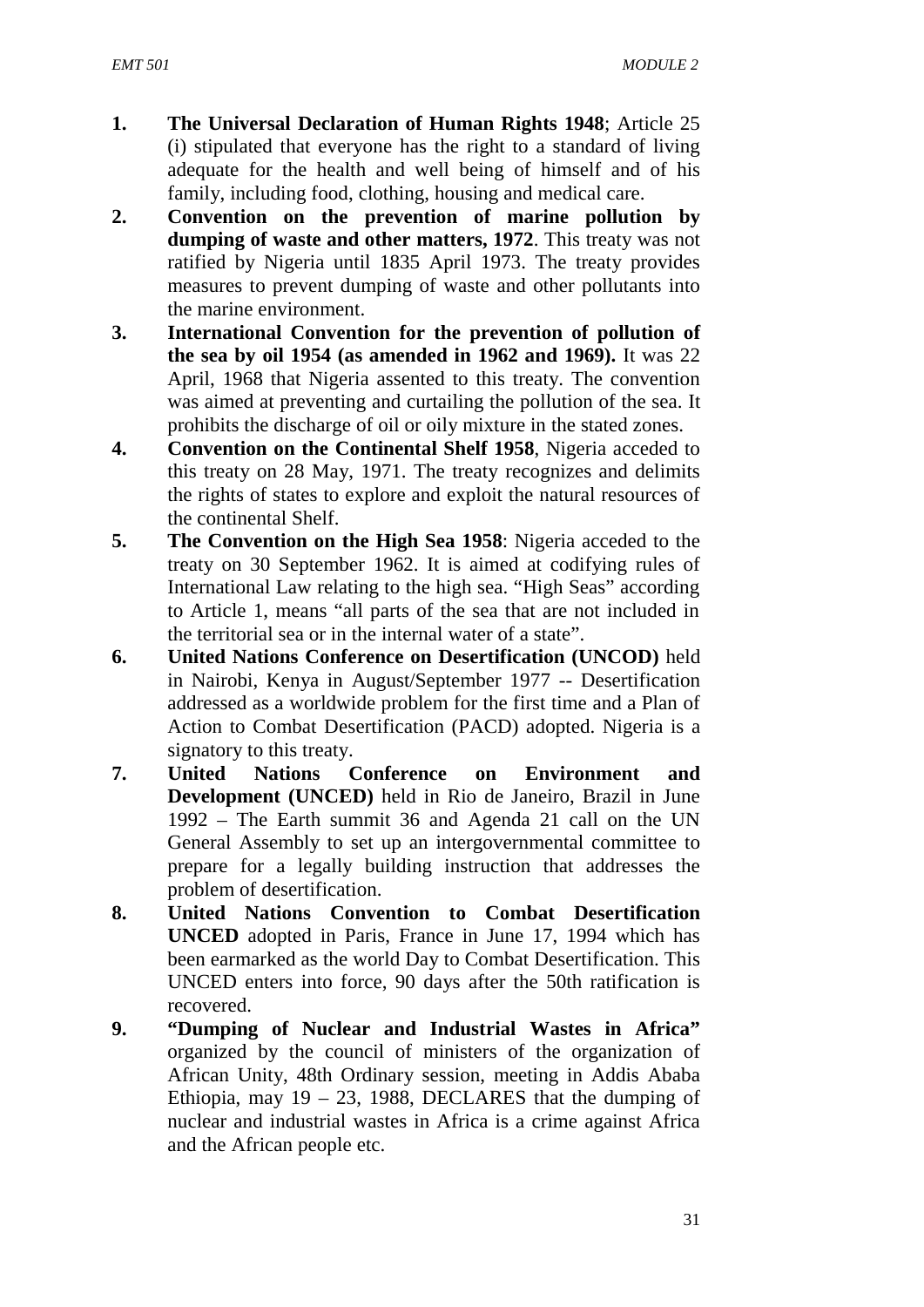1. **The Universal Declaration of Human Rights 1948**; Article 25 (i) stipulated that everyone has the right to a standard of living adequate for the health and well being of himself and of his family, including food, clothing, housing and medical care.
2. **Convention on the prevention of marine pollution by dumping of waste and other matters, 1972**. This treaty was not ratified by Nigeria until 1835 April 1973. The treaty provides measures to prevent dumping of waste and other pollutants into the marine environment.
3. **International Convention for the prevention of pollution of the sea by oil 1954 (as amended in 1962 and 1969).** It was 22 April, 1968 that Nigeria assented to this treaty. The convention was aimed at preventing and curtailing the pollution of the sea. It prohibits the discharge of oil or oily mixture in the stated zones.
4. **Convention on the Continental Shelf 1958**, Nigeria acceded to this treaty on 28 May, 1971. The treaty recognizes and delimits the rights of states to explore and exploit the natural resources of the continental Shelf.
5. **The Convention on the High Sea 1958**: Nigeria acceded to the treaty on 30 September 1962. It is aimed at codifying rules of International Law relating to the high sea. "High Seas" according to Article 1, means "all parts of the sea that are not included in the territorial sea or in the internal water of a state".
6. **United Nations Conference on Desertification (UNCOD)** held in Nairobi, Kenya in August/September 1977 -- Desertification addressed as a worldwide problem for the first time and a Plan of Action to Combat Desertification (PACD) adopted. Nigeria is a signatory to this treaty.
7. **United Nations Conference on Environment and Development (UNCED)** held in Rio de Janeiro, Brazil in June 1992 – The Earth summit 36 and Agenda 21 call on the UN General Assembly to set up an intergovernmental committee to prepare for a legally building instruction that addresses the problem of desertification.
8. **United Nations Convention to Combat Desertification UNCED** adopted in Paris, France in June 17, 1994 which has been earmarked as the world Day to Combat Desertification. This UNCED enters into force, 90 days after the 50th ratification is recovered.
9. **"Dumping of Nuclear and Industrial Wastes in Africa"** organized by the council of ministers of the organization of African Unity, 48th Ordinary session, meeting in Addis Ababa Ethiopia, may 19 – 23, 1988, DECLARES that the dumping of nuclear and industrial wastes in Africa is a crime against Africa and the African people etc.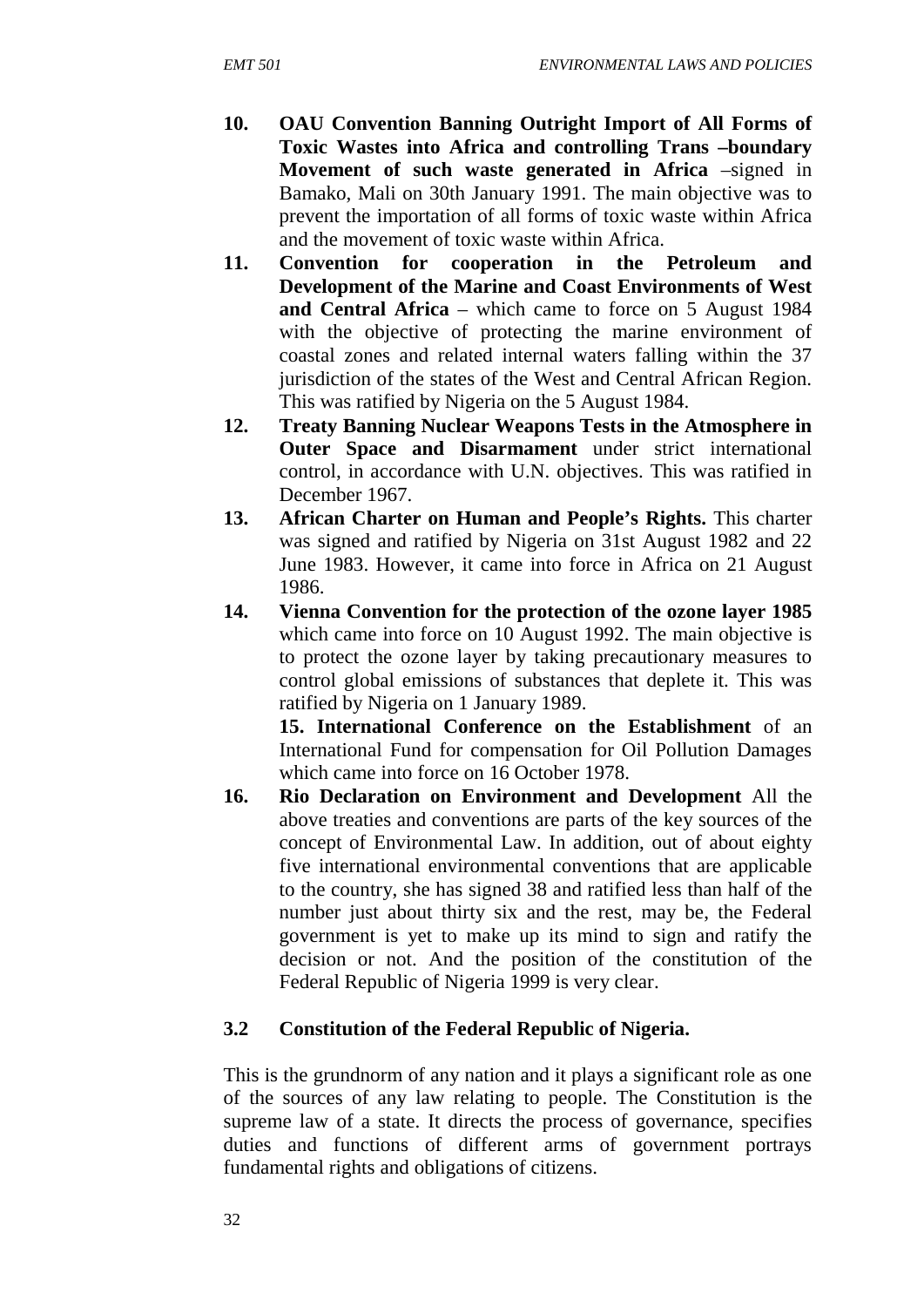10. **OAU Convention Banning Outright Import of All Forms of Toxic Wastes into Africa and controlling Trans –boundary Movement of such waste generated in Africa** –signed in Bamako, Mali on 30th January 1991. The main objective was to prevent the importation of all forms of toxic waste within Africa and the movement of toxic waste within Africa.
11. **Convention for cooperation in the Petroleum and Development of the Marine and Coast Environments of West and Central Africa** – which came to force on 5 August 1984 with the objective of protecting the marine environment of coastal zones and related internal waters falling within the 37 jurisdiction of the states of the West and Central African Region. This was ratified by Nigeria on the 5 August 1984.
12. **Treaty Banning Nuclear Weapons Tests in the Atmosphere in Outer Space and Disarmament** under strict international control, in accordance with U.N. objectives. This was ratified in December 1967.
13. **African Charter on Human and People's Rights.** This charter was signed and ratified by Nigeria on 31st August 1982 and 22 June 1983. However, it came into force in Africa on 21 August 1986.
14. **Vienna Convention for the protection of the ozone layer 1985** which came into force on 10 August 1992. The main objective is to protect the ozone layer by taking precautionary measures to control global emissions of substances that deplete it. This was ratified by Nigeria on 1 January 1989.

    **15. International Conference on the Establishment** of an International Fund for compensation for Oil Pollution Damages which came into force on 16 October 1978.
16. **Rio Declaration on Environment and Development** All the above treaties and conventions are parts of the key sources of the concept of Environmental Law. In addition, out of about eighty five international environmental conventions that are applicable to the country, she has signed 38 and ratified less than half of the number just about thirty six and the rest, may be, the Federal government is yet to make up its mind to sign and ratify the decision or not. And the position of the constitution of the Federal Republic of Nigeria 1999 is very clear.

### 3.2 Constitution of the Federal Republic of Nigeria.

This is the grundnorm of any nation and it plays a significant role as one of the sources of any law relating to people. The Constitution is the supreme law of a state. It directs the process of governance, specifies duties and functions of different arms of government portrays fundamental rights and obligations of citizens.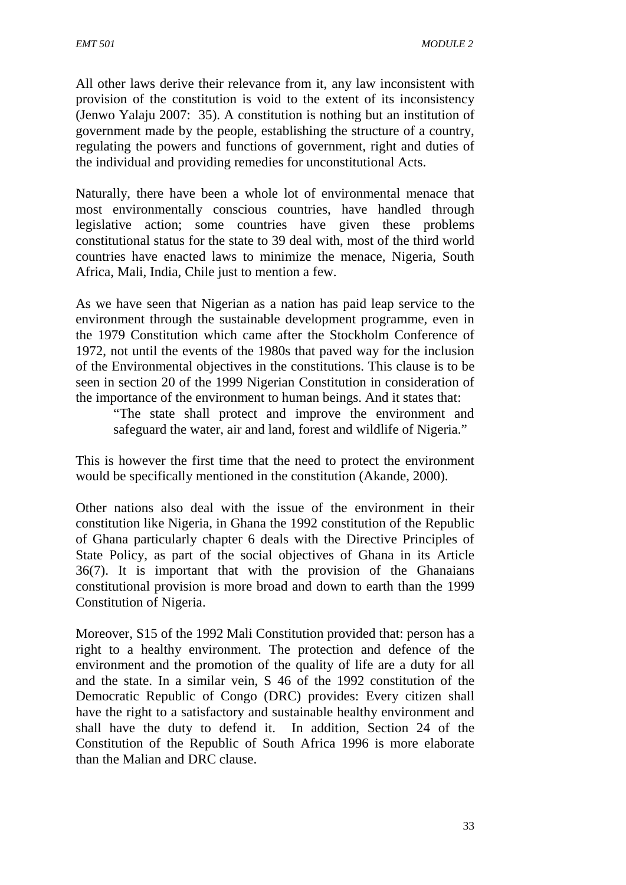All other laws derive their relevance from it, any law inconsistent with provision of the constitution is void to the extent of its inconsistency (Jenwo Yalaju 2007: 35). A constitution is nothing but an institution of government made by the people, establishing the structure of a country, regulating the powers and functions of government, right and duties of the individual and providing remedies for unconstitutional Acts.

Naturally, there have been a whole lot of environmental menace that most environmentally conscious countries, have handled through legislative action; some countries have given these problems constitutional status for the state to 39 deal with, most of the third world countries have enacted laws to minimize the menace, Nigeria, South Africa, Mali, India, Chile just to mention a few.

As we have seen that Nigerian as a nation has paid leap service to the environment through the sustainable development programme, even in the 1979 Constitution which came after the Stockholm Conference of 1972, not until the events of the 1980s that paved way for the inclusion of the Environmental objectives in the constitutions. This clause is to be seen in section 20 of the 1999 Nigerian Constitution in consideration of the importance of the environment to human beings. And it states that:

> "The state shall protect and improve the environment and safeguard the water, air and land, forest and wildlife of Nigeria."

This is however the first time that the need to protect the environment would be specifically mentioned in the constitution (Akande, 2000).

Other nations also deal with the issue of the environment in their constitution like Nigeria, in Ghana the 1992 constitution of the Republic of Ghana particularly chapter 6 deals with the Directive Principles of State Policy, as part of the social objectives of Ghana in its Article 36(7). It is important that with the provision of the Ghanaians constitutional provision is more broad and down to earth than the 1999 Constitution of Nigeria.

Moreover, S15 of the 1992 Mali Constitution provided that: person has a right to a healthy environment. The protection and defence of the environment and the promotion of the quality of life are a duty for all and the state. In a similar vein, S 46 of the 1992 constitution of the Democratic Republic of Congo (DRC) provides: Every citizen shall have the right to a satisfactory and sustainable healthy environment and shall have the duty to defend it. In addition, Section 24 of the Constitution of the Republic of South Africa 1996 is more elaborate than the Malian and DRC clause.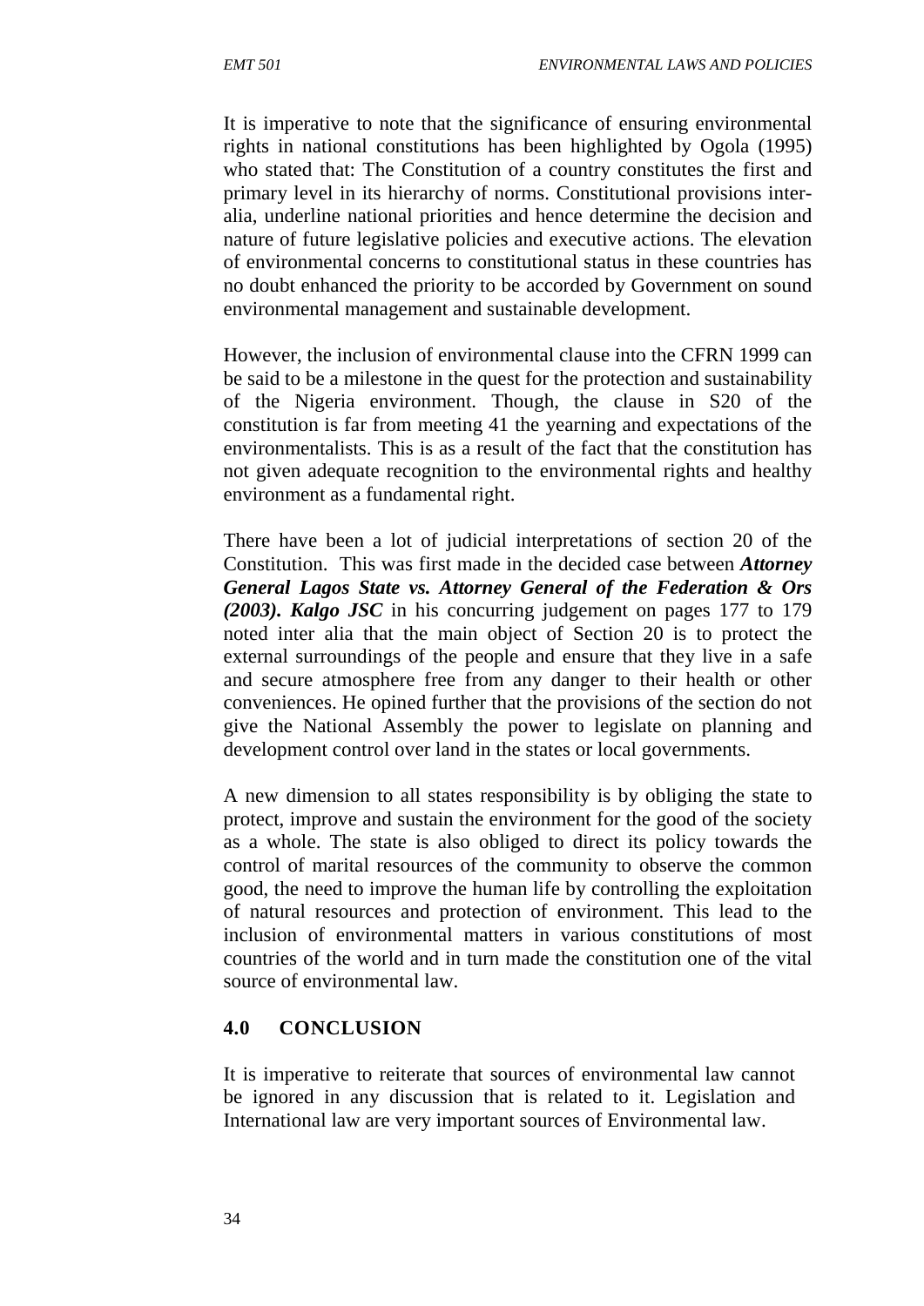It is imperative to note that the significance of ensuring environmental rights in national constitutions has been highlighted by Ogola (1995) who stated that: The Constitution of a country constitutes the first and primary level in its hierarchy of norms. Constitutional provisions inter-alia, underline national priorities and hence determine the decision and nature of future legislative policies and executive actions. The elevation of environmental concerns to constitutional status in these countries has no doubt enhanced the priority to be accorded by Government on sound environmental management and sustainable development.

However, the inclusion of environmental clause into the CFRN 1999 can be said to be a milestone in the quest for the protection and sustainability of the Nigeria environment. Though, the clause in S20 of the constitution is far from meeting 41 the yearning and expectations of the environmentalists. This is as a result of the fact that the constitution has not given adequate recognition to the environmental rights and healthy environment as a fundamental right.

There have been a lot of judicial interpretations of section 20 of the Constitution. This was first made in the decided case between ***Attorney General Lagos State vs. Attorney General of the Federation & Ors (2003). Kalgo JSC*** in his concurring judgement on pages 177 to 179 noted inter alia that the main object of Section 20 is to protect the external surroundings of the people and ensure that they live in a safe and secure atmosphere free from any danger to their health or other conveniences. He opined further that the provisions of the section do not give the National Assembly the power to legislate on planning and development control over land in the states or local governments.

A new dimension to all states responsibility is by obliging the state to protect, improve and sustain the environment for the good of the society as a whole. The state is also obliged to direct its policy towards the control of marital resources of the community to observe the common good, the need to improve the human life by controlling the exploitation of natural resources and protection of environment. This lead to the inclusion of environmental matters in various constitutions of most countries of the world and in turn made the constitution one of the vital source of environmental law.

## 4.0 CONCLUSION

It is imperative to reiterate that sources of environmental law cannot be ignored in any discussion that is related to it. Legislation and International law are very important sources of Environmental law.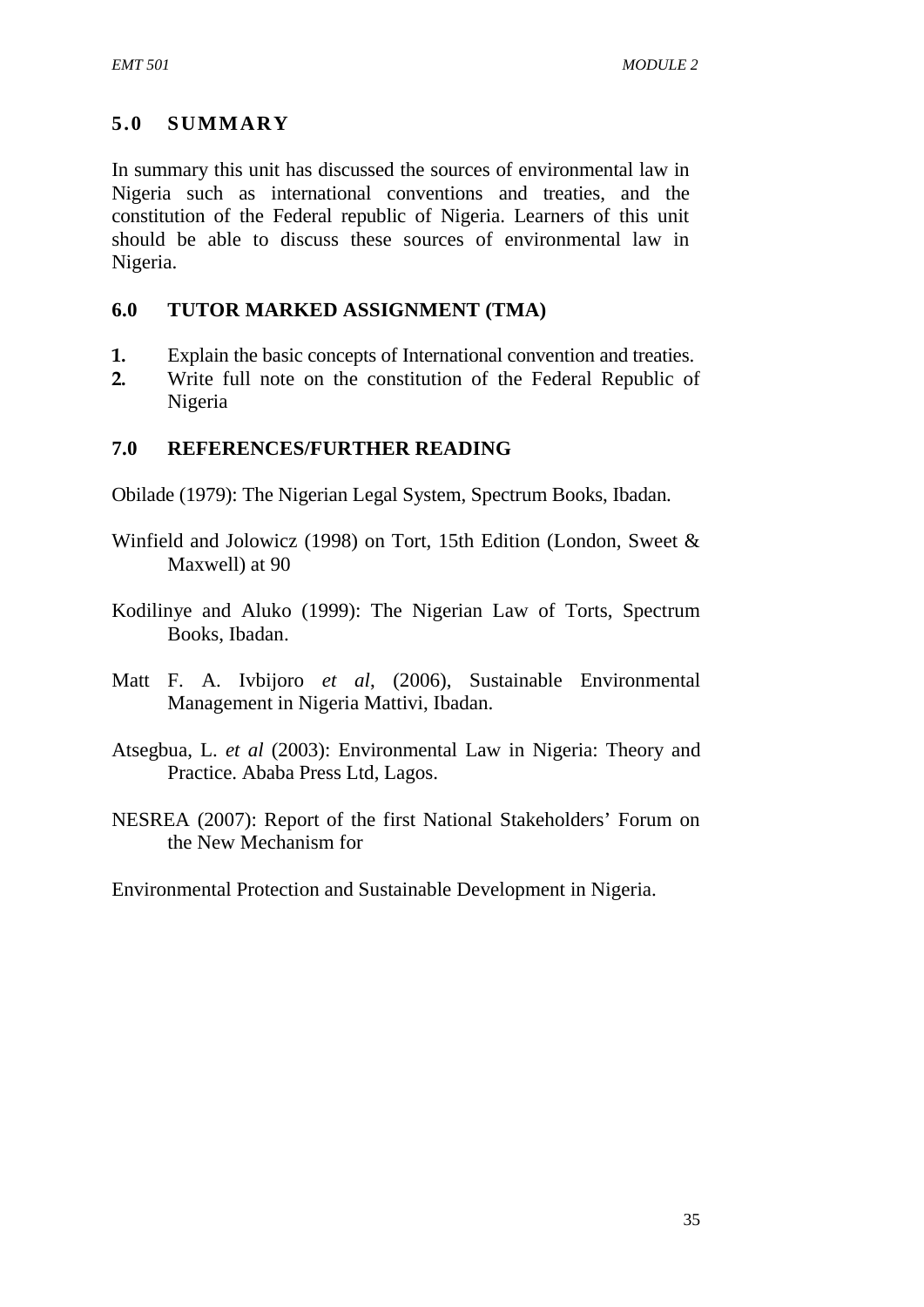## 5.0 SUMMARY

In summary this unit has discussed the sources of environmental law in Nigeria such as international conventions and treaties, and the constitution of the Federal republic of Nigeria. Learners of this unit should be able to discuss these sources of environmental law in Nigeria.

## 6.0 TUTOR MARKED ASSIGNMENT (TMA)

1. Explain the basic concepts of International convention and treaties.
2. Write full note on the constitution of the Federal Republic of Nigeria

## 7.0 REFERENCES/FURTHER READING

Obilade (1979): The Nigerian Legal System, Spectrum Books, Ibadan.

Winfield and Jolowicz (1998) on Tort, 15th Edition (London, Sweet & Maxwell) at 90

Kodilinye and Aluko (1999): The Nigerian Law of Torts, Spectrum Books, Ibadan.

Matt F. A. Ivbijoro *et al*, (2006), Sustainable Environmental Management in Nigeria Mattivi, Ibadan.

Atsegbua, L. *et al* (2003): Environmental Law in Nigeria: Theory and Practice. Ababa Press Ltd, Lagos.

NESREA (2007): Report of the first National Stakeholders' Forum on the New Mechanism for

Environmental Protection and Sustainable Development in Nigeria.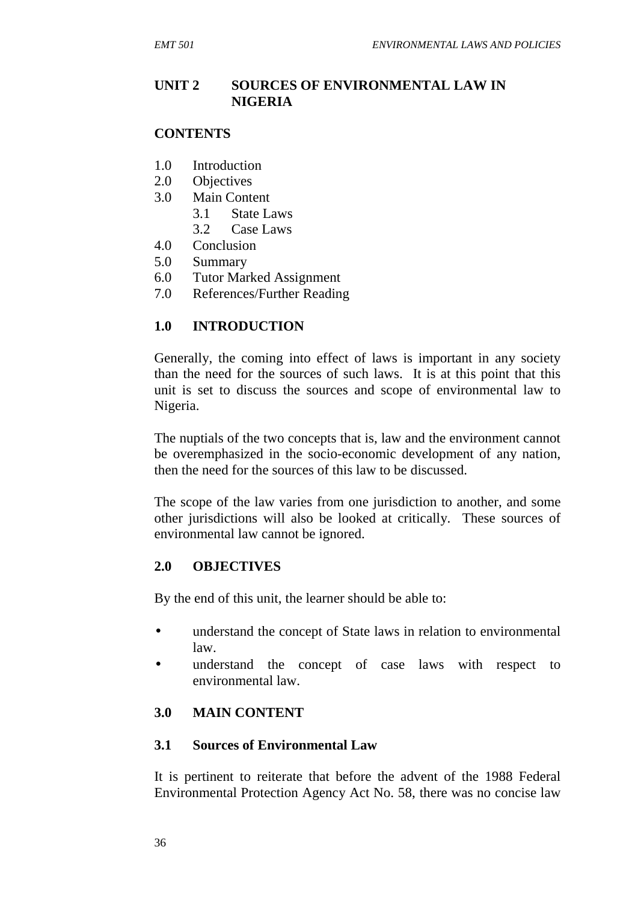## UNIT 2 SOURCES OF ENVIRONMENTAL LAW IN NIGERIA

**CONTENTS**

1.0 Introduction
2.0 Objectives
3.0 Main Content
    3.1 State Laws
    3.2 Case Laws
4.0 Conclusion
5.0 Summary
6.0 Tutor Marked Assignment
7.0 References/Further Reading

### 1.0 INTRODUCTION

Generally, the coming into effect of laws is important in any society than the need for the sources of such laws. It is at this point that this unit is set to discuss the sources and scope of environmental law to Nigeria.

The nuptials of the two concepts that is, law and the environment cannot be overemphasized in the socio-economic development of any nation, then the need for the sources of this law to be discussed.

The scope of the law varies from one jurisdiction to another, and some other jurisdictions will also be looked at critically. These sources of environmental law cannot be ignored.

### 2.0 OBJECTIVES

By the end of this unit, the learner should be able to:

- understand the concept of State laws in relation to environmental law.
- understand the concept of case laws with respect to environmental law.

### 3.0 MAIN CONTENT

#### 3.1 Sources of Environmental Law

It is pertinent to reiterate that before the advent of the 1988 Federal Environmental Protection Agency Act No. 58, there was no concise law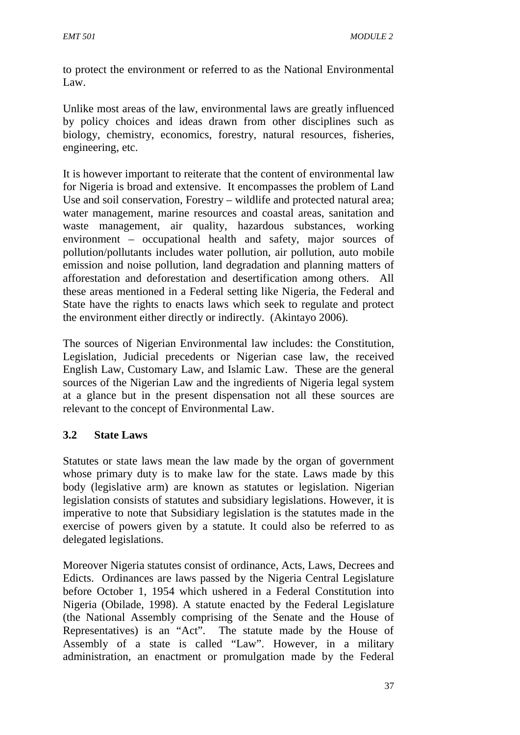to protect the environment or referred to as the National Environmental Law.

Unlike most areas of the law, environmental laws are greatly influenced by policy choices and ideas drawn from other disciplines such as biology, chemistry, economics, forestry, natural resources, fisheries, engineering, etc.

It is however important to reiterate that the content of environmental law for Nigeria is broad and extensive. It encompasses the problem of Land Use and soil conservation, Forestry – wildlife and protected natural area; water management, marine resources and coastal areas, sanitation and waste management, air quality, hazardous substances, working environment – occupational health and safety, major sources of pollution/pollutants includes water pollution, air pollution, auto mobile emission and noise pollution, land degradation and planning matters of afforestation and deforestation and desertification among others. All these areas mentioned in a Federal setting like Nigeria, the Federal and State have the rights to enacts laws which seek to regulate and protect the environment either directly or indirectly. (Akintayo 2006).

The sources of Nigerian Environmental law includes: the Constitution, Legislation, Judicial precedents or Nigerian case law, the received English Law, Customary Law, and Islamic Law. These are the general sources of the Nigerian Law and the ingredients of Nigeria legal system at a glance but in the present dispensation not all these sources are relevant to the concept of Environmental Law.

### 3.2 State Laws

Statutes or state laws mean the law made by the organ of government whose primary duty is to make law for the state. Laws made by this body (legislative arm) are known as statutes or legislation. Nigerian legislation consists of statutes and subsidiary legislations. However, it is imperative to note that Subsidiary legislation is the statutes made in the exercise of powers given by a statute. It could also be referred to as delegated legislations.

Moreover Nigeria statutes consist of ordinance, Acts, Laws, Decrees and Edicts. Ordinances are laws passed by the Nigeria Central Legislature before October 1, 1954 which ushered in a Federal Constitution into Nigeria (Obilade, 1998). A statute enacted by the Federal Legislature (the National Assembly comprising of the Senate and the House of Representatives) is an "Act". The statute made by the House of Assembly of a state is called "Law". However, in a military administration, an enactment or promulgation made by the Federal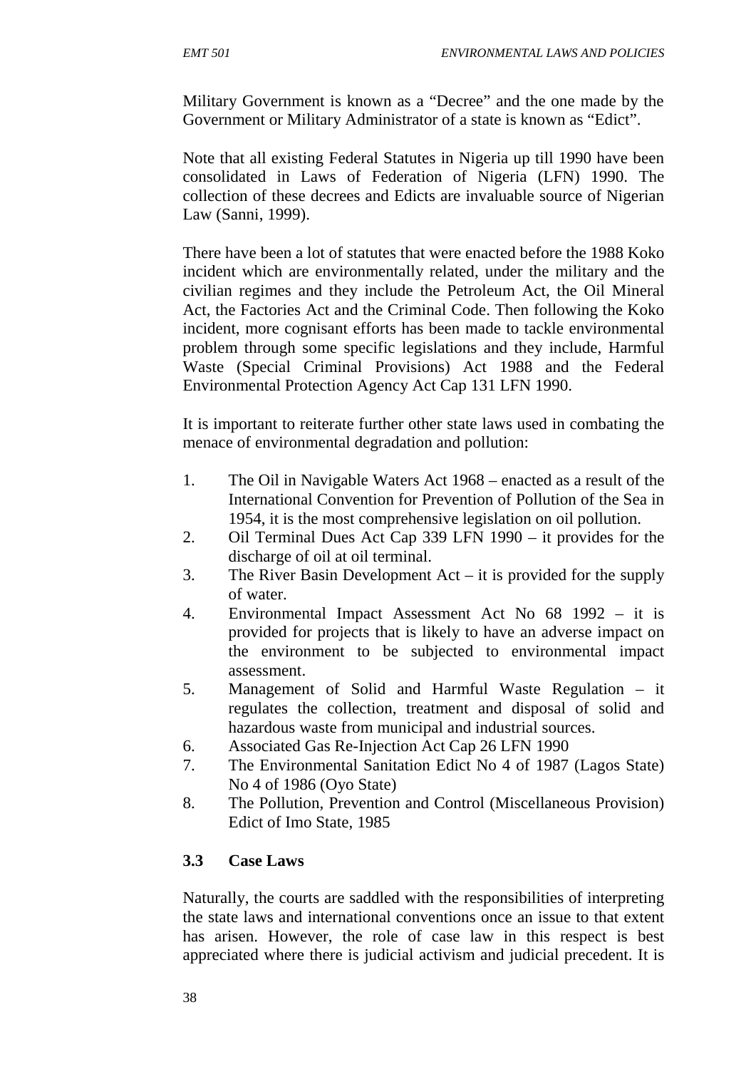Military Government is known as a "Decree" and the one made by the Government or Military Administrator of a state is known as "Edict".

Note that all existing Federal Statutes in Nigeria up till 1990 have been consolidated in Laws of Federation of Nigeria (LFN) 1990. The collection of these decrees and Edicts are invaluable source of Nigerian Law (Sanni, 1999).

There have been a lot of statutes that were enacted before the 1988 Koko incident which are environmentally related, under the military and the civilian regimes and they include the Petroleum Act, the Oil Mineral Act, the Factories Act and the Criminal Code. Then following the Koko incident, more cognisant efforts has been made to tackle environmental problem through some specific legislations and they include, Harmful Waste (Special Criminal Provisions) Act 1988 and the Federal Environmental Protection Agency Act Cap 131 LFN 1990.

It is important to reiterate further other state laws used in combating the menace of environmental degradation and pollution:

1. The Oil in Navigable Waters Act 1968 – enacted as a result of the International Convention for Prevention of Pollution of the Sea in 1954, it is the most comprehensive legislation on oil pollution.
2. Oil Terminal Dues Act Cap 339 LFN 1990 – it provides for the discharge of oil at oil terminal.
3. The River Basin Development Act – it is provided for the supply of water.
4. Environmental Impact Assessment Act No 68 1992 – it is provided for projects that is likely to have an adverse impact on the environment to be subjected to environmental impact assessment.
5. Management of Solid and Harmful Waste Regulation – it regulates the collection, treatment and disposal of solid and hazardous waste from municipal and industrial sources.
6. Associated Gas Re-Injection Act Cap 26 LFN 1990
7. The Environmental Sanitation Edict No 4 of 1987 (Lagos State) No 4 of 1986 (Oyo State)
8. The Pollution, Prevention and Control (Miscellaneous Provision) Edict of Imo State, 1985

### 3.3 Case Laws

Naturally, the courts are saddled with the responsibilities of interpreting the state laws and international conventions once an issue to that extent has arisen. However, the role of case law in this respect is best appreciated where there is judicial activism and judicial precedent. It is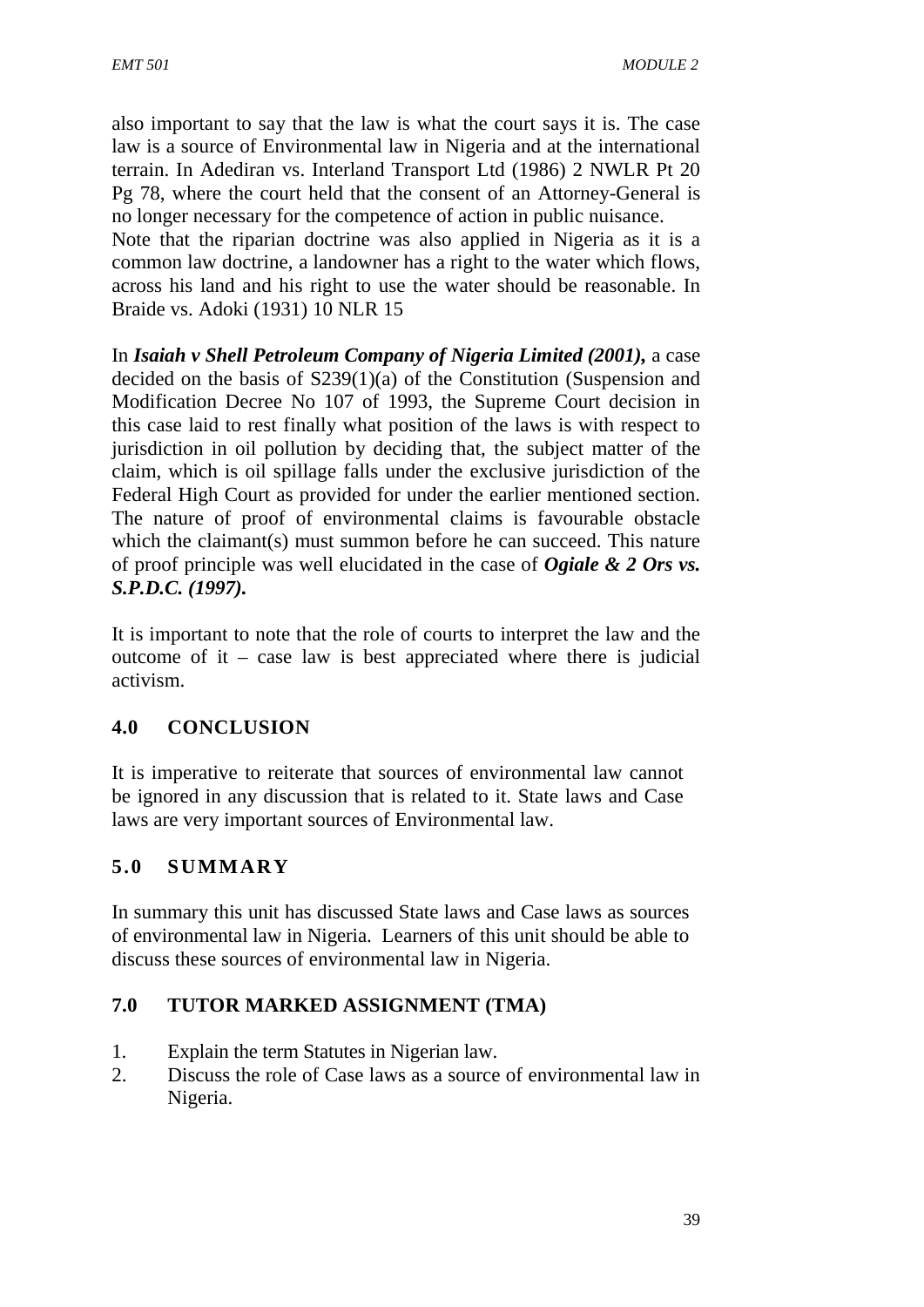also important to say that the law is what the court says it is. The case law is a source of Environmental law in Nigeria and at the international terrain. In Adediran vs. Interland Transport Ltd (1986) 2 NWLR Pt 20 Pg 78, where the court held that the consent of an Attorney-General is no longer necessary for the competence of action in public nuisance.
Note that the riparian doctrine was also applied in Nigeria as it is a common law doctrine, a landowner has a right to the water which flows, across his land and his right to use the water should be reasonable. In Braide vs. Adoki (1931) 10 NLR 15

In ***Isaiah v Shell Petroleum Company of Nigeria Limited (2001)***, a case decided on the basis of S239(1)(a) of the Constitution (Suspension and Modification Decree No 107 of 1993, the Supreme Court decision in this case laid to rest finally what position of the laws is with respect to jurisdiction in oil pollution by deciding that, the subject matter of the claim, which is oil spillage falls under the exclusive jurisdiction of the Federal High Court as provided for under the earlier mentioned section. The nature of proof of environmental claims is favourable obstacle which the claimant(s) must summon before he can succeed. This nature of proof principle was well elucidated in the case of ***Ogiale & 2 Ors vs. S.P.D.C. (1997).***

It is important to note that the role of courts to interpret the law and the outcome of it – case law is best appreciated where there is judicial activism.

## 4.0 CONCLUSION

It is imperative to reiterate that sources of environmental law cannot be ignored in any discussion that is related to it. State laws and Case laws are very important sources of Environmental law.

## 5.0 SUMMARY

In summary this unit has discussed State laws and Case laws as sources of environmental law in Nigeria. Learners of this unit should be able to discuss these sources of environmental law in Nigeria.

## 7.0 TUTOR MARKED ASSIGNMENT (TMA)

1. Explain the term Statutes in Nigerian law.
2. Discuss the role of Case laws as a source of environmental law in Nigeria.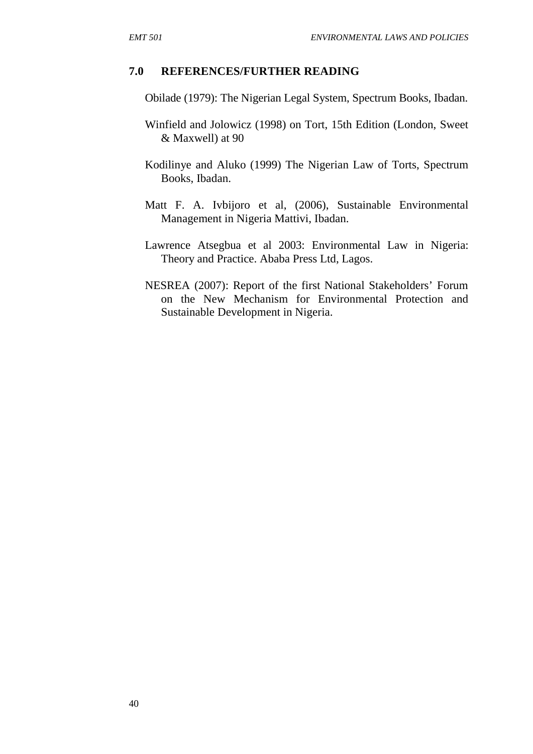## 7.0 REFERENCES/FURTHER READING

Obilade (1979): The Nigerian Legal System, Spectrum Books, Ibadan.

Winfield and Jolowicz (1998) on Tort, 15th Edition (London, Sweet & Maxwell) at 90

Kodilinye and Aluko (1999) The Nigerian Law of Torts, Spectrum Books, Ibadan.

Matt F. A. Ivbijoro et al, (2006), Sustainable Environmental Management in Nigeria Mattivi, Ibadan.

Lawrence Atsegbua et al 2003: Environmental Law in Nigeria: Theory and Practice. Ababa Press Ltd, Lagos.

NESREA (2007): Report of the first National Stakeholders' Forum on the New Mechanism for Environmental Protection and Sustainable Development in Nigeria.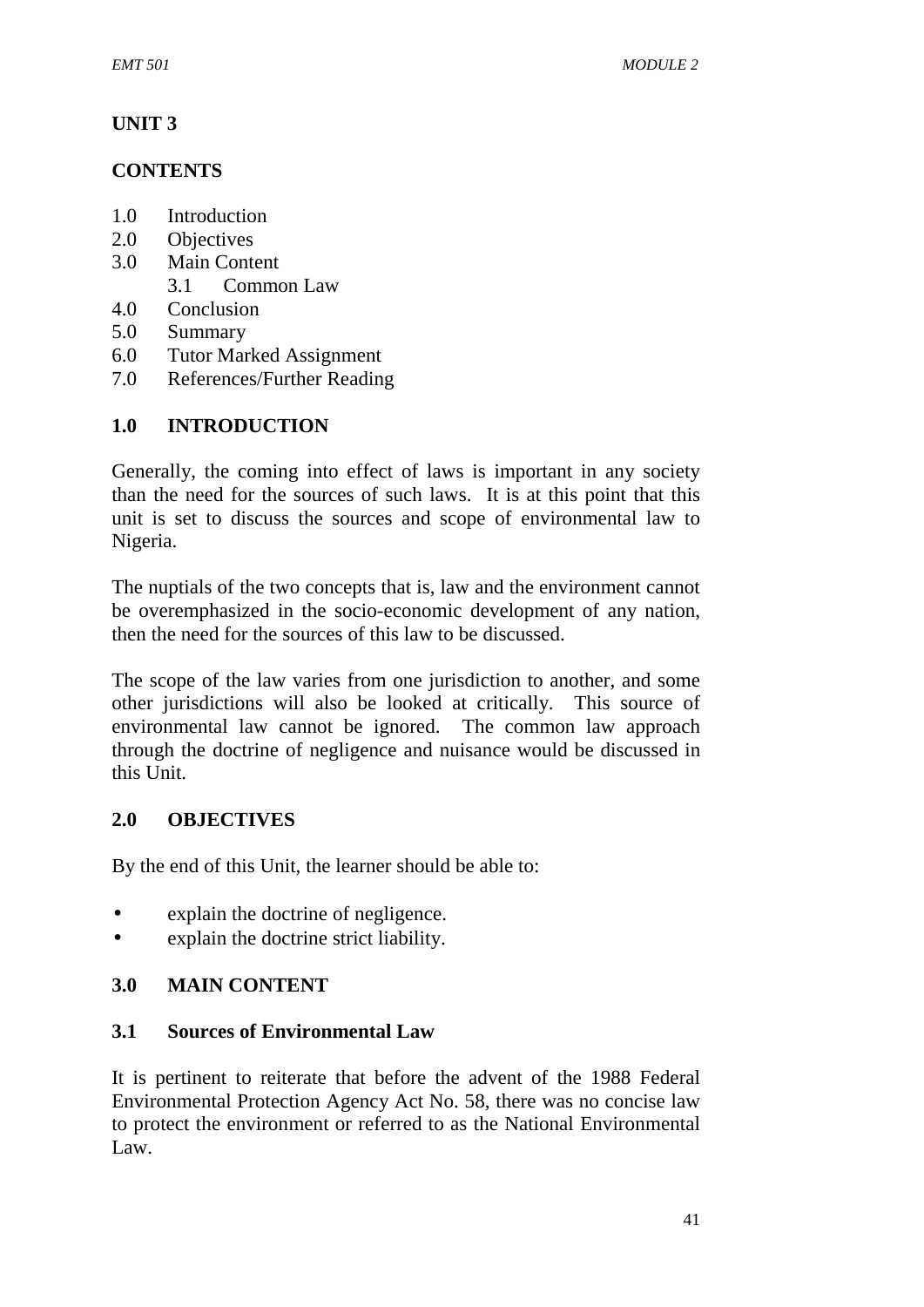# UNIT 3

## CONTENTS

- 1.0 Introduction
- 2.0 Objectives
- 3.0 Main Content
  - 3.1 Common Law
- 4.0 Conclusion
- 5.0 Summary
- 6.0 Tutor Marked Assignment
- 7.0 References/Further Reading

## 1.0 INTRODUCTION

Generally, the coming into effect of laws is important in any society than the need for the sources of such laws. It is at this point that this unit is set to discuss the sources and scope of environmental law to Nigeria.

The nuptials of the two concepts that is, law and the environment cannot be overemphasized in the socio-economic development of any nation, then the need for the sources of this law to be discussed.

The scope of the law varies from one jurisdiction to another, and some other jurisdictions will also be looked at critically. This source of environmental law cannot be ignored. The common law approach through the doctrine of negligence and nuisance would be discussed in this Unit.

## 2.0 OBJECTIVES

By the end of this Unit, the learner should be able to:

- explain the doctrine of negligence.
- explain the doctrine strict liability.

## 3.0 MAIN CONTENT

### 3.1 Sources of Environmental Law

It is pertinent to reiterate that before the advent of the 1988 Federal Environmental Protection Agency Act No. 58, there was no concise law to protect the environment or referred to as the National Environmental Law.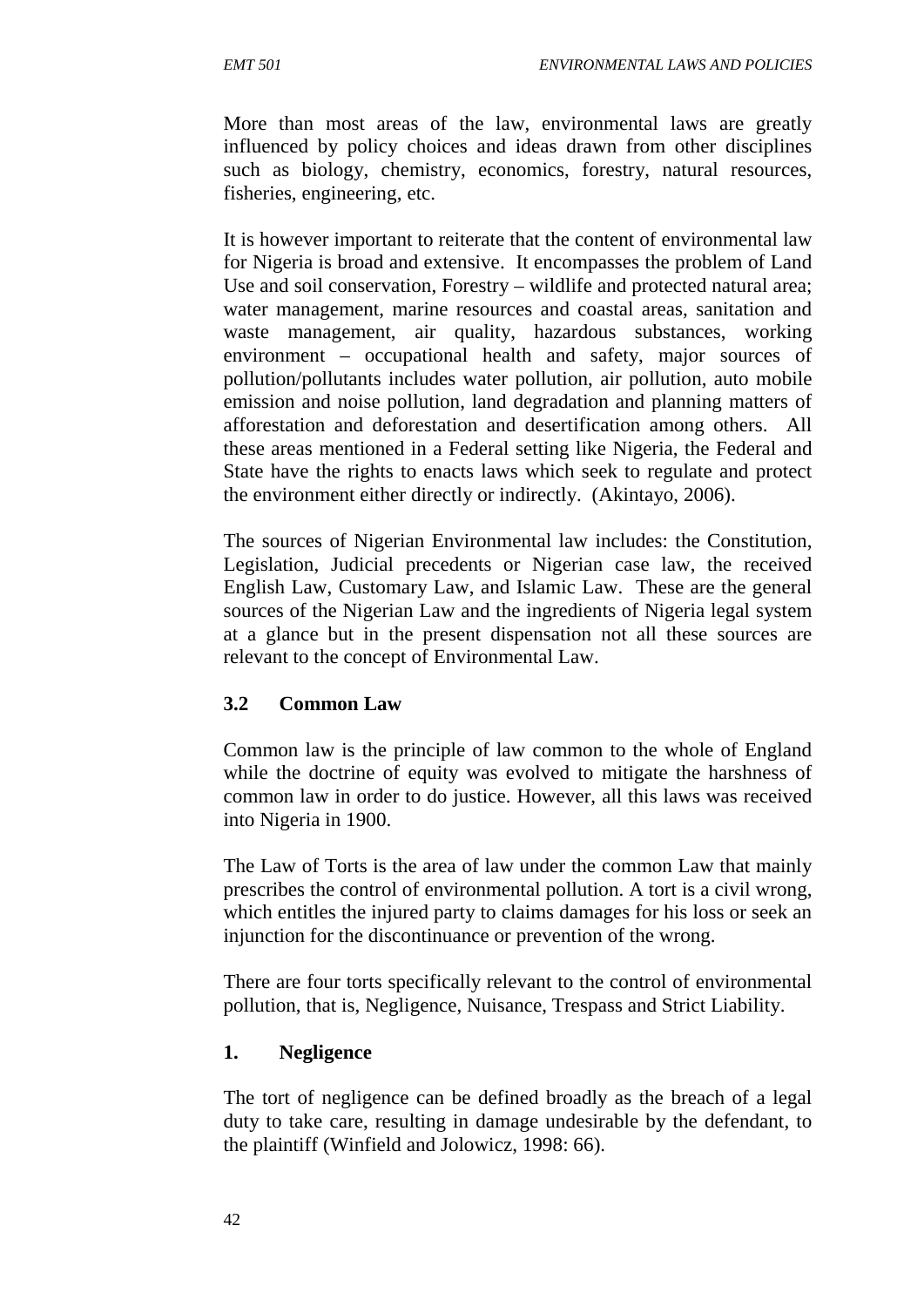More than most areas of the law, environmental laws are greatly influenced by policy choices and ideas drawn from other disciplines such as biology, chemistry, economics, forestry, natural resources, fisheries, engineering, etc.

It is however important to reiterate that the content of environmental law for Nigeria is broad and extensive. It encompasses the problem of Land Use and soil conservation, Forestry – wildlife and protected natural area; water management, marine resources and coastal areas, sanitation and waste management, air quality, hazardous substances, working environment – occupational health and safety, major sources of pollution/pollutants includes water pollution, air pollution, auto mobile emission and noise pollution, land degradation and planning matters of afforestation and deforestation and desertification among others. All these areas mentioned in a Federal setting like Nigeria, the Federal and State have the rights to enacts laws which seek to regulate and protect the environment either directly or indirectly. (Akintayo, 2006).

The sources of Nigerian Environmental law includes: the Constitution, Legislation, Judicial precedents or Nigerian case law, the received English Law, Customary Law, and Islamic Law. These are the general sources of the Nigerian Law and the ingredients of Nigeria legal system at a glance but in the present dispensation not all these sources are relevant to the concept of Environmental Law.

### 3.2 Common Law

Common law is the principle of law common to the whole of England while the doctrine of equity was evolved to mitigate the harshness of common law in order to do justice. However, all this laws was received into Nigeria in 1900.

The Law of Torts is the area of law under the common Law that mainly prescribes the control of environmental pollution. A tort is a civil wrong, which entitles the injured party to claims damages for his loss or seek an injunction for the discontinuance or prevention of the wrong.

There are four torts specifically relevant to the control of environmental pollution, that is, Negligence, Nuisance, Trespass and Strict Liability.

#### 1. Negligence

The tort of negligence can be defined broadly as the breach of a legal duty to take care, resulting in damage undesirable by the defendant, to the plaintiff (Winfield and Jolowicz, 1998: 66).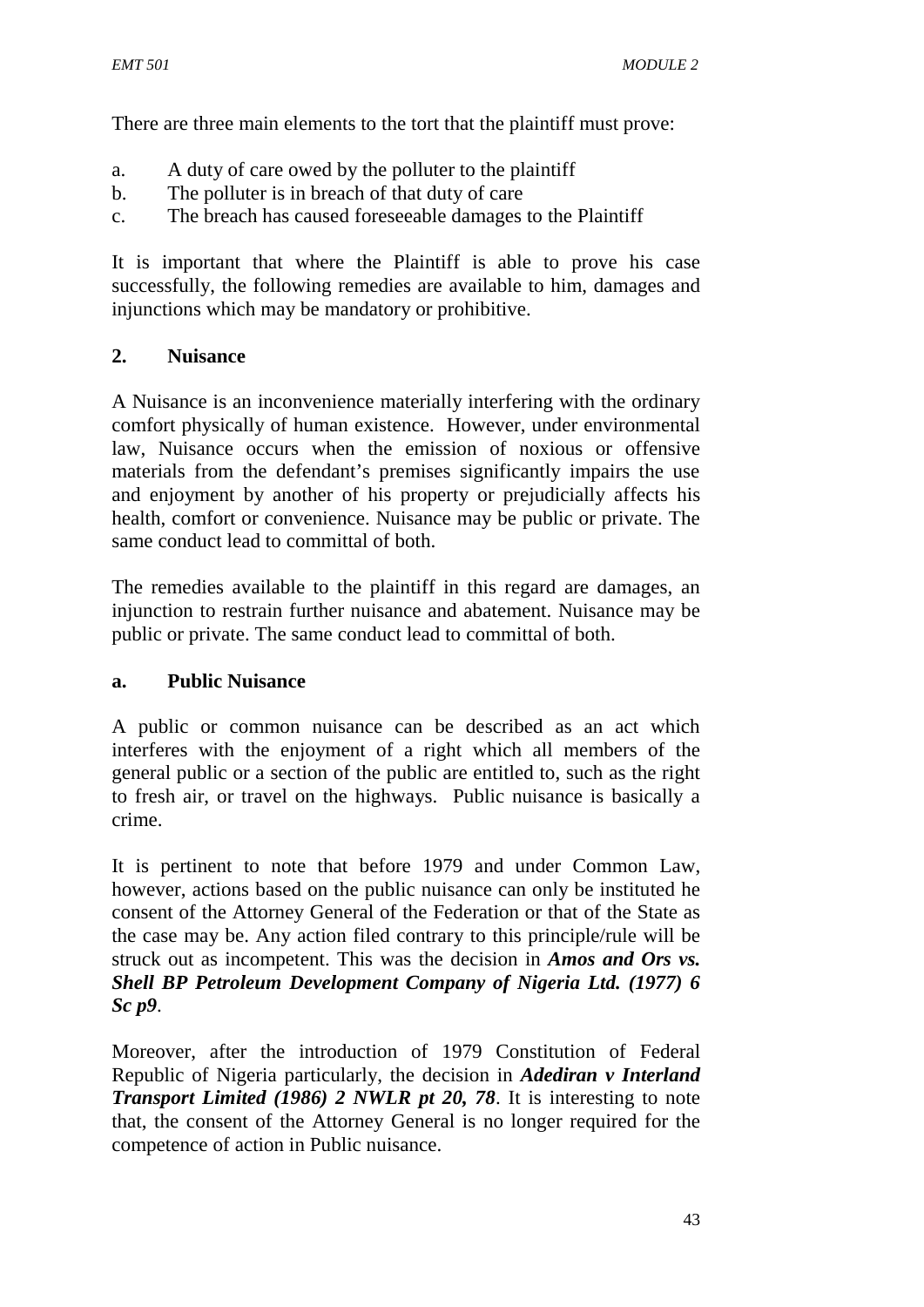There are three main elements to the tort that the plaintiff must prove:

a. A duty of care owed by the polluter to the plaintiff
b. The polluter is in breach of that duty of care
c. The breach has caused foreseeable damages to the Plaintiff

It is important that where the Plaintiff is able to prove his case successfully, the following remedies are available to him, damages and injunctions which may be mandatory or prohibitive.

## 2. Nuisance

A Nuisance is an inconvenience materially interfering with the ordinary comfort physically of human existence. However, under environmental law, Nuisance occurs when the emission of noxious or offensive materials from the defendant's premises significantly impairs the use and enjoyment by another of his property or prejudicially affects his health, comfort or convenience. Nuisance may be public or private. The same conduct lead to committal of both.

The remedies available to the plaintiff in this regard are damages, an injunction to restrain further nuisance and abatement. Nuisance may be public or private. The same conduct lead to committal of both.

### a. Public Nuisance

A public or common nuisance can be described as an act which interferes with the enjoyment of a right which all members of the general public or a section of the public are entitled to, such as the right to fresh air, or travel on the highways. Public nuisance is basically a crime.

It is pertinent to note that before 1979 and under Common Law, however, actions based on the public nuisance can only be instituted he consent of the Attorney General of the Federation or that of the State as the case may be. Any action filed contrary to this principle/rule will be struck out as incompetent. This was the decision in ***Amos and Ors vs. Shell BP Petroleum Development Company of Nigeria Ltd. (1977) 6 Sc p9***.

Moreover, after the introduction of 1979 Constitution of Federal Republic of Nigeria particularly, the decision in ***Adediran v Interland Transport Limited (1986) 2 NWLR pt 20, 78***. It is interesting to note that, the consent of the Attorney General is no longer required for the competence of action in Public nuisance.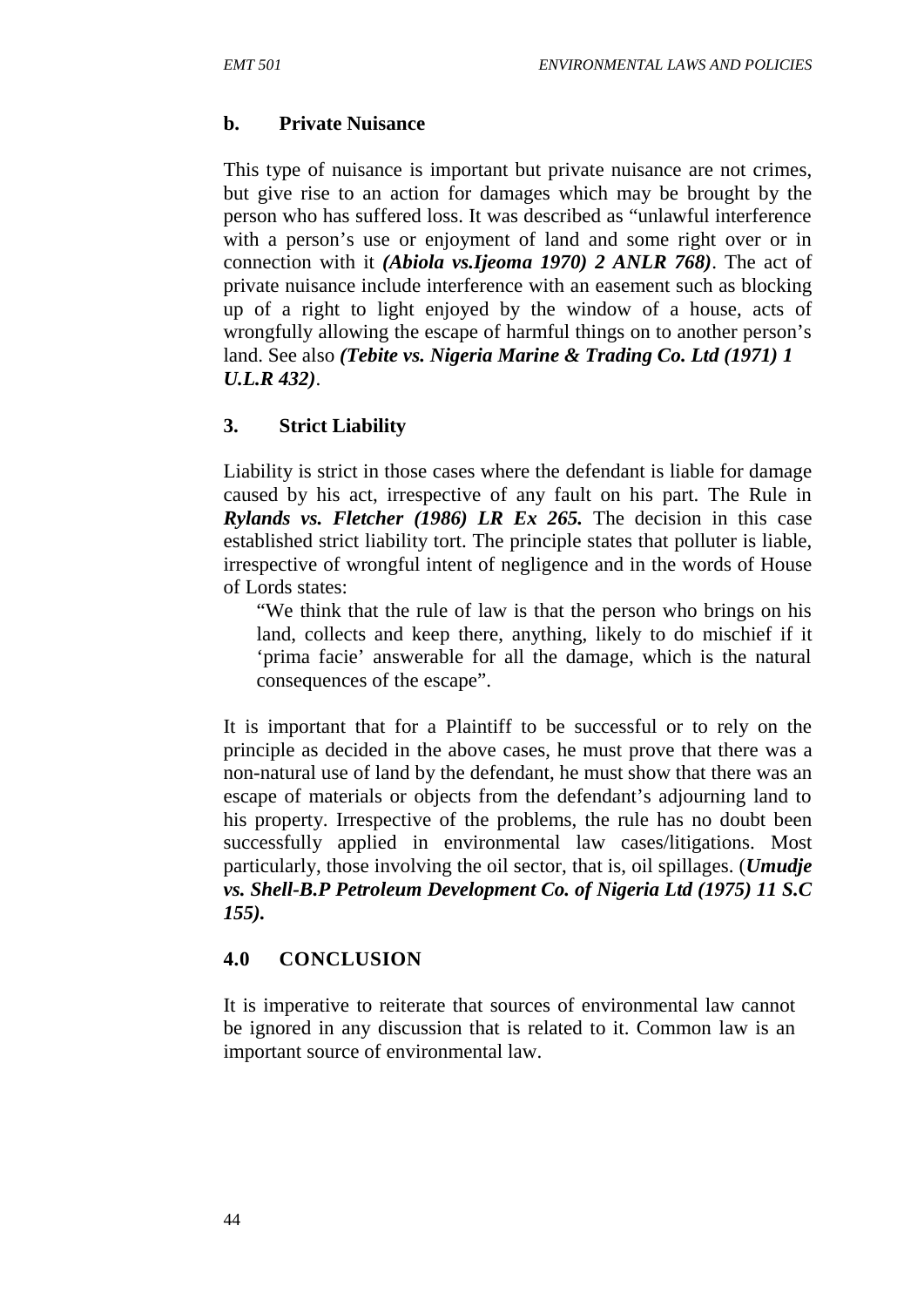**b. Private Nuisance**

This type of nuisance is important but private nuisance are not crimes, but give rise to an action for damages which may be brought by the person who has suffered loss. It was described as "unlawful interference with a person's use or enjoyment of land and some right over or in connection with it ***(Abiola vs.Ijeoma 1970) 2 ANLR 768)***. The act of private nuisance include interference with an easement such as blocking up of a right to light enjoyed by the window of a house, acts of wrongfully allowing the escape of harmful things on to another person's land. See also ***(Tebite vs. Nigeria Marine & Trading Co. Ltd (1971) 1 U.L.R 432)***.

## 3. Strict Liability

Liability is strict in those cases where the defendant is liable for damage caused by his act, irrespective of any fault on his part. The Rule in ***Rylands vs. Fletcher (1986) LR Ex 265.*** The decision in this case established strict liability tort. The principle states that polluter is liable, irrespective of wrongful intent of negligence and in the words of House of Lords states:

> "We think that the rule of law is that the person who brings on his land, collects and keep there, anything, likely to do mischief if it 'prima facie' answerable for all the damage, which is the natural consequences of the escape".

It is important that for a Plaintiff to be successful or to rely on the principle as decided in the above cases, he must prove that there was a non-natural use of land by the defendant, he must show that there was an escape of materials or objects from the defendant's adjourning land to his property. Irrespective of the problems, the rule has no doubt been successfully applied in environmental law cases/litigations. Most particularly, those involving the oil sector, that is, oil spillages. (***Umudje vs. Shell-B.P Petroleum Development Co. of Nigeria Ltd (1975) 11 S.C 155).***

## 4.0 CONCLUSION

It is imperative to reiterate that sources of environmental law cannot be ignored in any discussion that is related to it. Common law is an important source of environmental law.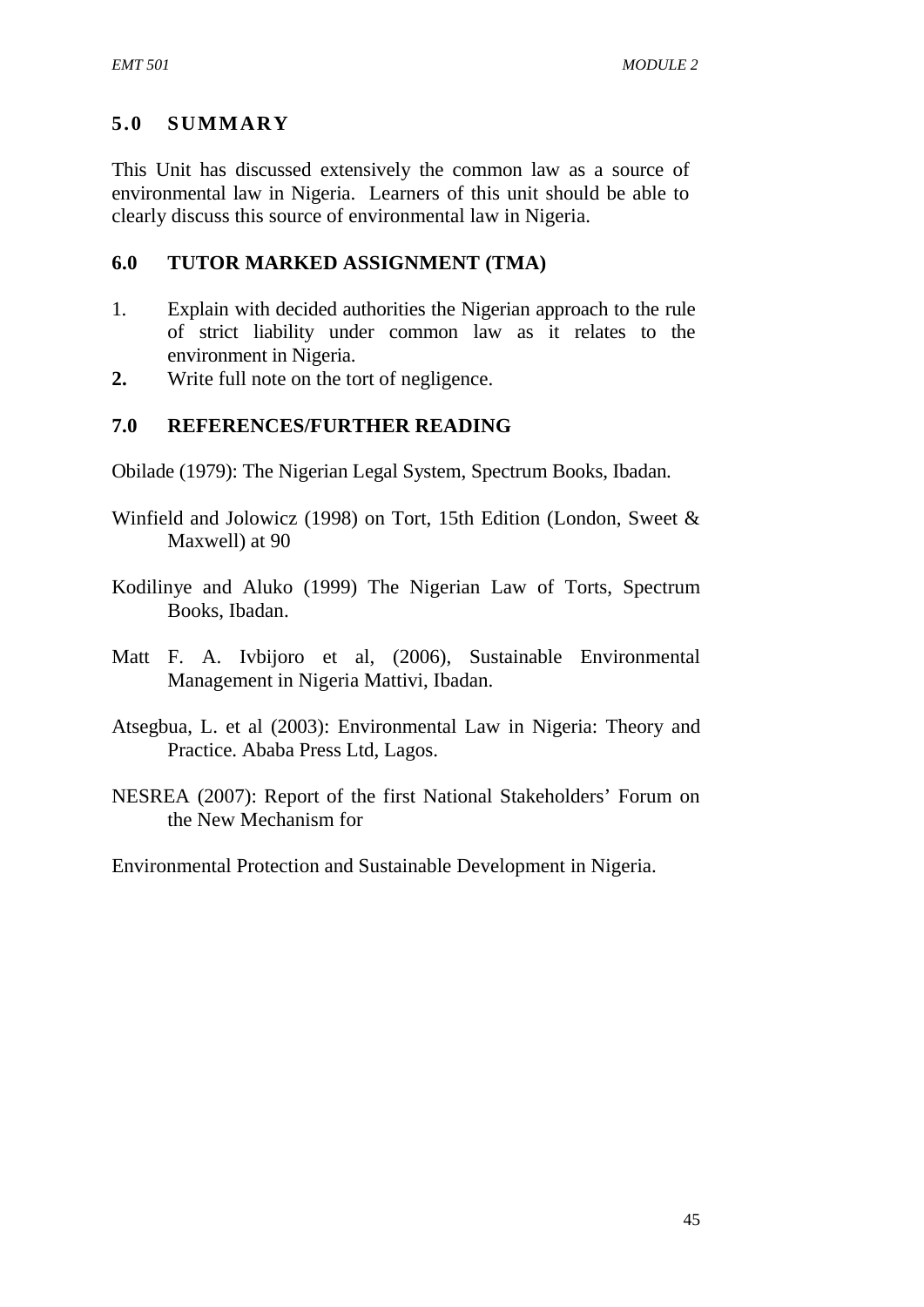## 5.0 SUMMARY

This Unit has discussed extensively the common law as a source of environmental law in Nigeria. Learners of this unit should be able to clearly discuss this source of environmental law in Nigeria.

## 6.0 TUTOR MARKED ASSIGNMENT (TMA)

1. Explain with decided authorities the Nigerian approach to the rule of strict liability under common law as it relates to the environment in Nigeria.
2. Write full note on the tort of negligence.

## 7.0 REFERENCES/FURTHER READING

Obilade (1979): The Nigerian Legal System, Spectrum Books, Ibadan.

Winfield and Jolowicz (1998) on Tort, 15th Edition (London, Sweet & Maxwell) at 90

Kodilinye and Aluko (1999) The Nigerian Law of Torts, Spectrum Books, Ibadan.

Matt F. A. Ivbijoro et al, (2006), Sustainable Environmental Management in Nigeria Mattivi, Ibadan.

Atsegbua, L. et al (2003): Environmental Law in Nigeria: Theory and Practice. Ababa Press Ltd, Lagos.

NESREA (2007): Report of the first National Stakeholders' Forum on the New Mechanism for

Environmental Protection and Sustainable Development in Nigeria.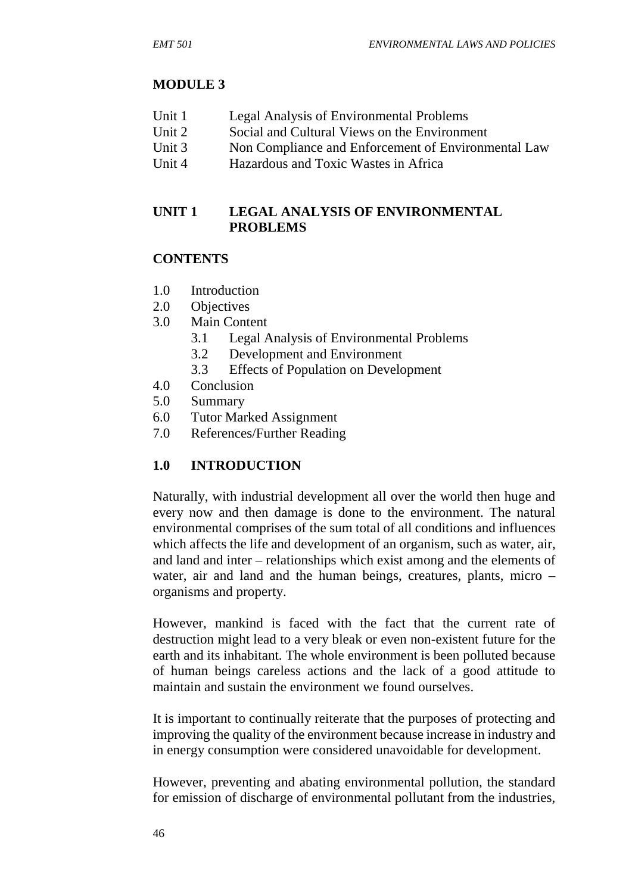## MODULE 3

Unit 1 Legal Analysis of Environmental Problems
Unit 2 Social and Cultural Views on the Environment
Unit 3 Non Compliance and Enforcement of Environmental Law
Unit 4 Hazardous and Toxic Wastes in Africa

## UNIT 1 LEGAL ANALYSIS OF ENVIRONMENTAL PROBLEMS

### CONTENTS

1.0 Introduction
2.0 Objectives
3.0 Main Content
  3.1 Legal Analysis of Environmental Problems
  3.2 Development and Environment
  3.3 Effects of Population on Development
4.0 Conclusion
5.0 Summary
6.0 Tutor Marked Assignment
7.0 References/Further Reading

### 1.0 INTRODUCTION

Naturally, with industrial development all over the world then huge and every now and then damage is done to the environment. The natural environmental comprises of the sum total of all conditions and influences which affects the life and development of an organism, such as water, air, and land and inter – relationships which exist among and the elements of water, air and land and the human beings, creatures, plants, micro – organisms and property.

However, mankind is faced with the fact that the current rate of destruction might lead to a very bleak or even non-existent future for the earth and its inhabitant. The whole environment is been polluted because of human beings careless actions and the lack of a good attitude to maintain and sustain the environment we found ourselves.

It is important to continually reiterate that the purposes of protecting and improving the quality of the environment because increase in industry and in energy consumption were considered unavoidable for development.

However, preventing and abating environmental pollution, the standard for emission of discharge of environmental pollutant from the industries,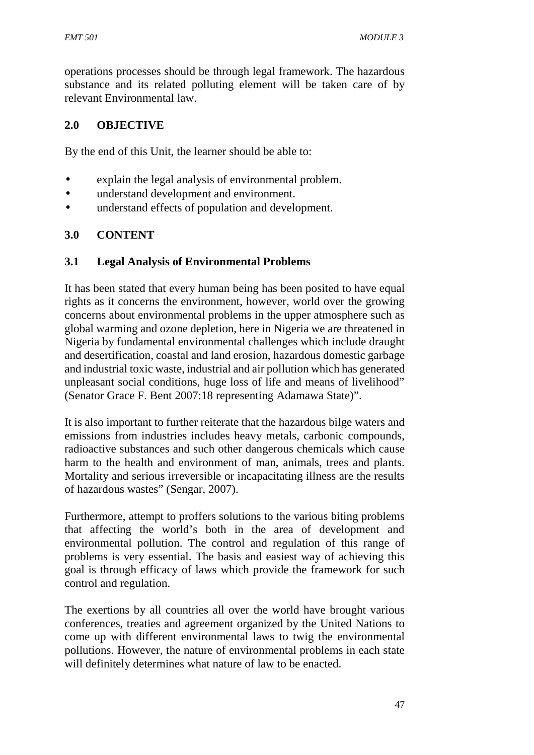operations processes should be through legal framework. The hazardous substance and its related polluting element will be taken care of by relevant Environmental law.

## 2.0 OBJECTIVE

By the end of this Unit, the learner should be able to:

- explain the legal analysis of environmental problem.
- understand development and environment.
- understand effects of population and development.

## 3.0 CONTENT

### 3.1 Legal Analysis of Environmental Problems

It has been stated that every human being has been posited to have equal rights as it concerns the environment, however, world over the growing concerns about environmental problems in the upper atmosphere such as global warming and ozone depletion, here in Nigeria we are threatened in Nigeria by fundamental environmental challenges which include draught and desertification, coastal and land erosion, hazardous domestic garbage and industrial toxic waste, industrial and air pollution which has generated unpleasant social conditions, huge loss of life and means of livelihood" (Senator Grace F. Bent 2007:18 representing Adamawa State)".

It is also important to further reiterate that the hazardous bilge waters and emissions from industries includes heavy metals, carbonic compounds, radioactive substances and such other dangerous chemicals which cause harm to the health and environment of man, animals, trees and plants. Mortality and serious irreversible or incapacitating illness are the results of hazardous wastes" (Sengar, 2007).

Furthermore, attempt to proffers solutions to the various biting problems that affecting the world's both in the area of development and environmental pollution. The control and regulation of this range of problems is very essential. The basis and easiest way of achieving this goal is through efficacy of laws which provide the framework for such control and regulation.

The exertions by all countries all over the world have brought various conferences, treaties and agreement organized by the United Nations to come up with different environmental laws to twig the environmental pollutions. However, the nature of environmental problems in each state will definitely determines what nature of law to be enacted.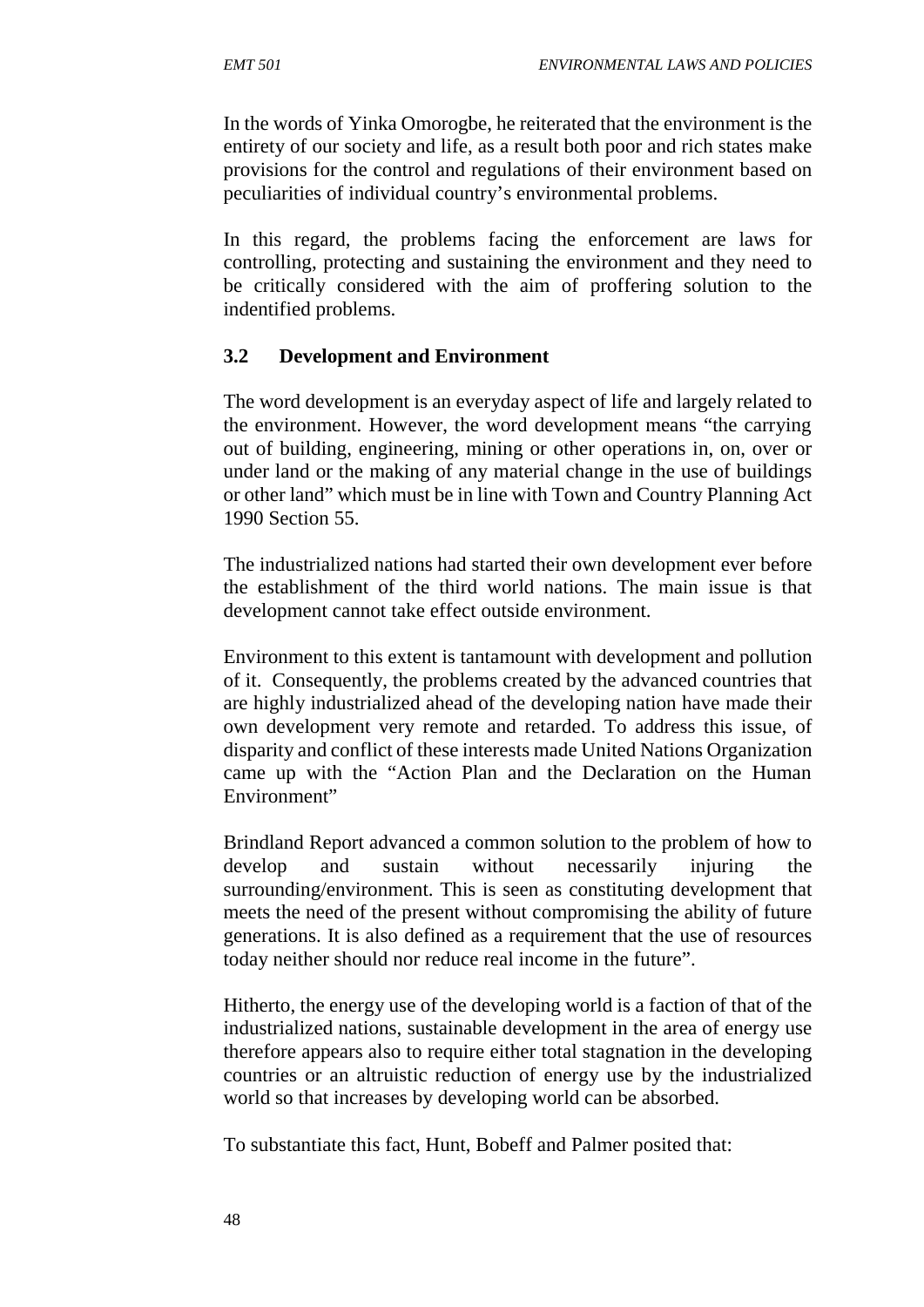In the words of Yinka Omorogbe, he reiterated that the environment is the entirety of our society and life, as a result both poor and rich states make provisions for the control and regulations of their environment based on peculiarities of individual country's environmental problems.

In this regard, the problems facing the enforcement are laws for controlling, protecting and sustaining the environment and they need to be critically considered with the aim of proffering solution to the indentified problems.

### 3.2 Development and Environment

The word development is an everyday aspect of life and largely related to the environment. However, the word development means "the carrying out of building, engineering, mining or other operations in, on, over or under land or the making of any material change in the use of buildings or other land" which must be in line with Town and Country Planning Act 1990 Section 55.

The industrialized nations had started their own development ever before the establishment of the third world nations. The main issue is that development cannot take effect outside environment.

Environment to this extent is tantamount with development and pollution of it. Consequently, the problems created by the advanced countries that are highly industrialized ahead of the developing nation have made their own development very remote and retarded. To address this issue, of disparity and conflict of these interests made United Nations Organization came up with the "Action Plan and the Declaration on the Human Environment"

Brindland Report advanced a common solution to the problem of how to develop and sustain without necessarily injuring the surrounding/environment. This is seen as constituting development that meets the need of the present without compromising the ability of future generations. It is also defined as a requirement that the use of resources today neither should nor reduce real income in the future".

Hitherto, the energy use of the developing world is a faction of that of the industrialized nations, sustainable development in the area of energy use therefore appears also to require either total stagnation in the developing countries or an altruistic reduction of energy use by the industrialized world so that increases by developing world can be absorbed.

To substantiate this fact, Hunt, Bobeff and Palmer posited that: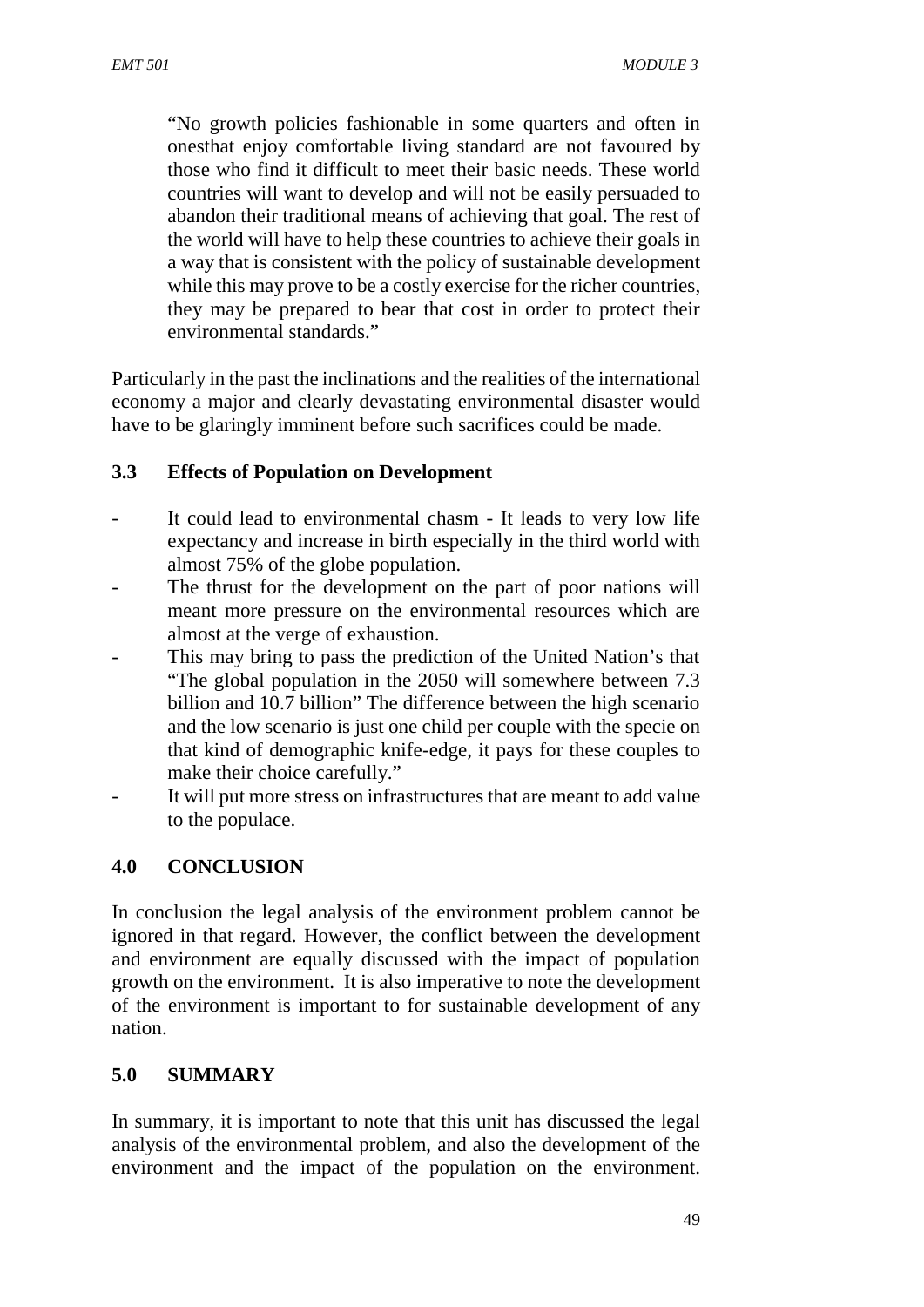> "No growth policies fashionable in some quarters and often in onesthat enjoy comfortable living standard are not favoured by those who find it difficult to meet their basic needs. These world countries will want to develop and will not be easily persuaded to abandon their traditional means of achieving that goal. The rest of the world will have to help these countries to achieve their goals in a way that is consistent with the policy of sustainable development while this may prove to be a costly exercise for the richer countries, they may be prepared to bear that cost in order to protect their environmental standards."

Particularly in the past the inclinations and the realities of the international economy a major and clearly devastating environmental disaster would have to be glaringly imminent before such sacrifices could be made.

### 3.3 Effects of Population on Development

- It could lead to environmental chasm - It leads to very low life expectancy and increase in birth especially in the third world with almost 75% of the globe population.
- The thrust for the development on the part of poor nations will meant more pressure on the environmental resources which are almost at the verge of exhaustion.
- This may bring to pass the prediction of the United Nation's that "The global population in the 2050 will somewhere between 7.3 billion and 10.7 billion" The difference between the high scenario and the low scenario is just one child per couple with the specie on that kind of demographic knife-edge, it pays for these couples to make their choice carefully."
- It will put more stress on infrastructures that are meant to add value to the populace.

## 4.0 CONCLUSION

In conclusion the legal analysis of the environment problem cannot be ignored in that regard. However, the conflict between the development and environment are equally discussed with the impact of population growth on the environment. It is also imperative to note the development of the environment is important to for sustainable development of any nation.

## 5.0 SUMMARY

In summary, it is important to note that this unit has discussed the legal analysis of the environmental problem, and also the development of the environment and the impact of the population on the environment.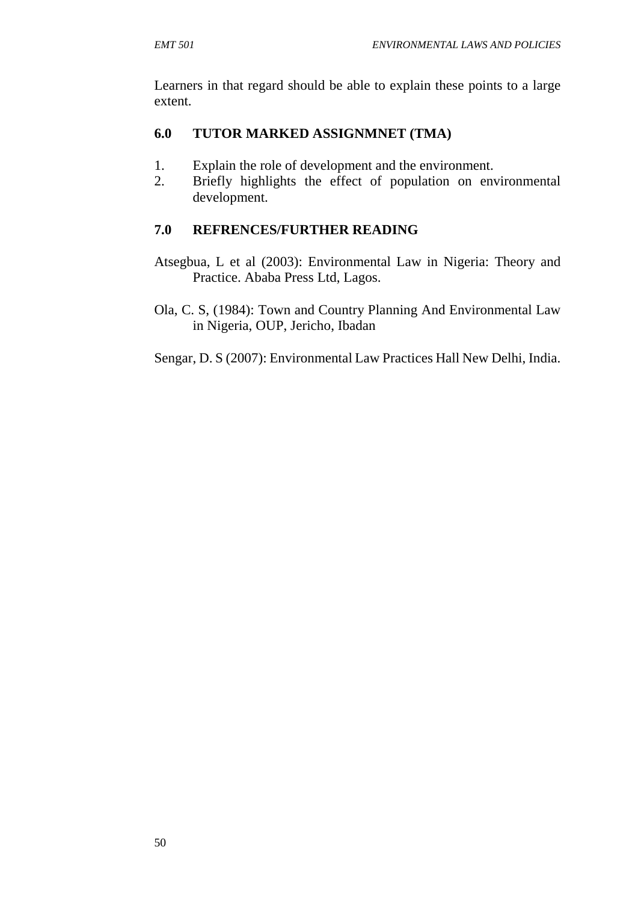Learners in that regard should be able to explain these points to a large extent.

## 6.0 TUTOR MARKED ASSIGNMNET (TMA)

1. Explain the role of development and the environment.
2. Briefly highlights the effect of population on environmental development.

## 7.0 REFRENCES/FURTHER READING

Atsegbua, L et al (2003): Environmental Law in Nigeria: Theory and Practice. Ababa Press Ltd, Lagos.

Ola, C. S, (1984): Town and Country Planning And Environmental Law in Nigeria, OUP, Jericho, Ibadan

Sengar, D. S (2007): Environmental Law Practices Hall New Delhi, India.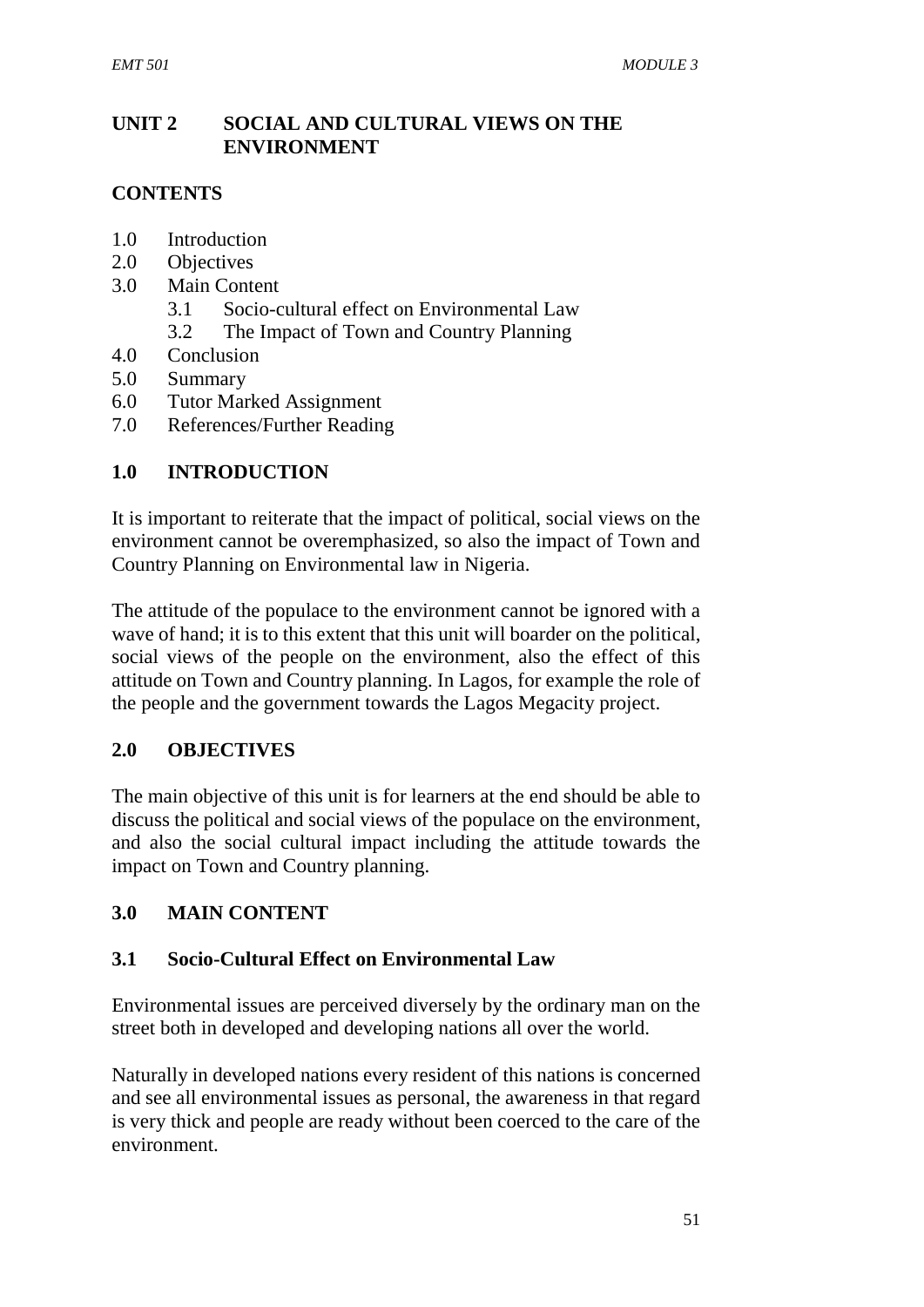## UNIT 2 SOCIAL AND CULTURAL VIEWS ON THE ENVIRONMENT

### CONTENTS

1.0 Introduction
2.0 Objectives
3.0 Main Content
 3.1 Socio-cultural effect on Environmental Law
 3.2 The Impact of Town and Country Planning
4.0 Conclusion
5.0 Summary
6.0 Tutor Marked Assignment
7.0 References/Further Reading

### 1.0 INTRODUCTION

It is important to reiterate that the impact of political, social views on the environment cannot be overemphasized, so also the impact of Town and Country Planning on Environmental law in Nigeria.

The attitude of the populace to the environment cannot be ignored with a wave of hand; it is to this extent that this unit will boarder on the political, social views of the people on the environment, also the effect of this attitude on Town and Country planning. In Lagos, for example the role of the people and the government towards the Lagos Megacity project.

### 2.0 OBJECTIVES

The main objective of this unit is for learners at the end should be able to discuss the political and social views of the populace on the environment, and also the social cultural impact including the attitude towards the impact on Town and Country planning.

### 3.0 MAIN CONTENT

#### 3.1 Socio-Cultural Effect on Environmental Law

Environmental issues are perceived diversely by the ordinary man on the street both in developed and developing nations all over the world.

Naturally in developed nations every resident of this nations is concerned and see all environmental issues as personal, the awareness in that regard is very thick and people are ready without been coerced to the care of the environment.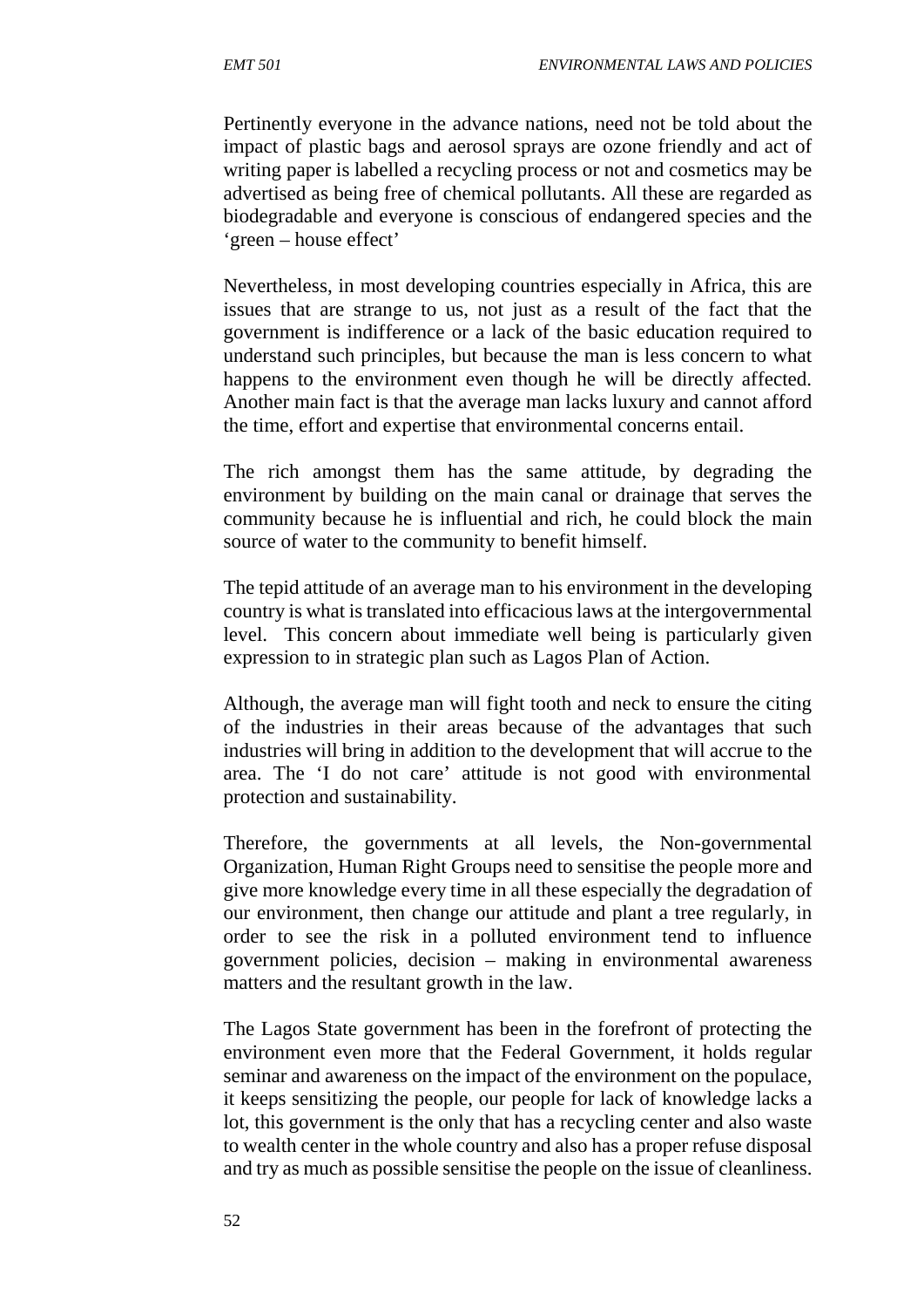Pertinently everyone in the advance nations, need not be told about the impact of plastic bags and aerosol sprays are ozone friendly and act of writing paper is labelled a recycling process or not and cosmetics may be advertised as being free of chemical pollutants. All these are regarded as biodegradable and everyone is conscious of endangered species and the 'green – house effect'

Nevertheless, in most developing countries especially in Africa, this are issues that are strange to us, not just as a result of the fact that the government is indifference or a lack of the basic education required to understand such principles, but because the man is less concern to what happens to the environment even though he will be directly affected. Another main fact is that the average man lacks luxury and cannot afford the time, effort and expertise that environmental concerns entail.

The rich amongst them has the same attitude, by degrading the environment by building on the main canal or drainage that serves the community because he is influential and rich, he could block the main source of water to the community to benefit himself.

The tepid attitude of an average man to his environment in the developing country is what is translated into efficacious laws at the intergovernmental level. This concern about immediate well being is particularly given expression to in strategic plan such as Lagos Plan of Action.

Although, the average man will fight tooth and neck to ensure the citing of the industries in their areas because of the advantages that such industries will bring in addition to the development that will accrue to the area. The 'I do not care' attitude is not good with environmental protection and sustainability.

Therefore, the governments at all levels, the Non-governmental Organization, Human Right Groups need to sensitise the people more and give more knowledge every time in all these especially the degradation of our environment, then change our attitude and plant a tree regularly, in order to see the risk in a polluted environment tend to influence government policies, decision – making in environmental awareness matters and the resultant growth in the law.

The Lagos State government has been in the forefront of protecting the environment even more that the Federal Government, it holds regular seminar and awareness on the impact of the environment on the populace, it keeps sensitizing the people, our people for lack of knowledge lacks a lot, this government is the only that has a recycling center and also waste to wealth center in the whole country and also has a proper refuse disposal and try as much as possible sensitise the people on the issue of cleanliness.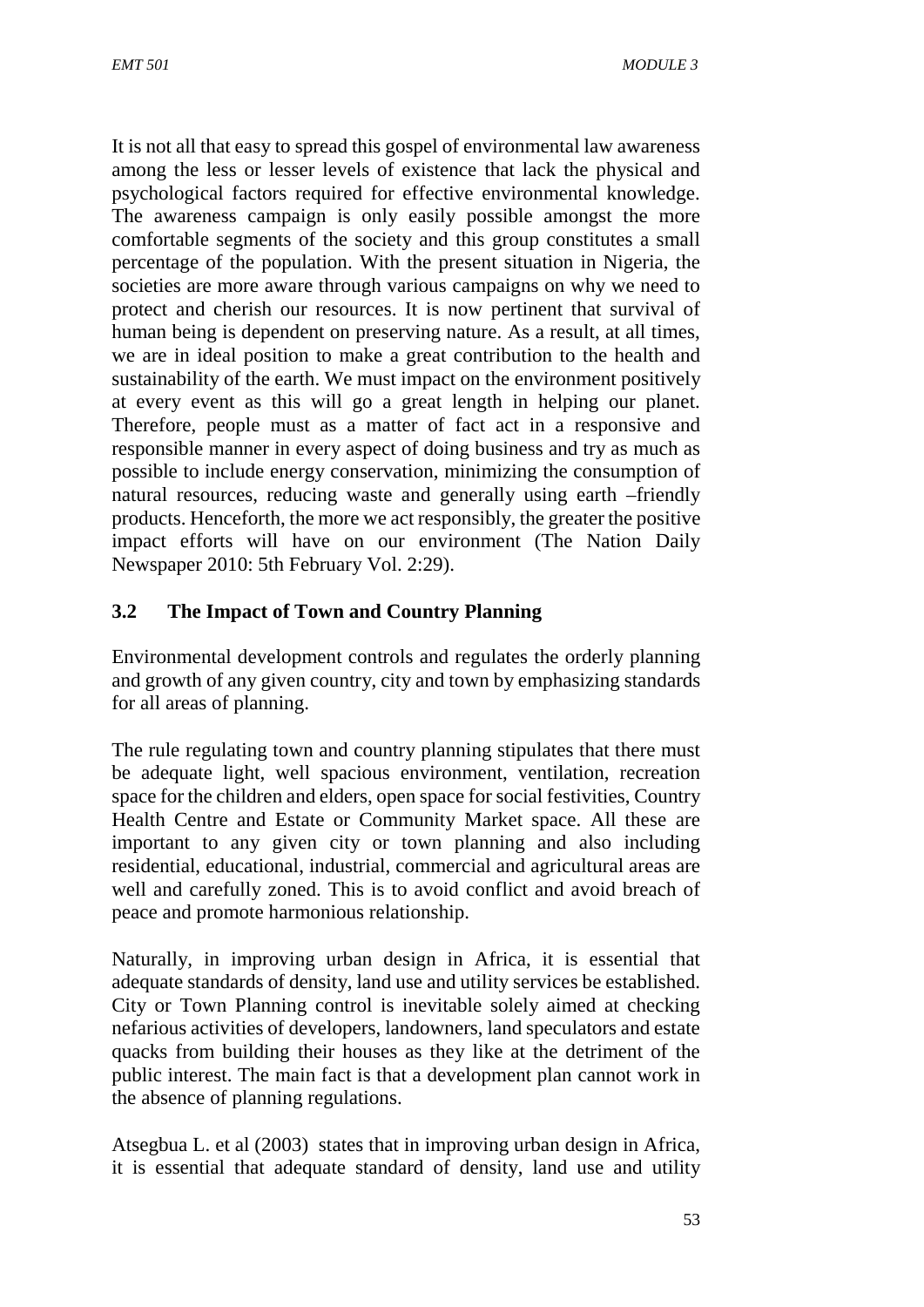It is not all that easy to spread this gospel of environmental law awareness among the less or lesser levels of existence that lack the physical and psychological factors required for effective environmental knowledge. The awareness campaign is only easily possible amongst the more comfortable segments of the society and this group constitutes a small percentage of the population. With the present situation in Nigeria, the societies are more aware through various campaigns on why we need to protect and cherish our resources. It is now pertinent that survival of human being is dependent on preserving nature. As a result, at all times, we are in ideal position to make a great contribution to the health and sustainability of the earth. We must impact on the environment positively at every event as this will go a great length in helping our planet. Therefore, people must as a matter of fact act in a responsive and responsible manner in every aspect of doing business and try as much as possible to include energy conservation, minimizing the consumption of natural resources, reducing waste and generally using earth –friendly products. Henceforth, the more we act responsibly, the greater the positive impact efforts will have on our environment (The Nation Daily Newspaper 2010: 5th February Vol. 2:29).

## 3.2 The Impact of Town and Country Planning

Environmental development controls and regulates the orderly planning and growth of any given country, city and town by emphasizing standards for all areas of planning.

The rule regulating town and country planning stipulates that there must be adequate light, well spacious environment, ventilation, recreation space for the children and elders, open space for social festivities, Country Health Centre and Estate or Community Market space. All these are important to any given city or town planning and also including residential, educational, industrial, commercial and agricultural areas are well and carefully zoned. This is to avoid conflict and avoid breach of peace and promote harmonious relationship.

Naturally, in improving urban design in Africa, it is essential that adequate standards of density, land use and utility services be established. City or Town Planning control is inevitable solely aimed at checking nefarious activities of developers, landowners, land speculators and estate quacks from building their houses as they like at the detriment of the public interest. The main fact is that a development plan cannot work in the absence of planning regulations.

Atsegbua L. et al (2003) states that in improving urban design in Africa, it is essential that adequate standard of density, land use and utility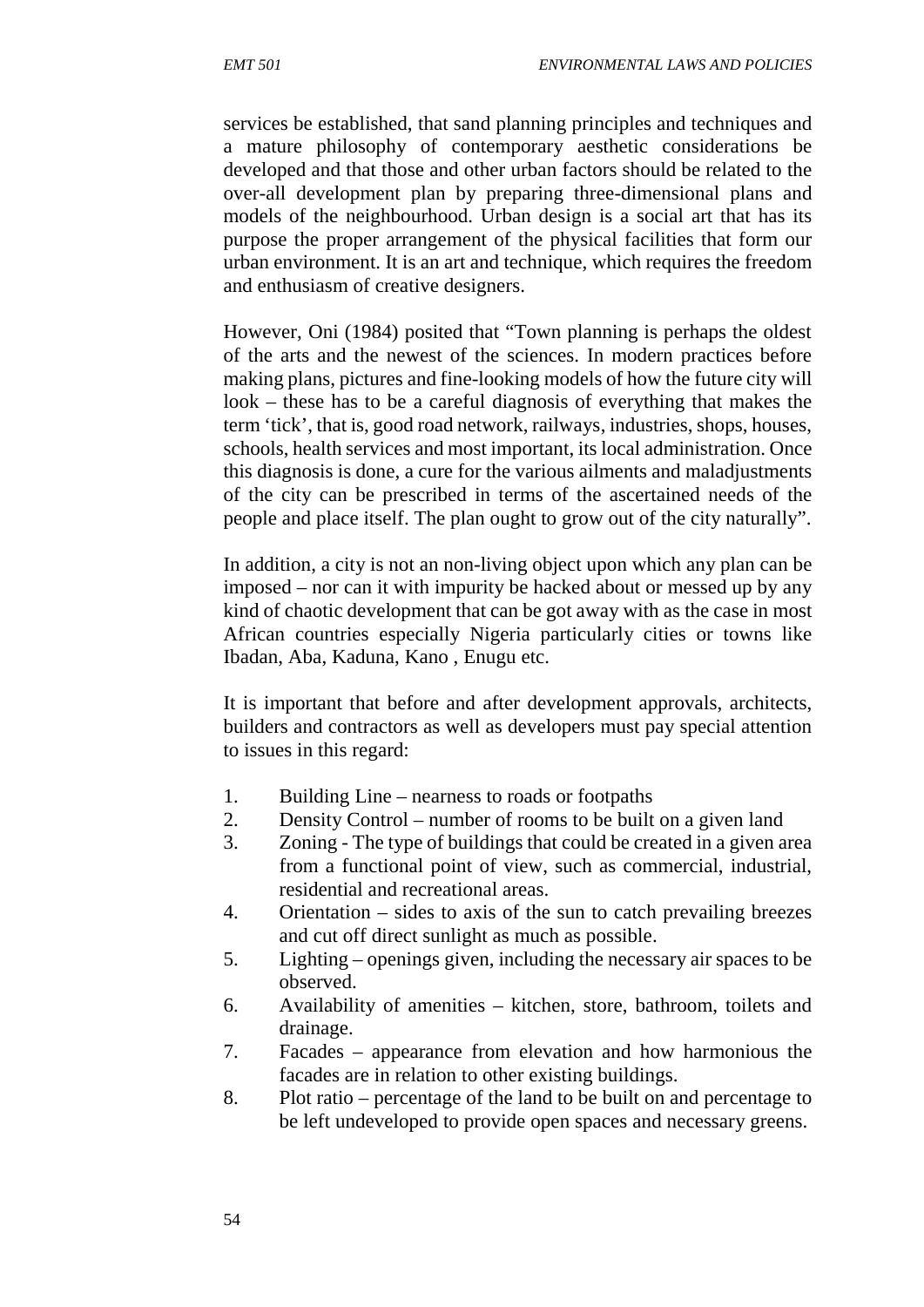services be established, that sand planning principles and techniques and a mature philosophy of contemporary aesthetic considerations be developed and that those and other urban factors should be related to the over-all development plan by preparing three-dimensional plans and models of the neighbourhood. Urban design is a social art that has its purpose the proper arrangement of the physical facilities that form our urban environment. It is an art and technique, which requires the freedom and enthusiasm of creative designers.

However, Oni (1984) posited that "Town planning is perhaps the oldest of the arts and the newest of the sciences. In modern practices before making plans, pictures and fine-looking models of how the future city will look – these has to be a careful diagnosis of everything that makes the term 'tick', that is, good road network, railways, industries, shops, houses, schools, health services and most important, its local administration. Once this diagnosis is done, a cure for the various ailments and maladjustments of the city can be prescribed in terms of the ascertained needs of the people and place itself. The plan ought to grow out of the city naturally".

In addition, a city is not an non-living object upon which any plan can be imposed – nor can it with impurity be hacked about or messed up by any kind of chaotic development that can be got away with as the case in most African countries especially Nigeria particularly cities or towns like Ibadan, Aba, Kaduna, Kano , Enugu etc.

It is important that before and after development approvals, architects, builders and contractors as well as developers must pay special attention to issues in this regard:

1. Building Line – nearness to roads or footpaths
2. Density Control – number of rooms to be built on a given land
3. Zoning - The type of buildings that could be created in a given area from a functional point of view, such as commercial, industrial, residential and recreational areas.
4. Orientation – sides to axis of the sun to catch prevailing breezes and cut off direct sunlight as much as possible.
5. Lighting – openings given, including the necessary air spaces to be observed.
6. Availability of amenities – kitchen, store, bathroom, toilets and drainage.
7. Facades – appearance from elevation and how harmonious the facades are in relation to other existing buildings.
8. Plot ratio – percentage of the land to be built on and percentage to be left undeveloped to provide open spaces and necessary greens.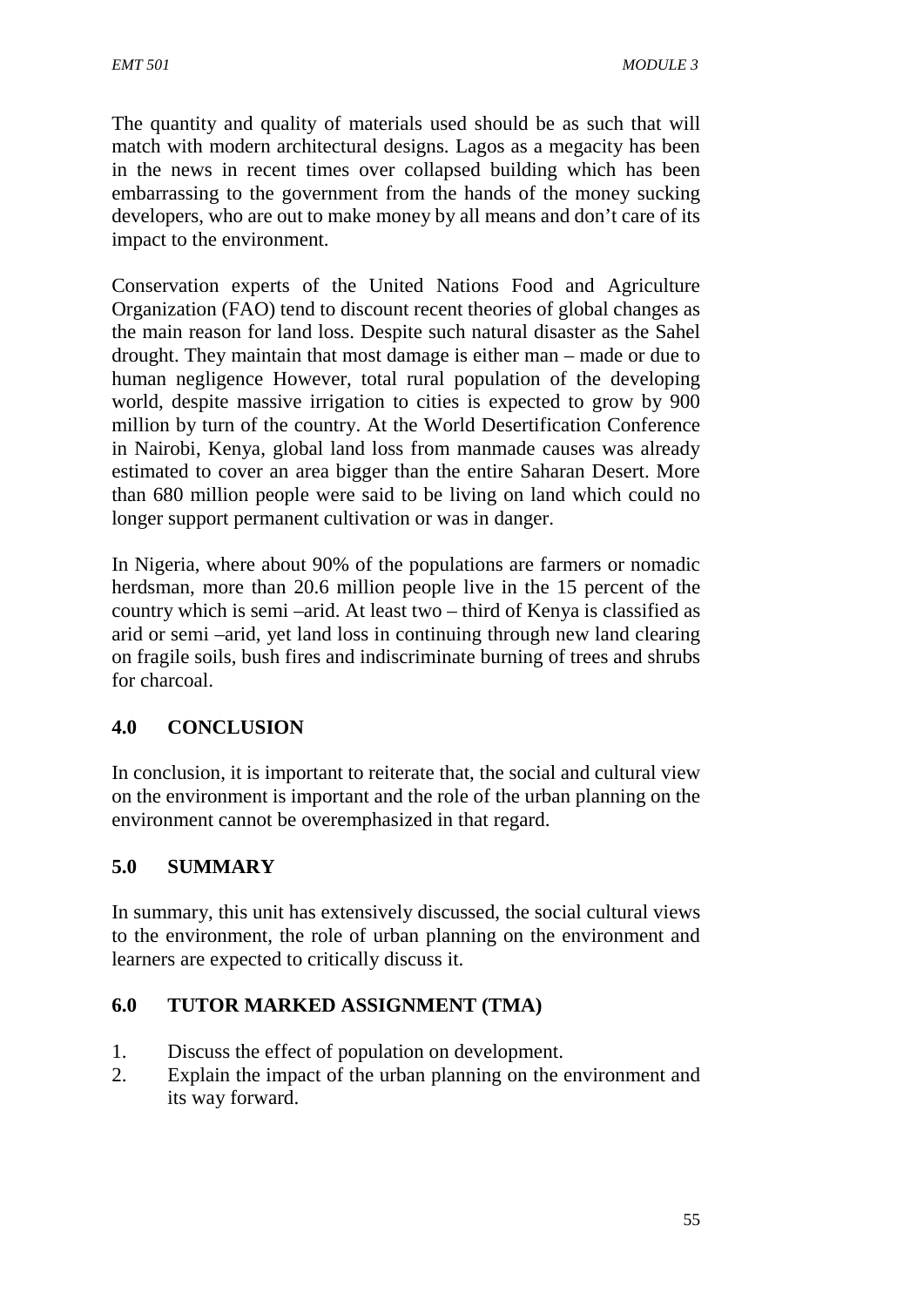The quantity and quality of materials used should be as such that will match with modern architectural designs. Lagos as a megacity has been in the news in recent times over collapsed building which has been embarrassing to the government from the hands of the money sucking developers, who are out to make money by all means and don't care of its impact to the environment.

Conservation experts of the United Nations Food and Agriculture Organization (FAO) tend to discount recent theories of global changes as the main reason for land loss. Despite such natural disaster as the Sahel drought. They maintain that most damage is either man – made or due to human negligence However, total rural population of the developing world, despite massive irrigation to cities is expected to grow by 900 million by turn of the country. At the World Desertification Conference in Nairobi, Kenya, global land loss from manmade causes was already estimated to cover an area bigger than the entire Saharan Desert. More than 680 million people were said to be living on land which could no longer support permanent cultivation or was in danger.

In Nigeria, where about 90% of the populations are farmers or nomadic herdsman, more than 20.6 million people live in the 15 percent of the country which is semi –arid. At least two – third of Kenya is classified as arid or semi –arid, yet land loss in continuing through new land clearing on fragile soils, bush fires and indiscriminate burning of trees and shrubs for charcoal.

## 4.0 CONCLUSION

In conclusion, it is important to reiterate that, the social and cultural view on the environment is important and the role of the urban planning on the environment cannot be overemphasized in that regard.

## 5.0 SUMMARY

In summary, this unit has extensively discussed, the social cultural views to the environment, the role of urban planning on the environment and learners are expected to critically discuss it.

## 6.0 TUTOR MARKED ASSIGNMENT (TMA)

1. Discuss the effect of population on development.
2. Explain the impact of the urban planning on the environment and its way forward.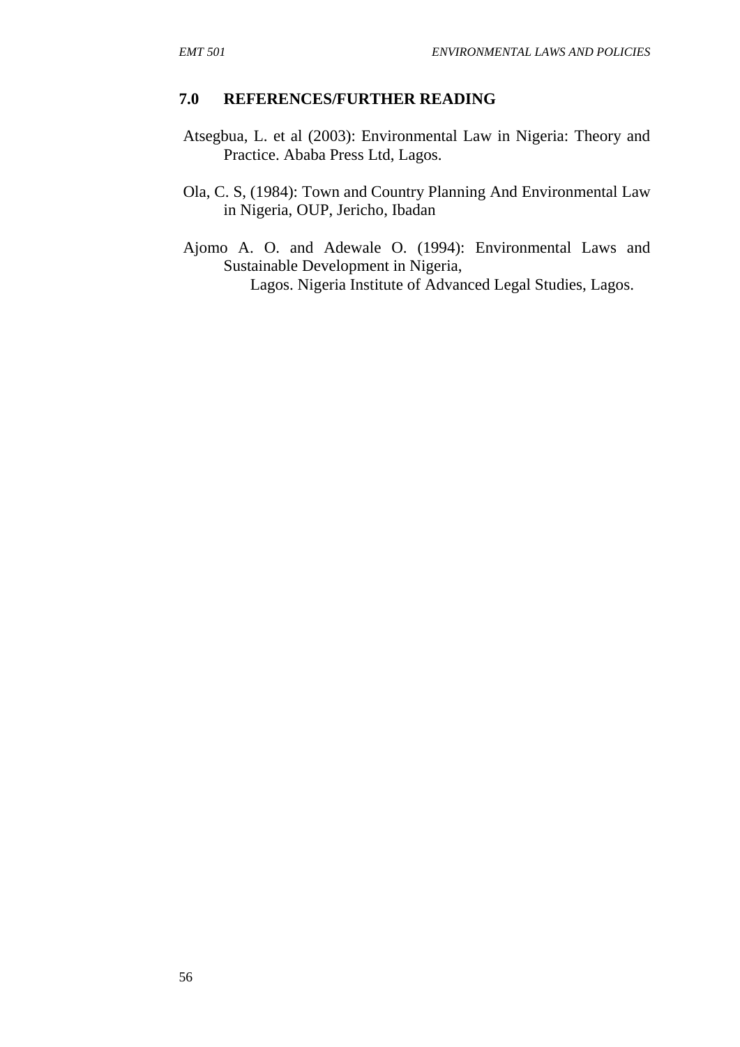## 7.0 REFERENCES/FURTHER READING

Atsegbua, L. et al (2003): Environmental Law in Nigeria: Theory and Practice. Ababa Press Ltd, Lagos.

Ola, C. S, (1984): Town and Country Planning And Environmental Law in Nigeria, OUP, Jericho, Ibadan

Ajomo A. O. and Adewale O. (1994): Environmental Laws and Sustainable Development in Nigeria,
Lagos. Nigeria Institute of Advanced Legal Studies, Lagos.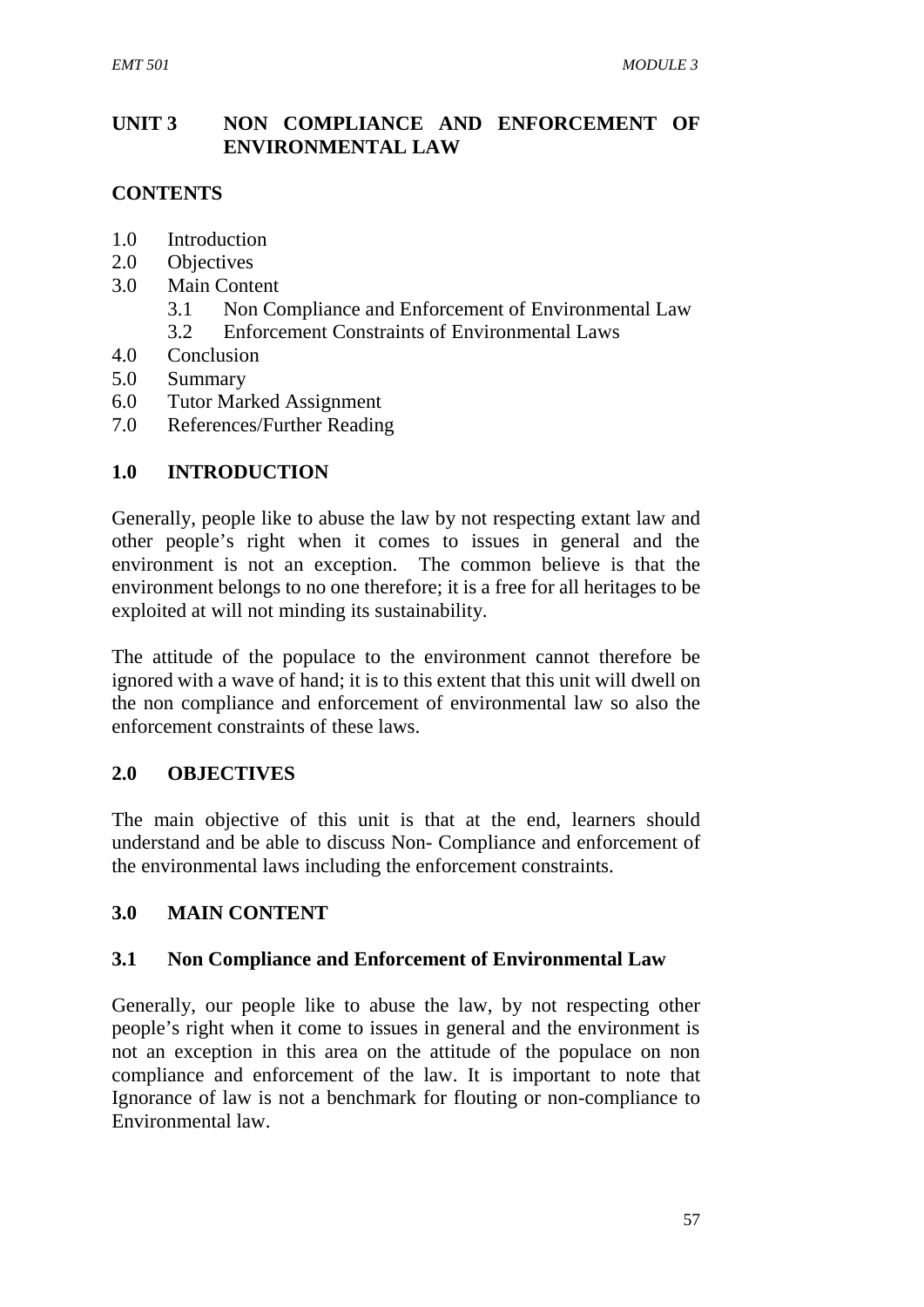## UNIT 3 NON COMPLIANCE AND ENFORCEMENT OF ENVIRONMENTAL LAW

### CONTENTS

1.0 Introduction
2.0 Objectives
3.0 Main Content
    3.1 Non Compliance and Enforcement of Environmental Law
    3.2 Enforcement Constraints of Environmental Laws
4.0 Conclusion
5.0 Summary
6.0 Tutor Marked Assignment
7.0 References/Further Reading

### 1.0 INTRODUCTION

Generally, people like to abuse the law by not respecting extant law and other people's right when it comes to issues in general and the environment is not an exception. The common believe is that the environment belongs to no one therefore; it is a free for all heritages to be exploited at will not minding its sustainability.

The attitude of the populace to the environment cannot therefore be ignored with a wave of hand; it is to this extent that this unit will dwell on the non compliance and enforcement of environmental law so also the enforcement constraints of these laws.

### 2.0 OBJECTIVES

The main objective of this unit is that at the end, learners should understand and be able to discuss Non- Compliance and enforcement of the environmental laws including the enforcement constraints.

### 3.0 MAIN CONTENT

#### 3.1 Non Compliance and Enforcement of Environmental Law

Generally, our people like to abuse the law, by not respecting other people's right when it come to issues in general and the environment is not an exception in this area on the attitude of the populace on non compliance and enforcement of the law. It is important to note that Ignorance of law is not a benchmark for flouting or non-compliance to Environmental law.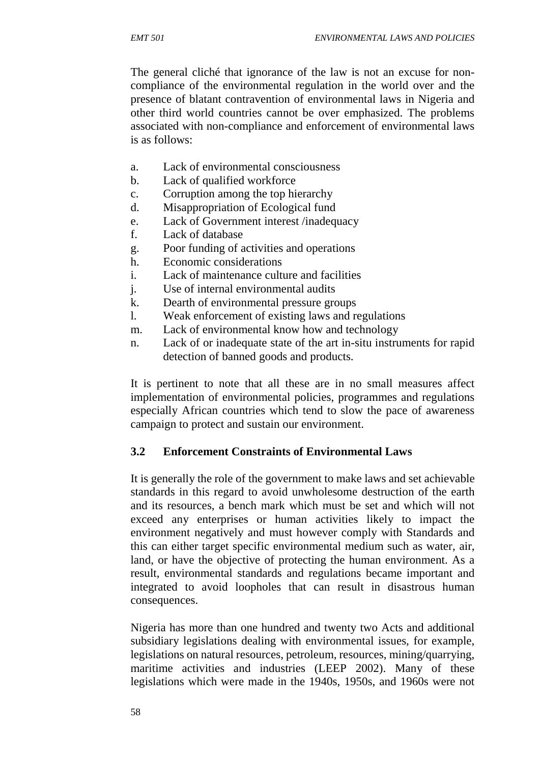The general cliché that ignorance of the law is not an excuse for non-compliance of the environmental regulation in the world over and the presence of blatant contravention of environmental laws in Nigeria and other third world countries cannot be over emphasized. The problems associated with non-compliance and enforcement of environmental laws is as follows:

a. Lack of environmental consciousness
b. Lack of qualified workforce
c. Corruption among the top hierarchy
d. Misappropriation of Ecological fund
e. Lack of Government interest /inadequacy
f. Lack of database
g. Poor funding of activities and operations
h. Economic considerations
i. Lack of maintenance culture and facilities
j. Use of internal environmental audits
k. Dearth of environmental pressure groups
l. Weak enforcement of existing laws and regulations
m. Lack of environmental know how and technology
n. Lack of or inadequate state of the art in-situ instruments for rapid detection of banned goods and products.

It is pertinent to note that all these are in no small measures affect implementation of environmental policies, programmes and regulations especially African countries which tend to slow the pace of awareness campaign to protect and sustain our environment.

### 3.2 Enforcement Constraints of Environmental Laws

It is generally the role of the government to make laws and set achievable standards in this regard to avoid unwholesome destruction of the earth and its resources, a bench mark which must be set and which will not exceed any enterprises or human activities likely to impact the environment negatively and must however comply with Standards and this can either target specific environmental medium such as water, air, land, or have the objective of protecting the human environment. As a result, environmental standards and regulations became important and integrated to avoid loopholes that can result in disastrous human consequences.

Nigeria has more than one hundred and twenty two Acts and additional subsidiary legislations dealing with environmental issues, for example, legislations on natural resources, petroleum, resources, mining/quarrying, maritime activities and industries (LEEP 2002). Many of these legislations which were made in the 1940s, 1950s, and 1960s were not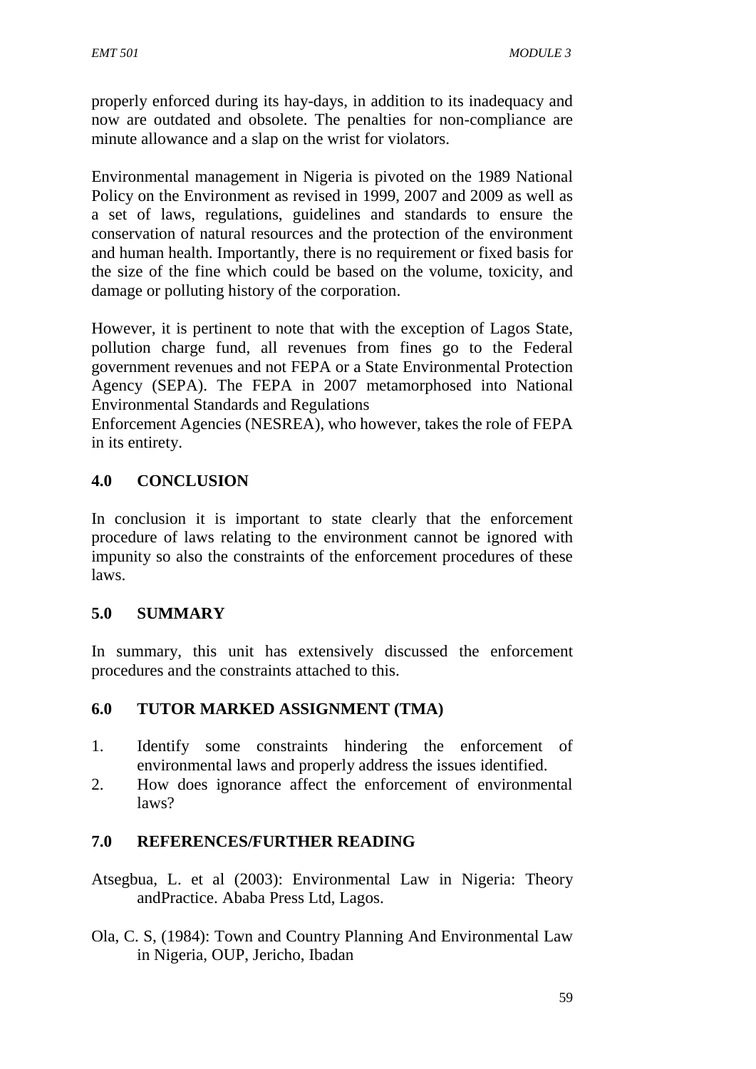properly enforced during its hay-days, in addition to its inadequacy and now are outdated and obsolete. The penalties for non-compliance are minute allowance and a slap on the wrist for violators.

Environmental management in Nigeria is pivoted on the 1989 National Policy on the Environment as revised in 1999, 2007 and 2009 as well as a set of laws, regulations, guidelines and standards to ensure the conservation of natural resources and the protection of the environment and human health. Importantly, there is no requirement or fixed basis for the size of the fine which could be based on the volume, toxicity, and damage or polluting history of the corporation.

However, it is pertinent to note that with the exception of Lagos State, pollution charge fund, all revenues from fines go to the Federal government revenues and not FEPA or a State Environmental Protection Agency (SEPA). The FEPA in 2007 metamorphosed into National Environmental Standards and Regulations
Enforcement Agencies (NESREA), who however, takes the role of FEPA in its entirety.

## 4.0 CONCLUSION

In conclusion it is important to state clearly that the enforcement procedure of laws relating to the environment cannot be ignored with impunity so also the constraints of the enforcement procedures of these laws.

## 5.0 SUMMARY

In summary, this unit has extensively discussed the enforcement procedures and the constraints attached to this.

## 6.0 TUTOR MARKED ASSIGNMENT (TMA)

1. Identify some constraints hindering the enforcement of environmental laws and properly address the issues identified.
2. How does ignorance affect the enforcement of environmental laws?

## 7.0 REFERENCES/FURTHER READING

Atsegbua, L. et al (2003): Environmental Law in Nigeria: Theory andPractice. Ababa Press Ltd, Lagos.

Ola, C. S, (1984): Town and Country Planning And Environmental Law in Nigeria, OUP, Jericho, Ibadan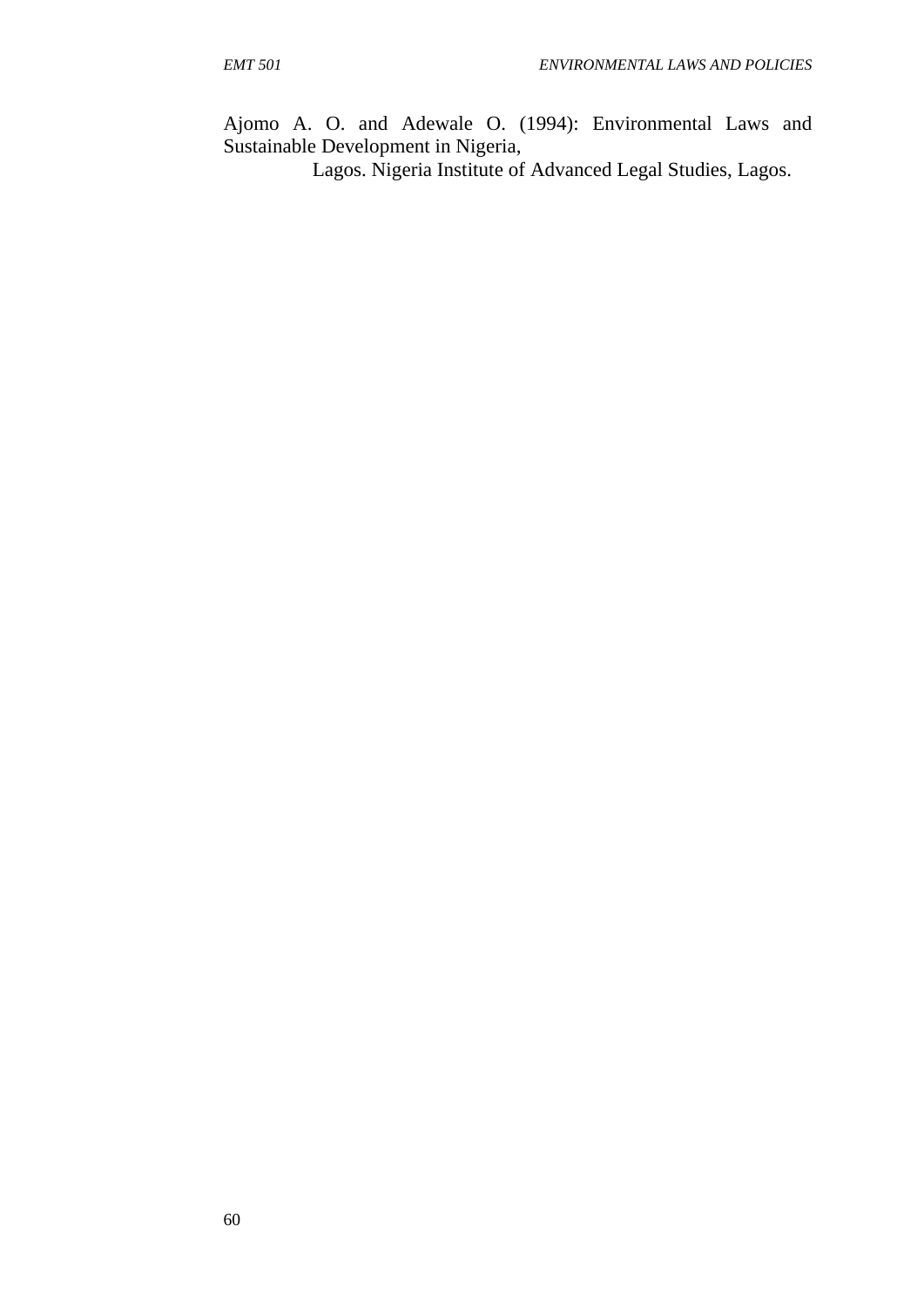Ajomo A. O. and Adewale O. (1994): Environmental Laws and Sustainable Development in Nigeria,
Lagos. Nigeria Institute of Advanced Legal Studies, Lagos.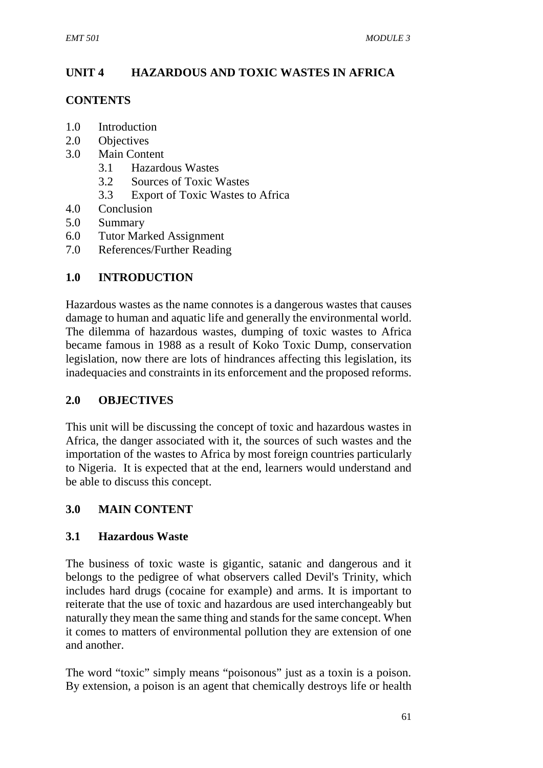## UNIT 4 HAZARDOUS AND TOXIC WASTES IN AFRICA

### CONTENTS

1.0 Introduction
2.0 Objectives
3.0 Main Content
    3.1 Hazardous Wastes
    3.2 Sources of Toxic Wastes
    3.3 Export of Toxic Wastes to Africa
4.0 Conclusion
5.0 Summary
6.0 Tutor Marked Assignment
7.0 References/Further Reading

### 1.0 INTRODUCTION

Hazardous wastes as the name connotes is a dangerous wastes that causes damage to human and aquatic life and generally the environmental world. The dilemma of hazardous wastes, dumping of toxic wastes to Africa became famous in 1988 as a result of Koko Toxic Dump, conservation legislation, now there are lots of hindrances affecting this legislation, its inadequacies and constraints in its enforcement and the proposed reforms.

### 2.0 OBJECTIVES

This unit will be discussing the concept of toxic and hazardous wastes in Africa, the danger associated with it, the sources of such wastes and the importation of the wastes to Africa by most foreign countries particularly to Nigeria. It is expected that at the end, learners would understand and be able to discuss this concept.

### 3.0 MAIN CONTENT

#### 3.1 Hazardous Waste

The business of toxic waste is gigantic, satanic and dangerous and it belongs to the pedigree of what observers called Devil's Trinity, which includes hard drugs (cocaine for example) and arms. It is important to reiterate that the use of toxic and hazardous are used interchangeably but naturally they mean the same thing and stands for the same concept. When it comes to matters of environmental pollution they are extension of one and another.

The word "toxic" simply means "poisonous" just as a toxin is a poison. By extension, a poison is an agent that chemically destroys life or health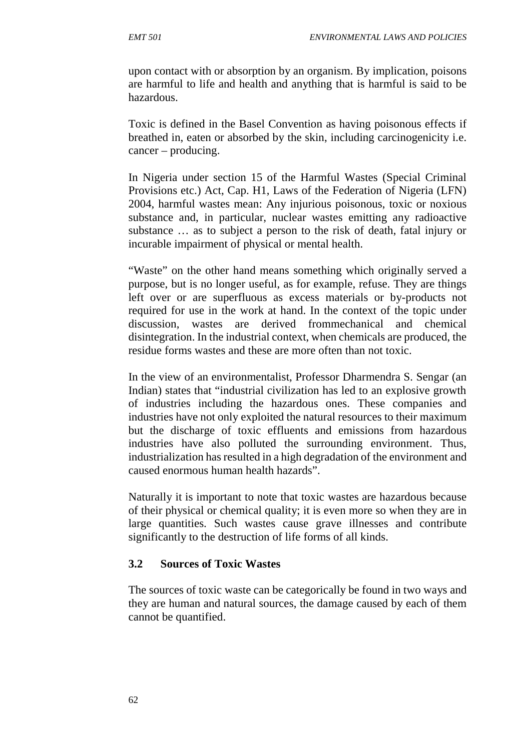upon contact with or absorption by an organism. By implication, poisons are harmful to life and health and anything that is harmful is said to be hazardous.

Toxic is defined in the Basel Convention as having poisonous effects if breathed in, eaten or absorbed by the skin, including carcinogenicity i.e. cancer – producing.

In Nigeria under section 15 of the Harmful Wastes (Special Criminal Provisions etc.) Act, Cap. H1, Laws of the Federation of Nigeria (LFN) 2004, harmful wastes mean: Any injurious poisonous, toxic or noxious substance and, in particular, nuclear wastes emitting any radioactive substance … as to subject a person to the risk of death, fatal injury or incurable impairment of physical or mental health.

"Waste" on the other hand means something which originally served a purpose, but is no longer useful, as for example, refuse. They are things left over or are superfluous as excess materials or by-products not required for use in the work at hand. In the context of the topic under discussion, wastes are derived frommechanical and chemical disintegration. In the industrial context, when chemicals are produced, the residue forms wastes and these are more often than not toxic.

In the view of an environmentalist, Professor Dharmendra S. Sengar (an Indian) states that "industrial civilization has led to an explosive growth of industries including the hazardous ones. These companies and industries have not only exploited the natural resources to their maximum but the discharge of toxic effluents and emissions from hazardous industries have also polluted the surrounding environment. Thus, industrialization has resulted in a high degradation of the environment and caused enormous human health hazards".

Naturally it is important to note that toxic wastes are hazardous because of their physical or chemical quality; it is even more so when they are in large quantities. Such wastes cause grave illnesses and contribute significantly to the destruction of life forms of all kinds.

### 3.2 Sources of Toxic Wastes

The sources of toxic waste can be categorically be found in two ways and they are human and natural sources, the damage caused by each of them cannot be quantified.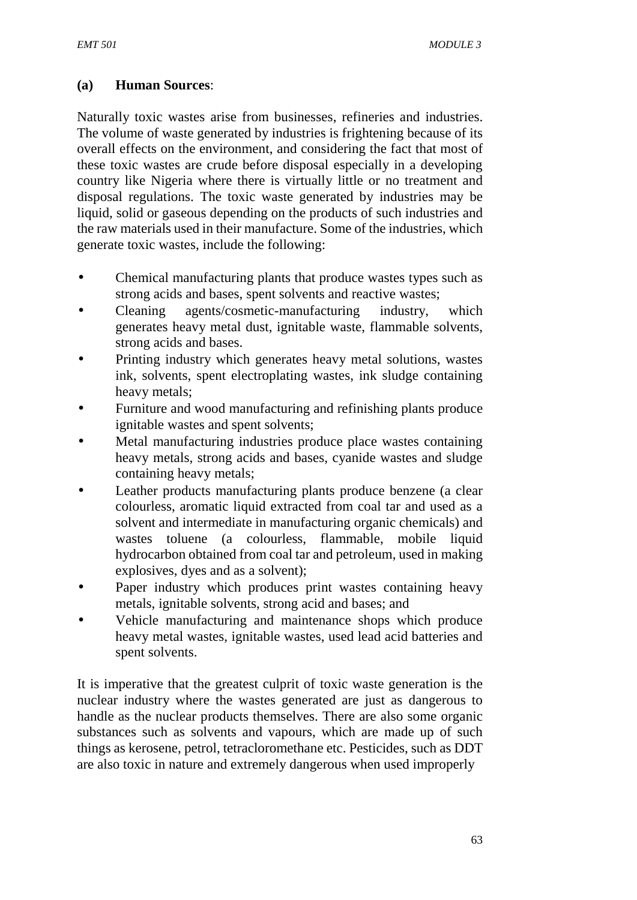**(a) Human Sources**:

Naturally toxic wastes arise from businesses, refineries and industries. The volume of waste generated by industries is frightening because of its overall effects on the environment, and considering the fact that most of these toxic wastes are crude before disposal especially in a developing country like Nigeria where there is virtually little or no treatment and disposal regulations. The toxic waste generated by industries may be liquid, solid or gaseous depending on the products of such industries and the raw materials used in their manufacture. Some of the industries, which generate toxic wastes, include the following:

- Chemical manufacturing plants that produce wastes types such as strong acids and bases, spent solvents and reactive wastes;
- Cleaning agents/cosmetic-manufacturing industry, which generates heavy metal dust, ignitable waste, flammable solvents, strong acids and bases.
- Printing industry which generates heavy metal solutions, wastes ink, solvents, spent electroplating wastes, ink sludge containing heavy metals;
- Furniture and wood manufacturing and refinishing plants produce ignitable wastes and spent solvents;
- Metal manufacturing industries produce place wastes containing heavy metals, strong acids and bases, cyanide wastes and sludge containing heavy metals;
- Leather products manufacturing plants produce benzene (a clear colourless, aromatic liquid extracted from coal tar and used as a solvent and intermediate in manufacturing organic chemicals) and wastes toluene (a colourless, flammable, mobile liquid hydrocarbon obtained from coal tar and petroleum, used in making explosives, dyes and as a solvent);
- Paper industry which produces print wastes containing heavy metals, ignitable solvents, strong acid and bases; and
- Vehicle manufacturing and maintenance shops which produce heavy metal wastes, ignitable wastes, used lead acid batteries and spent solvents.

It is imperative that the greatest culprit of toxic waste generation is the nuclear industry where the wastes generated are just as dangerous to handle as the nuclear products themselves. There are also some organic substances such as solvents and vapours, which are made up of such things as kerosene, petrol, tetracloromethane etc. Pesticides, such as DDT are also toxic in nature and extremely dangerous when used improperly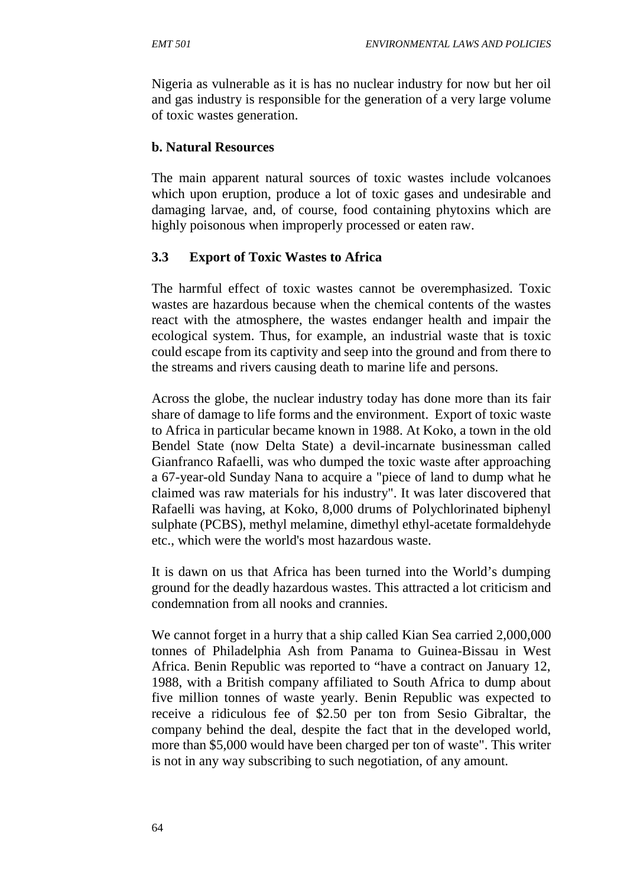Nigeria as vulnerable as it is has no nuclear industry for now but her oil and gas industry is responsible for the generation of a very large volume of toxic wastes generation.

**b. Natural Resources**

The main apparent natural sources of toxic wastes include volcanoes which upon eruption, produce a lot of toxic gases and undesirable and damaging larvae, and, of course, food containing phytoxins which are highly poisonous when improperly processed or eaten raw.

### 3.3 Export of Toxic Wastes to Africa

The harmful effect of toxic wastes cannot be overemphasized. Toxic wastes are hazardous because when the chemical contents of the wastes react with the atmosphere, the wastes endanger health and impair the ecological system. Thus, for example, an industrial waste that is toxic could escape from its captivity and seep into the ground and from there to the streams and rivers causing death to marine life and persons.

Across the globe, the nuclear industry today has done more than its fair share of damage to life forms and the environment. Export of toxic waste to Africa in particular became known in 1988. At Koko, a town in the old Bendel State (now Delta State) a devil-incarnate businessman called Gianfranco Rafaelli, was who dumped the toxic waste after approaching a 67-year-old Sunday Nana to acquire a "piece of land to dump what he claimed was raw materials for his industry". It was later discovered that Rafaelli was having, at Koko, 8,000 drums of Polychlorinated biphenyl sulphate (PCBS), methyl melamine, dimethyl ethyl-acetate formaldehyde etc., which were the world's most hazardous waste.

It is dawn on us that Africa has been turned into the World's dumping ground for the deadly hazardous wastes. This attracted a lot criticism and condemnation from all nooks and crannies.

We cannot forget in a hurry that a ship called Kian Sea carried 2,000,000 tonnes of Philadelphia Ash from Panama to Guinea-Bissau in West Africa. Benin Republic was reported to "have a contract on January 12, 1988, with a British company affiliated to South Africa to dump about five million tonnes of waste yearly. Benin Republic was expected to receive a ridiculous fee of $2.50 per ton from Sesio Gibraltar, the company behind the deal, despite the fact that in the developed world, more than $5,000 would have been charged per ton of waste". This writer is not in any way subscribing to such negotiation, of any amount.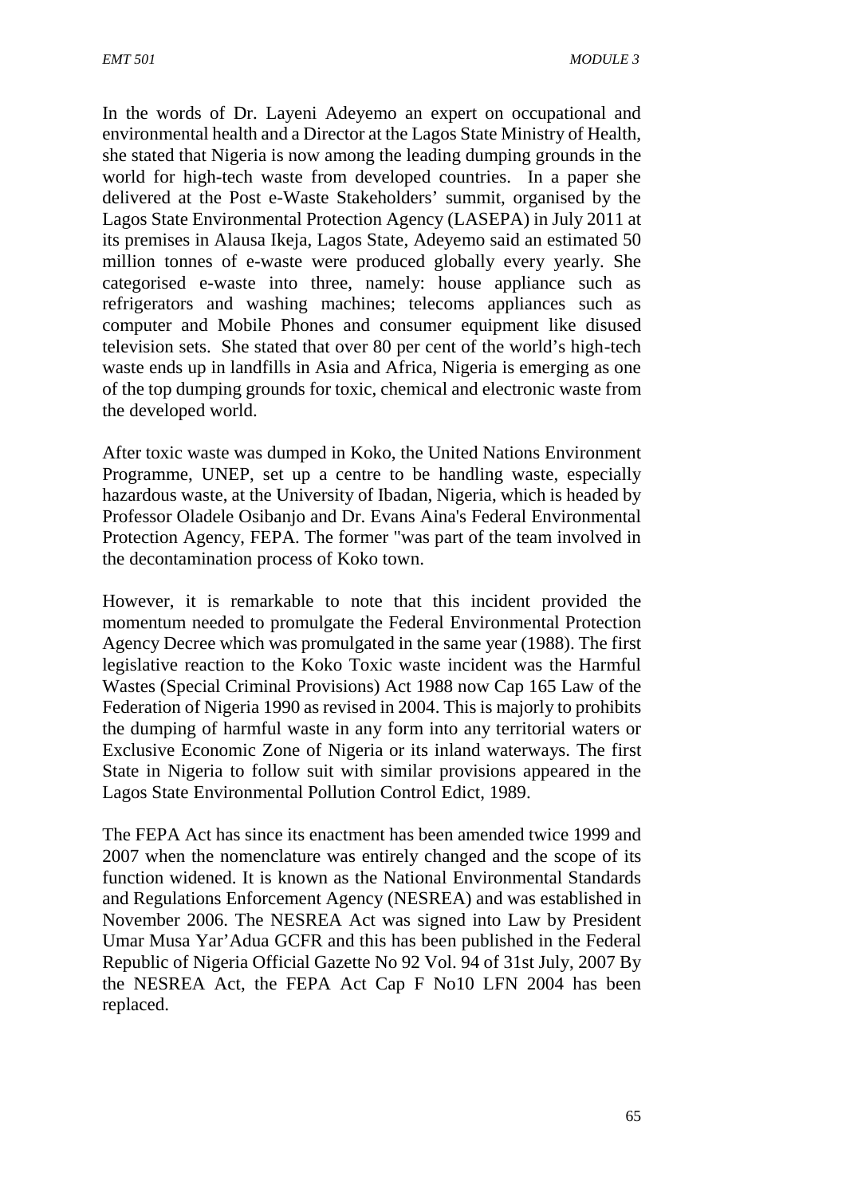In the words of Dr. Layeni Adeyemo an expert on occupational and environmental health and a Director at the Lagos State Ministry of Health, she stated that Nigeria is now among the leading dumping grounds in the world for high-tech waste from developed countries. In a paper she delivered at the Post e-Waste Stakeholders' summit, organised by the Lagos State Environmental Protection Agency (LASEPA) in July 2011 at its premises in Alausa Ikeja, Lagos State, Adeyemo said an estimated 50 million tonnes of e-waste were produced globally every yearly. She categorised e-waste into three, namely: house appliance such as refrigerators and washing machines; telecoms appliances such as computer and Mobile Phones and consumer equipment like disused television sets. She stated that over 80 per cent of the world's high-tech waste ends up in landfills in Asia and Africa, Nigeria is emerging as one of the top dumping grounds for toxic, chemical and electronic waste from the developed world.

After toxic waste was dumped in Koko, the United Nations Environment Programme, UNEP, set up a centre to be handling waste, especially hazardous waste, at the University of Ibadan, Nigeria, which is headed by Professor Oladele Osibanjo and Dr. Evans Aina's Federal Environmental Protection Agency, FEPA. The former "was part of the team involved in the decontamination process of Koko town.

However, it is remarkable to note that this incident provided the momentum needed to promulgate the Federal Environmental Protection Agency Decree which was promulgated in the same year (1988). The first legislative reaction to the Koko Toxic waste incident was the Harmful Wastes (Special Criminal Provisions) Act 1988 now Cap 165 Law of the Federation of Nigeria 1990 as revised in 2004. This is majorly to prohibits the dumping of harmful waste in any form into any territorial waters or Exclusive Economic Zone of Nigeria or its inland waterways. The first State in Nigeria to follow suit with similar provisions appeared in the Lagos State Environmental Pollution Control Edict, 1989.

The FEPA Act has since its enactment has been amended twice 1999 and 2007 when the nomenclature was entirely changed and the scope of its function widened. It is known as the National Environmental Standards and Regulations Enforcement Agency (NESREA) and was established in November 2006. The NESREA Act was signed into Law by President Umar Musa Yar'Adua GCFR and this has been published in the Federal Republic of Nigeria Official Gazette No 92 Vol. 94 of 31st July, 2007 By the NESREA Act, the FEPA Act Cap F No10 LFN 2004 has been replaced.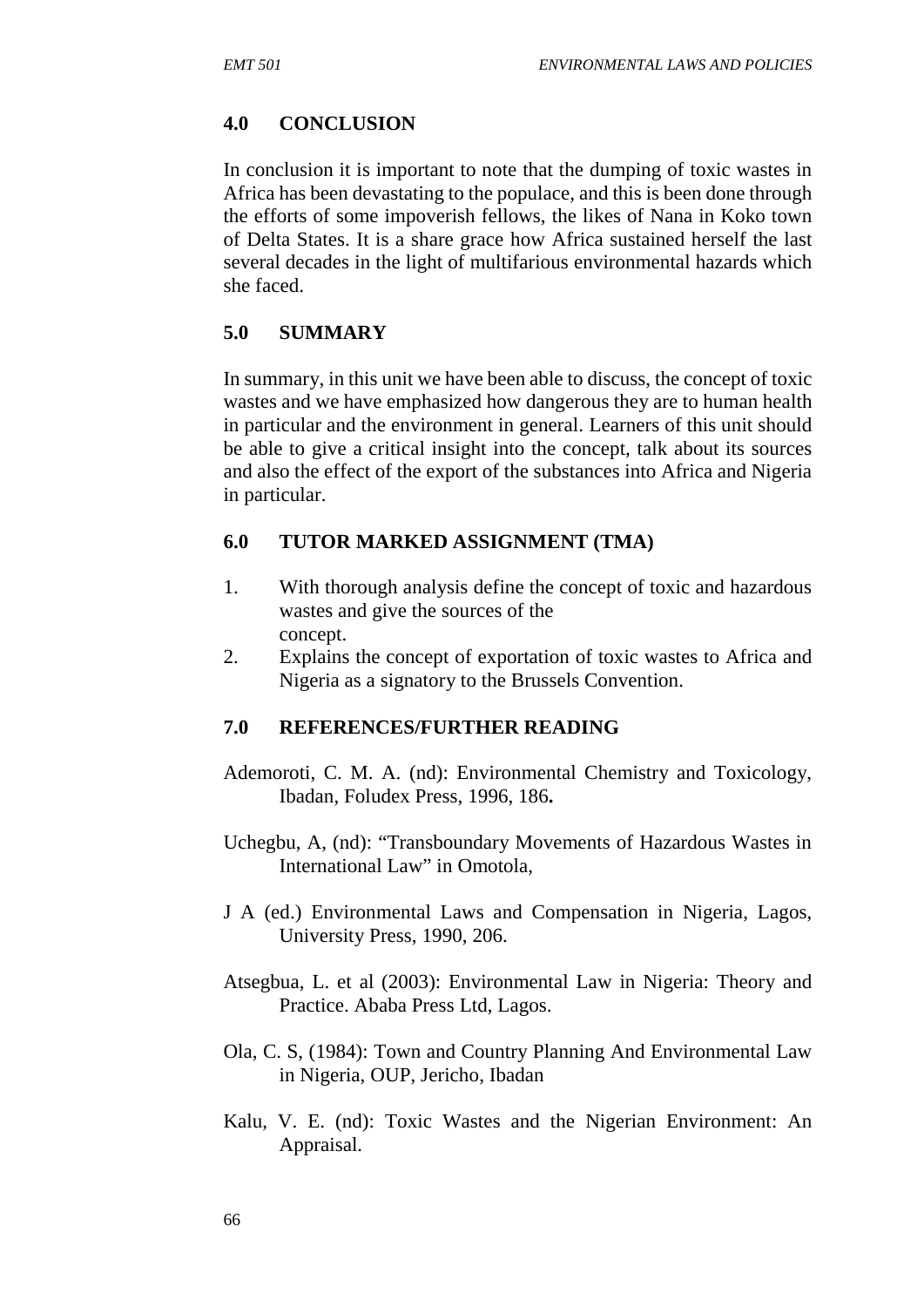## 4.0 CONCLUSION

In conclusion it is important to note that the dumping of toxic wastes in Africa has been devastating to the populace, and this is been done through the efforts of some impoverish fellows, the likes of Nana in Koko town of Delta States. It is a share grace how Africa sustained herself the last several decades in the light of multifarious environmental hazards which she faced.

## 5.0 SUMMARY

In summary, in this unit we have been able to discuss, the concept of toxic wastes and we have emphasized how dangerous they are to human health in particular and the environment in general. Learners of this unit should be able to give a critical insight into the concept, talk about its sources and also the effect of the export of the substances into Africa and Nigeria in particular.

## 6.0 TUTOR MARKED ASSIGNMENT (TMA)

1. With thorough analysis define the concept of toxic and hazardous wastes and give the sources of the concept.
2. Explains the concept of exportation of toxic wastes to Africa and Nigeria as a signatory to the Brussels Convention.

## 7.0 REFERENCES/FURTHER READING

Ademoroti, C. M. A. (nd): Environmental Chemistry and Toxicology, Ibadan, Foludex Press, 1996, 186**.**

Uchegbu, A, (nd): "Transboundary Movements of Hazardous Wastes in International Law" in Omotola,

J A (ed.) Environmental Laws and Compensation in Nigeria, Lagos, University Press, 1990, 206.

Atsegbua, L. et al (2003): Environmental Law in Nigeria: Theory and Practice. Ababa Press Ltd, Lagos.

Ola, C. S, (1984): Town and Country Planning And Environmental Law in Nigeria, OUP, Jericho, Ibadan

Kalu, V. E. (nd): Toxic Wastes and the Nigerian Environment: An Appraisal.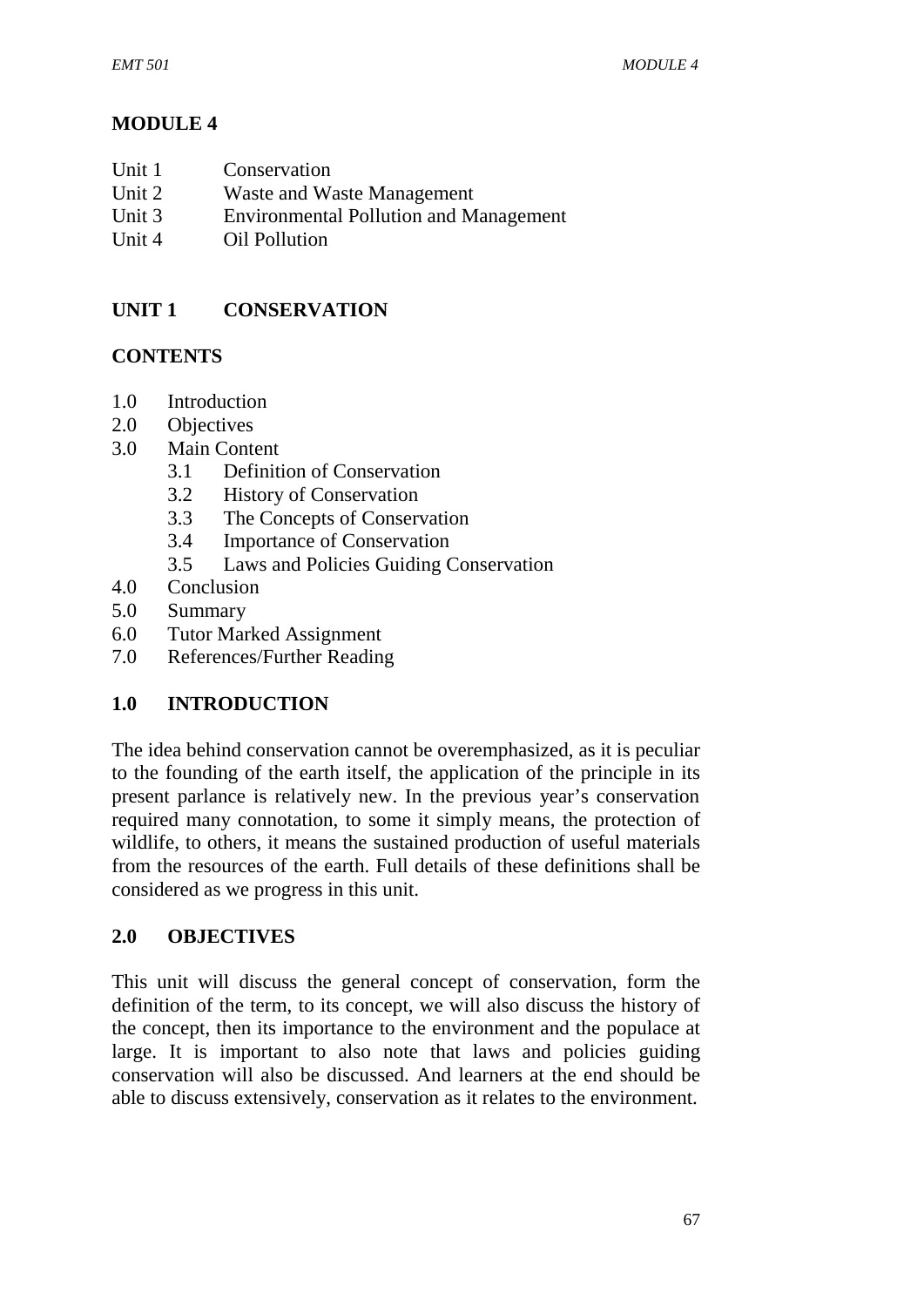# MODULE 4

Unit 1 Conservation
Unit 2 Waste and Waste Management
Unit 3 Environmental Pollution and Management
Unit 4 Oil Pollution

## UNIT 1 CONSERVATION

### CONTENTS

1.0 Introduction
2.0 Objectives
3.0 Main Content
- 3.1 Definition of Conservation
- 3.2 History of Conservation
- 3.3 The Concepts of Conservation
- 3.4 Importance of Conservation
- 3.5 Laws and Policies Guiding Conservation

4.0 Conclusion
5.0 Summary
6.0 Tutor Marked Assignment
7.0 References/Further Reading

### 1.0 INTRODUCTION

The idea behind conservation cannot be overemphasized, as it is peculiar to the founding of the earth itself, the application of the principle in its present parlance is relatively new. In the previous year's conservation required many connotation, to some it simply means, the protection of wildlife, to others, it means the sustained production of useful materials from the resources of the earth. Full details of these definitions shall be considered as we progress in this unit.

### 2.0 OBJECTIVES

This unit will discuss the general concept of conservation, form the definition of the term, to its concept, we will also discuss the history of the concept, then its importance to the environment and the populace at large. It is important to also note that laws and policies guiding conservation will also be discussed. And learners at the end should be able to discuss extensively, conservation as it relates to the environment.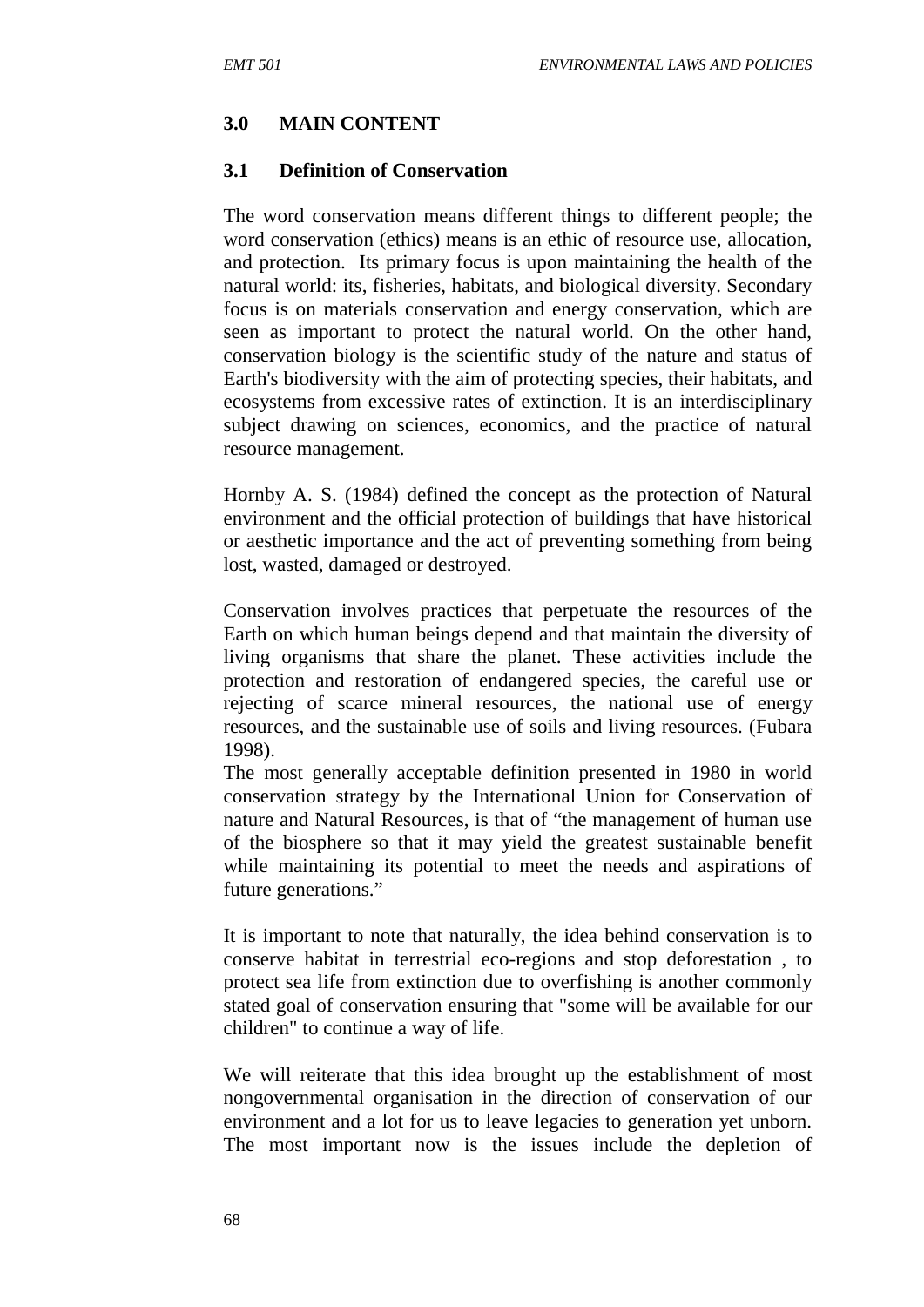## 3.0 MAIN CONTENT

### 3.1 Definition of Conservation

The word conservation means different things to different people; the word conservation (ethics) means is an ethic of resource use, allocation, and protection. Its primary focus is upon maintaining the health of the natural world: its, fisheries, habitats, and biological diversity. Secondary focus is on materials conservation and energy conservation, which are seen as important to protect the natural world. On the other hand, conservation biology is the scientific study of the nature and status of Earth's biodiversity with the aim of protecting species, their habitats, and ecosystems from excessive rates of extinction. It is an interdisciplinary subject drawing on sciences, economics, and the practice of natural resource management.

Hornby A. S. (1984) defined the concept as the protection of Natural environment and the official protection of buildings that have historical or aesthetic importance and the act of preventing something from being lost, wasted, damaged or destroyed.

Conservation involves practices that perpetuate the resources of the Earth on which human beings depend and that maintain the diversity of living organisms that share the planet. These activities include the protection and restoration of endangered species, the careful use or rejecting of scarce mineral resources, the national use of energy resources, and the sustainable use of soils and living resources. (Fubara 1998).

The most generally acceptable definition presented in 1980 in world conservation strategy by the International Union for Conservation of nature and Natural Resources, is that of "the management of human use of the biosphere so that it may yield the greatest sustainable benefit while maintaining its potential to meet the needs and aspirations of future generations."

It is important to note that naturally, the idea behind conservation is to conserve habitat in terrestrial eco-regions and stop deforestation , to protect sea life from extinction due to overfishing is another commonly stated goal of conservation ensuring that "some will be available for our children" to continue a way of life.

We will reiterate that this idea brought up the establishment of most nongovernmental organisation in the direction of conservation of our environment and a lot for us to leave legacies to generation yet unborn. The most important now is the issues include the depletion of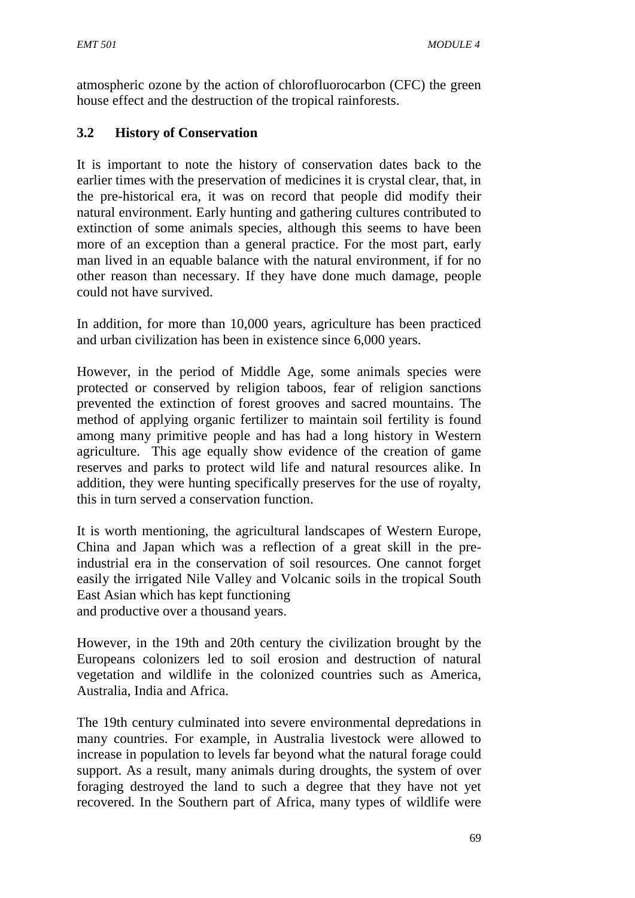atmospheric ozone by the action of chlorofluorocarbon (CFC) the green house effect and the destruction of the tropical rainforests.

### 3.2 History of Conservation

It is important to note the history of conservation dates back to the earlier times with the preservation of medicines it is crystal clear, that, in the pre-historical era, it was on record that people did modify their natural environment. Early hunting and gathering cultures contributed to extinction of some animals species, although this seems to have been more of an exception than a general practice. For the most part, early man lived in an equable balance with the natural environment, if for no other reason than necessary. If they have done much damage, people could not have survived.

In addition, for more than 10,000 years, agriculture has been practiced and urban civilization has been in existence since 6,000 years.

However, in the period of Middle Age, some animals species were protected or conserved by religion taboos, fear of religion sanctions prevented the extinction of forest grooves and sacred mountains. The method of applying organic fertilizer to maintain soil fertility is found among many primitive people and has had a long history in Western agriculture. This age equally show evidence of the creation of game reserves and parks to protect wild life and natural resources alike. In addition, they were hunting specifically preserves for the use of royalty, this in turn served a conservation function.

It is worth mentioning, the agricultural landscapes of Western Europe, China and Japan which was a reflection of a great skill in the pre-industrial era in the conservation of soil resources. One cannot forget easily the irrigated Nile Valley and Volcanic soils in the tropical South East Asian which has kept functioning and productive over a thousand years.

However, in the 19th and 20th century the civilization brought by the Europeans colonizers led to soil erosion and destruction of natural vegetation and wildlife in the colonized countries such as America, Australia, India and Africa.

The 19th century culminated into severe environmental depredations in many countries. For example, in Australia livestock were allowed to increase in population to levels far beyond what the natural forage could support. As a result, many animals during droughts, the system of over foraging destroyed the land to such a degree that they have not yet recovered. In the Southern part of Africa, many types of wildlife were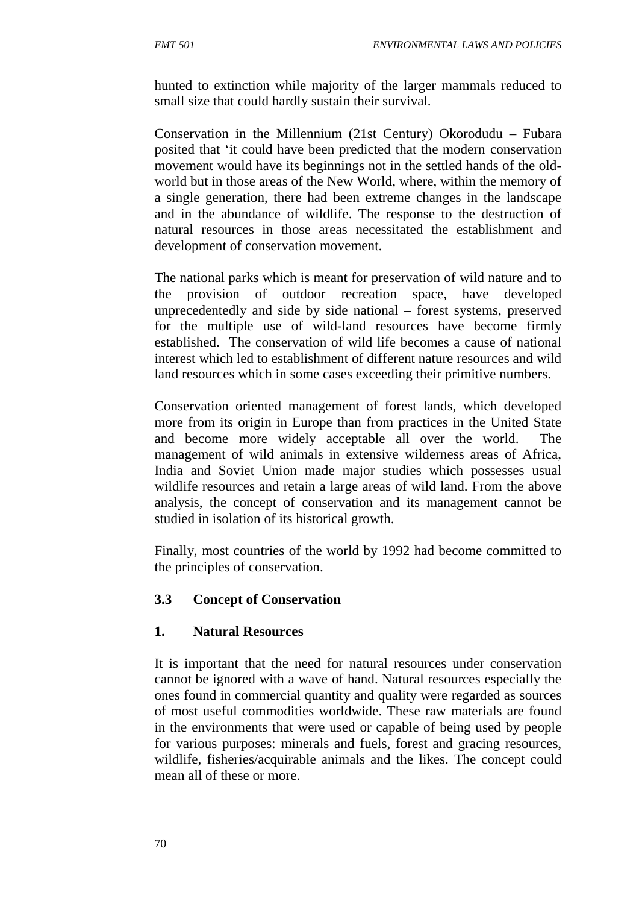hunted to extinction while majority of the larger mammals reduced to small size that could hardly sustain their survival.

Conservation in the Millennium (21st Century) Okorodudu – Fubara posited that 'it could have been predicted that the modern conservation movement would have its beginnings not in the settled hands of the old-world but in those areas of the New World, where, within the memory of a single generation, there had been extreme changes in the landscape and in the abundance of wildlife. The response to the destruction of natural resources in those areas necessitated the establishment and development of conservation movement.

The national parks which is meant for preservation of wild nature and to the provision of outdoor recreation space, have developed unprecedentedly and side by side national – forest systems, preserved for the multiple use of wild-land resources have become firmly established. The conservation of wild life becomes a cause of national interest which led to establishment of different nature resources and wild land resources which in some cases exceeding their primitive numbers.

Conservation oriented management of forest lands, which developed more from its origin in Europe than from practices in the United State and become more widely acceptable all over the world. The management of wild animals in extensive wilderness areas of Africa, India and Soviet Union made major studies which possesses usual wildlife resources and retain a large areas of wild land. From the above analysis, the concept of conservation and its management cannot be studied in isolation of its historical growth.

Finally, most countries of the world by 1992 had become committed to the principles of conservation.

### 3.3 Concept of Conservation

#### 1. Natural Resources

It is important that the need for natural resources under conservation cannot be ignored with a wave of hand. Natural resources especially the ones found in commercial quantity and quality were regarded as sources of most useful commodities worldwide. These raw materials are found in the environments that were used or capable of being used by people for various purposes: minerals and fuels, forest and gracing resources, wildlife, fisheries/acquirable animals and the likes. The concept could mean all of these or more.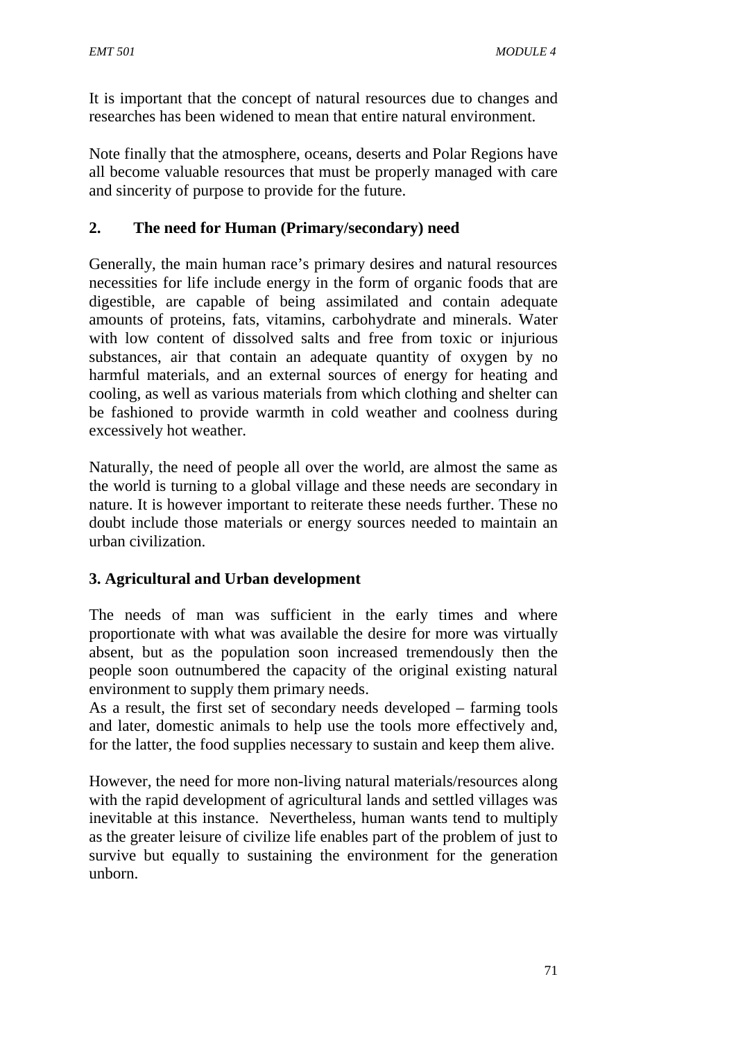It is important that the concept of natural resources due to changes and researches has been widened to mean that entire natural environment.

Note finally that the atmosphere, oceans, deserts and Polar Regions have all become valuable resources that must be properly managed with care and sincerity of purpose to provide for the future.

## 2. The need for Human (Primary/secondary) need

Generally, the main human race's primary desires and natural resources necessities for life include energy in the form of organic foods that are digestible, are capable of being assimilated and contain adequate amounts of proteins, fats, vitamins, carbohydrate and minerals. Water with low content of dissolved salts and free from toxic or injurious substances, air that contain an adequate quantity of oxygen by no harmful materials, and an external sources of energy for heating and cooling, as well as various materials from which clothing and shelter can be fashioned to provide warmth in cold weather and coolness during excessively hot weather.

Naturally, the need of people all over the world, are almost the same as the world is turning to a global village and these needs are secondary in nature. It is however important to reiterate these needs further. These no doubt include those materials or energy sources needed to maintain an urban civilization.

## 3. Agricultural and Urban development

The needs of man was sufficient in the early times and where proportionate with what was available the desire for more was virtually absent, but as the population soon increased tremendously then the people soon outnumbered the capacity of the original existing natural environment to supply them primary needs.
As a result, the first set of secondary needs developed – farming tools and later, domestic animals to help use the tools more effectively and, for the latter, the food supplies necessary to sustain and keep them alive.

However, the need for more non-living natural materials/resources along with the rapid development of agricultural lands and settled villages was inevitable at this instance. Nevertheless, human wants tend to multiply as the greater leisure of civilize life enables part of the problem of just to survive but equally to sustaining the environment for the generation unborn.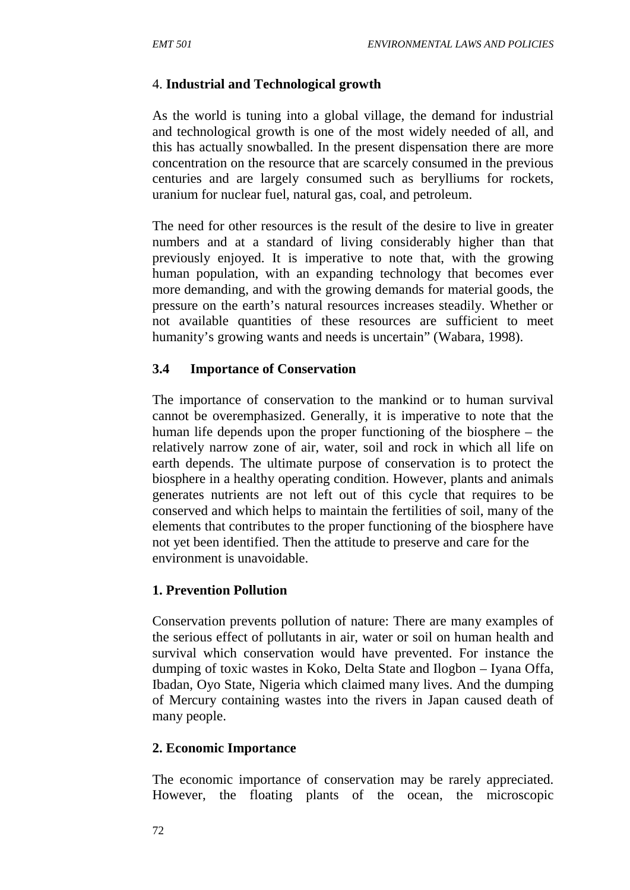4. **Industrial and Technological growth**

As the world is tuning into a global village, the demand for industrial and technological growth is one of the most widely needed of all, and this has actually snowballed. In the present dispensation there are more concentration on the resource that are scarcely consumed in the previous centuries and are largely consumed such as berylliums for rockets, uranium for nuclear fuel, natural gas, coal, and petroleum.

The need for other resources is the result of the desire to live in greater numbers and at a standard of living considerably higher than that previously enjoyed. It is imperative to note that, with the growing human population, with an expanding technology that becomes ever more demanding, and with the growing demands for material goods, the pressure on the earth's natural resources increases steadily. Whether or not available quantities of these resources are sufficient to meet humanity's growing wants and needs is uncertain" (Wabara, 1998).

### 3.4 Importance of Conservation

The importance of conservation to the mankind or to human survival cannot be overemphasized. Generally, it is imperative to note that the human life depends upon the proper functioning of the biosphere – the relatively narrow zone of air, water, soil and rock in which all life on earth depends. The ultimate purpose of conservation is to protect the biosphere in a healthy operating condition. However, plants and animals generates nutrients are not left out of this cycle that requires to be conserved and which helps to maintain the fertilities of soil, many of the elements that contributes to the proper functioning of the biosphere have not yet been identified. Then the attitude to preserve and care for the environment is unavoidable.

**1. Prevention Pollution**

Conservation prevents pollution of nature: There are many examples of the serious effect of pollutants in air, water or soil on human health and survival which conservation would have prevented. For instance the dumping of toxic wastes in Koko, Delta State and Ilogbon – Iyana Offa, Ibadan, Oyo State, Nigeria which claimed many lives. And the dumping of Mercury containing wastes into the rivers in Japan caused death of many people.

**2. Economic Importance**

The economic importance of conservation may be rarely appreciated. However, the floating plants of the ocean, the microscopic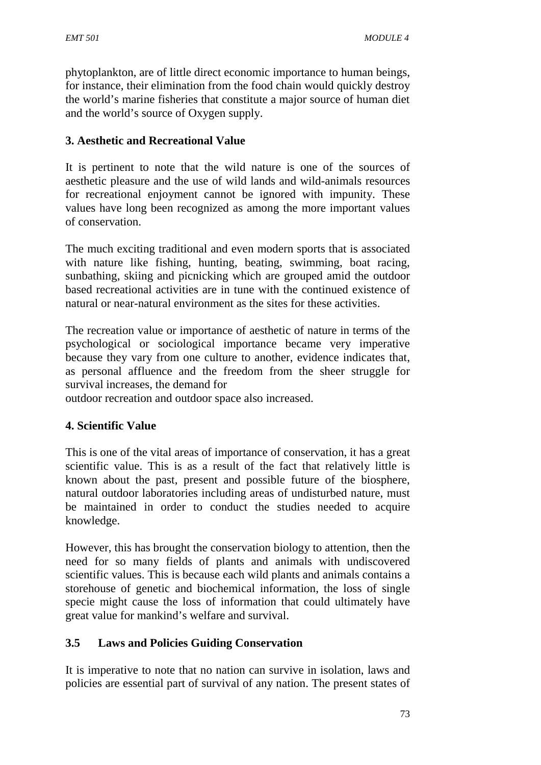phytoplankton, are of little direct economic importance to human beings, for instance, their elimination from the food chain would quickly destroy the world's marine fisheries that constitute a major source of human diet and the world's source of Oxygen supply.

**3. Aesthetic and Recreational Value**

It is pertinent to note that the wild nature is one of the sources of aesthetic pleasure and the use of wild lands and wild-animals resources for recreational enjoyment cannot be ignored with impunity. These values have long been recognized as among the more important values of conservation.

The much exciting traditional and even modern sports that is associated with nature like fishing, hunting, beating, swimming, boat racing, sunbathing, skiing and picnicking which are grouped amid the outdoor based recreational activities are in tune with the continued existence of natural or near-natural environment as the sites for these activities.

The recreation value or importance of aesthetic of nature in terms of the psychological or sociological importance became very imperative because they vary from one culture to another, evidence indicates that, as personal affluence and the freedom from the sheer struggle for survival increases, the demand for
outdoor recreation and outdoor space also increased.

**4. Scientific Value**

This is one of the vital areas of importance of conservation, it has a great scientific value. This is as a result of the fact that relatively little is known about the past, present and possible future of the biosphere, natural outdoor laboratories including areas of undisturbed nature, must be maintained in order to conduct the studies needed to acquire knowledge.

However, this has brought the conservation biology to attention, then the need for so many fields of plants and animals with undiscovered scientific values. This is because each wild plants and animals contains a storehouse of genetic and biochemical information, the loss of single specie might cause the loss of information that could ultimately have great value for mankind's welfare and survival.

### 3.5 Laws and Policies Guiding Conservation

It is imperative to note that no nation can survive in isolation, laws and policies are essential part of survival of any nation. The present states of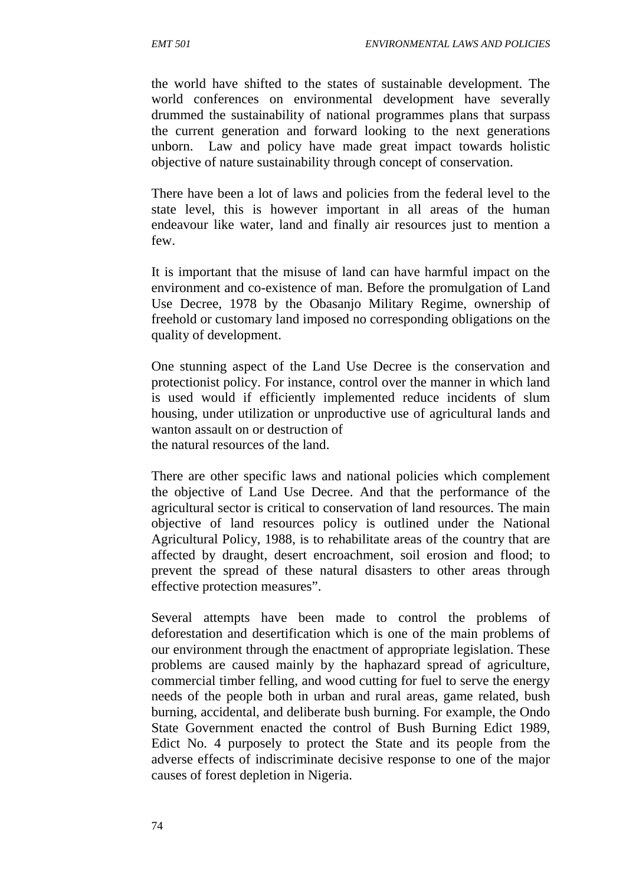the world have shifted to the states of sustainable development. The world conferences on environmental development have severally drummed the sustainability of national programmes plans that surpass the current generation and forward looking to the next generations unborn. Law and policy have made great impact towards holistic objective of nature sustainability through concept of conservation.

There have been a lot of laws and policies from the federal level to the state level, this is however important in all areas of the human endeavour like water, land and finally air resources just to mention a few.

It is important that the misuse of land can have harmful impact on the environment and co-existence of man. Before the promulgation of Land Use Decree, 1978 by the Obasanjo Military Regime, ownership of freehold or customary land imposed no corresponding obligations on the quality of development.

One stunning aspect of the Land Use Decree is the conservation and protectionist policy. For instance, control over the manner in which land is used would if efficiently implemented reduce incidents of slum housing, under utilization or unproductive use of agricultural lands and wanton assault on or destruction of the natural resources of the land.

There are other specific laws and national policies which complement the objective of Land Use Decree. And that the performance of the agricultural sector is critical to conservation of land resources. The main objective of land resources policy is outlined under the National Agricultural Policy, 1988, is to rehabilitate areas of the country that are affected by draught, desert encroachment, soil erosion and flood; to prevent the spread of these natural disasters to other areas through effective protection measures".

Several attempts have been made to control the problems of deforestation and desertification which is one of the main problems of our environment through the enactment of appropriate legislation. These problems are caused mainly by the haphazard spread of agriculture, commercial timber felling, and wood cutting for fuel to serve the energy needs of the people both in urban and rural areas, game related, bush burning, accidental, and deliberate bush burning. For example, the Ondo State Government enacted the control of Bush Burning Edict 1989, Edict No. 4 purposely to protect the State and its people from the adverse effects of indiscriminate decisive response to one of the major causes of forest depletion in Nigeria.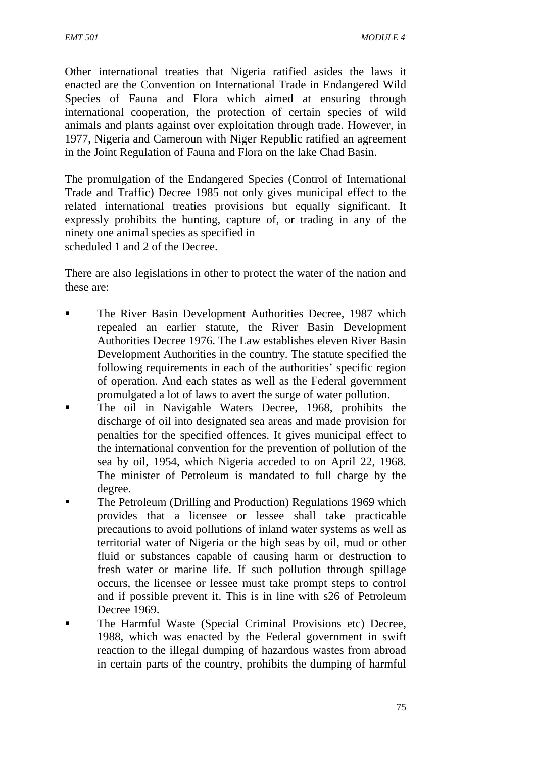Other international treaties that Nigeria ratified asides the laws it enacted are the Convention on International Trade in Endangered Wild Species of Fauna and Flora which aimed at ensuring through international cooperation, the protection of certain species of wild animals and plants against over exploitation through trade. However, in 1977, Nigeria and Cameroun with Niger Republic ratified an agreement in the Joint Regulation of Fauna and Flora on the lake Chad Basin.

The promulgation of the Endangered Species (Control of International Trade and Traffic) Decree 1985 not only gives municipal effect to the related international treaties provisions but equally significant. It expressly prohibits the hunting, capture of, or trading in any of the ninety one animal species as specified in scheduled 1 and 2 of the Decree.

There are also legislations in other to protect the water of the nation and these are:

- The River Basin Development Authorities Decree, 1987 which repealed an earlier statute, the River Basin Development Authorities Decree 1976. The Law establishes eleven River Basin Development Authorities in the country. The statute specified the following requirements in each of the authorities' specific region of operation. And each states as well as the Federal government promulgated a lot of laws to avert the surge of water pollution.
- The oil in Navigable Waters Decree, 1968, prohibits the discharge of oil into designated sea areas and made provision for penalties for the specified offences. It gives municipal effect to the international convention for the prevention of pollution of the sea by oil, 1954, which Nigeria acceded to on April 22, 1968. The minister of Petroleum is mandated to full charge by the degree.
- The Petroleum (Drilling and Production) Regulations 1969 which provides that a licensee or lessee shall take practicable precautions to avoid pollutions of inland water systems as well as territorial water of Nigeria or the high seas by oil, mud or other fluid or substances capable of causing harm or destruction to fresh water or marine life. If such pollution through spillage occurs, the licensee or lessee must take prompt steps to control and if possible prevent it. This is in line with s26 of Petroleum Decree 1969.
- The Harmful Waste (Special Criminal Provisions etc) Decree, 1988, which was enacted by the Federal government in swift reaction to the illegal dumping of hazardous wastes from abroad in certain parts of the country, prohibits the dumping of harmful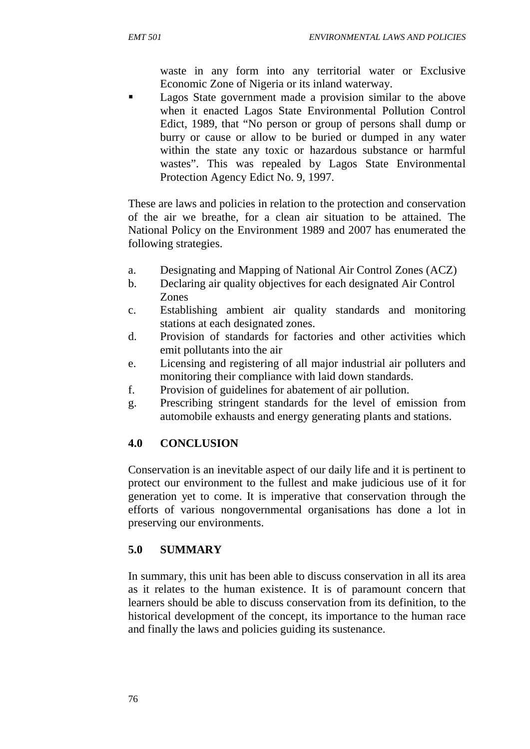waste in any form into any territorial water or Exclusive Economic Zone of Nigeria or its inland waterway.

- Lagos State government made a provision similar to the above when it enacted Lagos State Environmental Pollution Control Edict, 1989, that "No person or group of persons shall dump or burry or cause or allow to be buried or dumped in any water within the state any toxic or hazardous substance or harmful wastes". This was repealed by Lagos State Environmental Protection Agency Edict No. 9, 1997.

These are laws and policies in relation to the protection and conservation of the air we breathe, for a clean air situation to be attained. The National Policy on the Environment 1989 and 2007 has enumerated the following strategies.

a. Designating and Mapping of National Air Control Zones (ACZ)
b. Declaring air quality objectives for each designated Air Control Zones
c. Establishing ambient air quality standards and monitoring stations at each designated zones.
d. Provision of standards for factories and other activities which emit pollutants into the air
e. Licensing and registering of all major industrial air polluters and monitoring their compliance with laid down standards.
f. Provision of guidelines for abatement of air pollution.
g. Prescribing stringent standards for the level of emission from automobile exhausts and energy generating plants and stations.

## 4.0 CONCLUSION

Conservation is an inevitable aspect of our daily life and it is pertinent to protect our environment to the fullest and make judicious use of it for generation yet to come. It is imperative that conservation through the efforts of various nongovernmental organisations has done a lot in preserving our environments.

## 5.0 SUMMARY

In summary, this unit has been able to discuss conservation in all its area as it relates to the human existence. It is of paramount concern that learners should be able to discuss conservation from its definition, to the historical development of the concept, its importance to the human race and finally the laws and policies guiding its sustenance.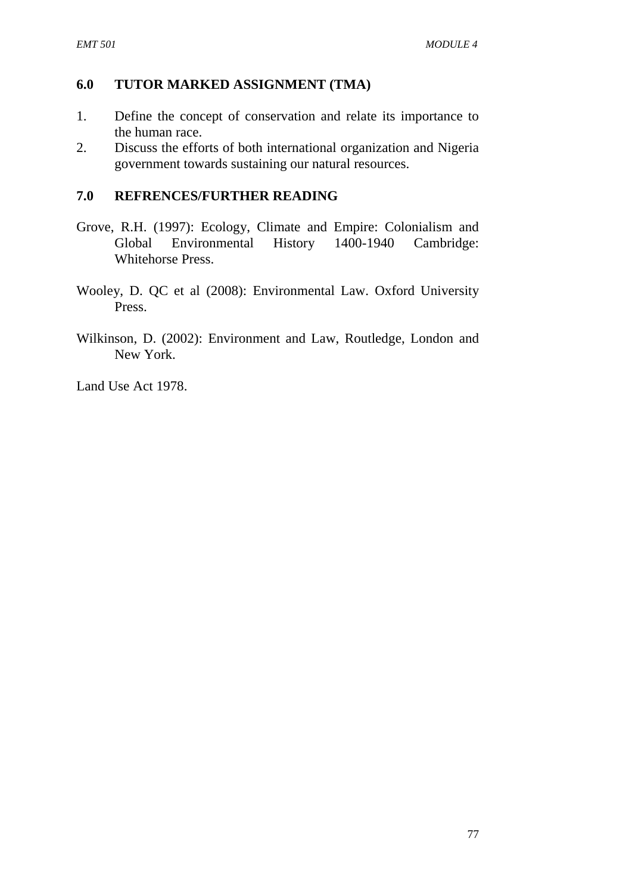## 6.0 TUTOR MARKED ASSIGNMENT (TMA)

1. Define the concept of conservation and relate its importance to the human race.
2. Discuss the efforts of both international organization and Nigeria government towards sustaining our natural resources.

## 7.0 REFRENCES/FURTHER READING

Grove, R.H. (1997): Ecology, Climate and Empire: Colonialism and Global Environmental History 1400-1940 Cambridge: Whitehorse Press.

Wooley, D. QC et al (2008): Environmental Law. Oxford University Press.

Wilkinson, D. (2002): Environment and Law, Routledge, London and New York.

Land Use Act 1978.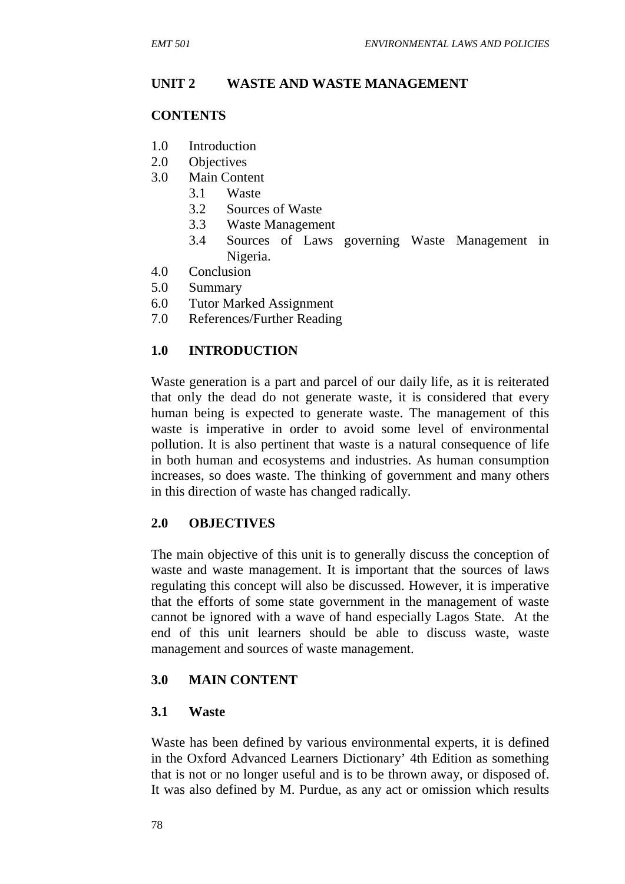## UNIT 2 WASTE AND WASTE MANAGEMENT

### CONTENTS

1.0 Introduction
2.0 Objectives
3.0 Main Content
 3.1 Waste
 3.2 Sources of Waste
 3.3 Waste Management
 3.4 Sources of Laws governing Waste Management in Nigeria.
4.0 Conclusion
5.0 Summary
6.0 Tutor Marked Assignment
7.0 References/Further Reading

### 1.0 INTRODUCTION

Waste generation is a part and parcel of our daily life, as it is reiterated that only the dead do not generate waste, it is considered that every human being is expected to generate waste. The management of this waste is imperative in order to avoid some level of environmental pollution. It is also pertinent that waste is a natural consequence of life in both human and ecosystems and industries. As human consumption increases, so does waste. The thinking of government and many others in this direction of waste has changed radically.

### 2.0 OBJECTIVES

The main objective of this unit is to generally discuss the conception of waste and waste management. It is important that the sources of laws regulating this concept will also be discussed. However, it is imperative that the efforts of some state government in the management of waste cannot be ignored with a wave of hand especially Lagos State. At the end of this unit learners should be able to discuss waste, waste management and sources of waste management.

### 3.0 MAIN CONTENT

#### 3.1 Waste

Waste has been defined by various environmental experts, it is defined in the Oxford Advanced Learners Dictionary' 4th Edition as something that is not or no longer useful and is to be thrown away, or disposed of. It was also defined by M. Purdue, as any act or omission which results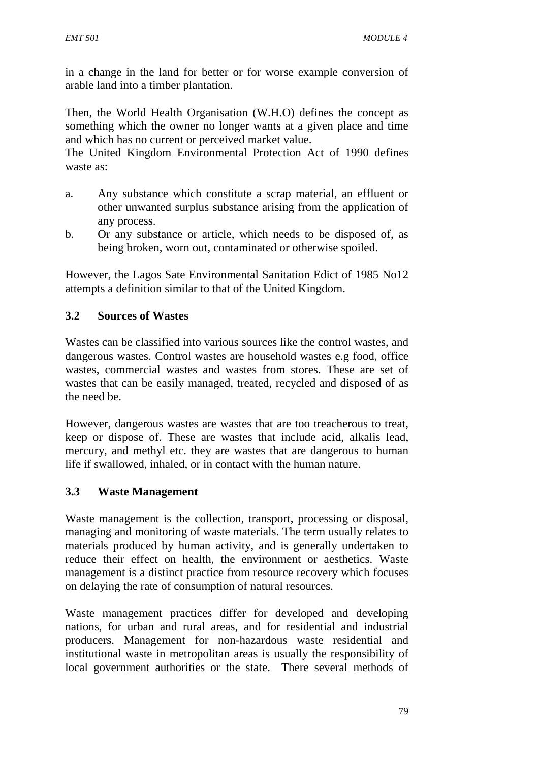in a change in the land for better or for worse example conversion of arable land into a timber plantation.

Then, the World Health Organisation (W.H.O) defines the concept as something which the owner no longer wants at a given place and time and which has no current or perceived market value.
The United Kingdom Environmental Protection Act of 1990 defines waste as:

a. Any substance which constitute a scrap material, an effluent or other unwanted surplus substance arising from the application of any process.
b. Or any substance or article, which needs to be disposed of, as being broken, worn out, contaminated or otherwise spoiled.

However, the Lagos Sate Environmental Sanitation Edict of 1985 No12 attempts a definition similar to that of the United Kingdom.

### 3.2 Sources of Wastes

Wastes can be classified into various sources like the control wastes, and dangerous wastes. Control wastes are household wastes e.g food, office wastes, commercial wastes and wastes from stores. These are set of wastes that can be easily managed, treated, recycled and disposed of as the need be.

However, dangerous wastes are wastes that are too treacherous to treat, keep or dispose of. These are wastes that include acid, alkalis lead, mercury, and methyl etc. they are wastes that are dangerous to human life if swallowed, inhaled, or in contact with the human nature.

### 3.3 Waste Management

Waste management is the collection, transport, processing or disposal, managing and monitoring of waste materials. The term usually relates to materials produced by human activity, and is generally undertaken to reduce their effect on health, the environment or aesthetics. Waste management is a distinct practice from resource recovery which focuses on delaying the rate of consumption of natural resources.

Waste management practices differ for developed and developing nations, for urban and rural areas, and for residential and industrial producers. Management for non-hazardous waste residential and institutional waste in metropolitan areas is usually the responsibility of local government authorities or the state. There several methods of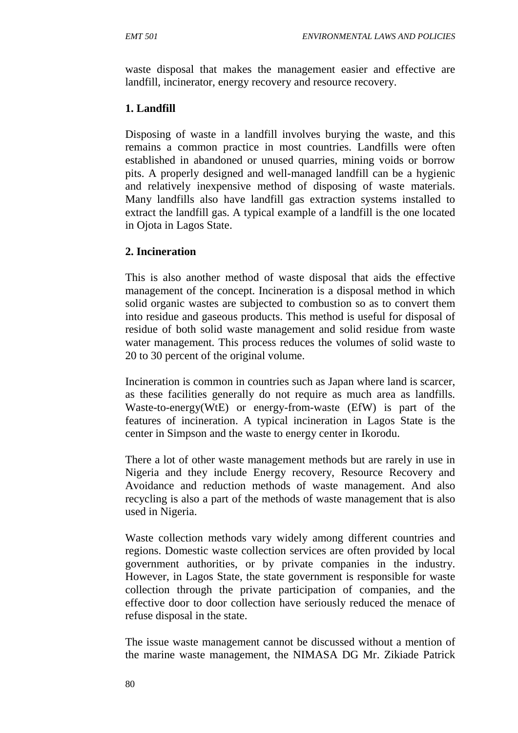waste disposal that makes the management easier and effective are landfill, incinerator, energy recovery and resource recovery.

**1. Landfill**

Disposing of waste in a landfill involves burying the waste, and this remains a common practice in most countries. Landfills were often established in abandoned or unused quarries, mining voids or borrow pits. A properly designed and well-managed landfill can be a hygienic and relatively inexpensive method of disposing of waste materials. Many landfills also have landfill gas extraction systems installed to extract the landfill gas. A typical example of a landfill is the one located in Ojota in Lagos State.

**2. Incineration**

This is also another method of waste disposal that aids the effective management of the concept. Incineration is a disposal method in which solid organic wastes are subjected to combustion so as to convert them into residue and gaseous products. This method is useful for disposal of residue of both solid waste management and solid residue from waste water management. This process reduces the volumes of solid waste to 20 to 30 percent of the original volume.

Incineration is common in countries such as Japan where land is scarcer, as these facilities generally do not require as much area as landfills. Waste-to-energy(WtE) or energy-from-waste (EfW) is part of the features of incineration. A typical incineration in Lagos State is the center in Simpson and the waste to energy center in Ikorodu.

There a lot of other waste management methods but are rarely in use in Nigeria and they include Energy recovery, Resource Recovery and Avoidance and reduction methods of waste management. And also recycling is also a part of the methods of waste management that is also used in Nigeria.

Waste collection methods vary widely among different countries and regions. Domestic waste collection services are often provided by local government authorities, or by private companies in the industry. However, in Lagos State, the state government is responsible for waste collection through the private participation of companies, and the effective door to door collection have seriously reduced the menace of refuse disposal in the state.

The issue waste management cannot be discussed without a mention of the marine waste management, the NIMASA DG Mr. Zikiade Patrick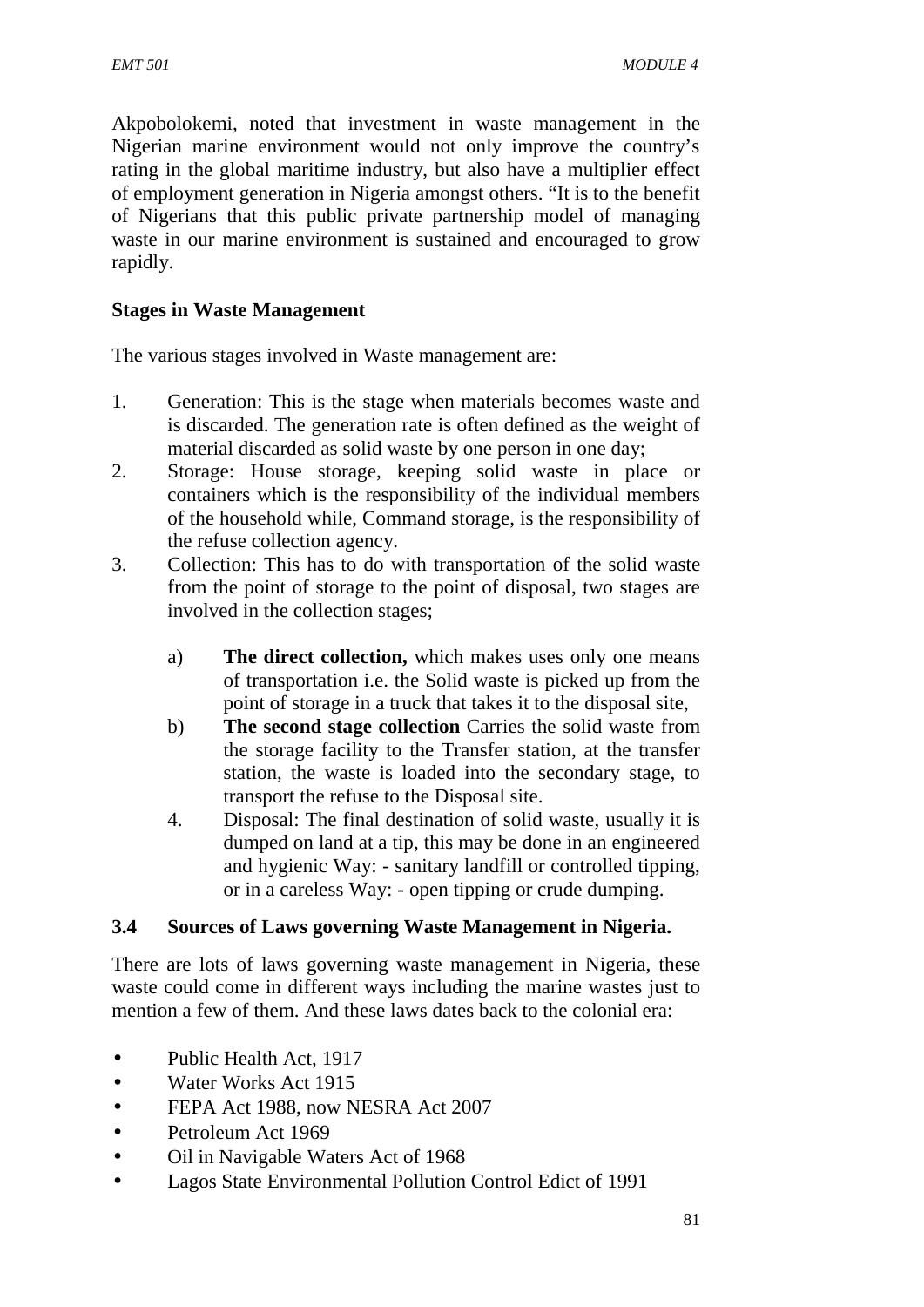Akpobolokemi, noted that investment in waste management in the Nigerian marine environment would not only improve the country's rating in the global maritime industry, but also have a multiplier effect of employment generation in Nigeria amongst others. "It is to the benefit of Nigerians that this public private partnership model of managing waste in our marine environment is sustained and encouraged to grow rapidly.

**Stages in Waste Management**

The various stages involved in Waste management are:

1. Generation: This is the stage when materials becomes waste and is discarded. The generation rate is often defined as the weight of material discarded as solid waste by one person in one day;
2. Storage: House storage, keeping solid waste in place or containers which is the responsibility of the individual members of the household while, Command storage, is the responsibility of the refuse collection agency.
3. Collection: This has to do with transportation of the solid waste from the point of storage to the point of disposal, two stages are involved in the collection stages;

   a) **The direct collection,** which makes uses only one means of transportation i.e. the Solid waste is picked up from the point of storage in a truck that takes it to the disposal site,
   b) **The second stage collection** Carries the solid waste from the storage facility to the Transfer station, at the transfer station, the waste is loaded into the secondary stage, to transport the refuse to the Disposal site.

4. Disposal: The final destination of solid waste, usually it is dumped on land at a tip, this may be done in an engineered and hygienic Way: - sanitary landfill or controlled tipping, or in a careless Way: - open tipping or crude dumping.

## 3.4 Sources of Laws governing Waste Management in Nigeria.

There are lots of laws governing waste management in Nigeria, these waste could come in different ways including the marine wastes just to mention a few of them. And these laws dates back to the colonial era:

- Public Health Act, 1917
- Water Works Act 1915
- FEPA Act 1988, now NESRA Act 2007
- Petroleum Act 1969
- Oil in Navigable Waters Act of 1968
- Lagos State Environmental Pollution Control Edict of 1991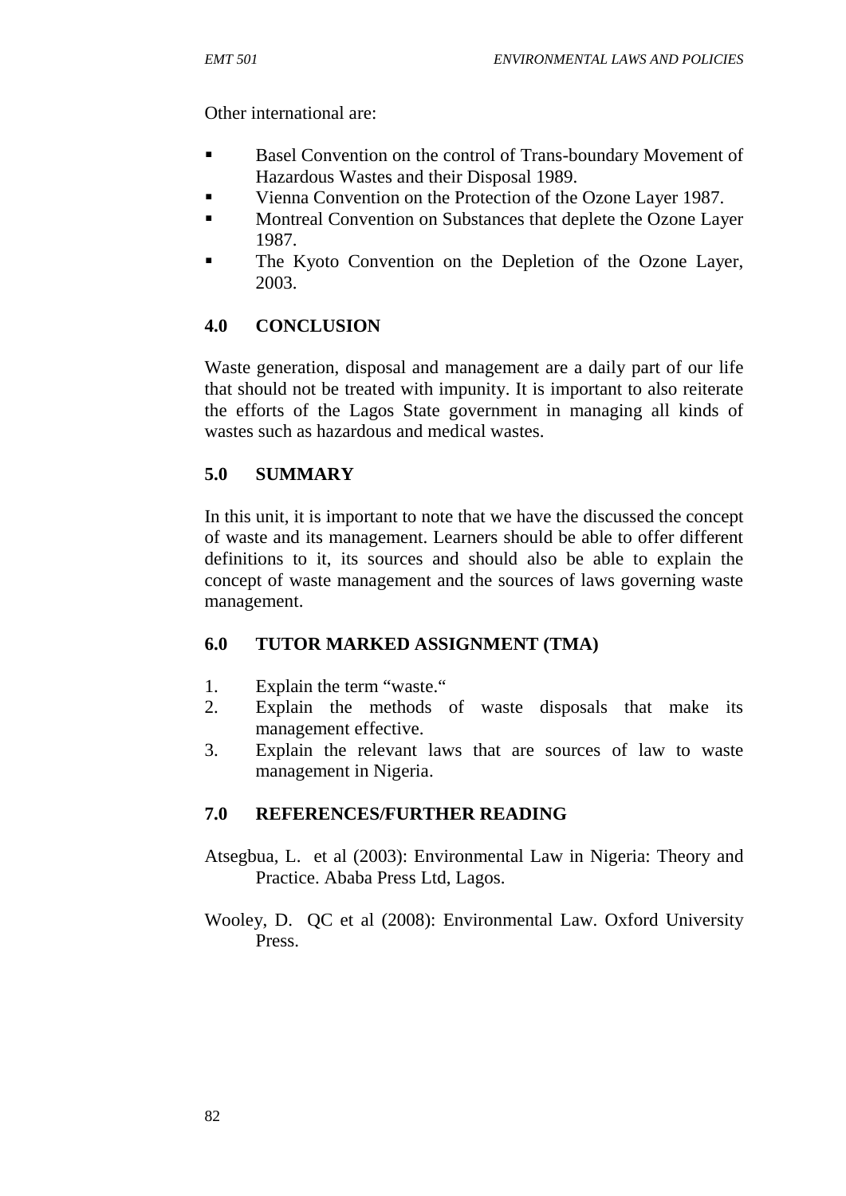Other international are:

- Basel Convention on the control of Trans-boundary Movement of Hazardous Wastes and their Disposal 1989.
- Vienna Convention on the Protection of the Ozone Layer 1987.
- Montreal Convention on Substances that deplete the Ozone Layer 1987.
- The Kyoto Convention on the Depletion of the Ozone Layer, 2003.

## 4.0 CONCLUSION

Waste generation, disposal and management are a daily part of our life that should not be treated with impunity. It is important to also reiterate the efforts of the Lagos State government in managing all kinds of wastes such as hazardous and medical wastes.

## 5.0 SUMMARY

In this unit, it is important to note that we have the discussed the concept of waste and its management. Learners should be able to offer different definitions to it, its sources and should also be able to explain the concept of waste management and the sources of laws governing waste management.

## 6.0 TUTOR MARKED ASSIGNMENT (TMA)

1. Explain the term "waste."
2. Explain the methods of waste disposals that make its management effective.
3. Explain the relevant laws that are sources of law to waste management in Nigeria.

## 7.0 REFERENCES/FURTHER READING

Atsegbua, L. et al (2003): Environmental Law in Nigeria: Theory and Practice. Ababa Press Ltd, Lagos.

Wooley, D. QC et al (2008): Environmental Law. Oxford University Press.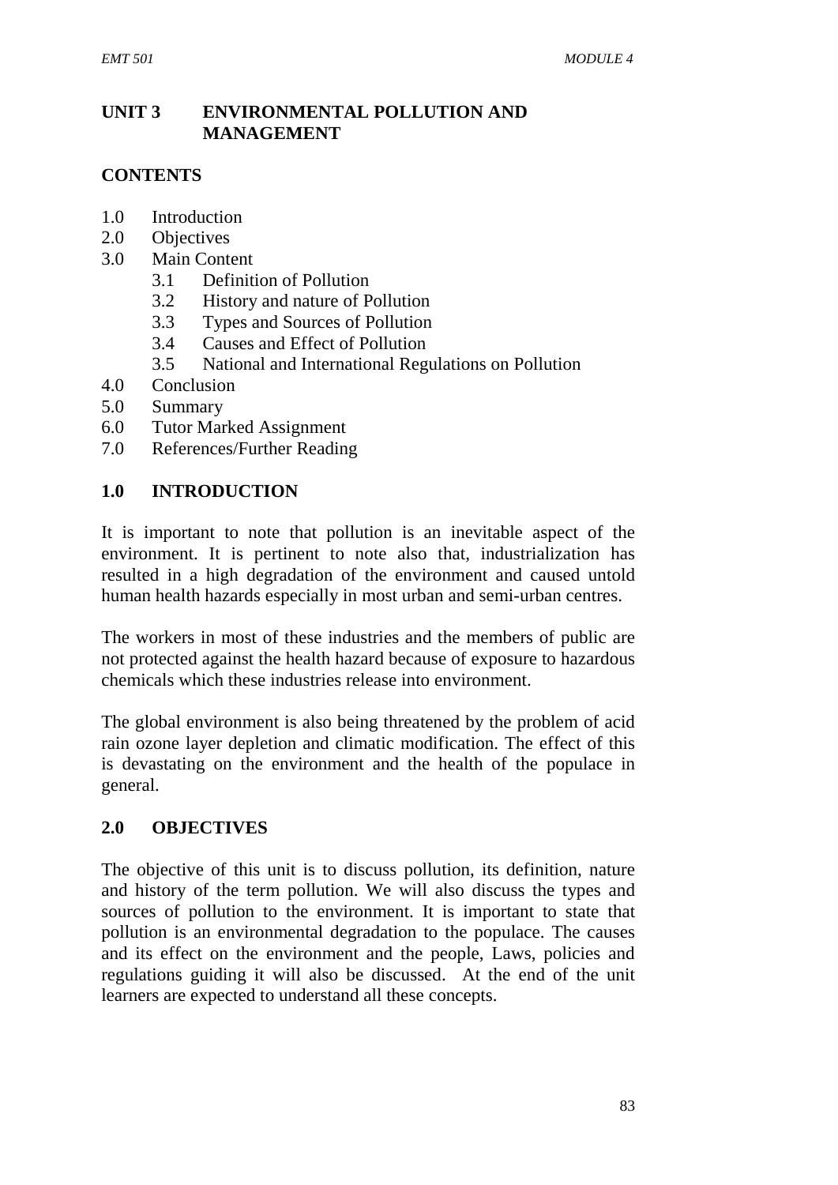## UNIT 3 ENVIRONMENTAL POLLUTION AND MANAGEMENT

### CONTENTS

- 1.0 Introduction
- 2.0 Objectives
- 3.0 Main Content
    - 3.1 Definition of Pollution
    - 3.2 History and nature of Pollution
    - 3.3 Types and Sources of Pollution
    - 3.4 Causes and Effect of Pollution
    - 3.5 National and International Regulations on Pollution
- 4.0 Conclusion
- 5.0 Summary
- 6.0 Tutor Marked Assignment
- 7.0 References/Further Reading

### 1.0 INTRODUCTION

It is important to note that pollution is an inevitable aspect of the environment. It is pertinent to note also that, industrialization has resulted in a high degradation of the environment and caused untold human health hazards especially in most urban and semi-urban centres.

The workers in most of these industries and the members of public are not protected against the health hazard because of exposure to hazardous chemicals which these industries release into environment.

The global environment is also being threatened by the problem of acid rain ozone layer depletion and climatic modification. The effect of this is devastating on the environment and the health of the populace in general.

### 2.0 OBJECTIVES

The objective of this unit is to discuss pollution, its definition, nature and history of the term pollution. We will also discuss the types and sources of pollution to the environment. It is important to state that pollution is an environmental degradation to the populace. The causes and its effect on the environment and the people, Laws, policies and regulations guiding it will also be discussed. At the end of the unit learners are expected to understand all these concepts.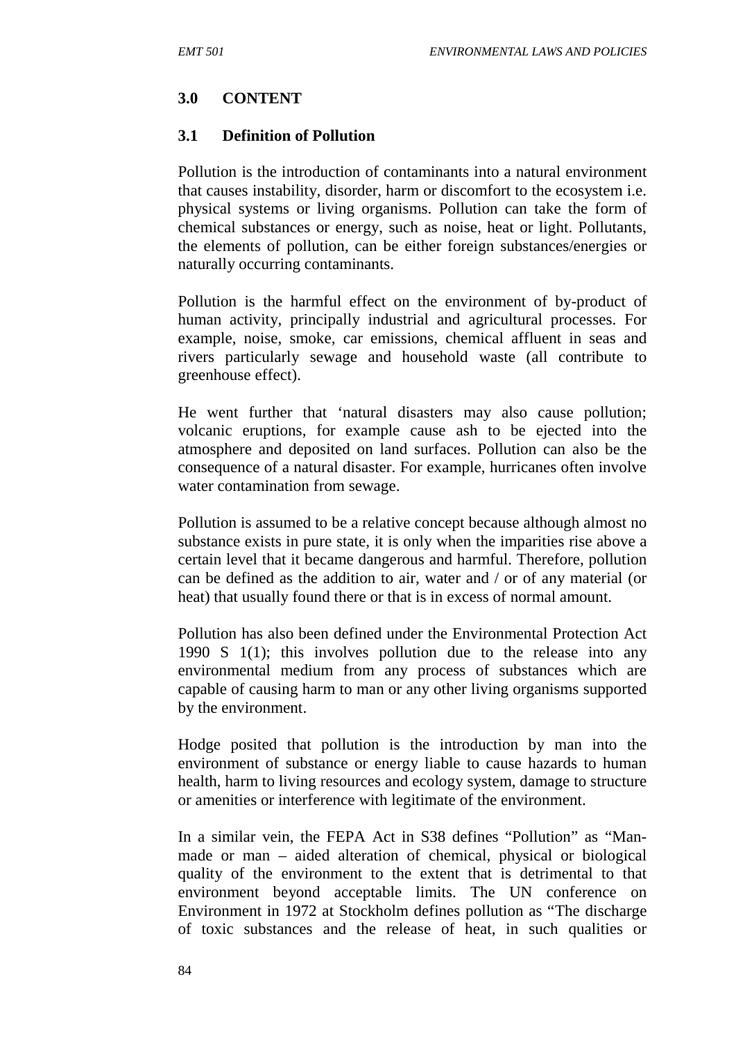## 3.0 CONTENT

### 3.1 Definition of Pollution

Pollution is the introduction of contaminants into a natural environment that causes instability, disorder, harm or discomfort to the ecosystem i.e. physical systems or living organisms. Pollution can take the form of chemical substances or energy, such as noise, heat or light. Pollutants, the elements of pollution, can be either foreign substances/energies or naturally occurring contaminants.

Pollution is the harmful effect on the environment of by-product of human activity, principally industrial and agricultural processes. For example, noise, smoke, car emissions, chemical affluent in seas and rivers particularly sewage and household waste (all contribute to greenhouse effect).

He went further that 'natural disasters may also cause pollution; volcanic eruptions, for example cause ash to be ejected into the atmosphere and deposited on land surfaces. Pollution can also be the consequence of a natural disaster. For example, hurricanes often involve water contamination from sewage.

Pollution is assumed to be a relative concept because although almost no substance exists in pure state, it is only when the imparities rise above a certain level that it became dangerous and harmful. Therefore, pollution can be defined as the addition to air, water and / or of any material (or heat) that usually found there or that is in excess of normal amount.

Pollution has also been defined under the Environmental Protection Act 1990 S 1(1); this involves pollution due to the release into any environmental medium from any process of substances which are capable of causing harm to man or any other living organisms supported by the environment.

Hodge posited that pollution is the introduction by man into the environment of substance or energy liable to cause hazards to human health, harm to living resources and ecology system, damage to structure or amenities or interference with legitimate of the environment.

In a similar vein, the FEPA Act in S38 defines "Pollution" as "Man-made or man – aided alteration of chemical, physical or biological quality of the environment to the extent that is detrimental to that environment beyond acceptable limits. The UN conference on Environment in 1972 at Stockholm defines pollution as "The discharge of toxic substances and the release of heat, in such qualities or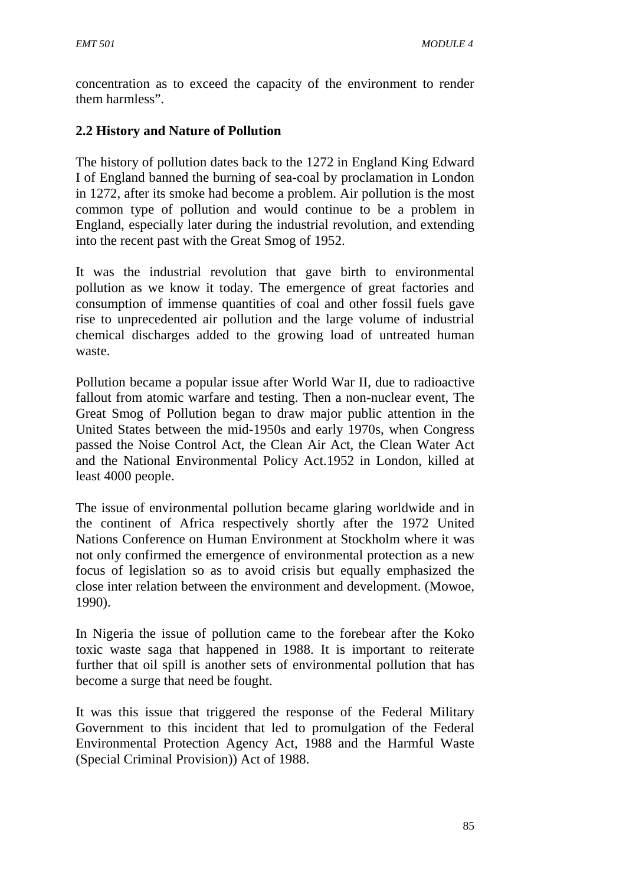concentration as to exceed the capacity of the environment to render them harmless".

## 2.2 History and Nature of Pollution

The history of pollution dates back to the 1272 in England King Edward I of England banned the burning of sea-coal by proclamation in London in 1272, after its smoke had become a problem. Air pollution is the most common type of pollution and would continue to be a problem in England, especially later during the industrial revolution, and extending into the recent past with the Great Smog of 1952.

It was the industrial revolution that gave birth to environmental pollution as we know it today. The emergence of great factories and consumption of immense quantities of coal and other fossil fuels gave rise to unprecedented air pollution and the large volume of industrial chemical discharges added to the growing load of untreated human waste.

Pollution became a popular issue after World War II, due to radioactive fallout from atomic warfare and testing. Then a non-nuclear event, The Great Smog of Pollution began to draw major public attention in the United States between the mid-1950s and early 1970s, when Congress passed the Noise Control Act, the Clean Air Act, the Clean Water Act and the National Environmental Policy Act.1952 in London, killed at least 4000 people.

The issue of environmental pollution became glaring worldwide and in the continent of Africa respectively shortly after the 1972 United Nations Conference on Human Environment at Stockholm where it was not only confirmed the emergence of environmental protection as a new focus of legislation so as to avoid crisis but equally emphasized the close inter relation between the environment and development. (Mowoe, 1990).

In Nigeria the issue of pollution came to the forebear after the Koko toxic waste saga that happened in 1988. It is important to reiterate further that oil spill is another sets of environmental pollution that has become a surge that need be fought.

It was this issue that triggered the response of the Federal Military Government to this incident that led to promulgation of the Federal Environmental Protection Agency Act, 1988 and the Harmful Waste (Special Criminal Provision)) Act of 1988.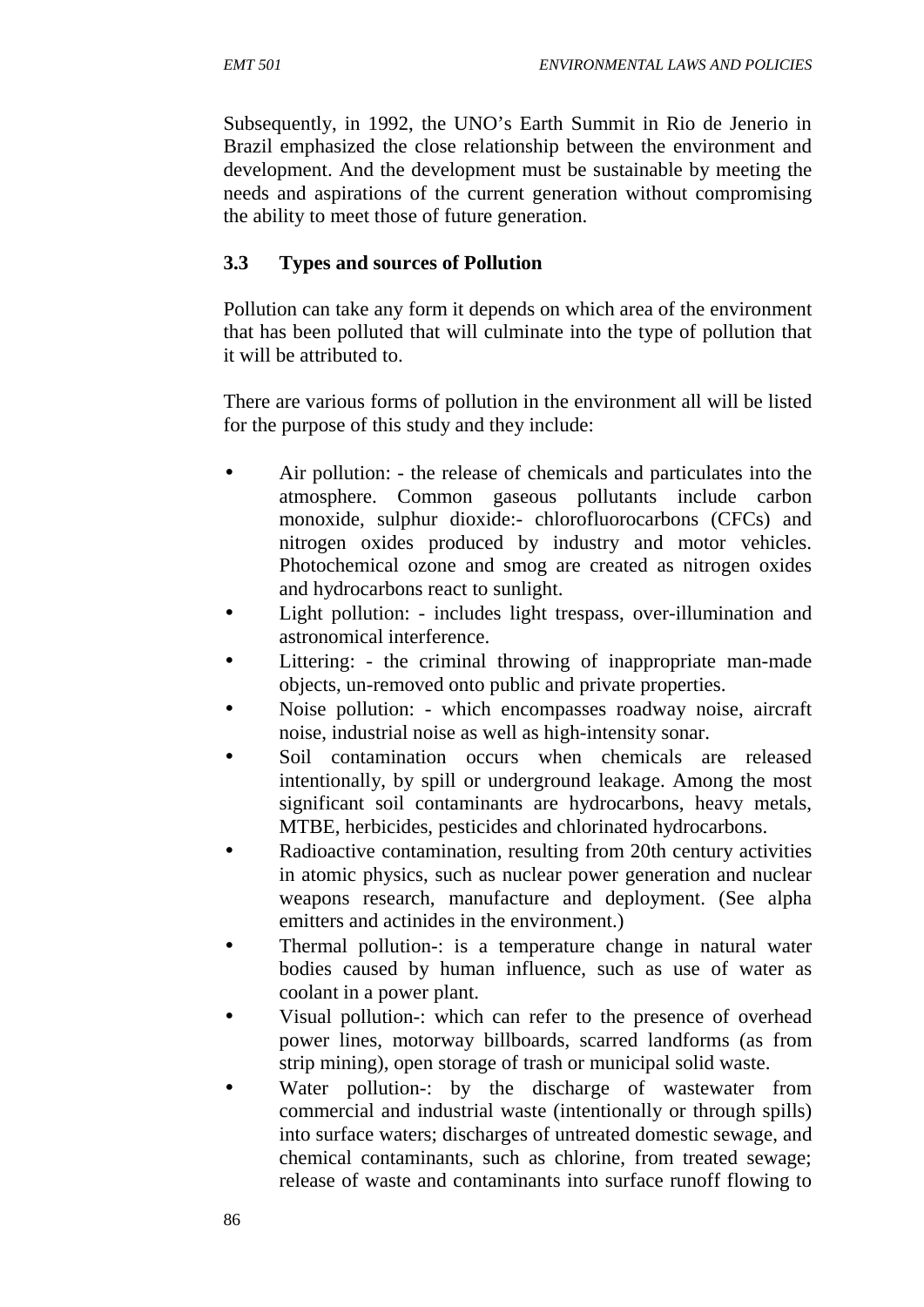Subsequently, in 1992, the UNO's Earth Summit in Rio de Jenerio in Brazil emphasized the close relationship between the environment and development. And the development must be sustainable by meeting the needs and aspirations of the current generation without compromising the ability to meet those of future generation.

### 3.3 Types and sources of Pollution

Pollution can take any form it depends on which area of the environment that has been polluted that will culminate into the type of pollution that it will be attributed to.

There are various forms of pollution in the environment all will be listed for the purpose of this study and they include:

- Air pollution: - the release of chemicals and particulates into the atmosphere. Common gaseous pollutants include carbon monoxide, sulphur dioxide:- chlorofluorocarbons (CFCs) and nitrogen oxides produced by industry and motor vehicles. Photochemical ozone and smog are created as nitrogen oxides and hydrocarbons react to sunlight.
- Light pollution: - includes light trespass, over-illumination and astronomical interference.
- Littering: - the criminal throwing of inappropriate man-made objects, un-removed onto public and private properties.
- Noise pollution: - which encompasses roadway noise, aircraft noise, industrial noise as well as high-intensity sonar.
- Soil contamination occurs when chemicals are released intentionally, by spill or underground leakage. Among the most significant soil contaminants are hydrocarbons, heavy metals, MTBE, herbicides, pesticides and chlorinated hydrocarbons.
- Radioactive contamination, resulting from 20th century activities in atomic physics, such as nuclear power generation and nuclear weapons research, manufacture and deployment. (See alpha emitters and actinides in the environment.)
- Thermal pollution-: is a temperature change in natural water bodies caused by human influence, such as use of water as coolant in a power plant.
- Visual pollution-: which can refer to the presence of overhead power lines, motorway billboards, scarred landforms (as from strip mining), open storage of trash or municipal solid waste.
- Water pollution-: by the discharge of wastewater from commercial and industrial waste (intentionally or through spills) into surface waters; discharges of untreated domestic sewage, and chemical contaminants, such as chlorine, from treated sewage; release of waste and contaminants into surface runoff flowing to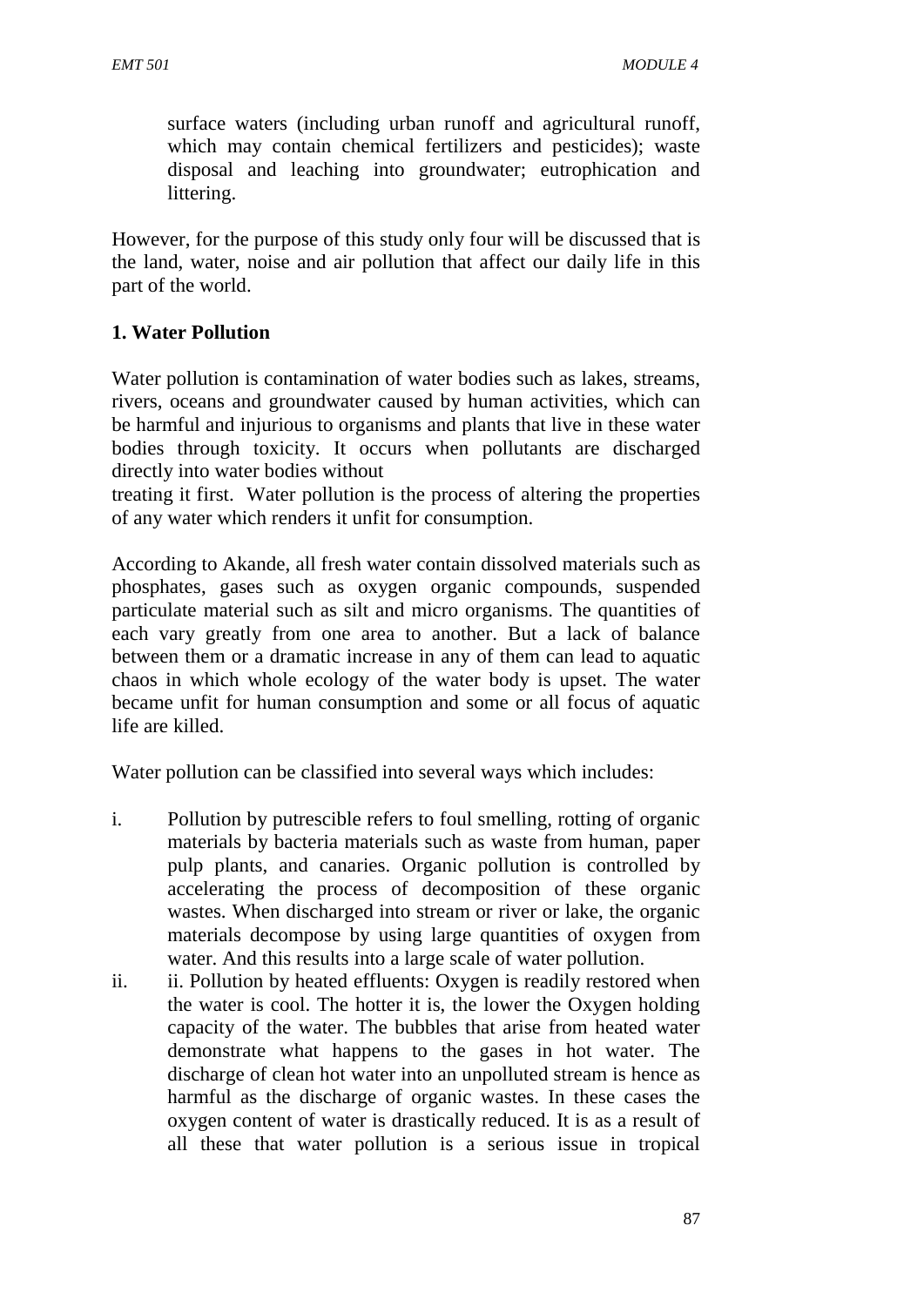surface waters (including urban runoff and agricultural runoff, which may contain chemical fertilizers and pesticides); waste disposal and leaching into groundwater; eutrophication and littering.

However, for the purpose of this study only four will be discussed that is the land, water, noise and air pollution that affect our daily life in this part of the world.

**1. Water Pollution**

Water pollution is contamination of water bodies such as lakes, streams, rivers, oceans and groundwater caused by human activities, which can be harmful and injurious to organisms and plants that live in these water bodies through toxicity. It occurs when pollutants are discharged directly into water bodies without treating it first. Water pollution is the process of altering the properties of any water which renders it unfit for consumption.

According to Akande, all fresh water contain dissolved materials such as phosphates, gases such as oxygen organic compounds, suspended particulate material such as silt and micro organisms. The quantities of each vary greatly from one area to another. But a lack of balance between them or a dramatic increase in any of them can lead to aquatic chaos in which whole ecology of the water body is upset. The water became unfit for human consumption and some or all focus of aquatic life are killed.

Water pollution can be classified into several ways which includes:

i. Pollution by putrescible refers to foul smelling, rotting of organic materials by bacteria materials such as waste from human, paper pulp plants, and canaries. Organic pollution is controlled by accelerating the process of decomposition of these organic wastes. When discharged into stream or river or lake, the organic materials decompose by using large quantities of oxygen from water. And this results into a large scale of water pollution.

ii. ii. Pollution by heated effluents: Oxygen is readily restored when the water is cool. The hotter it is, the lower the Oxygen holding capacity of the water. The bubbles that arise from heated water demonstrate what happens to the gases in hot water. The discharge of clean hot water into an unpolluted stream is hence as harmful as the discharge of organic wastes. In these cases the oxygen content of water is drastically reduced. It is as a result of all these that water pollution is a serious issue in tropical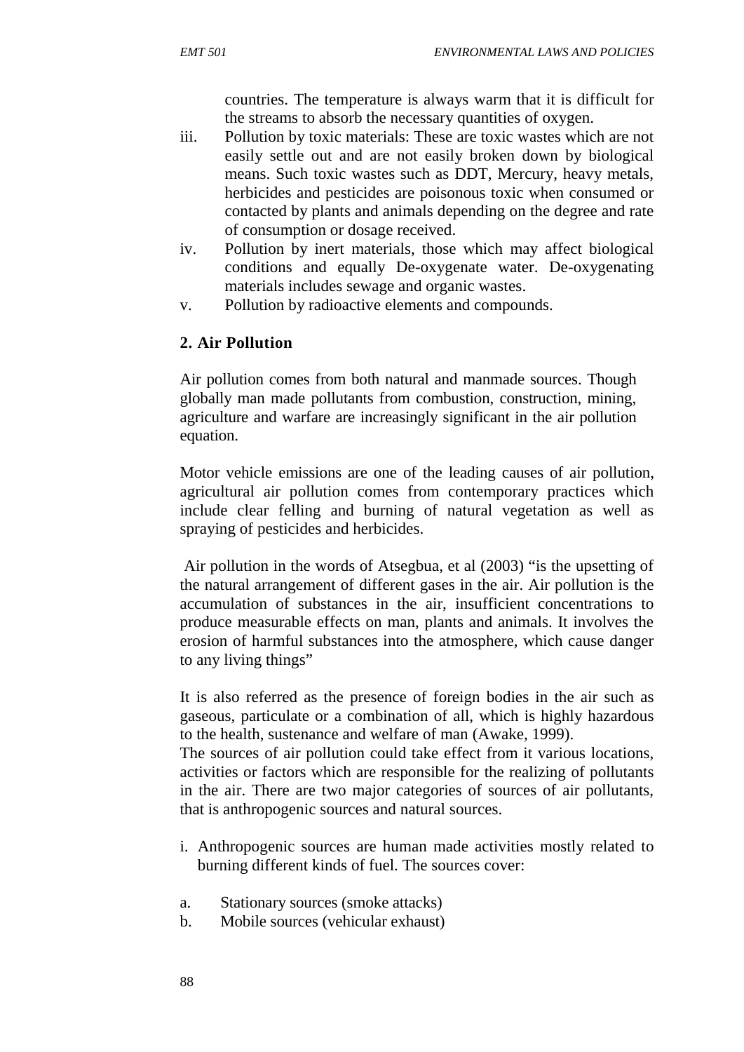countries. The temperature is always warm that it is difficult for the streams to absorb the necessary quantities of oxygen.

iii. Pollution by toxic materials: These are toxic wastes which are not easily settle out and are not easily broken down by biological means. Such toxic wastes such as DDT, Mercury, heavy metals, herbicides and pesticides are poisonous toxic when consumed or contacted by plants and animals depending on the degree and rate of consumption or dosage received.

iv. Pollution by inert materials, those which may affect biological conditions and equally De-oxygenate water. De-oxygenating materials includes sewage and organic wastes.

v. Pollution by radioactive elements and compounds.

**2. Air Pollution**

Air pollution comes from both natural and manmade sources. Though globally man made pollutants from combustion, construction, mining, agriculture and warfare are increasingly significant in the air pollution equation.

Motor vehicle emissions are one of the leading causes of air pollution, agricultural air pollution comes from contemporary practices which include clear felling and burning of natural vegetation as well as spraying of pesticides and herbicides.

Air pollution in the words of Atsegbua, et al (2003) "is the upsetting of the natural arrangement of different gases in the air. Air pollution is the accumulation of substances in the air, insufficient concentrations to produce measurable effects on man, plants and animals. It involves the erosion of harmful substances into the atmosphere, which cause danger to any living things"

It is also referred as the presence of foreign bodies in the air such as gaseous, particulate or a combination of all, which is highly hazardous to the health, sustenance and welfare of man (Awake, 1999).

The sources of air pollution could take effect from it various locations, activities or factors which are responsible for the realizing of pollutants in the air. There are two major categories of sources of air pollutants, that is anthropogenic sources and natural sources.

i. Anthropogenic sources are human made activities mostly related to burning different kinds of fuel. The sources cover:

a. Stationary sources (smoke attacks)
b. Mobile sources (vehicular exhaust)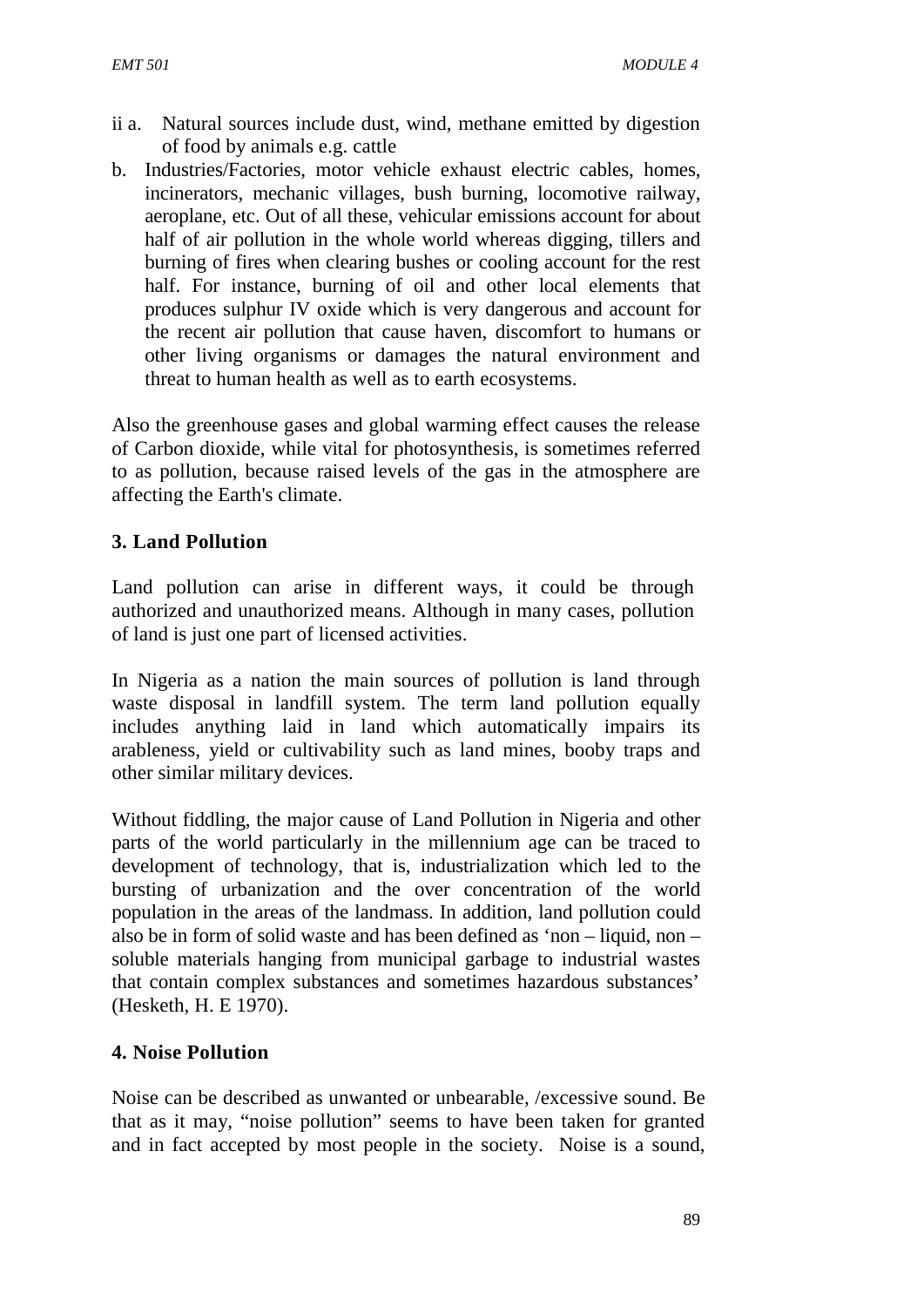ii a. Natural sources include dust, wind, methane emitted by digestion of food by animals e.g. cattle

b. Industries/Factories, motor vehicle exhaust electric cables, homes, incinerators, mechanic villages, bush burning, locomotive railway, aeroplane, etc. Out of all these, vehicular emissions account for about half of air pollution in the whole world whereas digging, tillers and burning of fires when clearing bushes or cooling account for the rest half. For instance, burning of oil and other local elements that produces sulphur IV oxide which is very dangerous and account for the recent air pollution that cause haven, discomfort to humans or other living organisms or damages the natural environment and threat to human health as well as to earth ecosystems.

Also the greenhouse gases and global warming effect causes the release of Carbon dioxide, while vital for photosynthesis, is sometimes referred to as pollution, because raised levels of the gas in the atmosphere are affecting the Earth's climate.

### 3. Land Pollution

Land pollution can arise in different ways, it could be through authorized and unauthorized means. Although in many cases, pollution of land is just one part of licensed activities.

In Nigeria as a nation the main sources of pollution is land through waste disposal in landfill system. The term land pollution equally includes anything laid in land which automatically impairs its arableness, yield or cultivability such as land mines, booby traps and other similar military devices.

Without fiddling, the major cause of Land Pollution in Nigeria and other parts of the world particularly in the millennium age can be traced to development of technology, that is, industrialization which led to the bursting of urbanization and the over concentration of the world population in the areas of the landmass. In addition, land pollution could also be in form of solid waste and has been defined as 'non – liquid, non – soluble materials hanging from municipal garbage to industrial wastes that contain complex substances and sometimes hazardous substances' (Hesketh, H. E 1970).

### 4. Noise Pollution

Noise can be described as unwanted or unbearable, /excessive sound. Be that as it may, "noise pollution" seems to have been taken for granted and in fact accepted by most people in the society. Noise is a sound,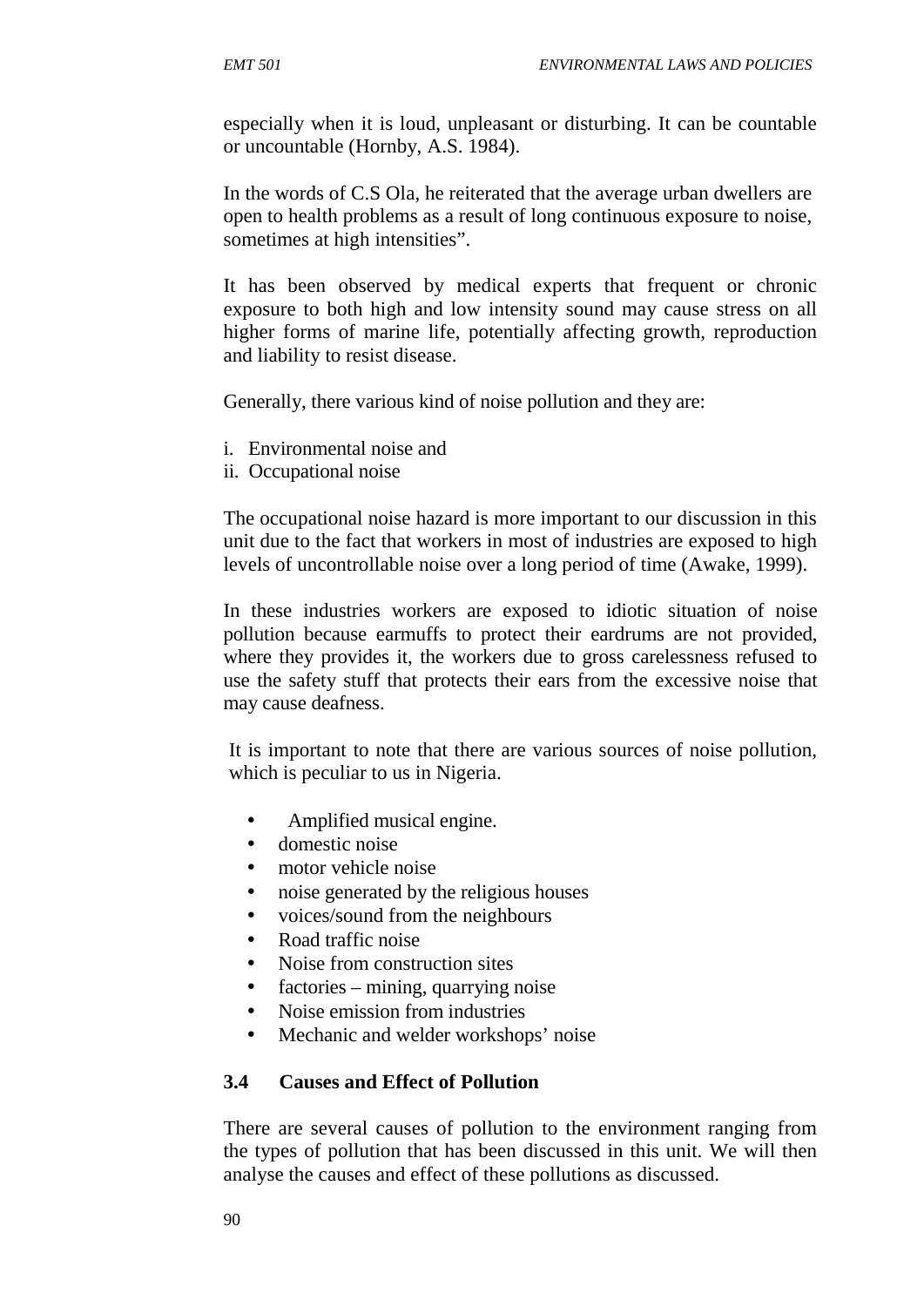especially when it is loud, unpleasant or disturbing. It can be countable or uncountable (Hornby, A.S. 1984).

In the words of C.S Ola, he reiterated that the average urban dwellers are open to health problems as a result of long continuous exposure to noise, sometimes at high intensities".

It has been observed by medical experts that frequent or chronic exposure to both high and low intensity sound may cause stress on all higher forms of marine life, potentially affecting growth, reproduction and liability to resist disease.

Generally, there various kind of noise pollution and they are:

i. Environmental noise and
ii. Occupational noise

The occupational noise hazard is more important to our discussion in this unit due to the fact that workers in most of industries are exposed to high levels of uncontrollable noise over a long period of time (Awake, 1999).

In these industries workers are exposed to idiotic situation of noise pollution because earmuffs to protect their eardrums are not provided, where they provides it, the workers due to gross carelessness refused to use the safety stuff that protects their ears from the excessive noise that may cause deafness.

It is important to note that there are various sources of noise pollution, which is peculiar to us in Nigeria.

- Amplified musical engine.
- domestic noise
- motor vehicle noise
- noise generated by the religious houses
- voices/sound from the neighbours
- Road traffic noise
- Noise from construction sites
- factories – mining, quarrying noise
- Noise emission from industries
- Mechanic and welder workshops' noise

### 3.4 Causes and Effect of Pollution

There are several causes of pollution to the environment ranging from the types of pollution that has been discussed in this unit. We will then analyse the causes and effect of these pollutions as discussed.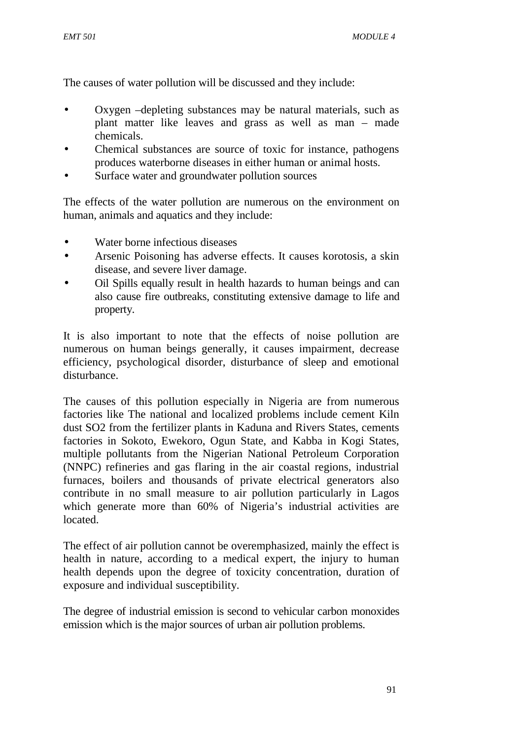The causes of water pollution will be discussed and they include:

- Oxygen –depleting substances may be natural materials, such as plant matter like leaves and grass as well as man – made chemicals.
- Chemical substances are source of toxic for instance, pathogens produces waterborne diseases in either human or animal hosts.
- Surface water and groundwater pollution sources

The effects of the water pollution are numerous on the environment on human, animals and aquatics and they include:

- Water borne infectious diseases
- Arsenic Poisoning has adverse effects. It causes korotosis, a skin disease, and severe liver damage.
- Oil Spills equally result in health hazards to human beings and can also cause fire outbreaks, constituting extensive damage to life and property.

It is also important to note that the effects of noise pollution are numerous on human beings generally, it causes impairment, decrease efficiency, psychological disorder, disturbance of sleep and emotional disturbance.

The causes of this pollution especially in Nigeria are from numerous factories like The national and localized problems include cement Kiln dust $SO_2$ from the fertilizer plants in Kaduna and Rivers States, cements factories in Sokoto, Ewekoro, Ogun State, and Kabba in Kogi States, multiple pollutants from the Nigerian National Petroleum Corporation (NNPC) refineries and gas flaring in the air coastal regions, industrial furnaces, boilers and thousands of private electrical generators also contribute in no small measure to air pollution particularly in Lagos which generate more than 60% of Nigeria's industrial activities are located.

The effect of air pollution cannot be overemphasized, mainly the effect is health in nature, according to a medical expert, the injury to human health depends upon the degree of toxicity concentration, duration of exposure and individual susceptibility.

The degree of industrial emission is second to vehicular carbon monoxides emission which is the major sources of urban air pollution problems.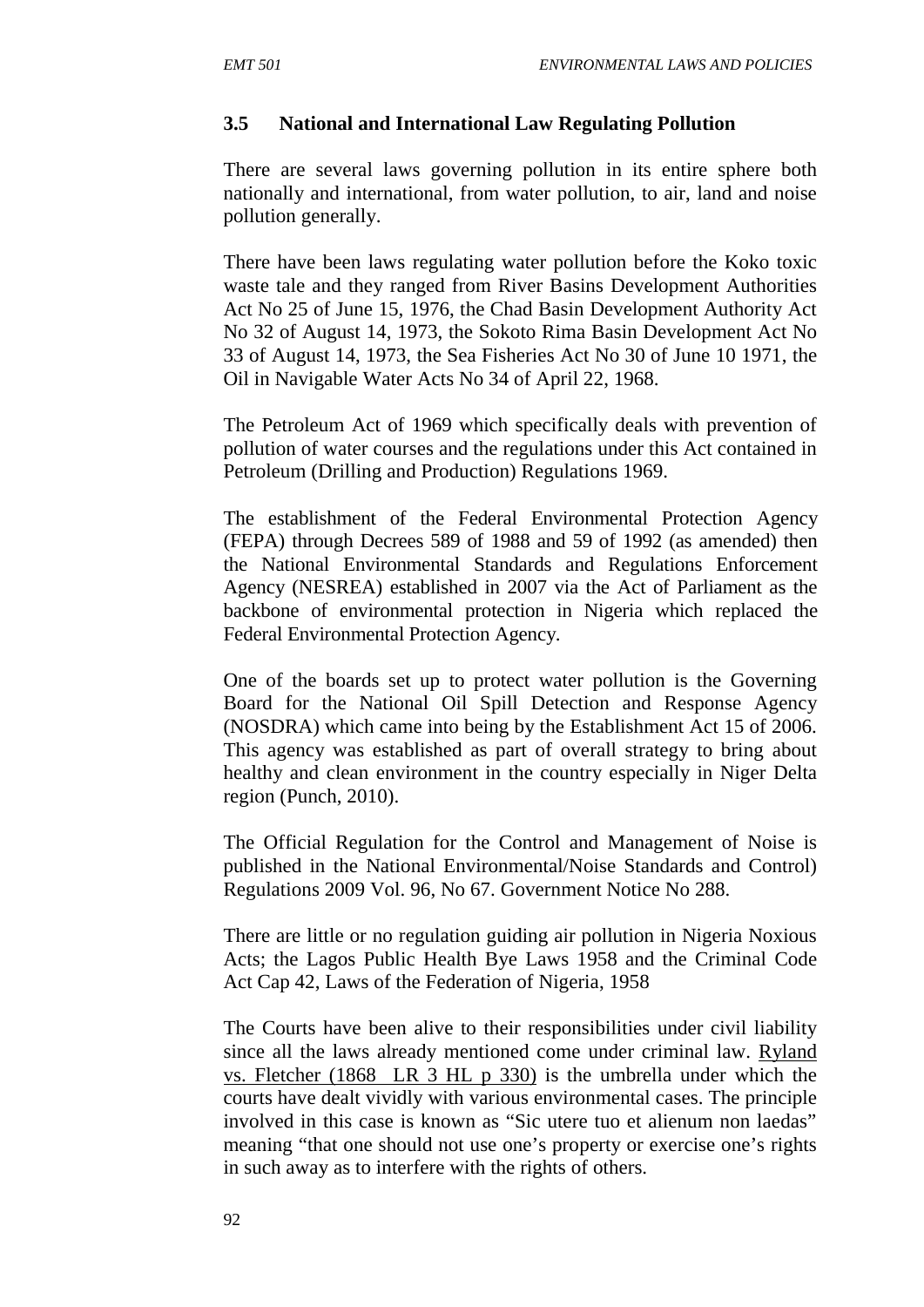### 3.5 National and International Law Regulating Pollution

There are several laws governing pollution in its entire sphere both nationally and international, from water pollution, to air, land and noise pollution generally.

There have been laws regulating water pollution before the Koko toxic waste tale and they ranged from River Basins Development Authorities Act No 25 of June 15, 1976, the Chad Basin Development Authority Act No 32 of August 14, 1973, the Sokoto Rima Basin Development Act No 33 of August 14, 1973, the Sea Fisheries Act No 30 of June 10 1971, the Oil in Navigable Water Acts No 34 of April 22, 1968.

The Petroleum Act of 1969 which specifically deals with prevention of pollution of water courses and the regulations under this Act contained in Petroleum (Drilling and Production) Regulations 1969.

The establishment of the Federal Environmental Protection Agency (FEPA) through Decrees 589 of 1988 and 59 of 1992 (as amended) then the National Environmental Standards and Regulations Enforcement Agency (NESREA) established in 2007 via the Act of Parliament as the backbone of environmental protection in Nigeria which replaced the Federal Environmental Protection Agency.

One of the boards set up to protect water pollution is the Governing Board for the National Oil Spill Detection and Response Agency (NOSDRA) which came into being by the Establishment Act 15 of 2006. This agency was established as part of overall strategy to bring about healthy and clean environment in the country especially in Niger Delta region (Punch, 2010).

The Official Regulation for the Control and Management of Noise is published in the National Environmental/Noise Standards and Control) Regulations 2009 Vol. 96, No 67. Government Notice No 288.

There are little or no regulation guiding air pollution in Nigeria Noxious Acts; the Lagos Public Health Bye Laws 1958 and the Criminal Code Act Cap 42, Laws of the Federation of Nigeria, 1958

The Courts have been alive to their responsibilities under civil liability since all the laws already mentioned come under criminal law. Ryland vs. Fletcher (1868 LR 3 HL p 330) is the umbrella under which the courts have dealt vividly with various environmental cases. The principle involved in this case is known as "Sic utere tuo et alienum non laedas" meaning "that one should not use one's property or exercise one's rights in such away as to interfere with the rights of others.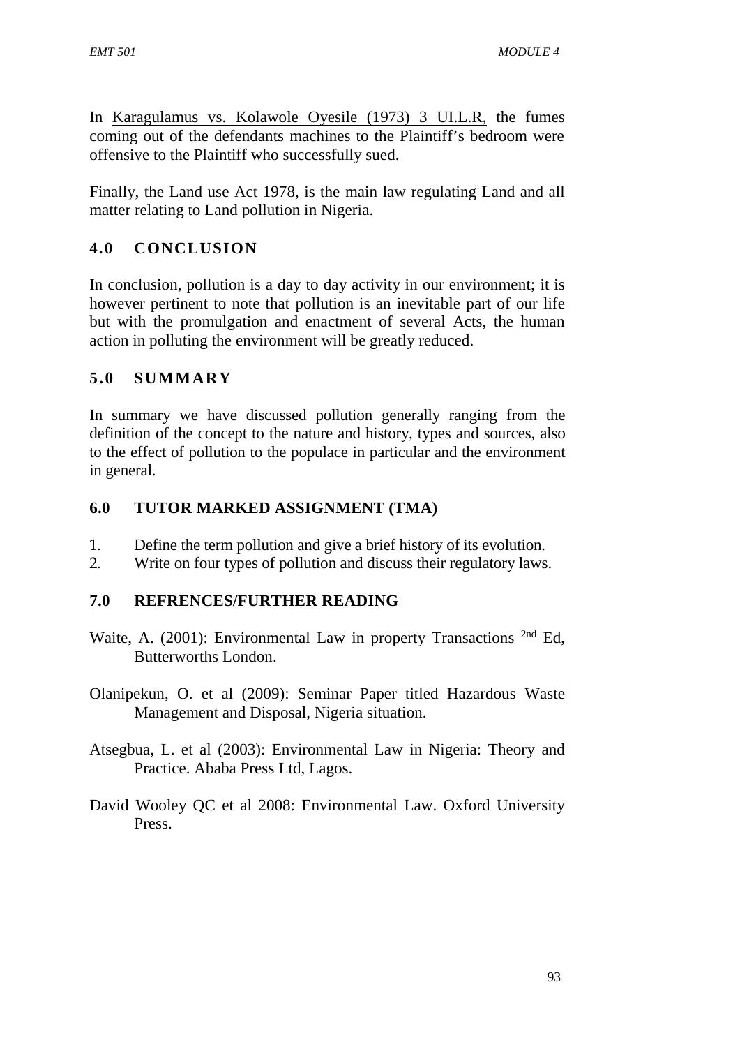In Karagulamus vs. Kolawole Oyesile (1973) 3 UI.L.R, the fumes coming out of the defendants machines to the Plaintiff's bedroom were offensive to the Plaintiff who successfully sued.

Finally, the Land use Act 1978, is the main law regulating Land and all matter relating to Land pollution in Nigeria.

## 4.0 CONCLUSION

In conclusion, pollution is a day to day activity in our environment; it is however pertinent to note that pollution is an inevitable part of our life but with the promulgation and enactment of several Acts, the human action in polluting the environment will be greatly reduced.

## 5.0 SUMMARY

In summary we have discussed pollution generally ranging from the definition of the concept to the nature and history, types and sources, also to the effect of pollution to the populace in particular and the environment in general.

## 6.0 TUTOR MARKED ASSIGNMENT (TMA)

1. Define the term pollution and give a brief history of its evolution.
2. Write on four types of pollution and discuss their regulatory laws.

## 7.0 REFRENCES/FURTHER READING

Waite, A. (2001): Environmental Law in property Transactions 2nd Ed, Butterworths London.

Olanipekun, O. et al (2009): Seminar Paper titled Hazardous Waste Management and Disposal, Nigeria situation.

Atsegbua, L. et al (2003): Environmental Law in Nigeria: Theory and Practice. Ababa Press Ltd, Lagos.

David Wooley QC et al 2008: Environmental Law. Oxford University Press.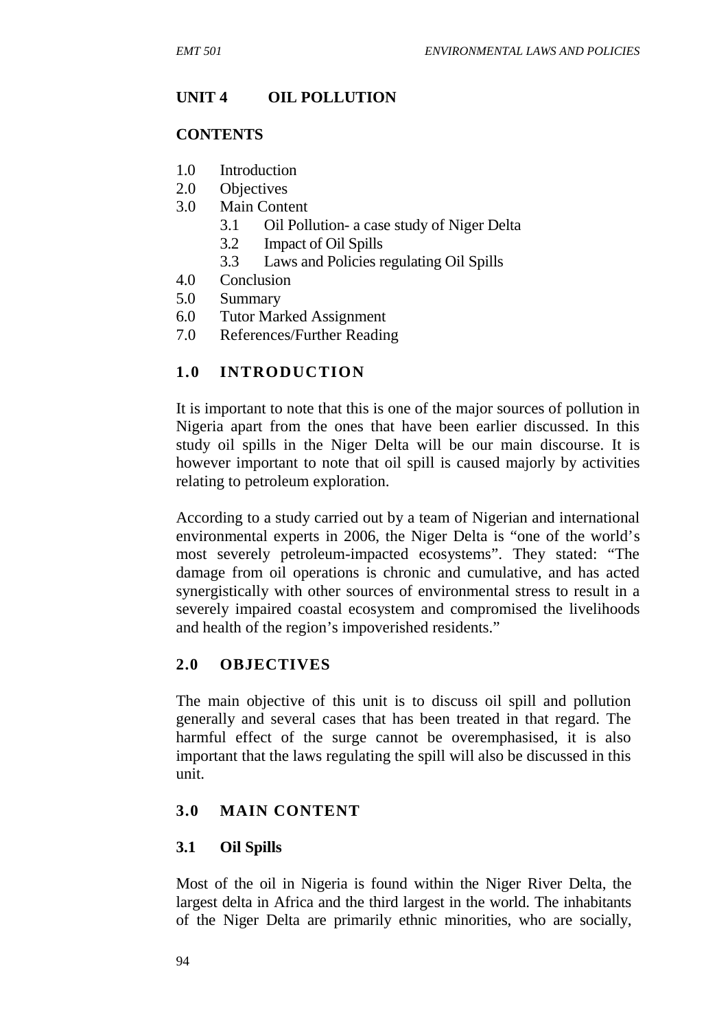## UNIT 4 OIL POLLUTION

### CONTENTS

1.0 Introduction
2.0 Objectives
3.0 Main Content
   3.1 Oil Pollution- a case study of Niger Delta
   3.2 Impact of Oil Spills
   3.3 Laws and Policies regulating Oil Spills
4.0 Conclusion
5.0 Summary
6.0 Tutor Marked Assignment
7.0 References/Further Reading

### 1.0 INTRODUCTION

It is important to note that this is one of the major sources of pollution in Nigeria apart from the ones that have been earlier discussed. In this study oil spills in the Niger Delta will be our main discourse. It is however important to note that oil spill is caused majorly by activities relating to petroleum exploration.

According to a study carried out by a team of Nigerian and international environmental experts in 2006, the Niger Delta is "one of the world's most severely petroleum-impacted ecosystems". They stated: "The damage from oil operations is chronic and cumulative, and has acted synergistically with other sources of environmental stress to result in a severely impaired coastal ecosystem and compromised the livelihoods and health of the region's impoverished residents."

### 2.0 OBJECTIVES

The main objective of this unit is to discuss oil spill and pollution generally and several cases that has been treated in that regard. The harmful effect of the surge cannot be overemphasised, it is also important that the laws regulating the spill will also be discussed in this unit.

### 3.0 MAIN CONTENT

#### 3.1 Oil Spills

Most of the oil in Nigeria is found within the Niger River Delta, the largest delta in Africa and the third largest in the world. The inhabitants of the Niger Delta are primarily ethnic minorities, who are socially,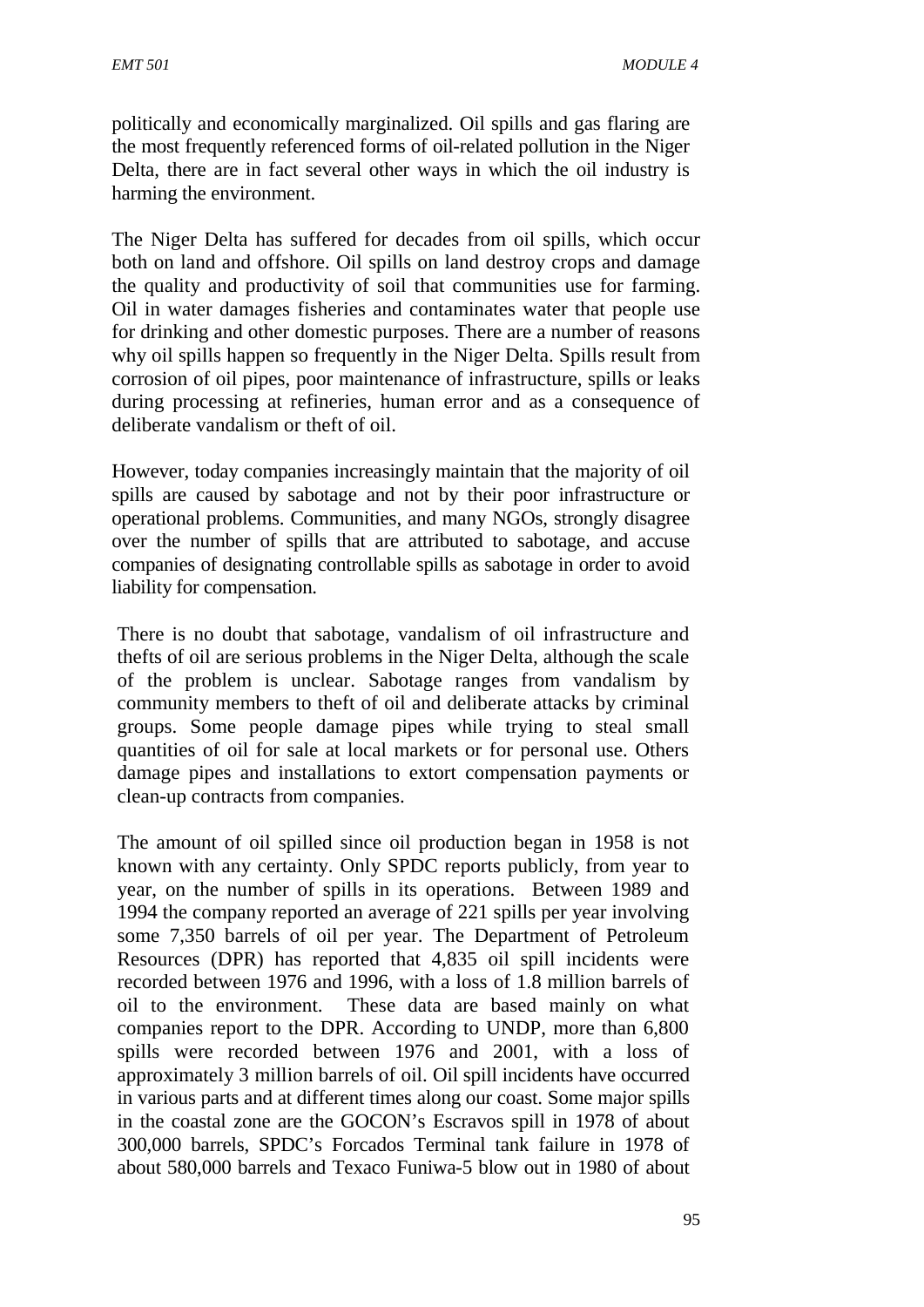politically and economically marginalized. Oil spills and gas flaring are the most frequently referenced forms of oil-related pollution in the Niger Delta, there are in fact several other ways in which the oil industry is harming the environment.

The Niger Delta has suffered for decades from oil spills, which occur both on land and offshore. Oil spills on land destroy crops and damage the quality and productivity of soil that communities use for farming. Oil in water damages fisheries and contaminates water that people use for drinking and other domestic purposes. There are a number of reasons why oil spills happen so frequently in the Niger Delta. Spills result from corrosion of oil pipes, poor maintenance of infrastructure, spills or leaks during processing at refineries, human error and as a consequence of deliberate vandalism or theft of oil.

However, today companies increasingly maintain that the majority of oil spills are caused by sabotage and not by their poor infrastructure or operational problems. Communities, and many NGOs, strongly disagree over the number of spills that are attributed to sabotage, and accuse companies of designating controllable spills as sabotage in order to avoid liability for compensation.

There is no doubt that sabotage, vandalism of oil infrastructure and thefts of oil are serious problems in the Niger Delta, although the scale of the problem is unclear. Sabotage ranges from vandalism by community members to theft of oil and deliberate attacks by criminal groups. Some people damage pipes while trying to steal small quantities of oil for sale at local markets or for personal use. Others damage pipes and installations to extort compensation payments or clean-up contracts from companies.

The amount of oil spilled since oil production began in 1958 is not known with any certainty. Only SPDC reports publicly, from year to year, on the number of spills in its operations. Between 1989 and 1994 the company reported an average of 221 spills per year involving some 7,350 barrels of oil per year. The Department of Petroleum Resources (DPR) has reported that 4,835 oil spill incidents were recorded between 1976 and 1996, with a loss of 1.8 million barrels of oil to the environment. These data are based mainly on what companies report to the DPR. According to UNDP, more than 6,800 spills were recorded between 1976 and 2001, with a loss of approximately 3 million barrels of oil. Oil spill incidents have occurred in various parts and at different times along our coast. Some major spills in the coastal zone are the GOCON's Escravos spill in 1978 of about 300,000 barrels, SPDC's Forcados Terminal tank failure in 1978 of about 580,000 barrels and Texaco Funiwa-5 blow out in 1980 of about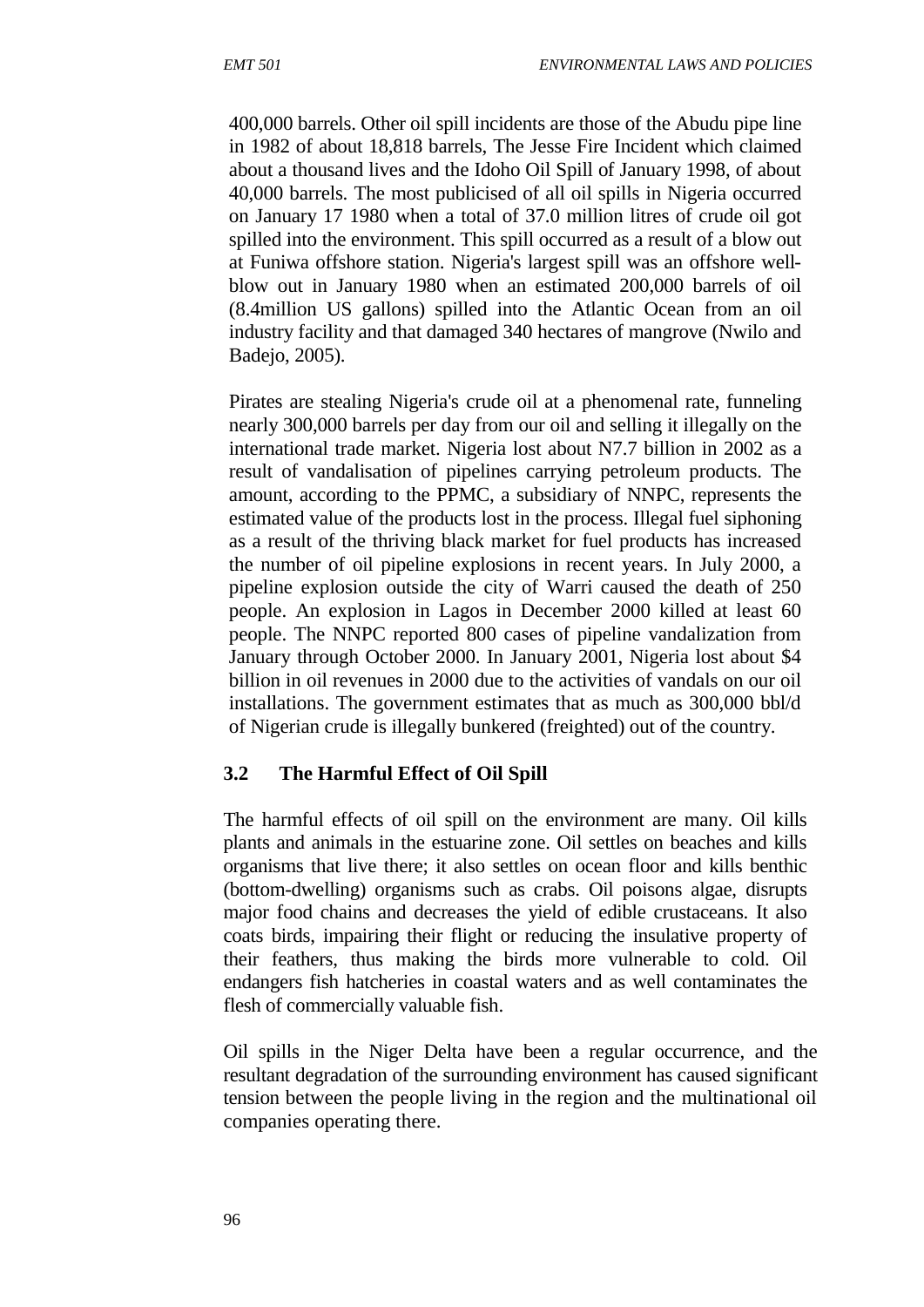400,000 barrels. Other oil spill incidents are those of the Abudu pipe line in 1982 of about 18,818 barrels, The Jesse Fire Incident which claimed about a thousand lives and the Idoho Oil Spill of January 1998, of about 40,000 barrels. The most publicised of all oil spills in Nigeria occurred on January 17 1980 when a total of 37.0 million litres of crude oil got spilled into the environment. This spill occurred as a result of a blow out at Funiwa offshore station. Nigeria's largest spill was an offshore well-blow out in January 1980 when an estimated 200,000 barrels of oil (8.4million US gallons) spilled into the Atlantic Ocean from an oil industry facility and that damaged 340 hectares of mangrove (Nwilo and Badejo, 2005).

Pirates are stealing Nigeria's crude oil at a phenomenal rate, funneling nearly 300,000 barrels per day from our oil and selling it illegally on the international trade market. Nigeria lost about N7.7 billion in 2002 as a result of vandalisation of pipelines carrying petroleum products. The amount, according to the PPMC, a subsidiary of NNPC, represents the estimated value of the products lost in the process. Illegal fuel siphoning as a result of the thriving black market for fuel products has increased the number of oil pipeline explosions in recent years. In July 2000, a pipeline explosion outside the city of Warri caused the death of 250 people. An explosion in Lagos in December 2000 killed at least 60 people. The NNPC reported 800 cases of pipeline vandalization from January through October 2000. In January 2001, Nigeria lost about $4 billion in oil revenues in 2000 due to the activities of vandals on our oil installations. The government estimates that as much as 300,000 bbl/d of Nigerian crude is illegally bunkered (freighted) out of the country.

### 3.2 The Harmful Effect of Oil Spill

The harmful effects of oil spill on the environment are many. Oil kills plants and animals in the estuarine zone. Oil settles on beaches and kills organisms that live there; it also settles on ocean floor and kills benthic (bottom-dwelling) organisms such as crabs. Oil poisons algae, disrupts major food chains and decreases the yield of edible crustaceans. It also coats birds, impairing their flight or reducing the insulative property of their feathers, thus making the birds more vulnerable to cold. Oil endangers fish hatcheries in coastal waters and as well contaminates the flesh of commercially valuable fish.

Oil spills in the Niger Delta have been a regular occurrence, and the resultant degradation of the surrounding environment has caused significant tension between the people living in the region and the multinational oil companies operating there.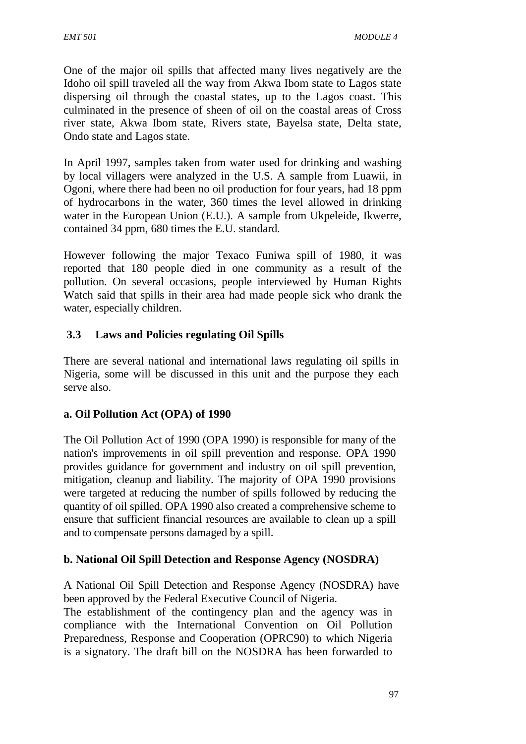One of the major oil spills that affected many lives negatively are the Idoho oil spill traveled all the way from Akwa Ibom state to Lagos state dispersing oil through the coastal states, up to the Lagos coast. This culminated in the presence of sheen of oil on the coastal areas of Cross river state, Akwa Ibom state, Rivers state, Bayelsa state, Delta state, Ondo state and Lagos state.

In April 1997, samples taken from water used for drinking and washing by local villagers were analyzed in the U.S. A sample from Luawii, in Ogoni, where there had been no oil production for four years, had 18 ppm of hydrocarbons in the water, 360 times the level allowed in drinking water in the European Union (E.U.). A sample from Ukpeleide, Ikwerre, contained 34 ppm, 680 times the E.U. standard.

However following the major Texaco Funiwa spill of 1980, it was reported that 180 people died in one community as a result of the pollution. On several occasions, people interviewed by Human Rights Watch said that spills in their area had made people sick who drank the water, especially children.

### 3.3 Laws and Policies regulating Oil Spills

There are several national and international laws regulating oil spills in Nigeria, some will be discussed in this unit and the purpose they each serve also.

**a. Oil Pollution Act (OPA) of 1990**

The Oil Pollution Act of 1990 (OPA 1990) is responsible for many of the nation's improvements in oil spill prevention and response. OPA 1990 provides guidance for government and industry on oil spill prevention, mitigation, cleanup and liability. The majority of OPA 1990 provisions were targeted at reducing the number of spills followed by reducing the quantity of oil spilled. OPA 1990 also created a comprehensive scheme to ensure that sufficient financial resources are available to clean up a spill and to compensate persons damaged by a spill.

**b. National Oil Spill Detection and Response Agency (NOSDRA)**

A National Oil Spill Detection and Response Agency (NOSDRA) have been approved by the Federal Executive Council of Nigeria.
The establishment of the contingency plan and the agency was in compliance with the International Convention on Oil Pollution Preparedness, Response and Cooperation (OPRC90) to which Nigeria is a signatory. The draft bill on the NOSDRA has been forwarded to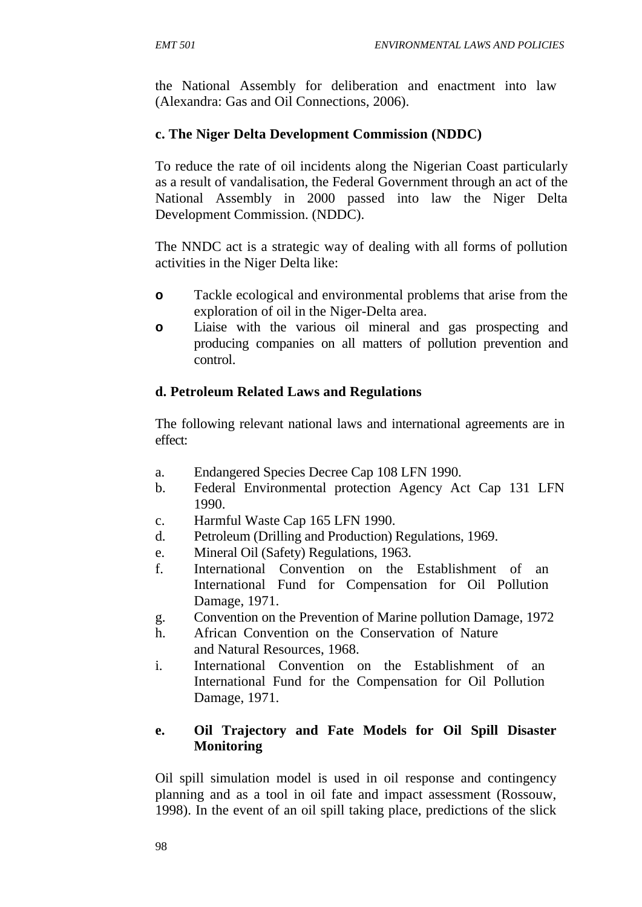the National Assembly for deliberation and enactment into law (Alexandra: Gas and Oil Connections, 2006).

**c. The Niger Delta Development Commission (NDDC)**

To reduce the rate of oil incidents along the Nigerian Coast particularly as a result of vandalisation, the Federal Government through an act of the National Assembly in 2000 passed into law the Niger Delta Development Commission. (NDDC).

The NNDC act is a strategic way of dealing with all forms of pollution activities in the Niger Delta like:

- Tackle ecological and environmental problems that arise from the exploration of oil in the Niger-Delta area.
- Liaise with the various oil mineral and gas prospecting and producing companies on all matters of pollution prevention and control.

**d. Petroleum Related Laws and Regulations**

The following relevant national laws and international agreements are in effect:

a. Endangered Species Decree Cap 108 LFN 1990.
b. Federal Environmental protection Agency Act Cap 131 LFN 1990.
c. Harmful Waste Cap 165 LFN 1990.
d. Petroleum (Drilling and Production) Regulations, 1969.
e. Mineral Oil (Safety) Regulations, 1963.
f. International Convention on the Establishment of an International Fund for Compensation for Oil Pollution Damage, 1971.
g. Convention on the Prevention of Marine pollution Damage, 1972
h. African Convention on the Conservation of Nature and Natural Resources, 1968.
i. International Convention on the Establishment of an International Fund for the Compensation for Oil Pollution Damage, 1971.

**e. Oil Trajectory and Fate Models for Oil Spill Disaster Monitoring**

Oil spill simulation model is used in oil response and contingency planning and as a tool in oil fate and impact assessment (Rossouw, 1998). In the event of an oil spill taking place, predictions of the slick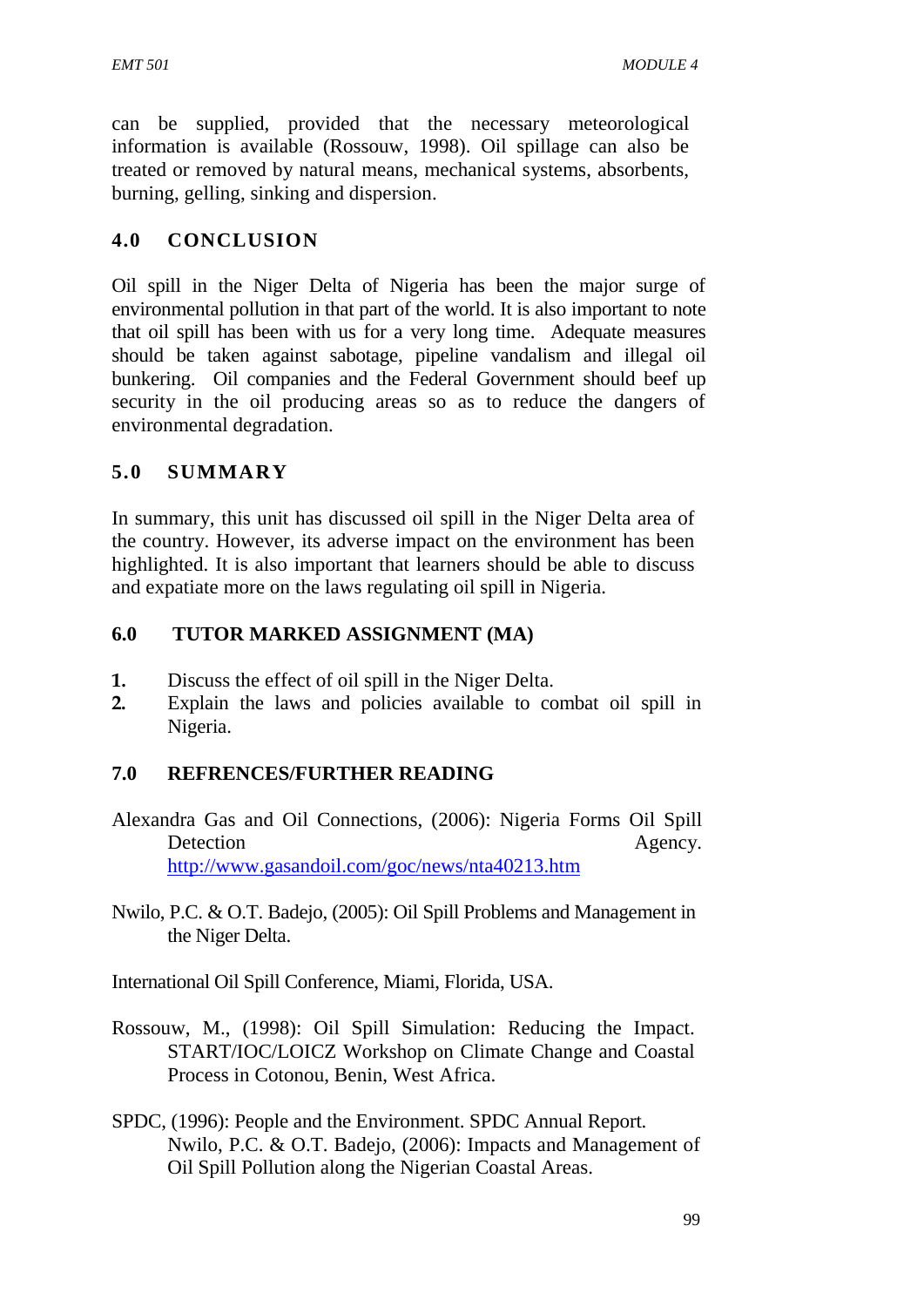can be supplied, provided that the necessary meteorological information is available (Rossouw, 1998). Oil spillage can also be treated or removed by natural means, mechanical systems, absorbents, burning, gelling, sinking and dispersion.

## 4.0 CONCLUSION

Oil spill in the Niger Delta of Nigeria has been the major surge of environmental pollution in that part of the world. It is also important to note that oil spill has been with us for a very long time. Adequate measures should be taken against sabotage, pipeline vandalism and illegal oil bunkering. Oil companies and the Federal Government should beef up security in the oil producing areas so as to reduce the dangers of environmental degradation.

## 5.0 SUMMARY

In summary, this unit has discussed oil spill in the Niger Delta area of the country. However, its adverse impact on the environment has been highlighted. It is also important that learners should be able to discuss and expatiate more on the laws regulating oil spill in Nigeria.

## 6.0 TUTOR MARKED ASSIGNMENT (MA)

1. Discuss the effect of oil spill in the Niger Delta.
2. Explain the laws and policies available to combat oil spill in Nigeria.

## 7.0 REFRENCES/FURTHER READING

Alexandra Gas and Oil Connections, (2006): Nigeria Forms Oil Spill Detection Agency. http://www.gasandoil.com/goc/news/nta40213.htm

Nwilo, P.C. & O.T. Badejo, (2005): Oil Spill Problems and Management in the Niger Delta.

International Oil Spill Conference, Miami, Florida, USA.

Rossouw, M., (1998): Oil Spill Simulation: Reducing the Impact. START/IOC/LOICZ Workshop on Climate Change and Coastal Process in Cotonou, Benin, West Africa.

SPDC, (1996): People and the Environment. SPDC Annual Report.
Nwilo, P.C. & O.T. Badejo, (2006): Impacts and Management of Oil Spill Pollution along the Nigerian Coastal Areas.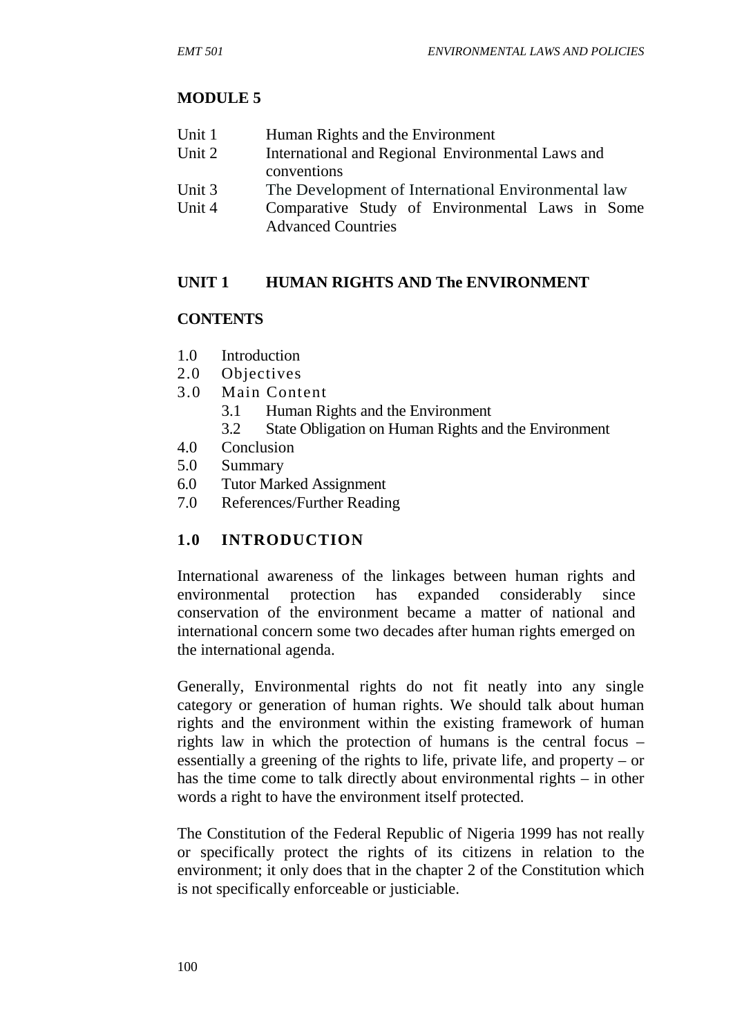# MODULE 5

Unit 1 Human Rights and the Environment
Unit 2 International and Regional Environmental Laws and conventions
Unit 3 The Development of International Environmental law
Unit 4 Comparative Study of Environmental Laws in Some Advanced Countries

## UNIT 1 HUMAN RIGHTS AND The ENVIRONMENT

### CONTENTS

1.0 Introduction
2.0 Objectives
3.0 Main Content
  3.1 Human Rights and the Environment
  3.2 State Obligation on Human Rights and the Environment
4.0 Conclusion
5.0 Summary
6.0 Tutor Marked Assignment
7.0 References/Further Reading

### 1.0 INTRODUCTION

International awareness of the linkages between human rights and environmental protection has expanded considerably since conservation of the environment became a matter of national and international concern some two decades after human rights emerged on the international agenda.

Generally, Environmental rights do not fit neatly into any single category or generation of human rights. We should talk about human rights and the environment within the existing framework of human rights law in which the protection of humans is the central focus – essentially a greening of the rights to life, private life, and property – or has the time come to talk directly about environmental rights – in other words a right to have the environment itself protected.

The Constitution of the Federal Republic of Nigeria 1999 has not really or specifically protect the rights of its citizens in relation to the environment; it only does that in the chapter 2 of the Constitution which is not specifically enforceable or justiciable.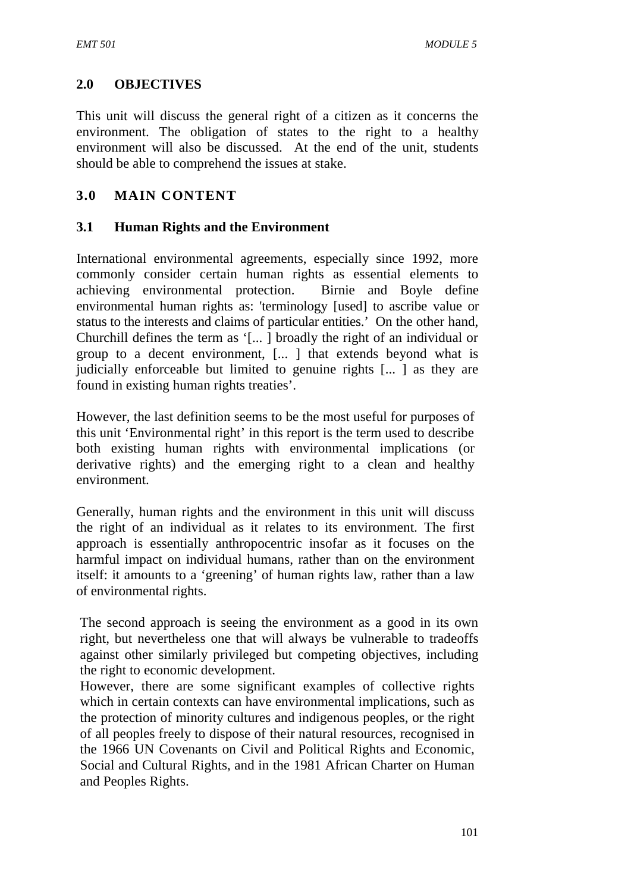## 2.0 OBJECTIVES

This unit will discuss the general right of a citizen as it concerns the environment. The obligation of states to the right to a healthy environment will also be discussed. At the end of the unit, students should be able to comprehend the issues at stake.

## 3.0 MAIN CONTENT

### 3.1 Human Rights and the Environment

International environmental agreements, especially since 1992, more commonly consider certain human rights as essential elements to achieving environmental protection. Birnie and Boyle define environmental human rights as: 'terminology [used] to ascribe value or status to the interests and claims of particular entities.' On the other hand, Churchill defines the term as '[... ] broadly the right of an individual or group to a decent environment, [... ] that extends beyond what is judicially enforceable but limited to genuine rights [... ] as they are found in existing human rights treaties'.

However, the last definition seems to be the most useful for purposes of this unit 'Environmental right' in this report is the term used to describe both existing human rights with environmental implications (or derivative rights) and the emerging right to a clean and healthy environment.

Generally, human rights and the environment in this unit will discuss the right of an individual as it relates to its environment. The first approach is essentially anthropocentric insofar as it focuses on the harmful impact on individual humans, rather than on the environment itself: it amounts to a 'greening' of human rights law, rather than a law of environmental rights.

The second approach is seeing the environment as a good in its own right, but nevertheless one that will always be vulnerable to tradeoffs against other similarly privileged but competing objectives, including the right to economic development.
However, there are some significant examples of collective rights which in certain contexts can have environmental implications, such as the protection of minority cultures and indigenous peoples, or the right of all peoples freely to dispose of their natural resources, recognised in the 1966 UN Covenants on Civil and Political Rights and Economic, Social and Cultural Rights, and in the 1981 African Charter on Human and Peoples Rights.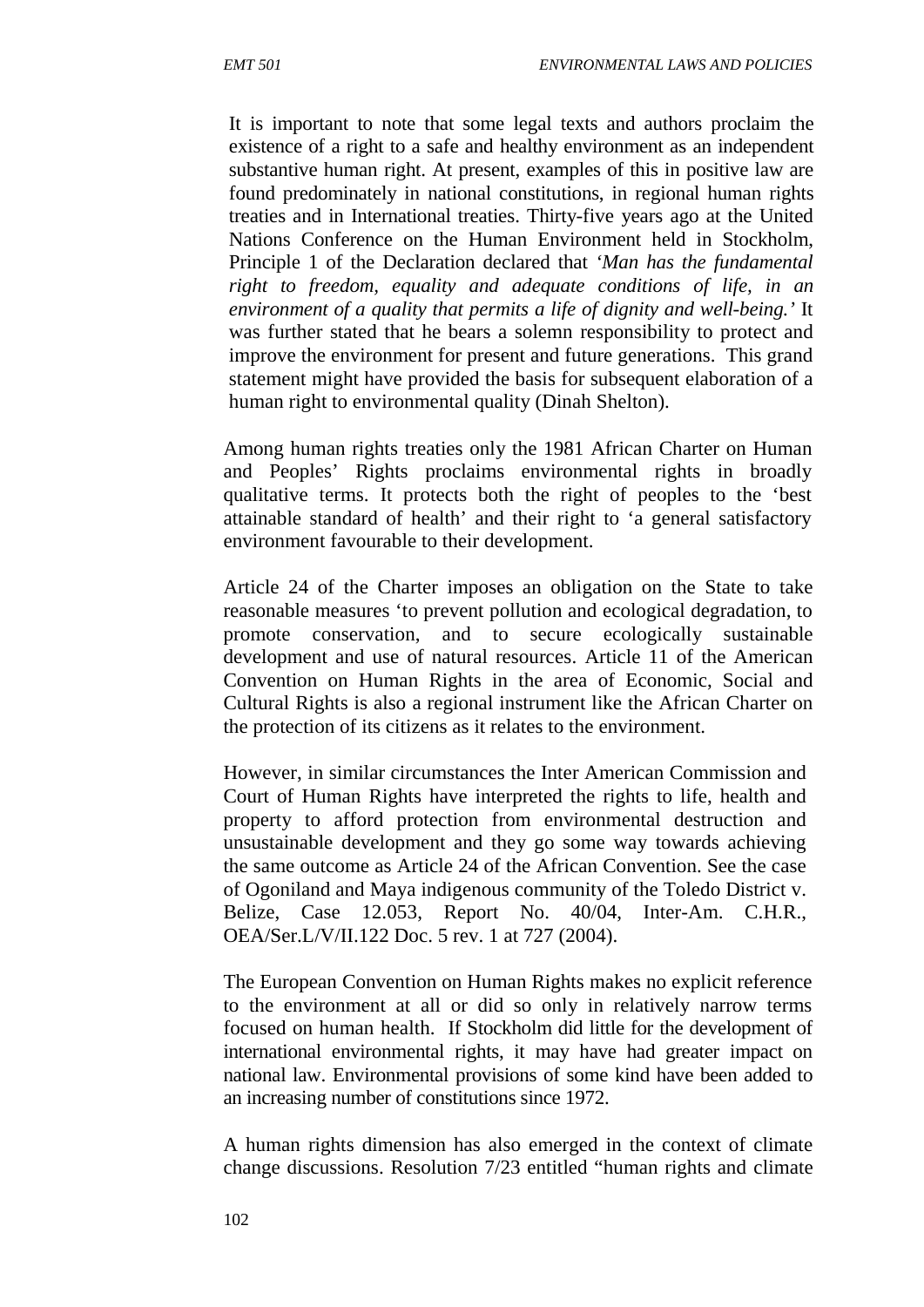It is important to note that some legal texts and authors proclaim the existence of a right to a safe and healthy environment as an independent substantive human right. At present, examples of this in positive law are found predominately in national constitutions, in regional human rights treaties and in International treaties. Thirty-five years ago at the United Nations Conference on the Human Environment held in Stockholm, Principle 1 of the Declaration declared that *'Man has the fundamental right to freedom, equality and adequate conditions of life, in an environment of a quality that permits a life of dignity and well-being.'* It was further stated that he bears a solemn responsibility to protect and improve the environment for present and future generations. This grand statement might have provided the basis for subsequent elaboration of a human right to environmental quality (Dinah Shelton).

Among human rights treaties only the 1981 African Charter on Human and Peoples' Rights proclaims environmental rights in broadly qualitative terms. It protects both the right of peoples to the 'best attainable standard of health' and their right to 'a general satisfactory environment favourable to their development.

Article 24 of the Charter imposes an obligation on the State to take reasonable measures 'to prevent pollution and ecological degradation, to promote conservation, and to secure ecologically sustainable development and use of natural resources. Article 11 of the American Convention on Human Rights in the area of Economic, Social and Cultural Rights is also a regional instrument like the African Charter on the protection of its citizens as it relates to the environment.

However, in similar circumstances the Inter American Commission and Court of Human Rights have interpreted the rights to life, health and property to afford protection from environmental destruction and unsustainable development and they go some way towards achieving the same outcome as Article 24 of the African Convention. See the case of Ogoniland and Maya indigenous community of the Toledo District v. Belize, Case 12.053, Report No. 40/04, Inter-Am. C.H.R., OEA/Ser.L/V/II.122 Doc. 5 rev. 1 at 727 (2004).

The European Convention on Human Rights makes no explicit reference to the environment at all or did so only in relatively narrow terms focused on human health. If Stockholm did little for the development of international environmental rights, it may have had greater impact on national law. Environmental provisions of some kind have been added to an increasing number of constitutions since 1972.

A human rights dimension has also emerged in the context of climate change discussions. Resolution 7/23 entitled "human rights and climate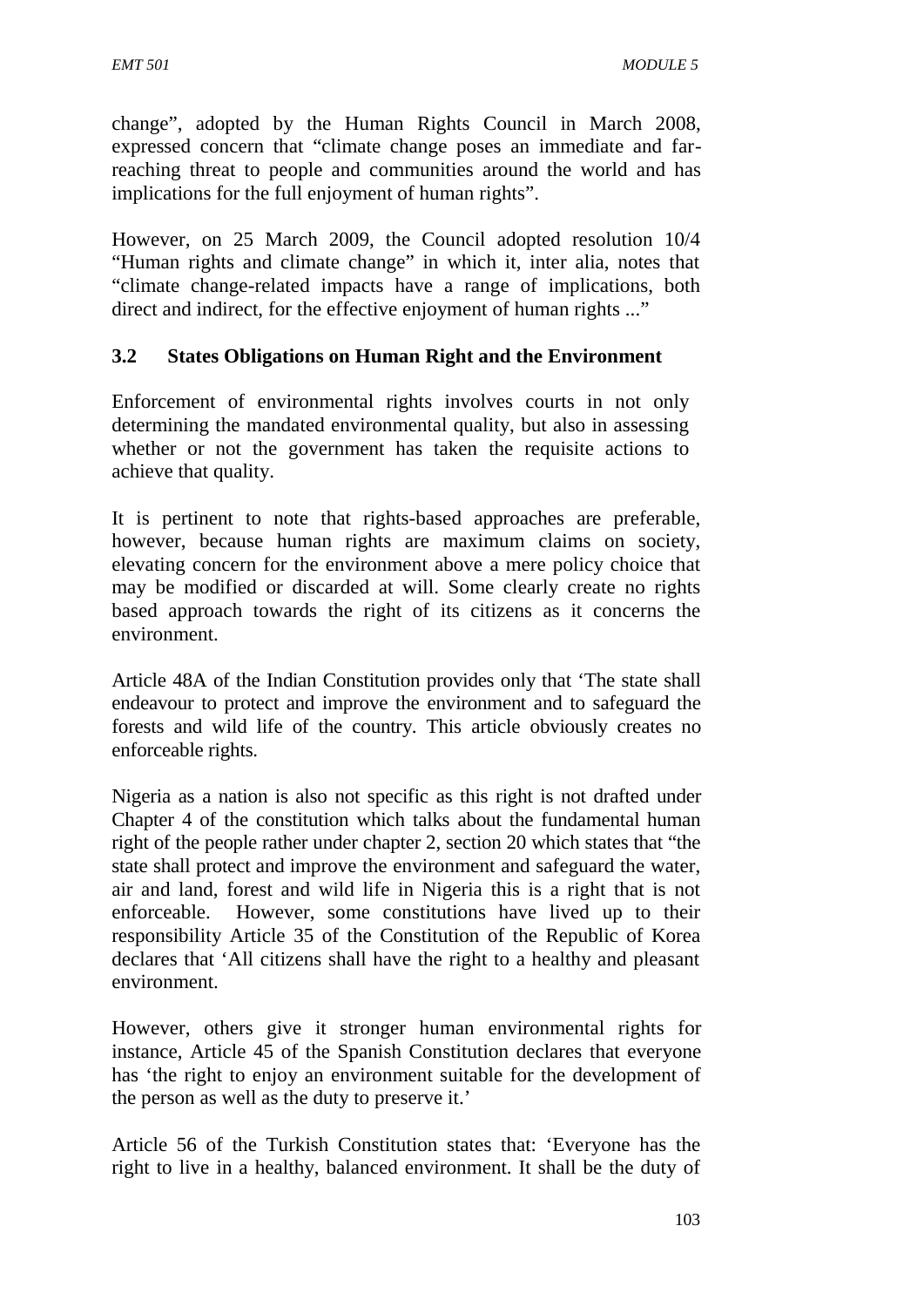change", adopted by the Human Rights Council in March 2008, expressed concern that "climate change poses an immediate and far-reaching threat to people and communities around the world and has implications for the full enjoyment of human rights".

However, on 25 March 2009, the Council adopted resolution 10/4 "Human rights and climate change" in which it, inter alia, notes that "climate change-related impacts have a range of implications, both direct and indirect, for the effective enjoyment of human rights ..."

### 3.2 States Obligations on Human Right and the Environment

Enforcement of environmental rights involves courts in not only determining the mandated environmental quality, but also in assessing whether or not the government has taken the requisite actions to achieve that quality.

It is pertinent to note that rights-based approaches are preferable, however, because human rights are maximum claims on society, elevating concern for the environment above a mere policy choice that may be modified or discarded at will. Some clearly create no rights based approach towards the right of its citizens as it concerns the environment.

Article 48A of the Indian Constitution provides only that 'The state shall endeavour to protect and improve the environment and to safeguard the forests and wild life of the country. This article obviously creates no enforceable rights.

Nigeria as a nation is also not specific as this right is not drafted under Chapter 4 of the constitution which talks about the fundamental human right of the people rather under chapter 2, section 20 which states that "the state shall protect and improve the environment and safeguard the water, air and land, forest and wild life in Nigeria this is a right that is not enforceable. However, some constitutions have lived up to their responsibility Article 35 of the Constitution of the Republic of Korea declares that 'All citizens shall have the right to a healthy and pleasant environment.

However, others give it stronger human environmental rights for instance, Article 45 of the Spanish Constitution declares that everyone has 'the right to enjoy an environment suitable for the development of the person as well as the duty to preserve it.'

Article 56 of the Turkish Constitution states that: 'Everyone has the right to live in a healthy, balanced environment. It shall be the duty of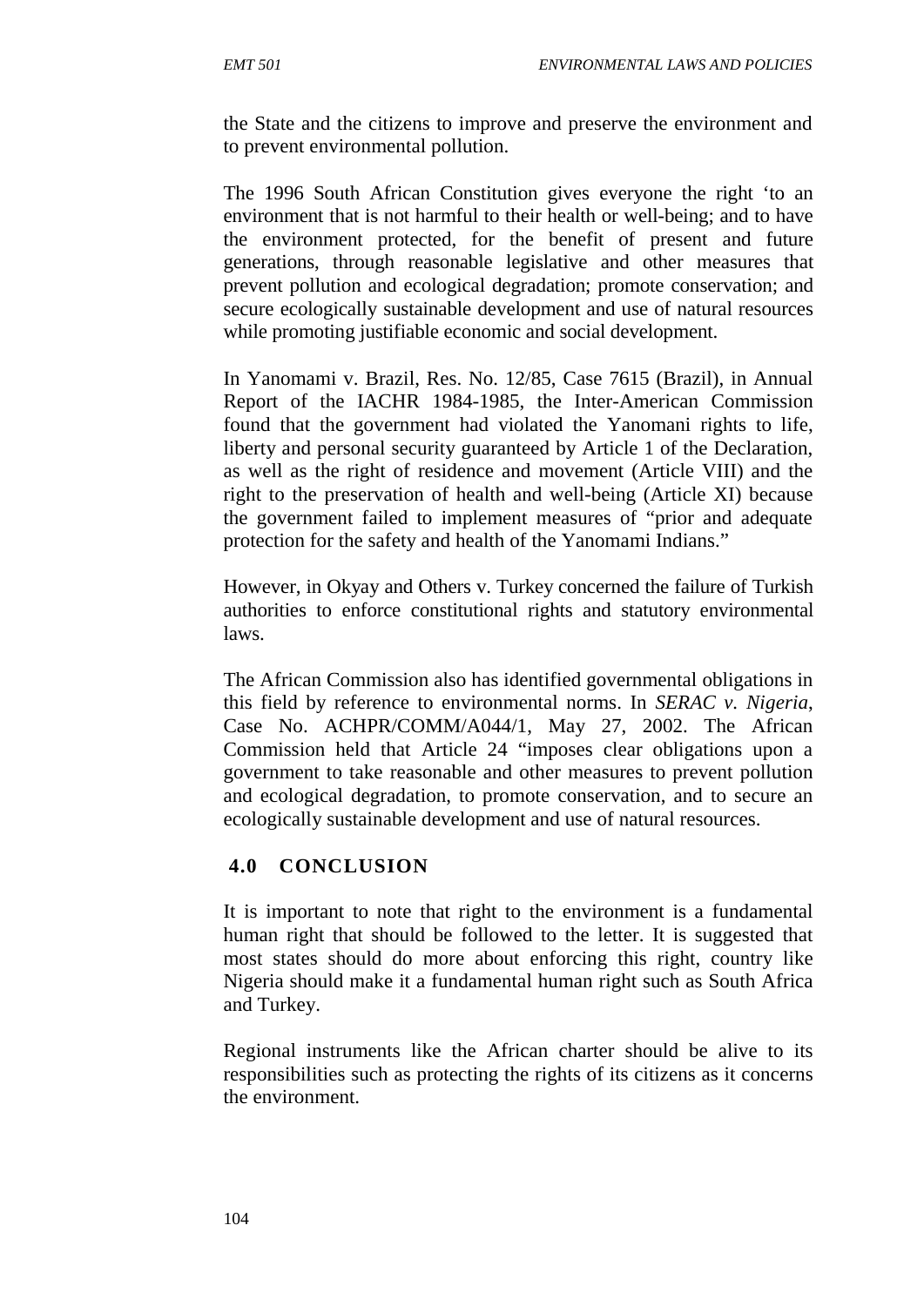the State and the citizens to improve and preserve the environment and to prevent environmental pollution.

The 1996 South African Constitution gives everyone the right 'to an environment that is not harmful to their health or well-being; and to have the environment protected, for the benefit of present and future generations, through reasonable legislative and other measures that prevent pollution and ecological degradation; promote conservation; and secure ecologically sustainable development and use of natural resources while promoting justifiable economic and social development.

In Yanomami v. Brazil, Res. No. 12/85, Case 7615 (Brazil), in Annual Report of the IACHR 1984-1985, the Inter-American Commission found that the government had violated the Yanomani rights to life, liberty and personal security guaranteed by Article 1 of the Declaration, as well as the right of residence and movement (Article VIII) and the right to the preservation of health and well-being (Article XI) because the government failed to implement measures of "prior and adequate protection for the safety and health of the Yanomami Indians."

However, in Okyay and Others v. Turkey concerned the failure of Turkish authorities to enforce constitutional rights and statutory environmental laws.

The African Commission also has identified governmental obligations in this field by reference to environmental norms. In *SERAC v. Nigeria*, Case No. ACHPR/COMM/A044/1, May 27, 2002. The African Commission held that Article 24 "imposes clear obligations upon a government to take reasonable and other measures to prevent pollution and ecological degradation, to promote conservation, and to secure an ecologically sustainable development and use of natural resources.

## 4.0 CONCLUSION

It is important to note that right to the environment is a fundamental human right that should be followed to the letter. It is suggested that most states should do more about enforcing this right, country like Nigeria should make it a fundamental human right such as South Africa and Turkey.

Regional instruments like the African charter should be alive to its responsibilities such as protecting the rights of its citizens as it concerns the environment.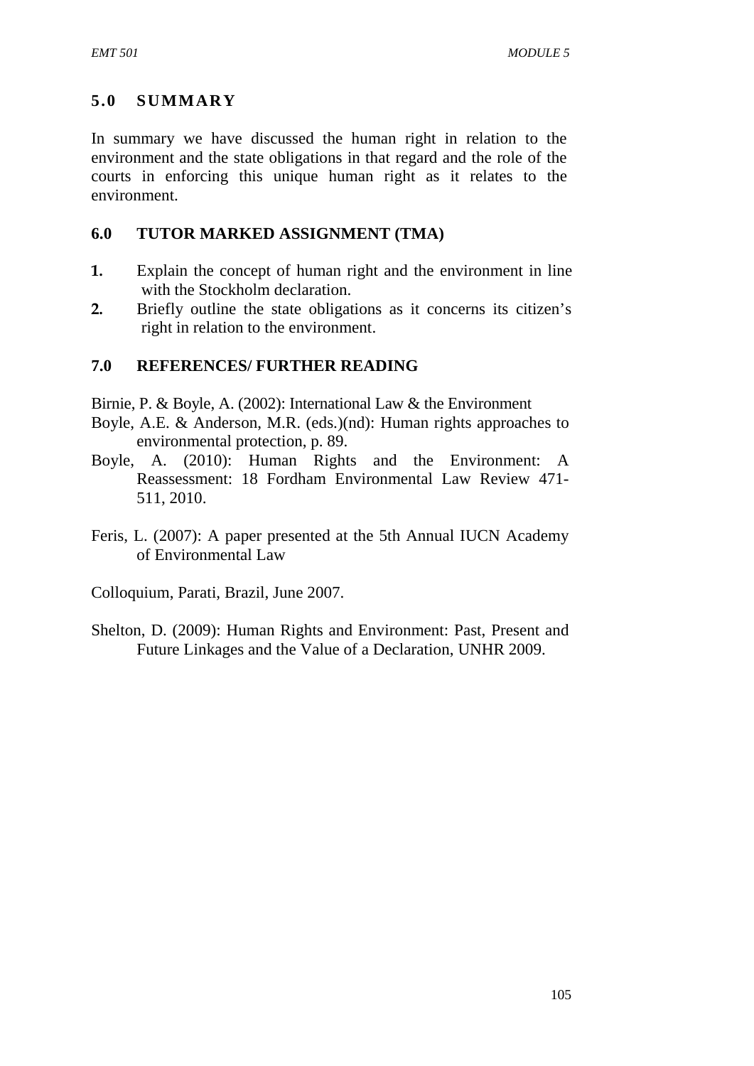## 5.0 SUMMARY

In summary we have discussed the human right in relation to the environment and the state obligations in that regard and the role of the courts in enforcing this unique human right as it relates to the environment.

## 6.0 TUTOR MARKED ASSIGNMENT (TMA)

1. Explain the concept of human right and the environment in line with the Stockholm declaration.
2. Briefly outline the state obligations as it concerns its citizen's right in relation to the environment.

## 7.0 REFERENCES/ FURTHER READING

Birnie, P. & Boyle, A. (2002): International Law & the Environment

Boyle, A.E. & Anderson, M.R. (eds.)(nd): Human rights approaches to environmental protection, p. 89.

Boyle, A. (2010): Human Rights and the Environment: A Reassessment: 18 Fordham Environmental Law Review 471-511, 2010.

Feris, L. (2007): A paper presented at the 5th Annual IUCN Academy of Environmental Law

Colloquium, Parati, Brazil, June 2007.

Shelton, D. (2009): Human Rights and Environment: Past, Present and Future Linkages and the Value of a Declaration, UNHR 2009.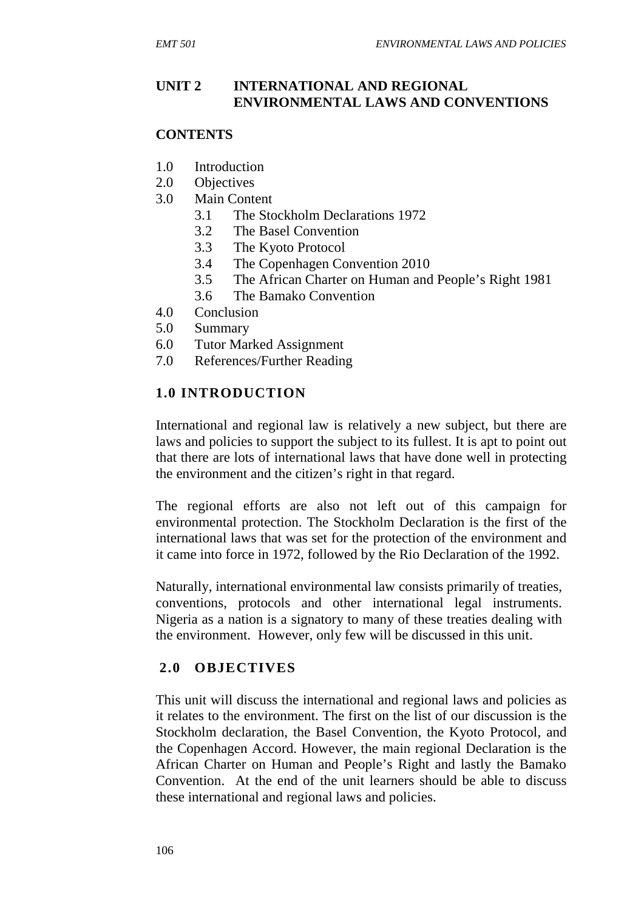## UNIT 2 INTERNATIONAL AND REGIONAL ENVIRONMENTAL LAWS AND CONVENTIONS

**CONTENTS**

1.0 Introduction
2.0 Objectives
3.0 Main Content
   3.1 The Stockholm Declarations 1972
   3.2 The Basel Convention
   3.3 The Kyoto Protocol
   3.4 The Copenhagen Convention 2010
   3.5 The African Charter on Human and People's Right 1981
   3.6 The Bamako Convention
4.0 Conclusion
5.0 Summary
6.0 Tutor Marked Assignment
7.0 References/Further Reading

### 1.0 INTRODUCTION

International and regional law is relatively a new subject, but there are laws and policies to support the subject to its fullest. It is apt to point out that there are lots of international laws that have done well in protecting the environment and the citizen's right in that regard.

The regional efforts are also not left out of this campaign for environmental protection. The Stockholm Declaration is the first of the international laws that was set for the protection of the environment and it came into force in 1972, followed by the Rio Declaration of the 1992.

Naturally, international environmental law consists primarily of treaties, conventions, protocols and other international legal instruments. Nigeria as a nation is a signatory to many of these treaties dealing with the environment. However, only few will be discussed in this unit.

### 2.0 OBJECTIVES

This unit will discuss the international and regional laws and policies as it relates to the environment. The first on the list of our discussion is the Stockholm declaration, the Basel Convention, the Kyoto Protocol, and the Copenhagen Accord. However, the main regional Declaration is the African Charter on Human and People's Right and lastly the Bamako Convention. At the end of the unit learners should be able to discuss these international and regional laws and policies.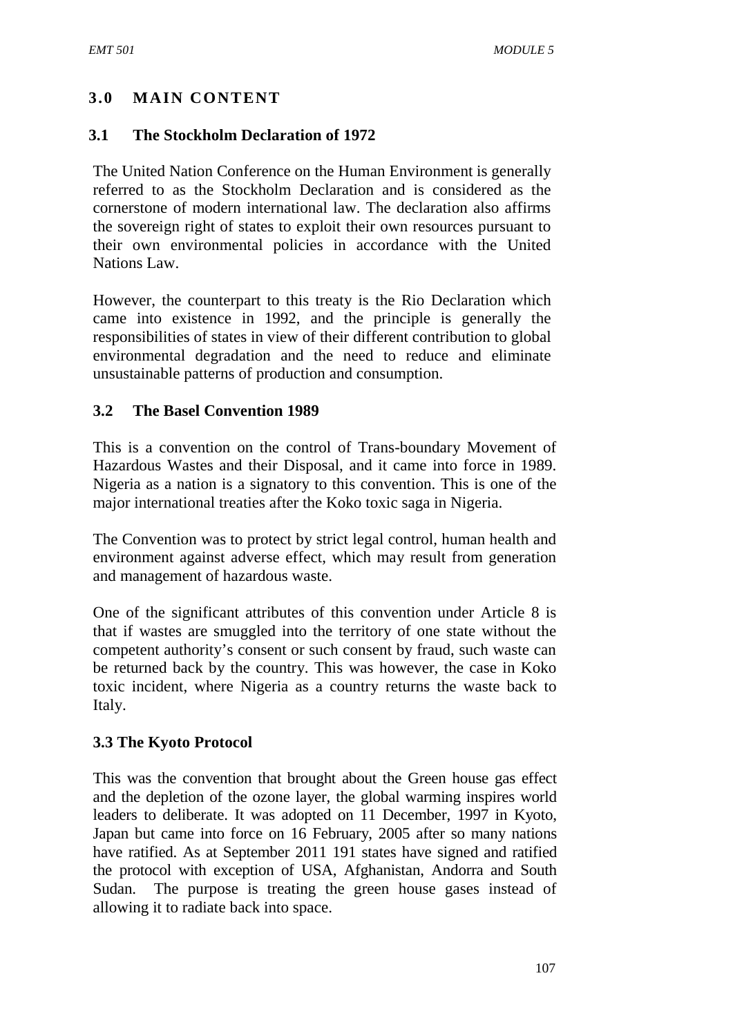## 3.0 MAIN CONTENT

### 3.1 The Stockholm Declaration of 1972

The United Nation Conference on the Human Environment is generally referred to as the Stockholm Declaration and is considered as the cornerstone of modern international law. The declaration also affirms the sovereign right of states to exploit their own resources pursuant to their own environmental policies in accordance with the United Nations Law.

However, the counterpart to this treaty is the Rio Declaration which came into existence in 1992, and the principle is generally the responsibilities of states in view of their different contribution to global environmental degradation and the need to reduce and eliminate unsustainable patterns of production and consumption.

### 3.2 The Basel Convention 1989

This is a convention on the control of Trans-boundary Movement of Hazardous Wastes and their Disposal, and it came into force in 1989. Nigeria as a nation is a signatory to this convention. This is one of the major international treaties after the Koko toxic saga in Nigeria.

The Convention was to protect by strict legal control, human health and environment against adverse effect, which may result from generation and management of hazardous waste.

One of the significant attributes of this convention under Article 8 is that if wastes are smuggled into the territory of one state without the competent authority's consent or such consent by fraud, such waste can be returned back by the country. This was however, the case in Koko toxic incident, where Nigeria as a country returns the waste back to Italy.

### 3.3 The Kyoto Protocol

This was the convention that brought about the Green house gas effect and the depletion of the ozone layer, the global warming inspires world leaders to deliberate. It was adopted on 11 December, 1997 in Kyoto, Japan but came into force on 16 February, 2005 after so many nations have ratified. As at September 2011 191 states have signed and ratified the protocol with exception of USA, Afghanistan, Andorra and South Sudan. The purpose is treating the green house gases instead of allowing it to radiate back into space.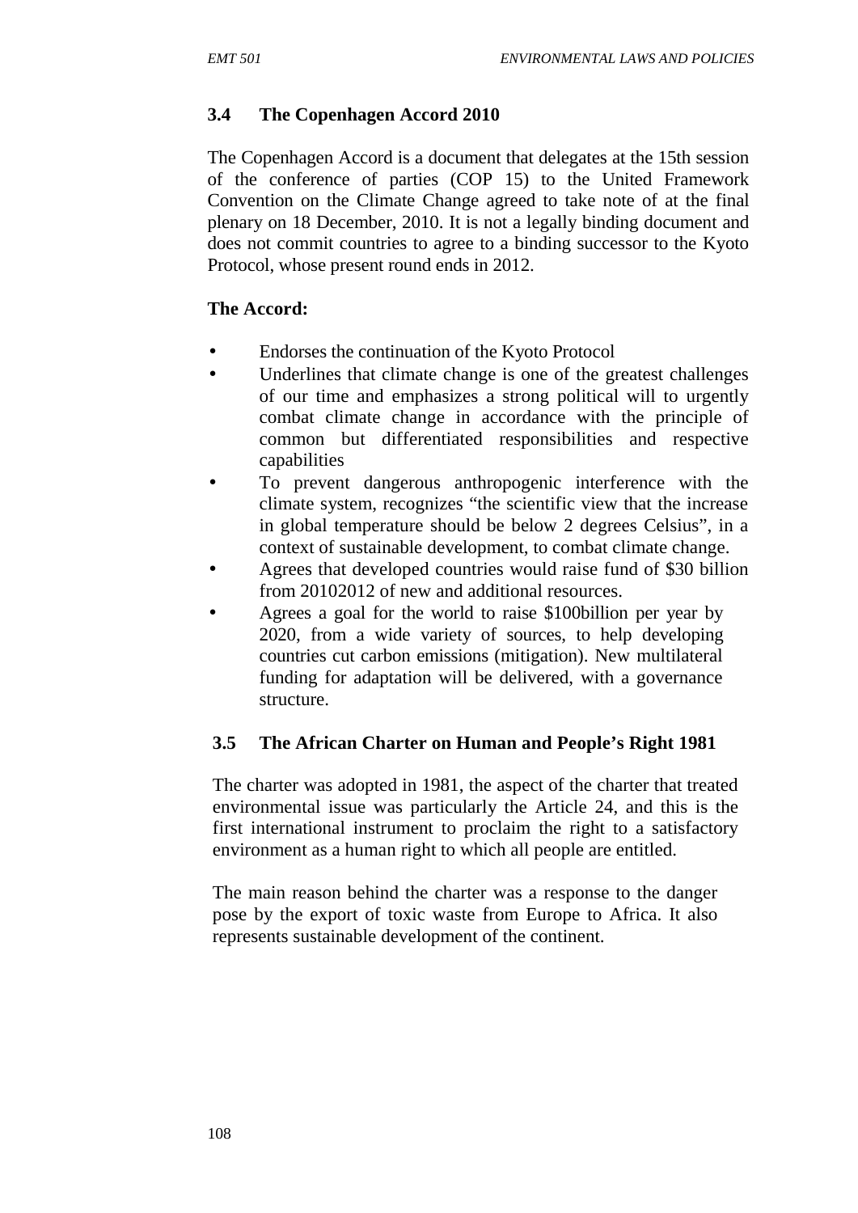### 3.4 The Copenhagen Accord 2010

The Copenhagen Accord is a document that delegates at the 15th session of the conference of parties (COP 15) to the United Framework Convention on the Climate Change agreed to take note of at the final plenary on 18 December, 2010. It is not a legally binding document and does not commit countries to agree to a binding successor to the Kyoto Protocol, whose present round ends in 2012.

**The Accord:**

- Endorses the continuation of the Kyoto Protocol
- Underlines that climate change is one of the greatest challenges of our time and emphasizes a strong political will to urgently combat climate change in accordance with the principle of common but differentiated responsibilities and respective capabilities
- To prevent dangerous anthropogenic interference with the climate system, recognizes "the scientific view that the increase in global temperature should be below 2 degrees Celsius", in a context of sustainable development, to combat climate change.
- Agrees that developed countries would raise fund of $30 billion from 20102012 of new and additional resources.
- Agrees a goal for the world to raise $100billion per year by 2020, from a wide variety of sources, to help developing countries cut carbon emissions (mitigation). New multilateral funding for adaptation will be delivered, with a governance structure.

### 3.5 The African Charter on Human and People's Right 1981

The charter was adopted in 1981, the aspect of the charter that treated environmental issue was particularly the Article 24, and this is the first international instrument to proclaim the right to a satisfactory environment as a human right to which all people are entitled.

The main reason behind the charter was a response to the danger pose by the export of toxic waste from Europe to Africa. It also represents sustainable development of the continent.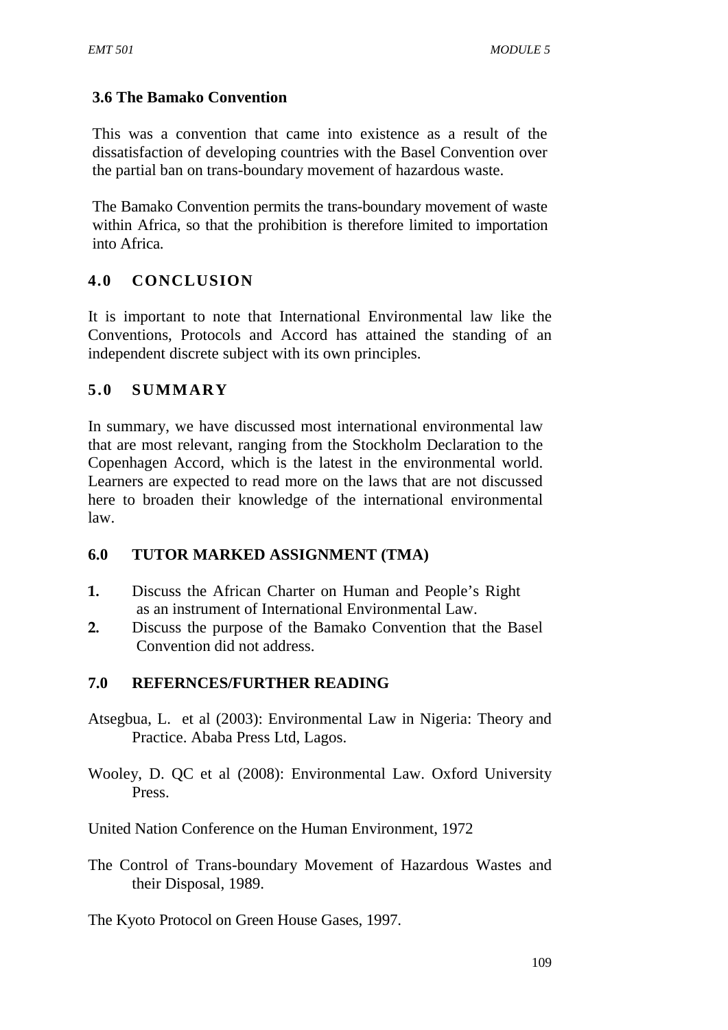### 3.6 The Bamako Convention

This was a convention that came into existence as a result of the dissatisfaction of developing countries with the Basel Convention over the partial ban on trans-boundary movement of hazardous waste.

The Bamako Convention permits the trans-boundary movement of waste within Africa, so that the prohibition is therefore limited to importation into Africa.

## 4.0 CONCLUSION

It is important to note that International Environmental law like the Conventions, Protocols and Accord has attained the standing of an independent discrete subject with its own principles.

## 5.0 SUMMARY

In summary, we have discussed most international environmental law that are most relevant, ranging from the Stockholm Declaration to the Copenhagen Accord, which is the latest in the environmental world. Learners are expected to read more on the laws that are not discussed here to broaden their knowledge of the international environmental law.

## 6.0 TUTOR MARKED ASSIGNMENT (TMA)

1. Discuss the African Charter on Human and People's Right as an instrument of International Environmental Law.
2. Discuss the purpose of the Bamako Convention that the Basel Convention did not address.

## 7.0 REFERNCES/FURTHER READING

Atsegbua, L. et al (2003): Environmental Law in Nigeria: Theory and Practice. Ababa Press Ltd, Lagos.

Wooley, D. QC et al (2008): Environmental Law. Oxford University Press.

United Nation Conference on the Human Environment, 1972

The Control of Trans-boundary Movement of Hazardous Wastes and their Disposal, 1989.

The Kyoto Protocol on Green House Gases, 1997.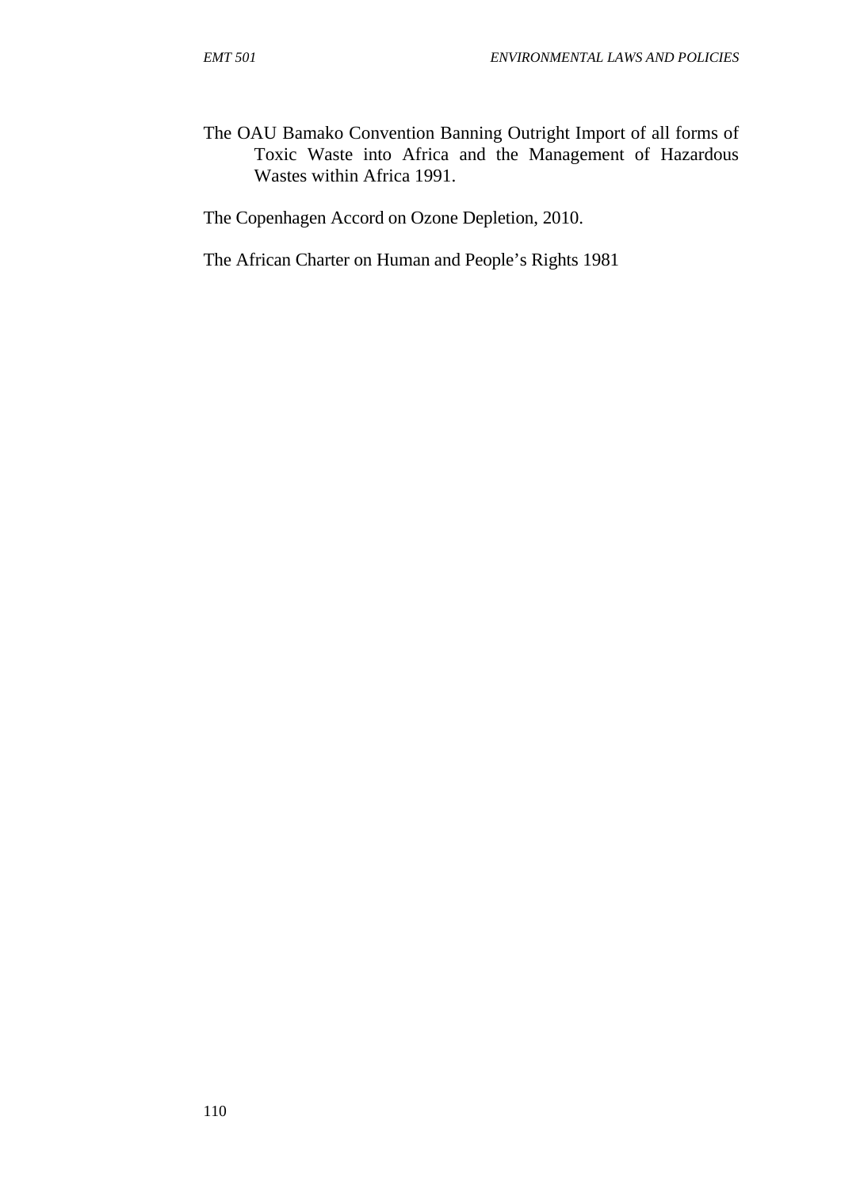The OAU Bamako Convention Banning Outright Import of all forms of Toxic Waste into Africa and the Management of Hazardous Wastes within Africa 1991.

The Copenhagen Accord on Ozone Depletion, 2010.

The African Charter on Human and People's Rights 1981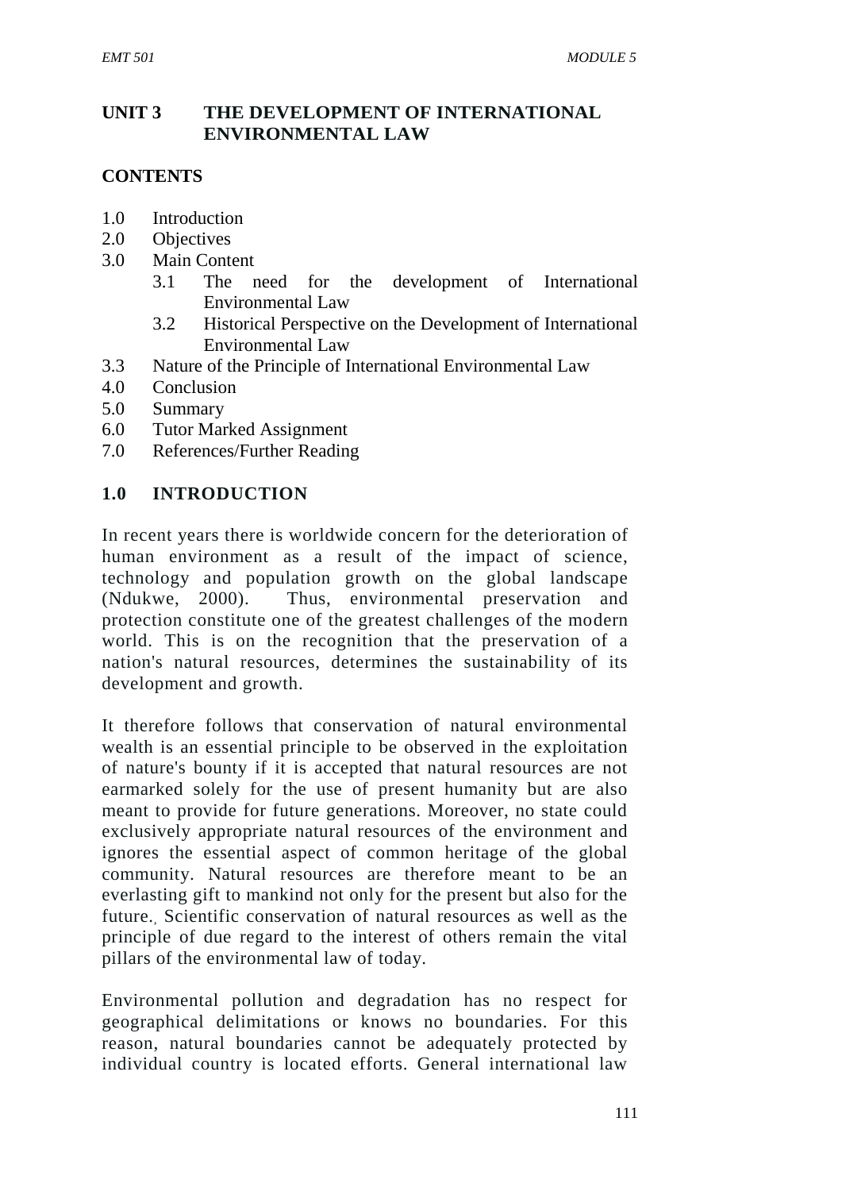## UNIT 3 THE DEVELOPMENT OF INTERNATIONAL ENVIRONMENTAL LAW

### CONTENTS

1.0 Introduction
2.0 Objectives
3.0 Main Content
    3.1 The need for the development of International Environmental Law
    3.2 Historical Perspective on the Development of International Environmental Law
3.3 Nature of the Principle of International Environmental Law
4.0 Conclusion
5.0 Summary
6.0 Tutor Marked Assignment
7.0 References/Further Reading

### 1.0 INTRODUCTION

In recent years there is worldwide concern for the deterioration of human environment as a result of the impact of science, technology and population growth on the global landscape (Ndukwe, 2000). Thus, environmental preservation and protection constitute one of the greatest challenges of the modern world. This is on the recognition that the preservation of a nation's natural resources, determines the sustainability of its development and growth.

It therefore follows that conservation of natural environmental wealth is an essential principle to be observed in the exploitation of nature's bounty if it is accepted that natural resources are not earmarked solely for the use of present humanity but are also meant to provide for future generations. Moreover, no state could exclusively appropriate natural resources of the environment and ignores the essential aspect of common heritage of the global community. Natural resources are therefore meant to be an everlasting gift to mankind not only for the present but also for the future., Scientific conservation of natural resources as well as the principle of due regard to the interest of others remain the vital pillars of the environmental law of today.

Environmental pollution and degradation has no respect for geographical delimitations or knows no boundaries. For this reason, natural boundaries cannot be adequately protected by individual country is located efforts. General international law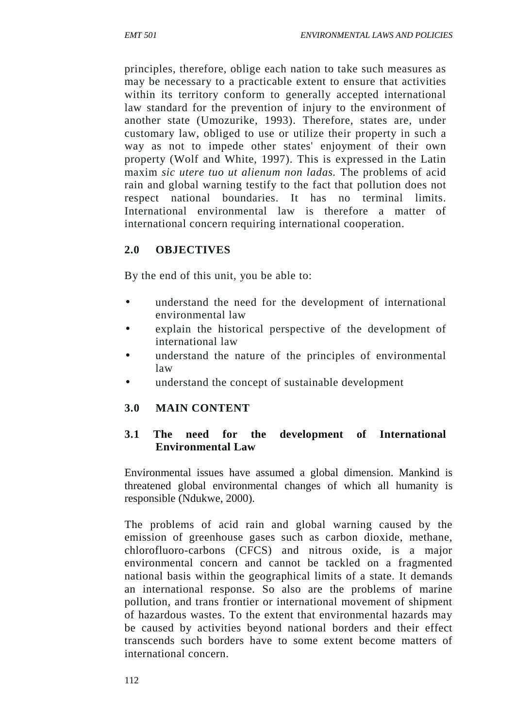principles, therefore, oblige each nation to take such measures as may be necessary to a practicable extent to ensure that activities within its territory conform to generally accepted international law standard for the prevention of injury to the environment of another state (Umozurike, 1993). Therefore, states are, under customary law, obliged to use or utilize their property in such a way as not to impede other states' enjoyment of their own property (Wolf and White, 1997). This is expressed in the Latin maxim *sic utere tuo ut alienum non ladas.* The problems of acid rain and global warning testify to the fact that pollution does not respect national boundaries. It has no terminal limits. International environmental law is therefore a matter of international concern requiring international cooperation.

## 2.0 OBJECTIVES

By the end of this unit, you be able to:

- understand the need for the development of international environmental law
- explain the historical perspective of the development of international law
- understand the nature of the principles of environmental law
- understand the concept of sustainable development

## 3.0 MAIN CONTENT

### 3.1 The need for the development of International Environmental Law

Environmental issues have assumed a global dimension. Mankind is threatened global environmental changes of which all humanity is responsible (Ndukwe, 2000).

The problems of acid rain and global warning caused by the emission of greenhouse gases such as carbon dioxide, methane, chlorofluoro-carbons (CFCS) and nitrous oxide, is a major environmental concern and cannot be tackled on a fragmented national basis within the geographical limits of a state. It demands an international response. So also are the problems of marine pollution, and trans frontier or international movement of shipment of hazardous wastes. To the extent that environmental hazards may be caused by activities beyond national borders and their effect transcends such borders have to some extent become matters of international concern.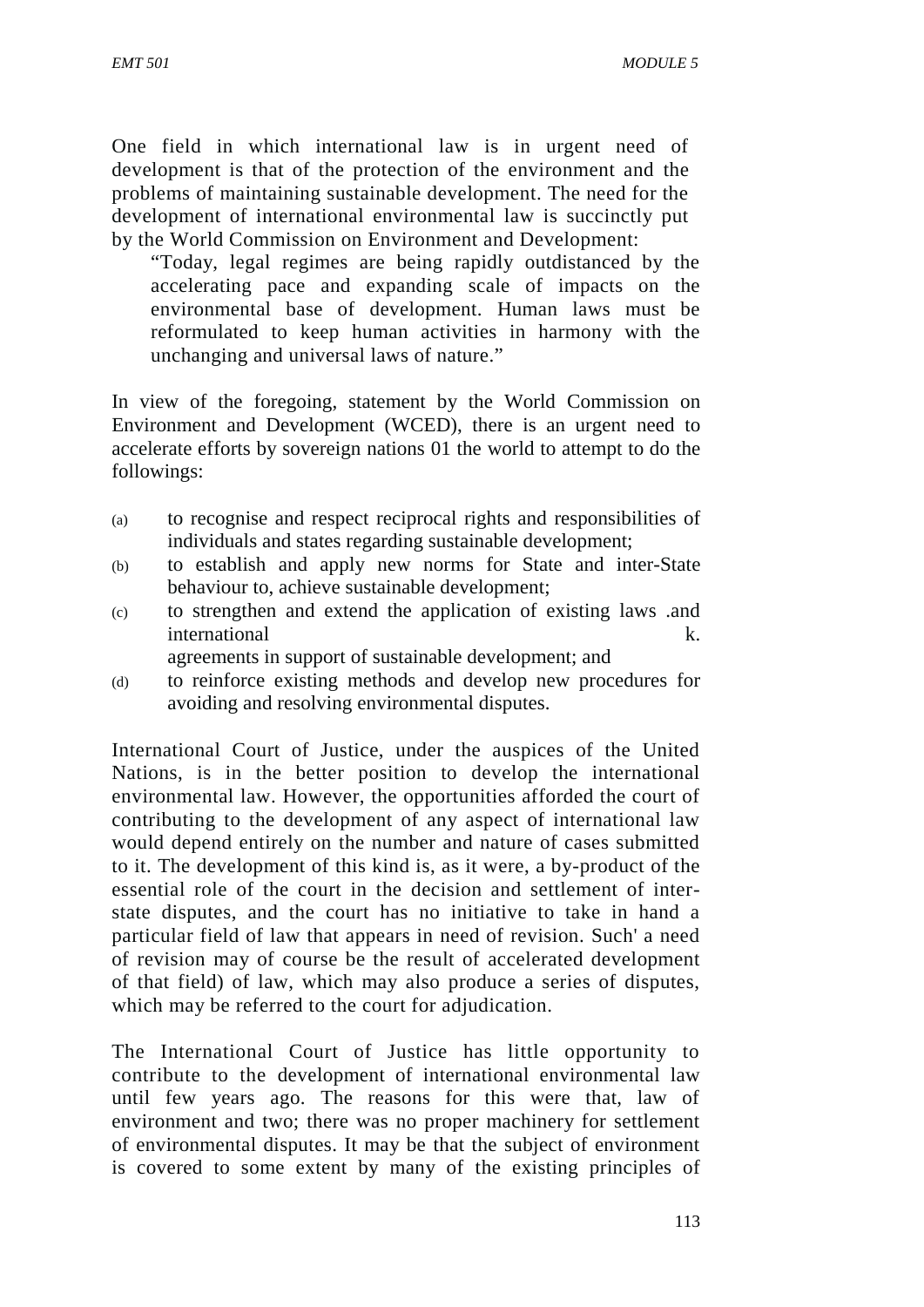One field in which international law is in urgent need of development is that of the protection of the environment and the problems of maintaining sustainable development. The need for the development of international environmental law is succinctly put by the World Commission on Environment and Development:

> "Today, legal regimes are being rapidly outdistanced by the accelerating pace and expanding scale of impacts on the environmental base of development. Human laws must be reformulated to keep human activities in harmony with the unchanging and universal laws of nature."

In view of the foregoing, statement by the World Commission on Environment and Development (WCED), there is an urgent need to accelerate efforts by sovereign nations 01 the world to attempt to do the followings:

(a) to recognise and respect reciprocal rights and responsibilities of individuals and states regarding sustainable development;

(b) to establish and apply new norms for State and inter-State behaviour to, achieve sustainable development;

(c) to strengthen and extend the application of existing laws .and international k. agreements in support of sustainable development; and

(d) to reinforce existing methods and develop new procedures for avoiding and resolving environmental disputes.

International Court of Justice, under the auspices of the United Nations, is in the better position to develop the international environmental law. However, the opportunities afforded the court of contributing to the development of any aspect of international law would depend entirely on the number and nature of cases submitted to it. The development of this kind is, as it were, a by-product of the essential role of the court in the decision and settlement of inter-state disputes, and the court has no initiative to take in hand a particular field of law that appears in need of revision. Such' a need of revision may of course be the result of accelerated development of that field) of law, which may also produce a series of disputes, which may be referred to the court for adjudication.

The International Court of Justice has little opportunity to contribute to the development of international environmental law until few years ago. The reasons for this were that, law of environment and two; there was no proper machinery for settlement of environmental disputes. It may be that the subject of environment is covered to some extent by many of the existing principles of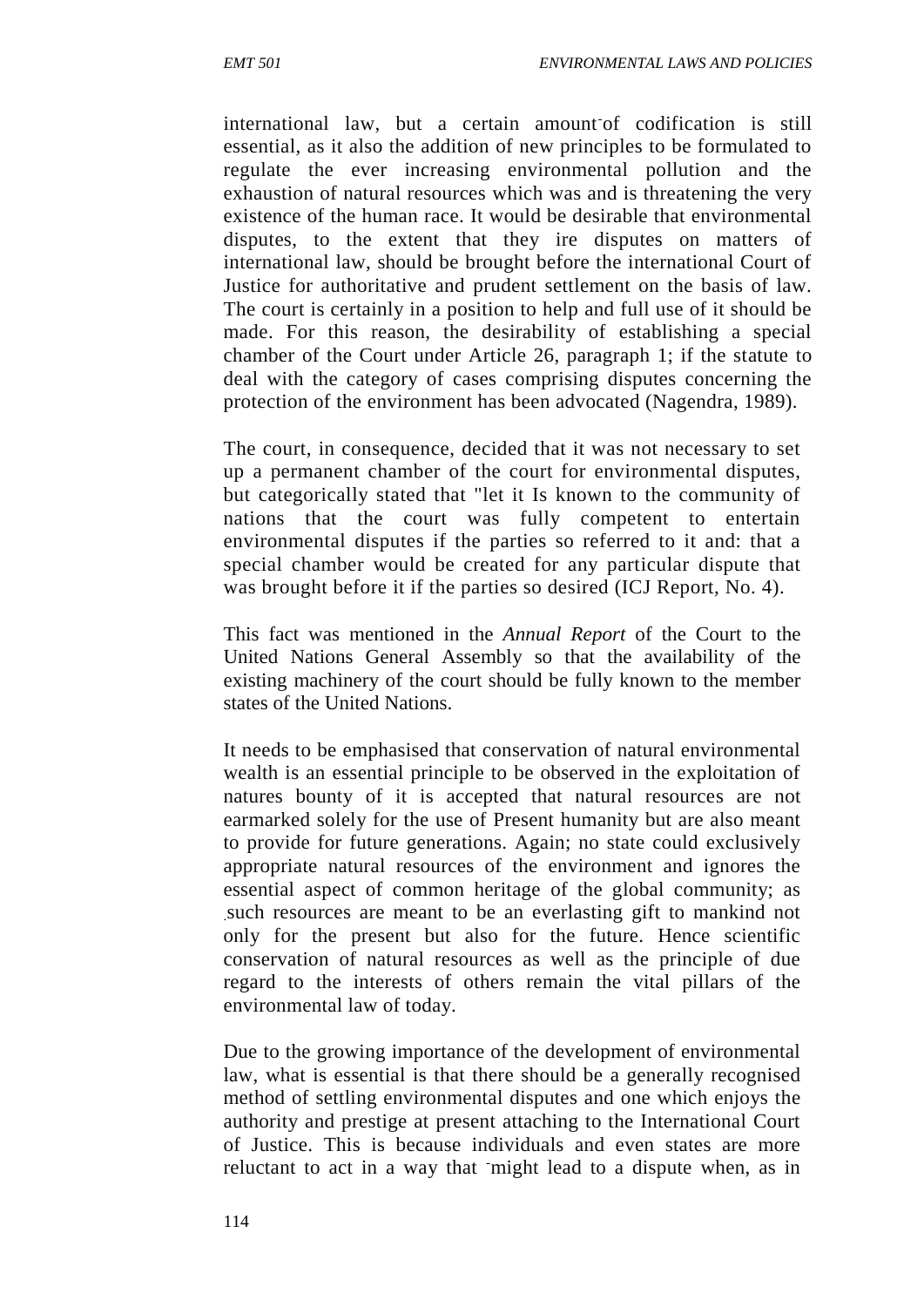international law, but a certain amount of codification is still essential, as it also the addition of new principles to be formulated to regulate the ever increasing environmental pollution and the exhaustion of natural resources which was and is threatening the very existence of the human race. It would be desirable that environmental disputes, to the extent that they ire disputes on matters of international law, should be brought before the international Court of Justice for authoritative and prudent settlement on the basis of law. The court is certainly in a position to help and full use of it should be made. For this reason, the desirability of establishing a special chamber of the Court under Article 26, paragraph 1; if the statute to deal with the category of cases comprising disputes concerning the protection of the environment has been advocated (Nagendra, 1989).

The court, in consequence, decided that it was not necessary to set up a permanent chamber of the court for environmental disputes, but categorically stated that "let it Is known to the community of nations that the court was fully competent to entertain environmental disputes if the parties so referred to it and: that a special chamber would be created for any particular dispute that was brought before it if the parties so desired (ICJ Report, No. 4).

This fact was mentioned in the *Annual Report* of the Court to the United Nations General Assembly so that the availability of the existing machinery of the court should be fully known to the member states of the United Nations.

It needs to be emphasised that conservation of natural environmental wealth is an essential principle to be observed in the exploitation of natures bounty of it is accepted that natural resources are not earmarked solely for the use of Present humanity but are also meant to provide for future generations. Again; no state could exclusively appropriate natural resources of the environment and ignores the essential aspect of common heritage of the global community; as such resources are meant to be an everlasting gift to mankind not only for the present but also for the future. Hence scientific conservation of natural resources as well as the principle of due regard to the interests of others remain the vital pillars of the environmental law of today.

Due to the growing importance of the development of environmental law, what is essential is that there should be a generally recognised method of settling environmental disputes and one which enjoys the authority and prestige at present attaching to the International Court of Justice. This is because individuals and even states are more reluctant to act in a way that might lead to a dispute when, as in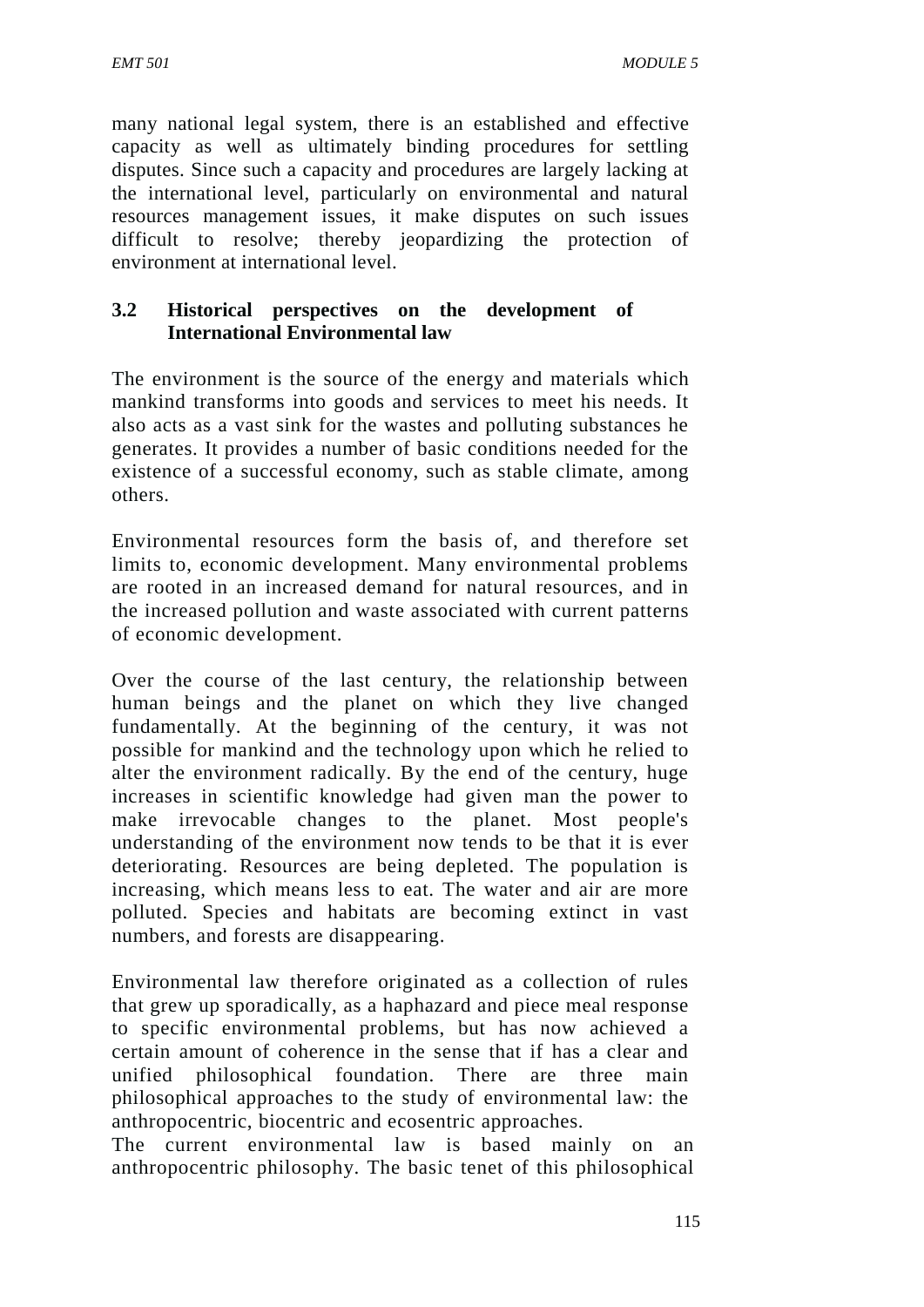many national legal system, there is an established and effective capacity as well as ultimately binding procedures for settling disputes. Since such a capacity and procedures are largely lacking at the international level, particularly on environmental and natural resources management issues, it make disputes on such issues difficult to resolve; thereby jeopardizing the protection of environment at international level.

### 3.2 Historical perspectives on the development of International Environmental law

The environment is the source of the energy and materials which mankind transforms into goods and services to meet his needs. It also acts as a vast sink for the wastes and polluting substances he generates. It provides a number of basic conditions needed for the existence of a successful economy, such as stable climate, among others.

Environmental resources form the basis of, and therefore set limits to, economic development. Many environmental problems are rooted in an increased demand for natural resources, and in the increased pollution and waste associated with current patterns of economic development.

Over the course of the last century, the relationship between human beings and the planet on which they live changed fundamentally. At the beginning of the century, it was not possible for mankind and the technology upon which he relied to alter the environment radically. By the end of the century, huge increases in scientific knowledge had given man the power to make irrevocable changes to the planet. Most people's understanding of the environment now tends to be that it is ever deteriorating. Resources are being depleted. The population is increasing, which means less to eat. The water and air are more polluted. Species and habitats are becoming extinct in vast numbers, and forests are disappearing.

Environmental law therefore originated as a collection of rules that grew up sporadically, as a haphazard and piece meal response to specific environmental problems, but has now achieved a certain amount of coherence in the sense that if has a clear and unified philosophical foundation. There are three main philosophical approaches to the study of environmental law: the anthropocentric, biocentric and ecosentric approaches.
The current environmental law is based mainly on an anthropocentric philosophy. The basic tenet of this philosophical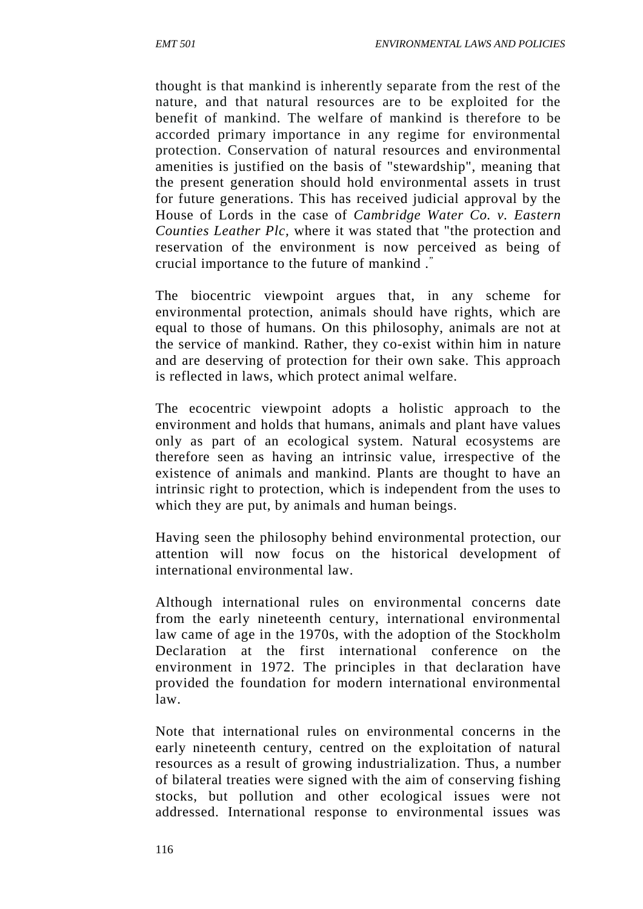thought is that mankind is inherently separate from the rest of the nature, and that natural resources are to be exploited for the benefit of mankind. The welfare of mankind is therefore to be accorded primary importance in any regime for environmental protection. Conservation of natural resources and environmental amenities is justified on the basis of "stewardship", meaning that the present generation should hold environmental assets in trust for future generations. This has received judicial approval by the House of Lords in the case of *Cambridge Water Co. v. Eastern Counties Leather Plc*, where it was stated that "the protection and reservation of the environment is now perceived as being of crucial importance to the future of mankind ."

The biocentric viewpoint argues that, in any scheme for environmental protection, animals should have rights, which are equal to those of humans. On this philosophy, animals are not at the service of mankind. Rather, they co-exist within him in nature and are deserving of protection for their own sake. This approach is reflected in laws, which protect animal welfare.

The ecocentric viewpoint adopts a holistic approach to the environment and holds that humans, animals and plant have values only as part of an ecological system. Natural ecosystems are therefore seen as having an intrinsic value, irrespective of the existence of animals and mankind. Plants are thought to have an intrinsic right to protection, which is independent from the uses to which they are put, by animals and human beings.

Having seen the philosophy behind environmental protection, our attention will now focus on the historical development of international environmental law.

Although international rules on environmental concerns date from the early nineteenth century, international environmental law came of age in the 1970s, with the adoption of the Stockholm Declaration at the first international conference on the environment in 1972. The principles in that declaration have provided the foundation for modern international environmental law.

Note that international rules on environmental concerns in the early nineteenth century, centred on the exploitation of natural resources as a result of growing industrialization. Thus, a number of bilateral treaties were signed with the aim of conserving fishing stocks, but pollution and other ecological issues were not addressed. International response to environmental issues was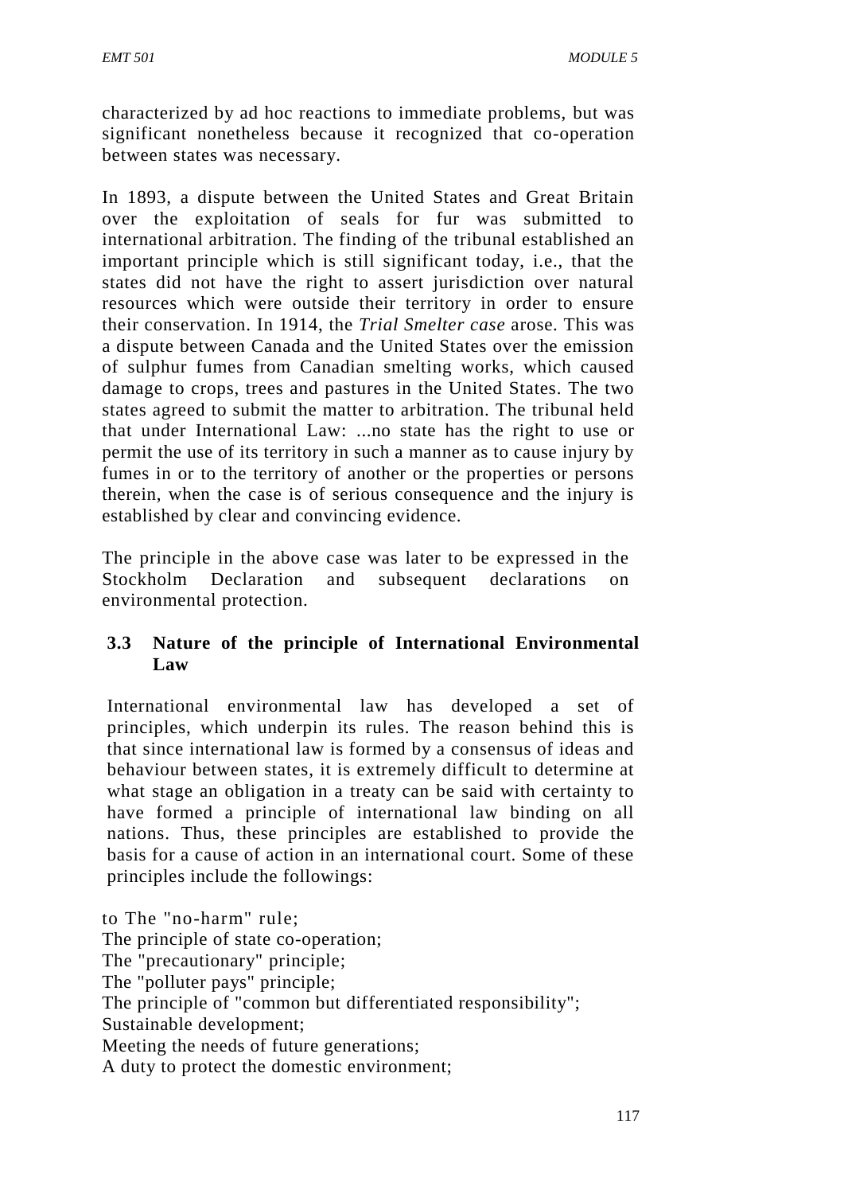characterized by ad hoc reactions to immediate problems, but was significant nonetheless because it recognized that co-operation between states was necessary.

In 1893, a dispute between the United States and Great Britain over the exploitation of seals for fur was submitted to international arbitration. The finding of the tribunal established an important principle which is still significant today, i.e., that the states did not have the right to assert jurisdiction over natural resources which were outside their territory in order to ensure their conservation. In 1914, the *Trial Smelter case* arose. This was a dispute between Canada and the United States over the emission of sulphur fumes from Canadian smelting works, which caused damage to crops, trees and pastures in the United States. The two states agreed to submit the matter to arbitration. The tribunal held that under International Law: ...no state has the right to use or permit the use of its territory in such a manner as to cause injury by fumes in or to the territory of another or the properties or persons therein, when the case is of serious consequence and the injury is established by clear and convincing evidence.

The principle in the above case was later to be expressed in the Stockholm Declaration and subsequent declarations on environmental protection.

### 3.3 Nature of the principle of International Environmental Law

International environmental law has developed a set of principles, which underpin its rules. The reason behind this is that since international law is formed by a consensus of ideas and behaviour between states, it is extremely difficult to determine at what stage an obligation in a treaty can be said with certainty to have formed a principle of international law binding on all nations. Thus, these principles are established to provide the basis for a cause of action in an international court. Some of these principles include the followings:

to The "no-harm" rule;
The principle of state co-operation;
The "precautionary" principle;
The "polluter pays" principle;
The principle of "common but differentiated responsibility";
Sustainable development;
Meeting the needs of future generations;
A duty to protect the domestic environment;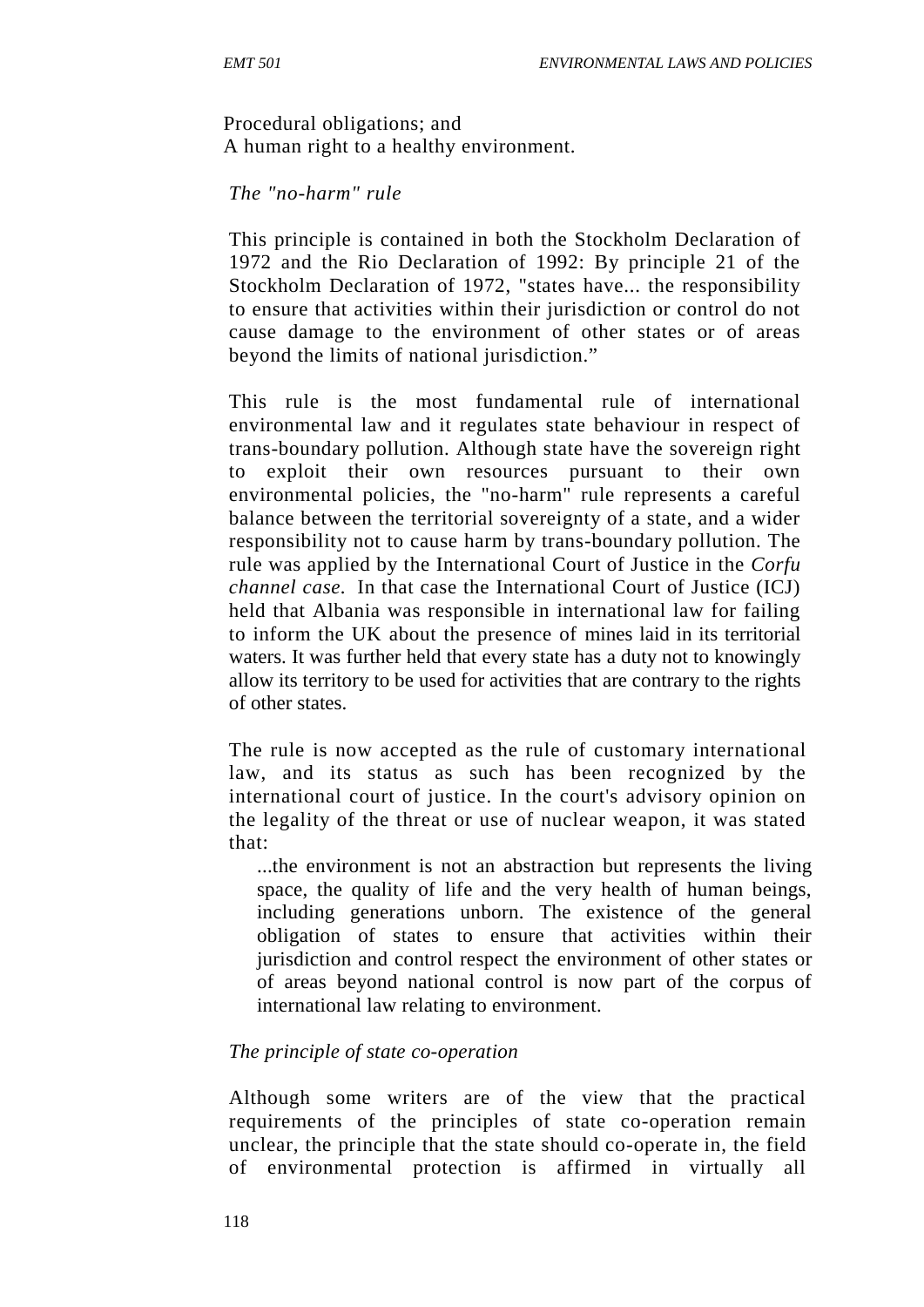Procedural obligations; and
A human right to a healthy environment.

*The "no-harm" rule*

This principle is contained in both the Stockholm Declaration of 1972 and the Rio Declaration of 1992: By principle 21 of the Stockholm Declaration of 1972, "states have... the responsibility to ensure that activities within their jurisdiction or control do not cause damage to the environment of other states or of areas beyond the limits of national jurisdiction."

This rule is the most fundamental rule of international environmental law and it regulates state behaviour in respect of trans-boundary pollution. Although state have the sovereign right to exploit their own resources pursuant to their own environmental policies, the "no-harm" rule represents a careful balance between the territorial sovereignty of a state, and a wider responsibility not to cause harm by trans-boundary pollution. The rule was applied by the International Court of Justice in the *Corfu channel case*. In that case the International Court of Justice (ICJ) held that Albania was responsible in international law for failing to inform the UK about the presence of mines laid in its territorial waters. It was further held that every state has a duty not to knowingly allow its territory to be used for activities that are contrary to the rights of other states.

The rule is now accepted as the rule of customary international law, and its status as such has been recognized by the international court of justice. In the court's advisory opinion on the legality of the threat or use of nuclear weapon, it was stated that:

> ...the environment is not an abstraction but represents the living space, the quality of life and the very health of human beings, including generations unborn. The existence of the general obligation of states to ensure that activities within their jurisdiction and control respect the environment of other states or of areas beyond national control is now part of the corpus of international law relating to environment.

*The principle of state co-operation*

Although some writers are of the view that the practical requirements of the principles of state co-operation remain unclear, the principle that the state should co-operate in, the field of environmental protection is affirmed in virtually all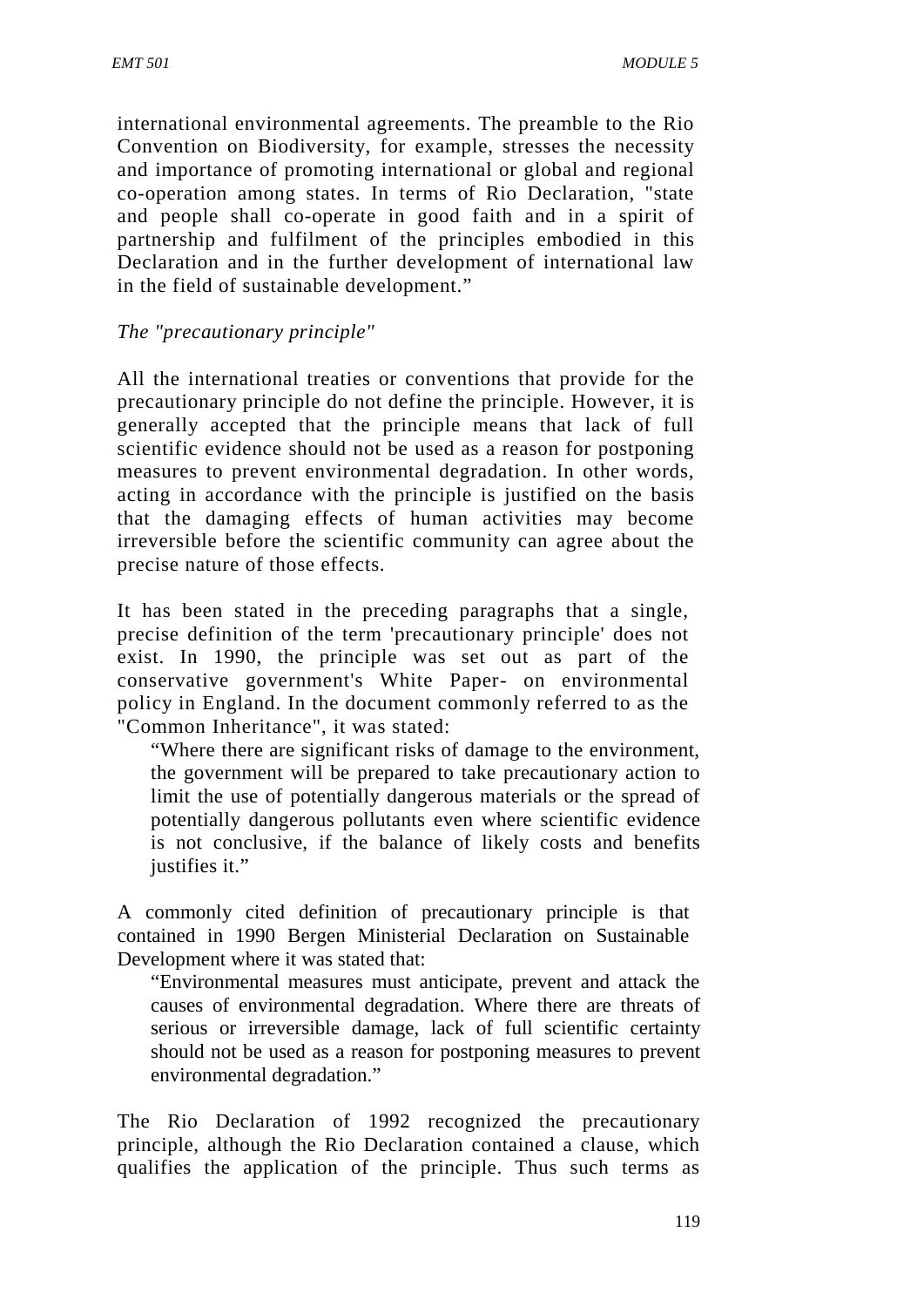international environmental agreements. The preamble to the Rio Convention on Biodiversity, for example, stresses the necessity and importance of promoting international or global and regional co-operation among states. In terms of Rio Declaration, "state and people shall co-operate in good faith and in a spirit of partnership and fulfilment of the principles embodied in this Declaration and in the further development of international law in the field of sustainable development."

*The "precautionary principle"*

All the international treaties or conventions that provide for the precautionary principle do not define the principle. However, it is generally accepted that the principle means that lack of full scientific evidence should not be used as a reason for postponing measures to prevent environmental degradation. In other words, acting in accordance with the principle is justified on the basis that the damaging effects of human activities may become irreversible before the scientific community can agree about the precise nature of those effects.

It has been stated in the preceding paragraphs that a single, precise definition of the term 'precautionary principle' does not exist. In 1990, the principle was set out as part of the conservative government's White Paper- on environmental policy in England. In the document commonly referred to as the "Common Inheritance", it was stated:

> "Where there are significant risks of damage to the environment, the government will be prepared to take precautionary action to limit the use of potentially dangerous materials or the spread of potentially dangerous pollutants even where scientific evidence is not conclusive, if the balance of likely costs and benefits justifies it."

A commonly cited definition of precautionary principle is that contained in 1990 Bergen Ministerial Declaration on Sustainable Development where it was stated that:

> "Environmental measures must anticipate, prevent and attack the causes of environmental degradation. Where there are threats of serious or irreversible damage, lack of full scientific certainty should not be used as a reason for postponing measures to prevent environmental degradation."

The Rio Declaration of 1992 recognized the precautionary principle, although the Rio Declaration contained a clause, which qualifies the application of the principle. Thus such terms as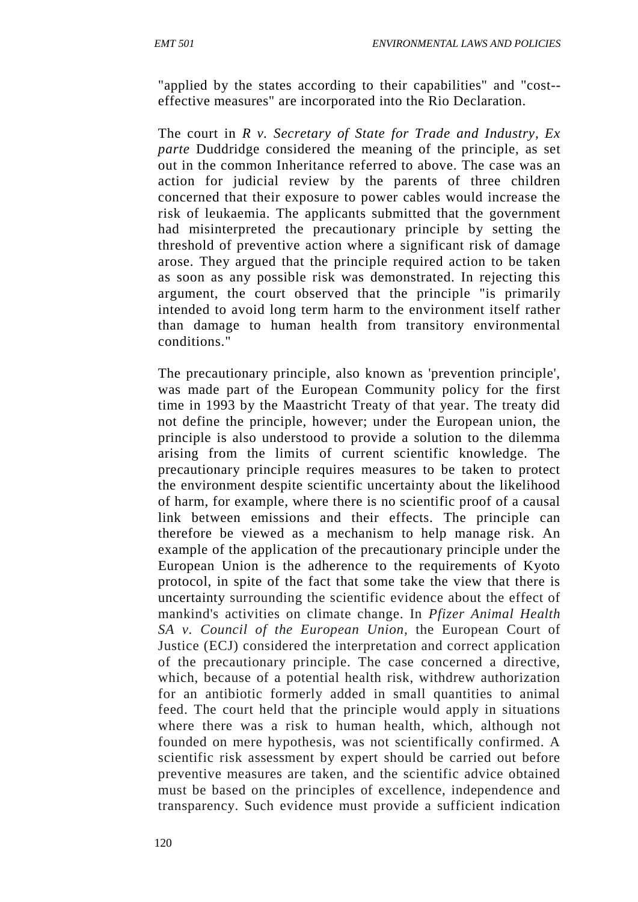"applied by the states according to their capabilities" and "cost--effective measures" are incorporated into the Rio Declaration.

The court in *R v. Secretary of State for Trade and Industry, Ex parte* Duddridge considered the meaning of the principle, as set out in the common Inheritance referred to above. The case was an action for judicial review by the parents of three children concerned that their exposure to power cables would increase the risk of leukaemia. The applicants submitted that the government had misinterpreted the precautionary principle by setting the threshold of preventive action where a significant risk of damage arose. They argued that the principle required action to be taken as soon as any possible risk was demonstrated. In rejecting this argument, the court observed that the principle "is primarily intended to avoid long term harm to the environment itself rather than damage to human health from transitory environmental conditions."

The precautionary principle, also known as 'prevention principle', was made part of the European Community policy for the first time in 1993 by the Maastricht Treaty of that year. The treaty did not define the principle, however; under the European union, the principle is also understood to provide a solution to the dilemma arising from the limits of current scientific knowledge. The precautionary principle requires measures to be taken to protect the environment despite scientific uncertainty about the likelihood of harm, for example, where there is no scientific proof of a causal link between emissions and their effects. The principle can therefore be viewed as a mechanism to help manage risk. An example of the application of the precautionary principle under the European Union is the adherence to the requirements of Kyoto protocol, in spite of the fact that some take the view that there is uncertainty surrounding the scientific evidence about the effect of mankind's activities on climate change. In *Pfizer Animal Health SA v. Council of the European Union*, the European Court of Justice (ECJ) considered the interpretation and correct application of the precautionary principle. The case concerned a directive, which, because of a potential health risk, withdrew authorization for an antibiotic formerly added in small quantities to animal feed. The court held that the principle would apply in situations where there was a risk to human health, which, although not founded on mere hypothesis, was not scientifically confirmed. A scientific risk assessment by expert should be carried out before preventive measures are taken, and the scientific advice obtained must be based on the principles of excellence, independence and transparency. Such evidence must provide a sufficient indication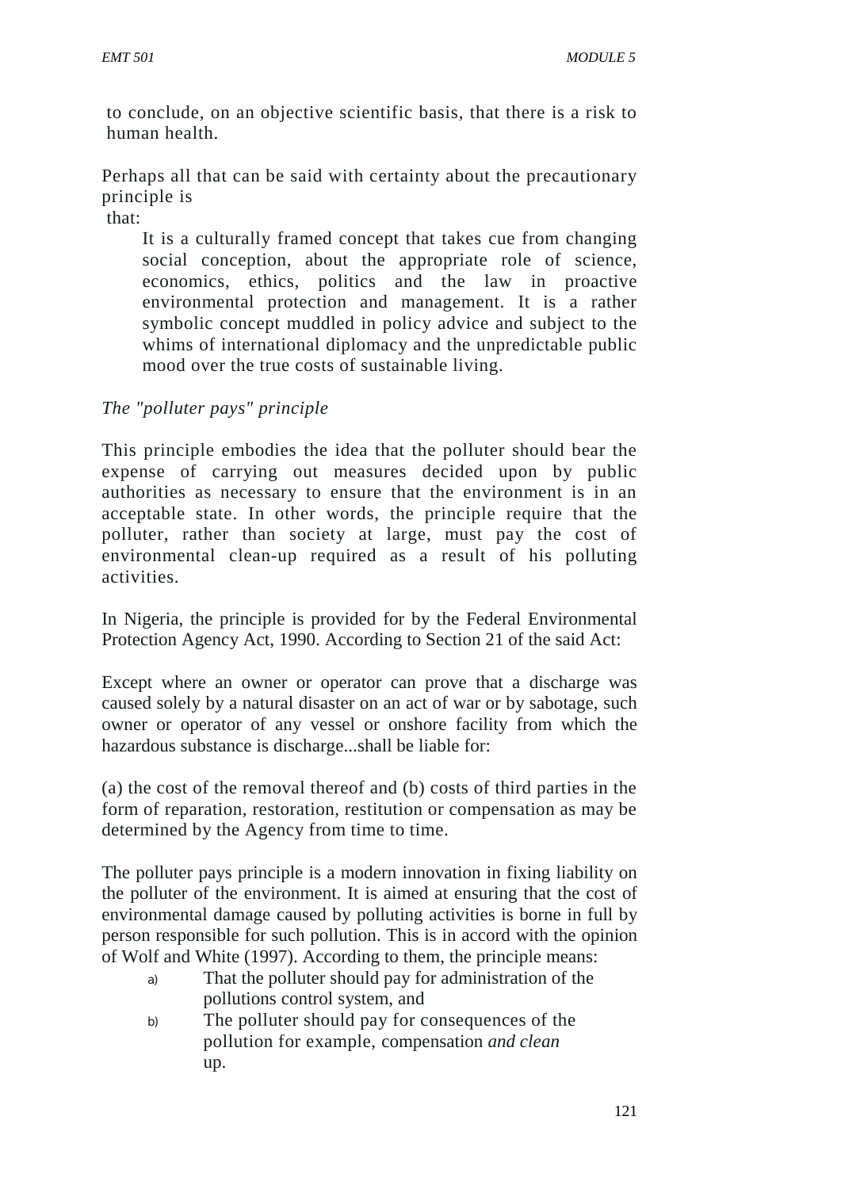to conclude, on an objective scientific basis, that there is a risk to human health.

Perhaps all that can be said with certainty about the precautionary principle is
that:

> It is a culturally framed concept that takes cue from changing social conception, about the appropriate role of science, economics, ethics, politics and the law in proactive environmental protection and management. It is a rather symbolic concept muddled in policy advice and subject to the whims of international diplomacy and the unpredictable public mood over the true costs of sustainable living.

*The "polluter pays" principle*

This principle embodies the idea that the polluter should bear the expense of carrying out measures decided upon by public authorities as necessary to ensure that the environment is in an acceptable state. In other words, the principle require that the polluter, rather than society at large, must pay the cost of environmental clean-up required as a result of his polluting activities.

In Nigeria, the principle is provided for by the Federal Environmental Protection Agency Act, 1990. According to Section 21 of the said Act:

Except where an owner or operator can prove that a discharge was caused solely by a natural disaster on an act of war or by sabotage, such owner or operator of any vessel or onshore facility from which the hazardous substance is discharge...shall be liable for:

(a) the cost of the removal thereof and (b) costs of third parties in the form of reparation, restoration, restitution or compensation as may be determined by the Agency from time to time.

The polluter pays principle is a modern innovation in fixing liability on the polluter of the environment. It is aimed at ensuring that the cost of environmental damage caused by polluting activities is borne in full by person responsible for such pollution. This is in accord with the opinion of Wolf and White (1997). According to them, the principle means:

a) That the polluter should pay for administration of the pollutions control system, and
b) The polluter should pay for consequences of the pollution for example, compensation *and clean* up.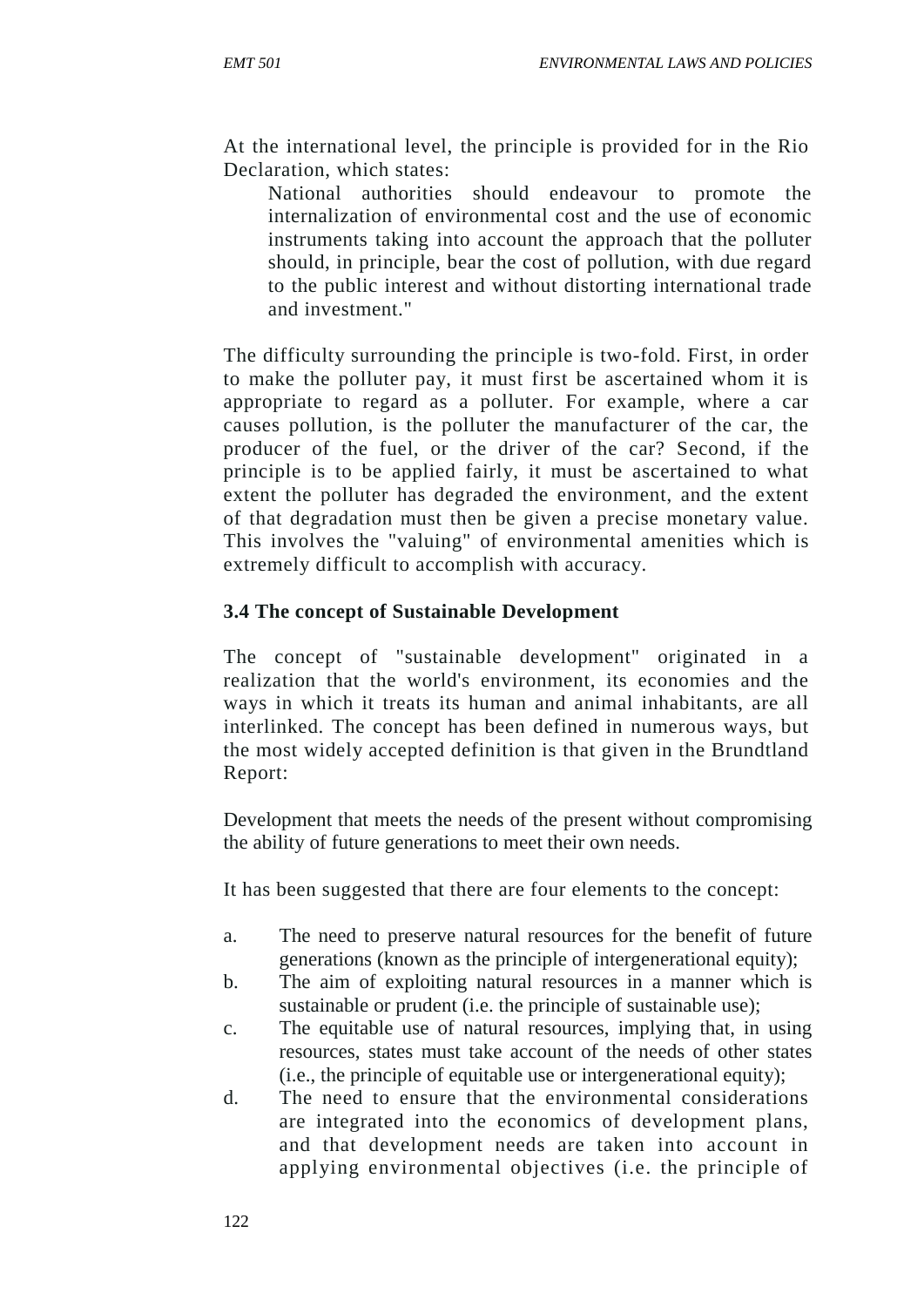At the international level, the principle is provided for in the Rio Declaration, which states:

> National authorities should endeavour to promote the internalization of environmental cost and the use of economic instruments taking into account the approach that the polluter should, in principle, bear the cost of pollution, with due regard to the public interest and without distorting international trade and investment."

The difficulty surrounding the principle is two-fold. First, in order to make the polluter pay, it must first be ascertained whom it is appropriate to regard as a polluter. For example, where a car causes pollution, is the polluter the manufacturer of the car, the producer of the fuel, or the driver of the car? Second, if the principle is to be applied fairly, it must be ascertained to what extent the polluter has degraded the environment, and the extent of that degradation must then be given a precise monetary value. This involves the "valuing" of environmental amenities which is extremely difficult to accomplish with accuracy.

### 3.4 The concept of Sustainable Development

The concept of "sustainable development" originated in a realization that the world's environment, its economies and the ways in which it treats its human and animal inhabitants, are all interlinked. The concept has been defined in numerous ways, but the most widely accepted definition is that given in the Brundtland Report:

Development that meets the needs of the present without compromising the ability of future generations to meet their own needs.

It has been suggested that there are four elements to the concept:

a. The need to preserve natural resources for the benefit of future generations (known as the principle of intergenerational equity);
b. The aim of exploiting natural resources in a manner which is sustainable or prudent (i.e. the principle of sustainable use);
c. The equitable use of natural resources, implying that, in using resources, states must take account of the needs of other states (i.e., the principle of equitable use or intergenerational equity);
d. The need to ensure that the environmental considerations are integrated into the economics of development plans, and that development needs are taken into account in applying environmental objectives (i.e. the principle of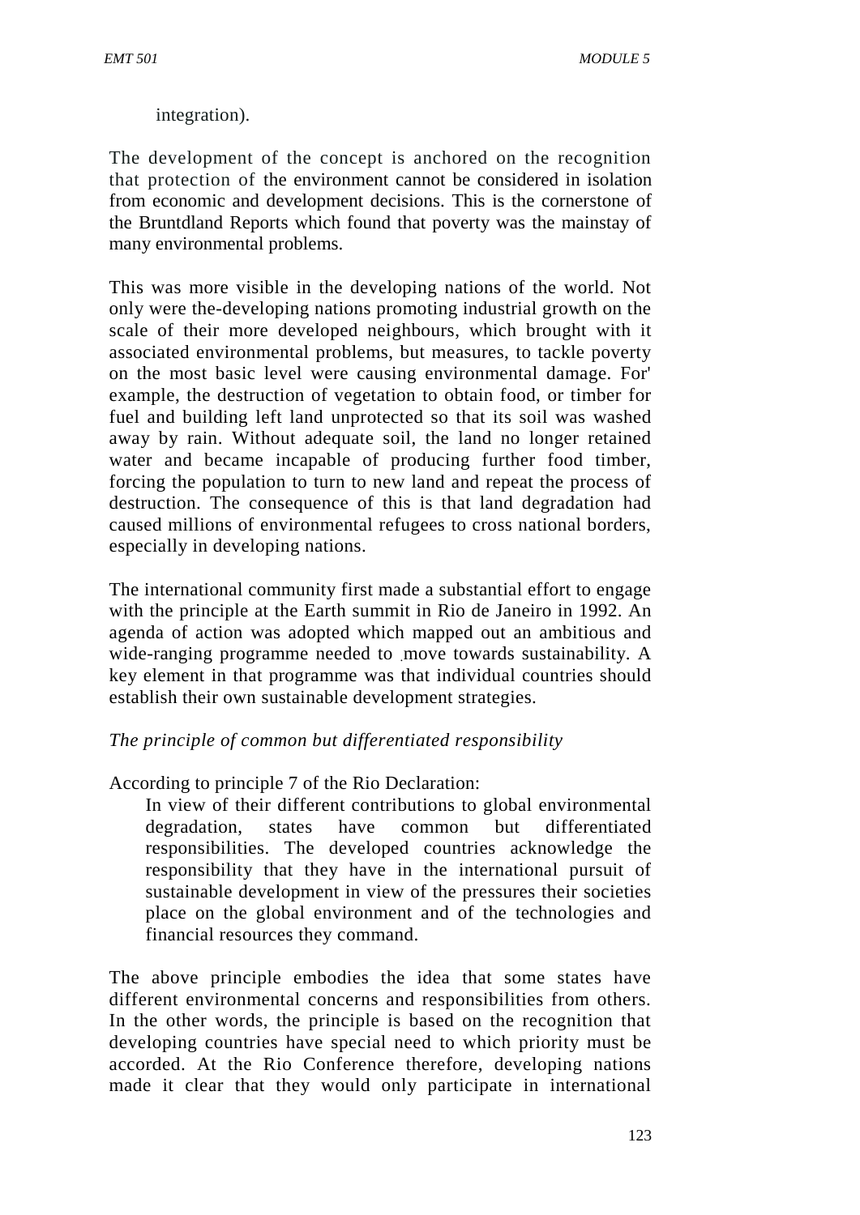integration).

The development of the concept is anchored on the recognition that protection of the environment cannot be considered in isolation from economic and development decisions. This is the cornerstone of the Bruntdland Reports which found that poverty was the mainstay of many environmental problems.

This was more visible in the developing nations of the world. Not only were the-developing nations promoting industrial growth on the scale of their more developed neighbours, which brought with it associated environmental problems, but measures, to tackle poverty on the most basic level were causing environmental damage. For' example, the destruction of vegetation to obtain food, or timber for fuel and building left land unprotected so that its soil was washed away by rain. Without adequate soil, the land no longer retained water and became incapable of producing further food timber, forcing the population to turn to new land and repeat the process of destruction. The consequence of this is that land degradation had caused millions of environmental refugees to cross national borders, especially in developing nations.

The international community first made a substantial effort to engage with the principle at the Earth summit in Rio de Janeiro in 1992. An agenda of action was adopted which mapped out an ambitious and wide-ranging programme needed to move towards sustainability. A key element in that programme was that individual countries should establish their own sustainable development strategies.

*The principle of common but differentiated responsibility*

According to principle 7 of the Rio Declaration:

> In view of their different contributions to global environmental degradation, states have common but differentiated responsibilities. The developed countries acknowledge the responsibility that they have in the international pursuit of sustainable development in view of the pressures their societies place on the global environment and of the technologies and financial resources they command.

The above principle embodies the idea that some states have different environmental concerns and responsibilities from others. In the other words, the principle is based on the recognition that developing countries have special need to which priority must be accorded. At the Rio Conference therefore, developing nations made it clear that they would only participate in international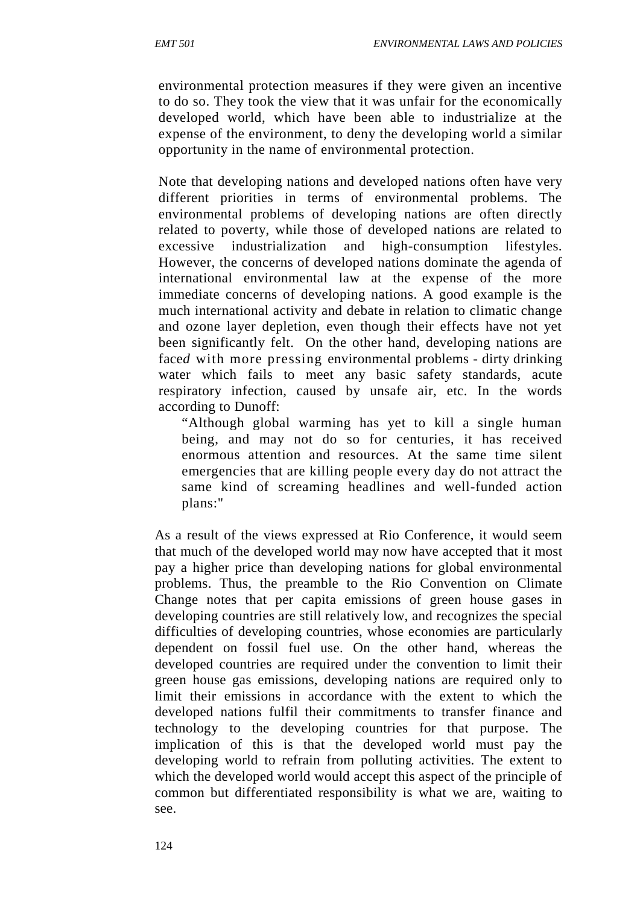environmental protection measures if they were given an incentive to do so. They took the view that it was unfair for the economically developed world, which have been able to industrialize at the expense of the environment, to deny the developing world a similar opportunity in the name of environmental protection.

Note that developing nations and developed nations often have very different priorities in terms of environmental problems. The environmental problems of developing nations are often directly related to poverty, while those of developed nations are related to excessive industrialization and high-consumption lifestyles. However, the concerns of developed nations dominate the agenda of international environmental law at the expense of the more immediate concerns of developing nations. A good example is the much international activity and debate in relation to climatic change and ozone layer depletion, even though their effects have not yet been significantly felt. On the other hand, developing nations are face*d* with more pressing environmental problems - dirty drinking water which fails to meet any basic safety standards, acute respiratory infection, caused by unsafe air, etc. In the words according to Dunoff:

> "Although global warming has yet to kill a single human being, and may not do so for centuries, it has received enormous attention and resources. At the same time silent emergencies that are killing people every day do not attract the same kind of screaming headlines and well-funded action plans:"

As a result of the views expressed at Rio Conference, it would seem that much of the developed world may now have accepted that it most pay a higher price than developing nations for global environmental problems. Thus, the preamble to the Rio Convention on Climate Change notes that per capita emissions of green house gases in developing countries are still relatively low, and recognizes the special difficulties of developing countries, whose economies are particularly dependent on fossil fuel use. On the other hand, whereas the developed countries are required under the convention to limit their green house gas emissions, developing nations are required only to limit their emissions in accordance with the extent to which the developed nations fulfil their commitments to transfer finance and technology to the developing countries for that purpose. The implication of this is that the developed world must pay the developing world to refrain from polluting activities. The extent to which the developed world would accept this aspect of the principle of common but differentiated responsibility is what we are, waiting to see.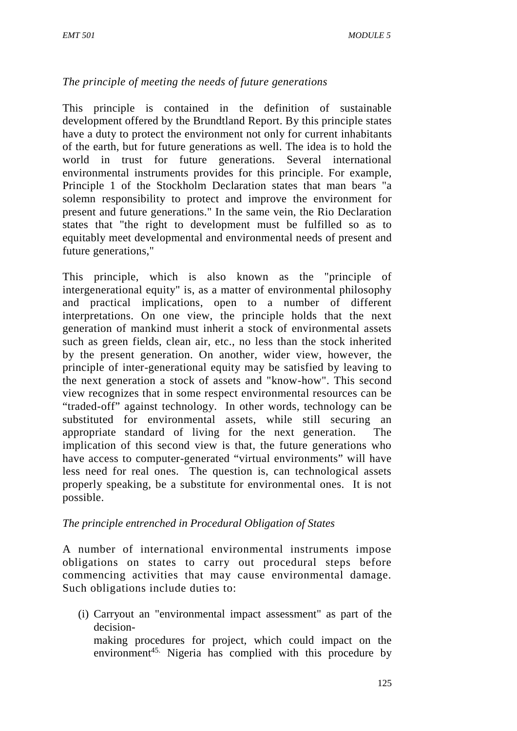*The principle of meeting the needs of future generations*

This principle is contained in the definition of sustainable development offered by the Brundtland Report. By this principle states have a duty to protect the environment not only for current inhabitants of the earth, but for future generations as well. The idea is to hold the world in trust for future generations. Several international environmental instruments provides for this principle. For example, Principle 1 of the Stockholm Declaration states that man bears "a solemn responsibility to protect and improve the environment for present and future generations." In the same vein, the Rio Declaration states that "the right to development must be fulfilled so as to equitably meet developmental and environmental needs of present and future generations,"

This principle, which is also known as the "principle of intergenerational equity" is, as a matter of environmental philosophy and practical implications, open to a number of different interpretations. On one view, the principle holds that the next generation of mankind must inherit a stock of environmental assets such as green fields, clean air, etc., no less than the stock inherited by the present generation. On another, wider view, however, the principle of inter-generational equity may be satisfied by leaving to the next generation a stock of assets and "know-how". This second view recognizes that in some respect environmental resources can be "traded-off" against technology. In other words, technology can be substituted for environmental assets, while still securing an appropriate standard of living for the next generation. The implication of this second view is that, the future generations who have access to computer-generated "virtual environments" will have less need for real ones. The question is, can technological assets properly speaking, be a substitute for environmental ones. It is not possible.

*The principle entrenched in Procedural Obligation of States*

A number of international environmental instruments impose obligations on states to carry out procedural steps before commencing activities that may cause environmental damage. Such obligations include duties to:

(i) Carryout an "environmental impact assessment" as part of the decision-making procedures for project, which could impact on the environment[45.] Nigeria has complied with this procedure by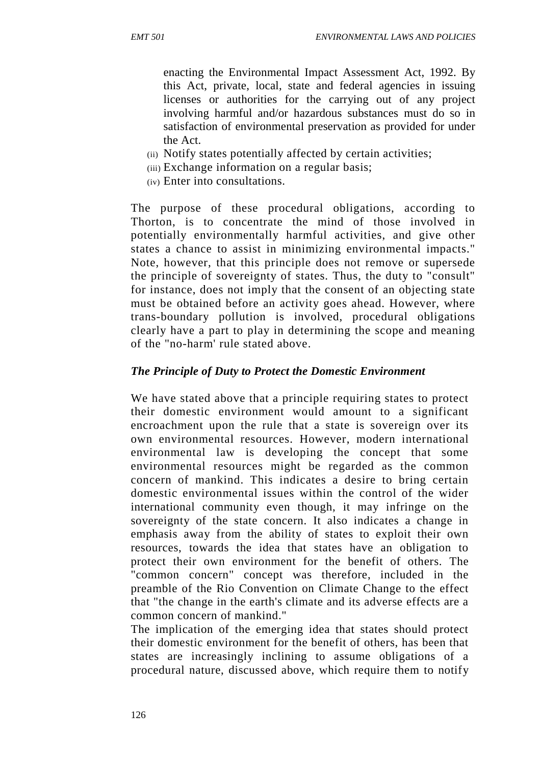enacting the Environmental Impact Assessment Act, 1992. By this Act, private, local, state and federal agencies in issuing licenses or authorities for the carrying out of any project involving harmful and/or hazardous substances must do so in satisfaction of environmental preservation as provided for under the Act.

(ii) Notify states potentially affected by certain activities;
(iii) Exchange information on a regular basis;
(iv) Enter into consultations.

The purpose of these procedural obligations, according to Thorton, is to concentrate the mind of those involved in potentially environmentally harmful activities, and give other states a chance to assist in minimizing environmental impacts." Note, however, that this principle does not remove or supersede the principle of sovereignty of states. Thus, the duty to "consult" for instance, does not imply that the consent of an objecting state must be obtained before an activity goes ahead. However, where trans-boundary pollution is involved, procedural obligations clearly have a part to play in determining the scope and meaning of the "no-harm' rule stated above.

***The Principle of Duty to Protect the Domestic Environment***

We have stated above that a principle requiring states to protect their domestic environment would amount to a significant encroachment upon the rule that a state is sovereign over its own environmental resources. However, modern international environmental law is developing the concept that some environmental resources might be regarded as the common concern of mankind. This indicates a desire to bring certain domestic environmental issues within the control of the wider international community even though, it may infringe on the sovereignty of the state concern. It also indicates a change in emphasis away from the ability of states to exploit their own resources, towards the idea that states have an obligation to protect their own environment for the benefit of others. The "common concern" concept was therefore, included in the preamble of the Rio Convention on Climate Change to the effect that "the change in the earth's climate and its adverse effects are a common concern of mankind."

The implication of the emerging idea that states should protect their domestic environment for the benefit of others, has been that states are increasingly inclining to assume obligations of a procedural nature, discussed above, which require them to notify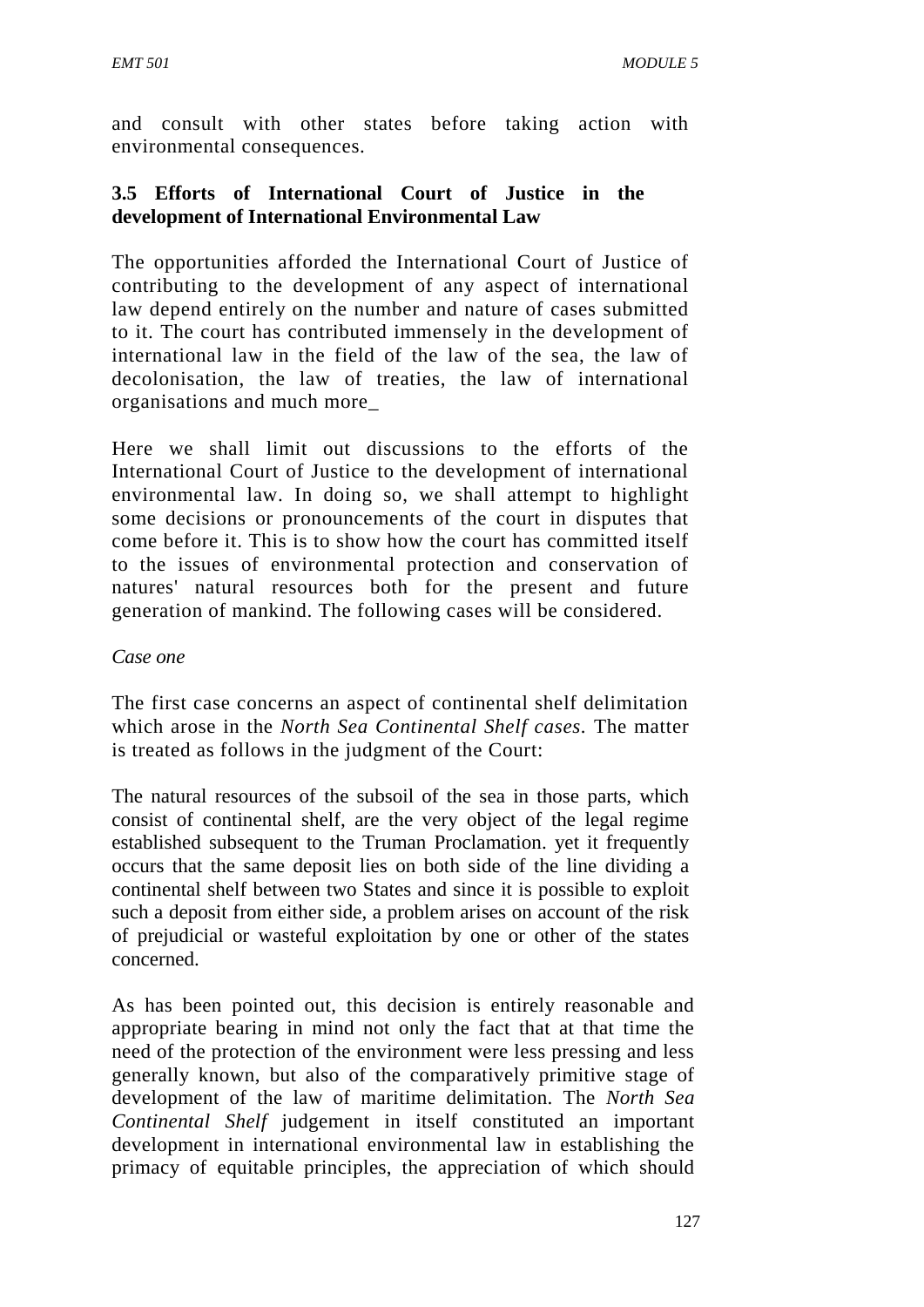and consult with other states before taking action with environmental consequences.

### 3.5 Efforts of International Court of Justice in the development of International Environmental Law

The opportunities afforded the International Court of Justice of contributing to the development of any aspect of international law depend entirely on the number and nature of cases submitted to it. The court has contributed immensely in the development of international law in the field of the law of the sea, the law of decolonisation, the law of treaties, the law of international organisations and much more_

Here we shall limit out discussions to the efforts of the International Court of Justice to the development of international environmental law. In doing so, we shall attempt to highlight some decisions or pronouncements of the court in disputes that come before it. This is to show how the court has committed itself to the issues of environmental protection and conservation of natures' natural resources both for the present and future generation of mankind. The following cases will be considered.

*Case one*

The first case concerns an aspect of continental shelf delimitation which arose in the *North Sea Continental Shelf cases*. The matter is treated as follows in the judgment of the Court:

The natural resources of the subsoil of the sea in those parts, which consist of continental shelf, are the very object of the legal regime established subsequent to the Truman Proclamation. yet it frequently occurs that the same deposit lies on both side of the line dividing a continental shelf between two States and since it is possible to exploit such a deposit from either side, a problem arises on account of the risk of prejudicial or wasteful exploitation by one or other of the states concerned.

As has been pointed out, this decision is entirely reasonable and appropriate bearing in mind not only the fact that at that time the need of the protection of the environment were less pressing and less generally known, but also of the comparatively primitive stage of development of the law of maritime delimitation. The *North Sea Continental Shelf* judgement in itself constituted an important development in international environmental law in establishing the primacy of equitable principles, the appreciation of which should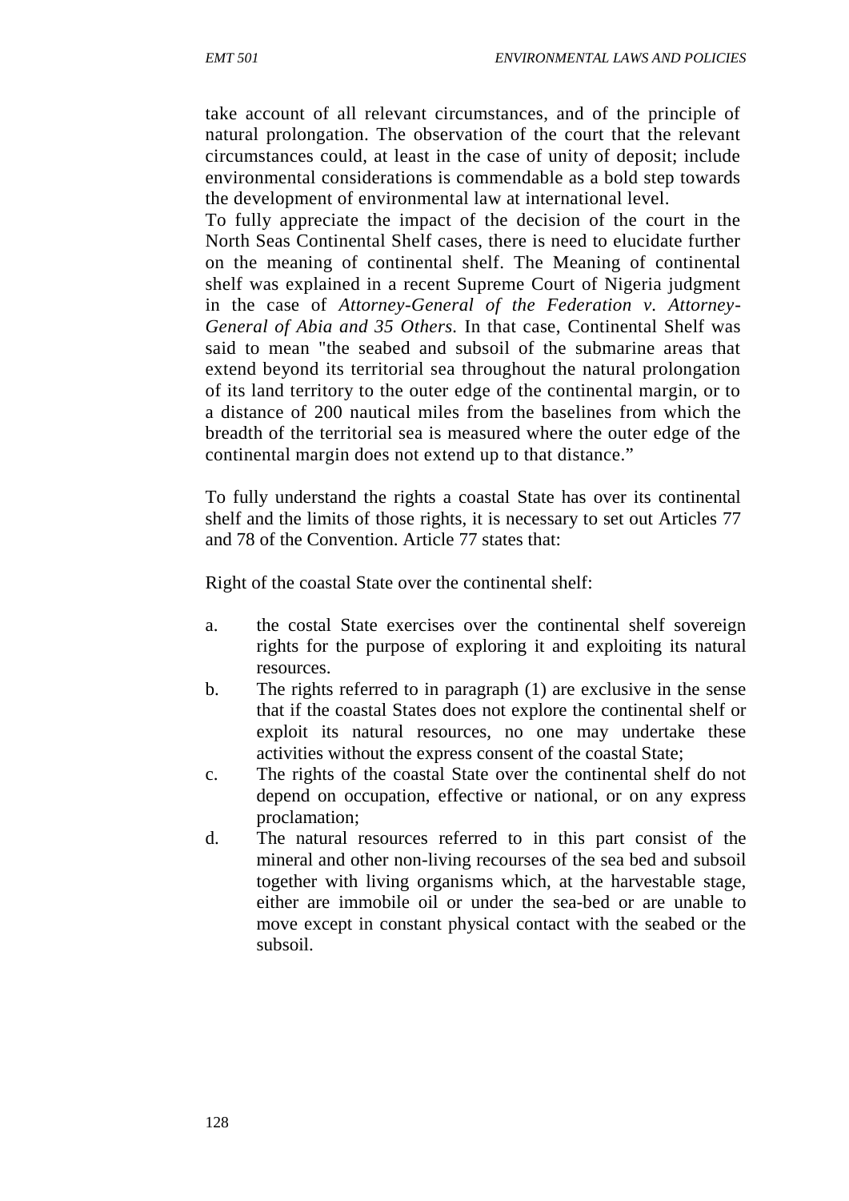take account of all relevant circumstances, and of the principle of natural prolongation. The observation of the court that the relevant circumstances could, at least in the case of unity of deposit; include environmental considerations is commendable as a bold step towards the development of environmental law at international level.

To fully appreciate the impact of the decision of the court in the North Seas Continental Shelf cases, there is need to elucidate further on the meaning of continental shelf. The Meaning of continental shelf was explained in a recent Supreme Court of Nigeria judgment in the case of *Attorney-General of the Federation v. Attorney-General of Abia and 35 Others.* In that case, Continental Shelf was said to mean "the seabed and subsoil of the submarine areas that extend beyond its territorial sea throughout the natural prolongation of its land territory to the outer edge of the continental margin, or to a distance of 200 nautical miles from the baselines from which the breadth of the territorial sea is measured where the outer edge of the continental margin does not extend up to that distance."

To fully understand the rights a coastal State has over its continental shelf and the limits of those rights, it is necessary to set out Articles 77 and 78 of the Convention. Article 77 states that:

Right of the coastal State over the continental shelf:

a. the costal State exercises over the continental shelf sovereign rights for the purpose of exploring it and exploiting its natural resources.
b. The rights referred to in paragraph (1) are exclusive in the sense that if the coastal States does not explore the continental shelf or exploit its natural resources, no one may undertake these activities without the express consent of the coastal State;
c. The rights of the coastal State over the continental shelf do not depend on occupation, effective or national, or on any express proclamation;
d. The natural resources referred to in this part consist of the mineral and other non-living recourses of the sea bed and subsoil together with living organisms which, at the harvestable stage, either are immobile oil or under the sea-bed or are unable to move except in constant physical contact with the seabed or the subsoil.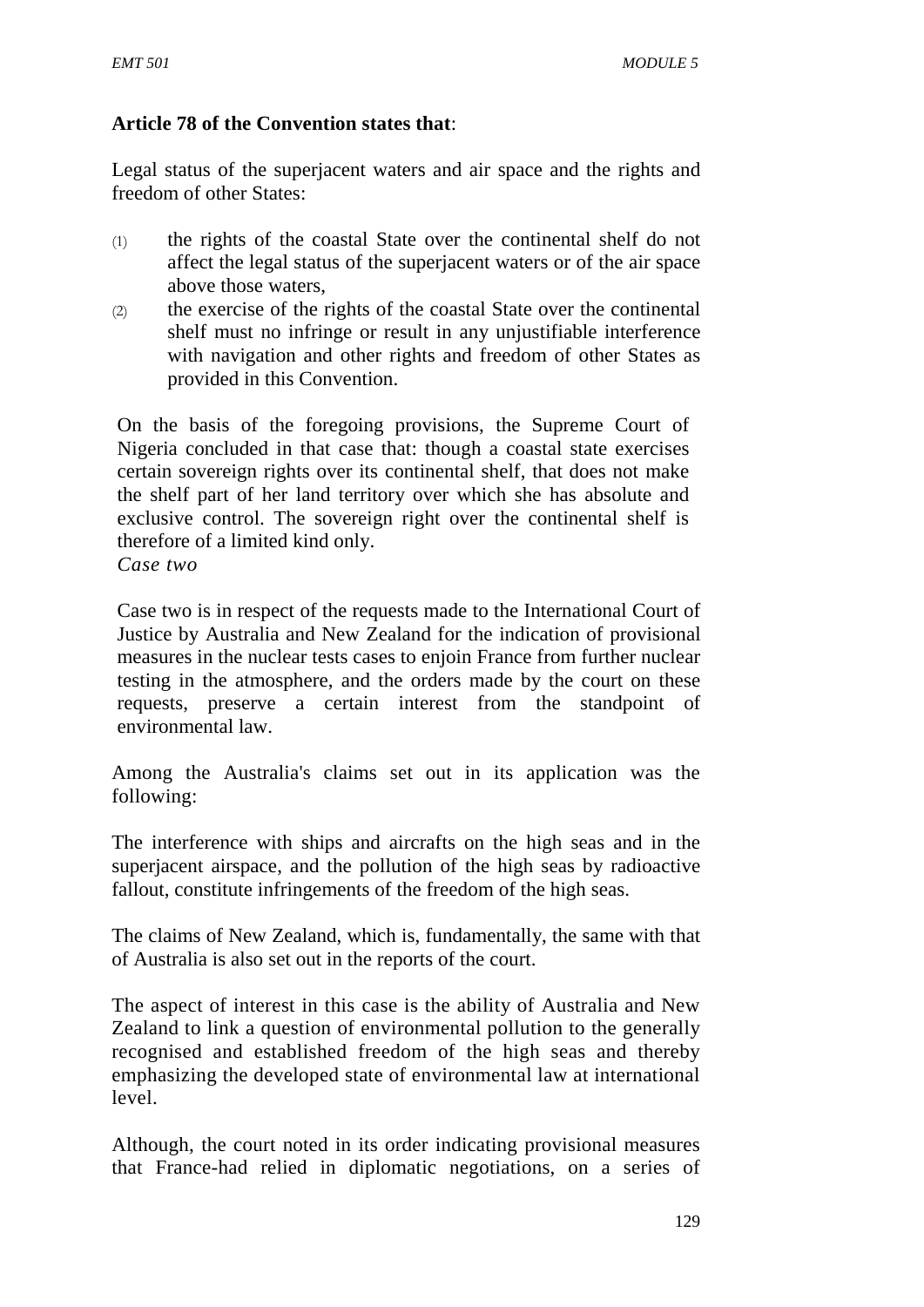**Article 78 of the Convention states that**:

Legal status of the superjacent waters and air space and the rights and freedom of other States:

(1) the rights of the coastal State over the continental shelf do not affect the legal status of the superjacent waters or of the air space above those waters,

(2) the exercise of the rights of the coastal State over the continental shelf must no infringe or result in any unjustifiable interference with navigation and other rights and freedom of other States as provided in this Convention.

On the basis of the foregoing provisions, the Supreme Court of Nigeria concluded in that case that: though a coastal state exercises certain sovereign rights over its continental shelf, that does not make the shelf part of her land territory over which she has absolute and exclusive control. The sovereign right over the continental shelf is therefore of a limited kind only.

*Case two*

Case two is in respect of the requests made to the International Court of Justice by Australia and New Zealand for the indication of provisional measures in the nuclear tests cases to enjoin France from further nuclear testing in the atmosphere, and the orders made by the court on these requests, preserve a certain interest from the standpoint of environmental law.

Among the Australia's claims set out in its application was the following:

The interference with ships and aircrafts on the high seas and in the superjacent airspace, and the pollution of the high seas by radioactive fallout, constitute infringements of the freedom of the high seas.

The claims of New Zealand, which is, fundamentally, the same with that of Australia is also set out in the reports of the court.

The aspect of interest in this case is the ability of Australia and New Zealand to link a question of environmental pollution to the generally recognised and established freedom of the high seas and thereby emphasizing the developed state of environmental law at international level.

Although, the court noted in its order indicating provisional measures that France-had relied in diplomatic negotiations, on a series of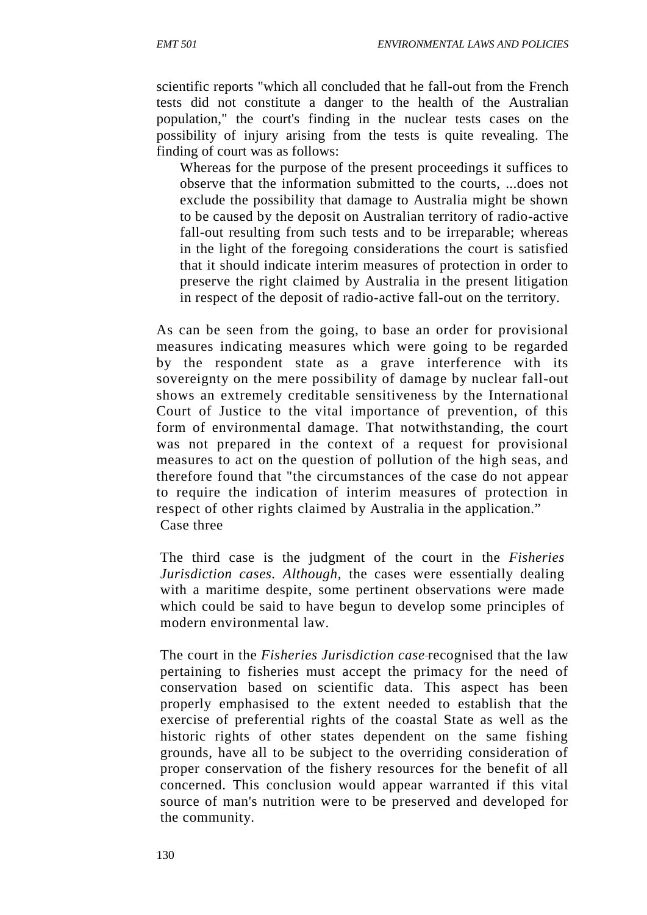scientific reports "which all concluded that he fall-out from the French tests did not constitute a danger to the health of the Australian population," the court's finding in the nuclear tests cases on the possibility of injury arising from the tests is quite revealing. The finding of court was as follows:

> Whereas for the purpose of the present proceedings it suffices to observe that the information submitted to the courts, ...does not exclude the possibility that damage to Australia might be shown to be caused by the deposit on Australian territory of radio-active fall-out resulting from such tests and to be irreparable; whereas in the light of the foregoing considerations the court is satisfied that it should indicate interim measures of protection in order to preserve the right claimed by Australia in the present litigation in respect of the deposit of radio-active fall-out on the territory.

As can be seen from the going, to base an order for provisional measures indicating measures which were going to be regarded by the respondent state as a grave interference with its sovereignty on the mere possibility of damage by nuclear fall-out shows an extremely creditable sensitiveness by the International Court of Justice to the vital importance of prevention, of this form of environmental damage. That notwithstanding, the court was not prepared in the context of a request for provisional measures to act on the question of pollution of the high seas, and therefore found that "the circumstances of the case do not appear to require the indication of interim measures of protection in respect of other rights claimed by Australia in the application."

Case three

The third case is the judgment of the court in the *Fisheries Jurisdiction cases. Although,* the cases were essentially dealing with a maritime despite, some pertinent observations were made which could be said to have begun to develop some principles of modern environmental law.

The court in the *Fisheries Jurisdiction case* recognised that the law pertaining to fisheries must accept the primacy for the need of conservation based on scientific data. This aspect has been properly emphasised to the extent needed to establish that the exercise of preferential rights of the coastal State as well as the historic rights of other states dependent on the same fishing grounds, have all to be subject to the overriding consideration of proper conservation of the fishery resources for the benefit of all concerned. This conclusion would appear warranted if this vital source of man's nutrition were to be preserved and developed for the community.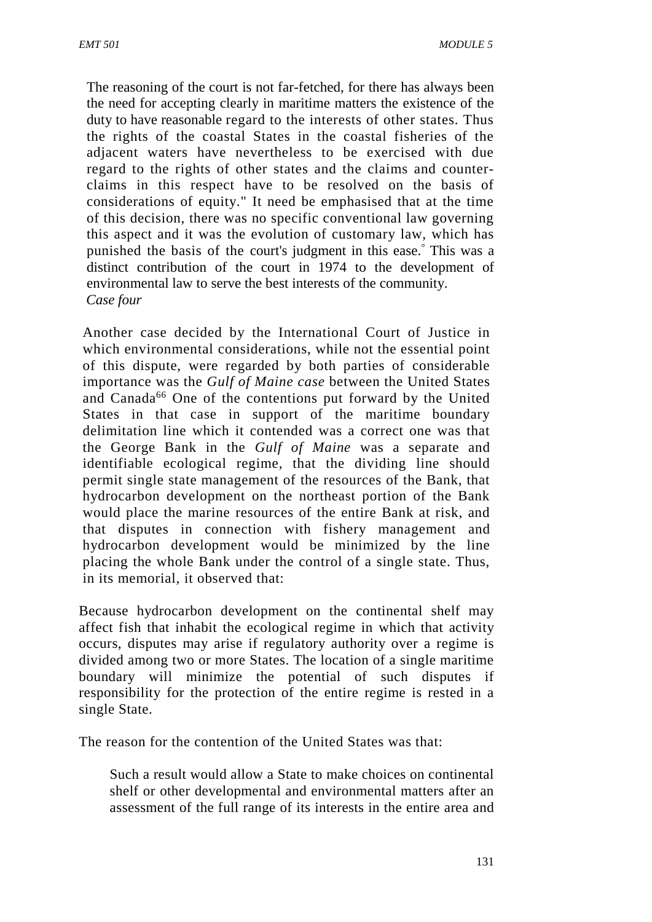The reasoning of the court is not far-fetched, for there has always been the need for accepting clearly in maritime matters the existence of the duty to have reasonable regard to the interests of other states. Thus the rights of the coastal States in the coastal fisheries of the adjacent waters have nevertheless to be exercised with due regard to the rights of other states and the claims and counter-claims in this respect have to be resolved on the basis of considerations of equity." It need be emphasised that at the time of this decision, there was no specific conventional law governing this aspect and it was the evolution of customary law, which has punished the basis of the court's judgment in this ease.° This was a distinct contribution of the court in 1974 to the development of environmental law to serve the best interests of the community.

*Case four*

Another case decided by the International Court of Justice in which environmental considerations, while not the essential point of this dispute, were regarded by both parties of considerable importance was the *Gulf of Maine case* between the United States and Canada[66] One of the contentions put forward by the United States in that case in support of the maritime boundary delimitation line which it contended was a correct one was that the George Bank in the *Gulf of Maine* was a separate and identifiable ecological regime, that the dividing line should permit single state management of the resources of the Bank, that hydrocarbon development on the northeast portion of the Bank would place the marine resources of the entire Bank at risk, and that disputes in connection with fishery management and hydrocarbon development would be minimized by the line placing the whole Bank under the control of a single state. Thus, in its memorial, it observed that:

Because hydrocarbon development on the continental shelf may affect fish that inhabit the ecological regime in which that activity occurs, disputes may arise if regulatory authority over a regime is divided among two or more States. The location of a single maritime boundary will minimize the potential of such disputes if responsibility for the protection of the entire regime is rested in a single State.

The reason for the contention of the United States was that:

> Such a result would allow a State to make choices on continental shelf or other developmental and environmental matters after an assessment of the full range of its interests in the entire area and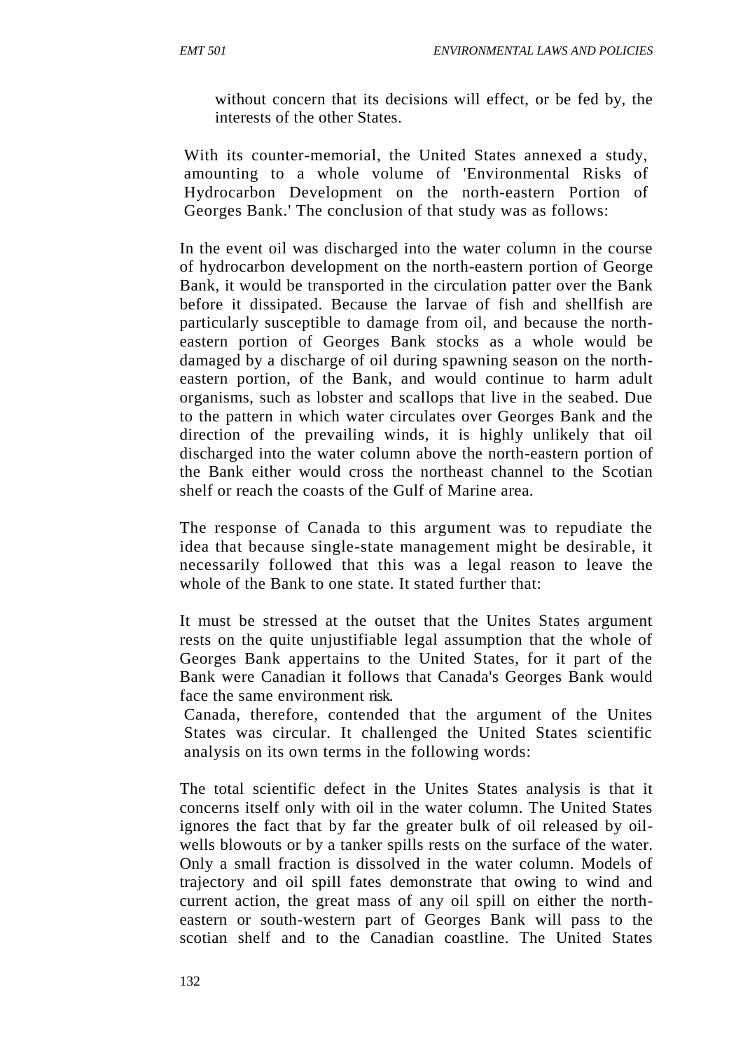without concern that its decisions will effect, or be fed by, the interests of the other States.

With its counter-memorial, the United States annexed a study, amounting to a whole volume of 'Environmental Risks of Hydrocarbon Development on the north-eastern Portion of Georges Bank.' The conclusion of that study was as follows:

In the event oil was discharged into the water column in the course of hydrocarbon development on the north-eastern portion of George Bank, it would be transported in the circulation patter over the Bank before it dissipated. Because the larvae of fish and shellfish are particularly susceptible to damage from oil, and because the north-eastern portion of Georges Bank stocks as a whole would be damaged by a discharge of oil during spawning season on the north-eastern portion, of the Bank, and would continue to harm adult organisms, such as lobster and scallops that live in the seabed. Due to the pattern in which water circulates over Georges Bank and the direction of the prevailing winds, it is highly unlikely that oil discharged into the water column above the north-eastern portion of the Bank either would cross the northeast channel to the Scotian shelf or reach the coasts of the Gulf of Marine area.

The response of Canada to this argument was to repudiate the idea that because single-state management might be desirable, it necessarily followed that this was a legal reason to leave the whole of the Bank to one state. It stated further that:

It must be stressed at the outset that the Unites States argument rests on the quite unjustifiable legal assumption that the whole of Georges Bank appertains to the United States, for it part of the Bank were Canadian it follows that Canada's Georges Bank would face the same environment risk.

Canada, therefore, contended that the argument of the Unites States was circular. It challenged the United States scientific analysis on its own terms in the following words:

The total scientific defect in the Unites States analysis is that it concerns itself only with oil in the water column. The United States ignores the fact that by far the greater bulk of oil released by oil-wells blowouts or by a tanker spills rests on the surface of the water. Only a small fraction is dissolved in the water column. Models of trajectory and oil spill fates demonstrate that owing to wind and current action, the great mass of any oil spill on either the north-eastern or south-western part of Georges Bank will pass to the scotian shelf and to the Canadian coastline. The United States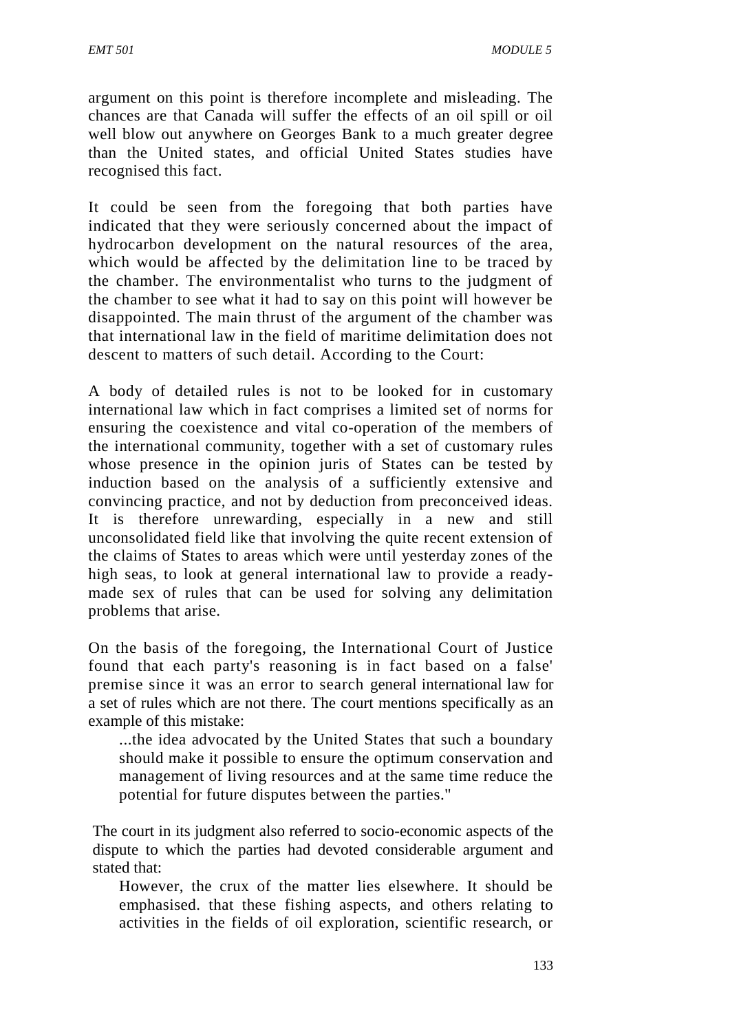argument on this point is therefore incomplete and misleading. The chances are that Canada will suffer the effects of an oil spill or oil well blow out anywhere on Georges Bank to a much greater degree than the United states, and official United States studies have recognised this fact.

It could be seen from the foregoing that both parties have indicated that they were seriously concerned about the impact of hydrocarbon development on the natural resources of the area, which would be affected by the delimitation line to be traced by the chamber. The environmentalist who turns to the judgment of the chamber to see what it had to say on this point will however be disappointed. The main thrust of the argument of the chamber was that international law in the field of maritime delimitation does not descent to matters of such detail. According to the Court:

A body of detailed rules is not to be looked for in customary international law which in fact comprises a limited set of norms for ensuring the coexistence and vital co-operation of the members of the international community, together with a set of customary rules whose presence in the opinion juris of States can be tested by induction based on the analysis of a sufficiently extensive and convincing practice, and not by deduction from preconceived ideas. It is therefore unrewarding, especially in a new and still unconsolidated field like that involving the quite recent extension of the claims of States to areas which were until yesterday zones of the high seas, to look at general international law to provide a ready-made sex of rules that can be used for solving any delimitation problems that arise.

On the basis of the foregoing, the International Court of Justice found that each party's reasoning is in fact based on a false' premise since it was an error to search general international law for a set of rules which are not there. The court mentions specifically as an example of this mistake:

> ...the idea advocated by the United States that such a boundary should make it possible to ensure the optimum conservation and management of living resources and at the same time reduce the potential for future disputes between the parties."

The court in its judgment also referred to socio-economic aspects of the dispute to which the parties had devoted considerable argument and stated that:

> However, the crux of the matter lies elsewhere. It should be emphasised. that these fishing aspects, and others relating to activities in the fields of oil exploration, scientific research, or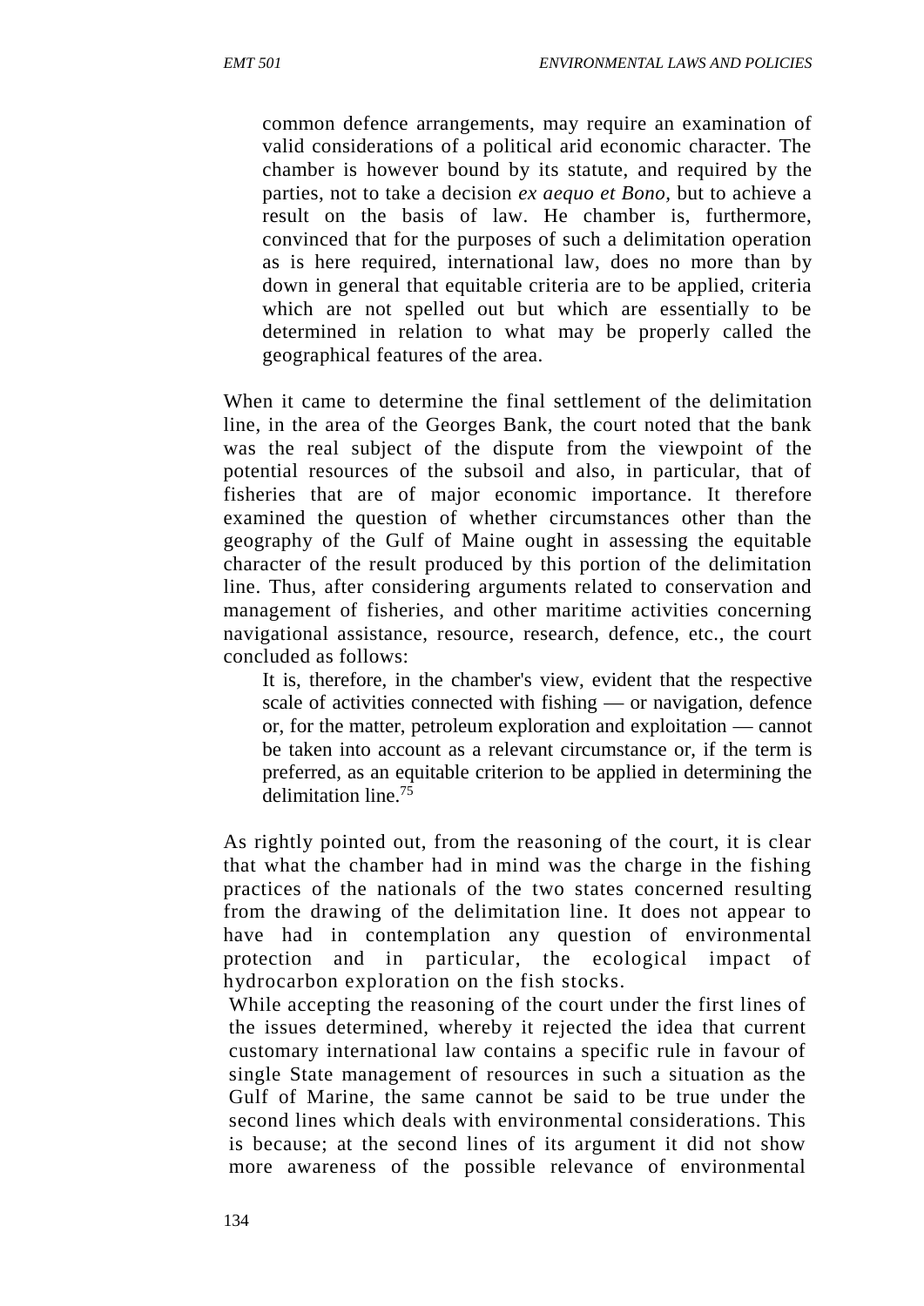> common defence arrangements, may require an examination of valid considerations of a political arid economic character. The chamber is however bound by its statute, and required by the parties, not to take a decision *ex aequo et Bono,* but to achieve a result on the basis of law. He chamber is, furthermore, convinced that for the purposes of such a delimitation operation as is here required, international law, does no more than by down in general that equitable criteria are to be applied, criteria which are not spelled out but which are essentially to be determined in relation to what may be properly called the geographical features of the area.

When it came to determine the final settlement of the delimitation line, in the area of the Georges Bank, the court noted that the bank was the real subject of the dispute from the viewpoint of the potential resources of the subsoil and also, in particular, that of fisheries that are of major economic importance. It therefore examined the question of whether circumstances other than the geography of the Gulf of Maine ought in assessing the equitable character of the result produced by this portion of the delimitation line. Thus, after considering arguments related to conservation and management of fisheries, and other maritime activities concerning navigational assistance, resource, research, defence, etc., the court concluded as follows:

> It is, therefore, in the chamber's view, evident that the respective scale of activities connected with fishing — or navigation, defence or, for the matter, petroleum exploration and exploitation — cannot be taken into account as a relevant circumstance or, if the term is preferred, as an equitable criterion to be applied in determining the delimitation line.[75]

As rightly pointed out, from the reasoning of the court, it is clear that what the chamber had in mind was the charge in the fishing practices of the nationals of the two states concerned resulting from the drawing of the delimitation line. It does not appear to have had in contemplation any question of environmental protection and in particular, the ecological impact of hydrocarbon exploration on the fish stocks.

While accepting the reasoning of the court under the first lines of the issues determined, whereby it rejected the idea that current customary international law contains a specific rule in favour of single State management of resources in such a situation as the Gulf of Marine, the same cannot be said to be true under the second lines which deals with environmental considerations. This is because; at the second lines of its argument it did not show more awareness of the possible relevance of environmental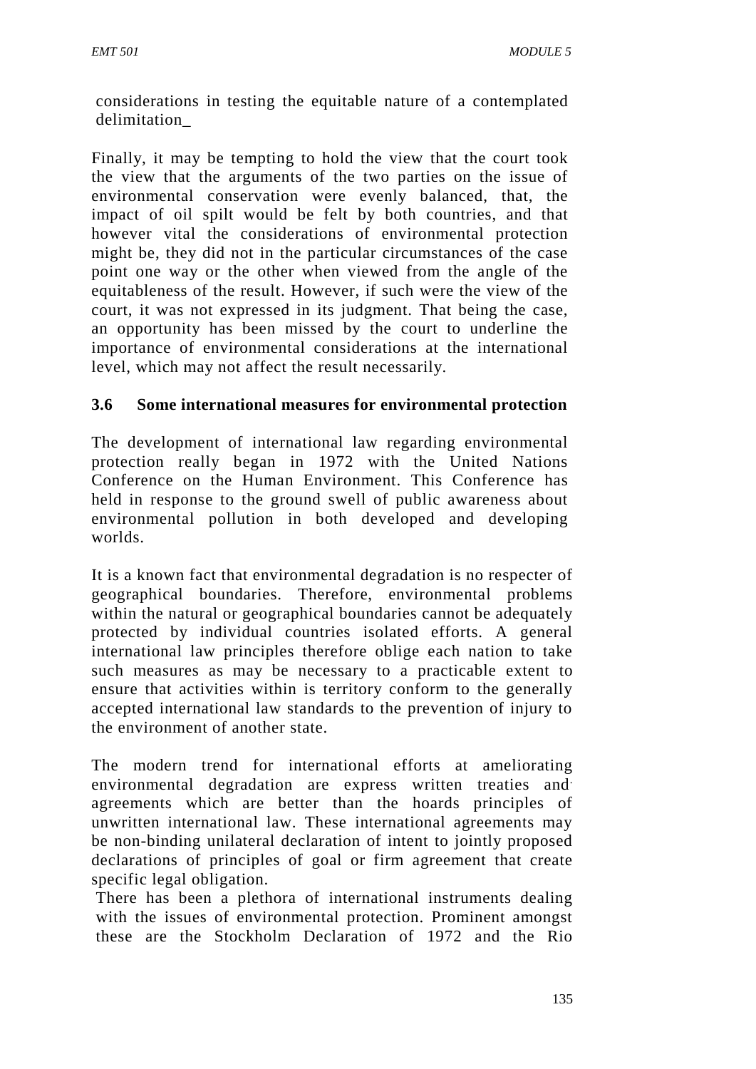considerations in testing the equitable nature of a contemplated delimitation_

Finally, it may be tempting to hold the view that the court took the view that the arguments of the two parties on the issue of environmental conservation were evenly balanced, that, the impact of oil spilt would be felt by both countries, and that however vital the considerations of environmental protection might be, they did not in the particular circumstances of the case point one way or the other when viewed from the angle of the equitableness of the result. However, if such were the view of the court, it was not expressed in its judgment. That being the case, an opportunity has been missed by the court to underline the importance of environmental considerations at the international level, which may not affect the result necessarily.

### 3.6 Some international measures for environmental protection

The development of international law regarding environmental protection really began in 1972 with the United Nations Conference on the Human Environment. This Conference has held in response to the ground swell of public awareness about environmental pollution in both developed and developing worlds.

It is a known fact that environmental degradation is no respecter of geographical boundaries. Therefore, environmental problems within the natural or geographical boundaries cannot be adequately protected by individual countries isolated efforts. A general international law principles therefore oblige each nation to take such measures as may be necessary to a practicable extent to ensure that activities within is territory conform to the generally accepted international law standards to the prevention of injury to the environment of another state.

The modern trend for international efforts at ameliorating environmental degradation are express written treaties and agreements which are better than the hoards principles of unwritten international law. These international agreements may be non-binding unilateral declaration of intent to jointly proposed declarations of principles of goal or firm agreement that create specific legal obligation.

There has been a plethora of international instruments dealing with the issues of environmental protection. Prominent amongst these are the Stockholm Declaration of 1972 and the Rio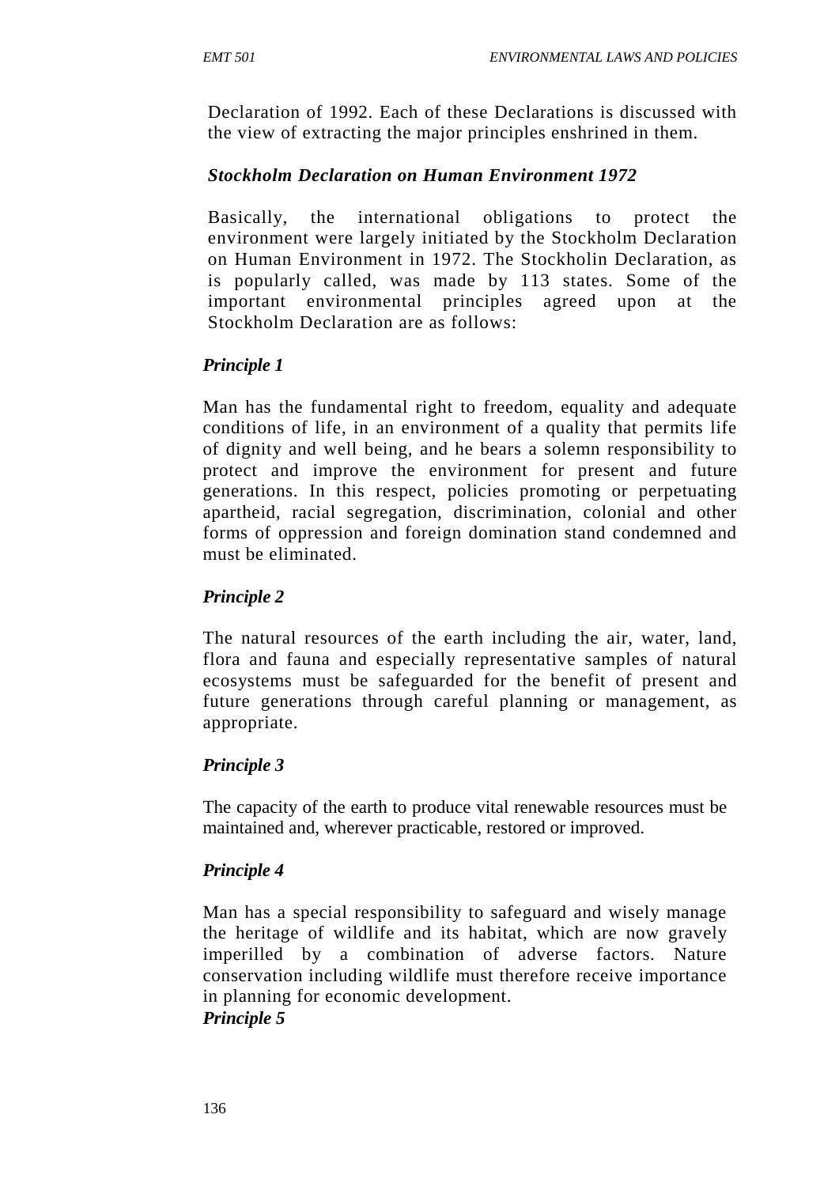Declaration of 1992. Each of these Declarations is discussed with the view of extracting the major principles enshrined in them.

***Stockholm Declaration on Human Environment 1972***

Basically, the international obligations to protect the environment were largely initiated by the Stockholm Declaration on Human Environment in 1972. The Stockholin Declaration, as is popularly called, was made by 113 states. Some of the important environmental principles agreed upon at the Stockholm Declaration are as follows:

***Principle 1***

Man has the fundamental right to freedom, equality and adequate conditions of life, in an environment of a quality that permits life of dignity and well being, and he bears a solemn responsibility to protect and improve the environment for present and future generations. In this respect, policies promoting or perpetuating apartheid, racial segregation, discrimination, colonial and other forms of oppression and foreign domination stand condemned and must be eliminated.

***Principle 2***

The natural resources of the earth including the air, water, land, flora and fauna and especially representative samples of natural ecosystems must be safeguarded for the benefit of present and future generations through careful planning or management, as appropriate.

***Principle 3***

The capacity of the earth to produce vital renewable resources must be maintained and, wherever practicable, restored or improved.

***Principle 4***

Man has a special responsibility to safeguard and wisely manage the heritage of wildlife and its habitat, which are now gravely imperilled by a combination of adverse factors. Nature conservation including wildlife must therefore receive importance in planning for economic development.

***Principle 5***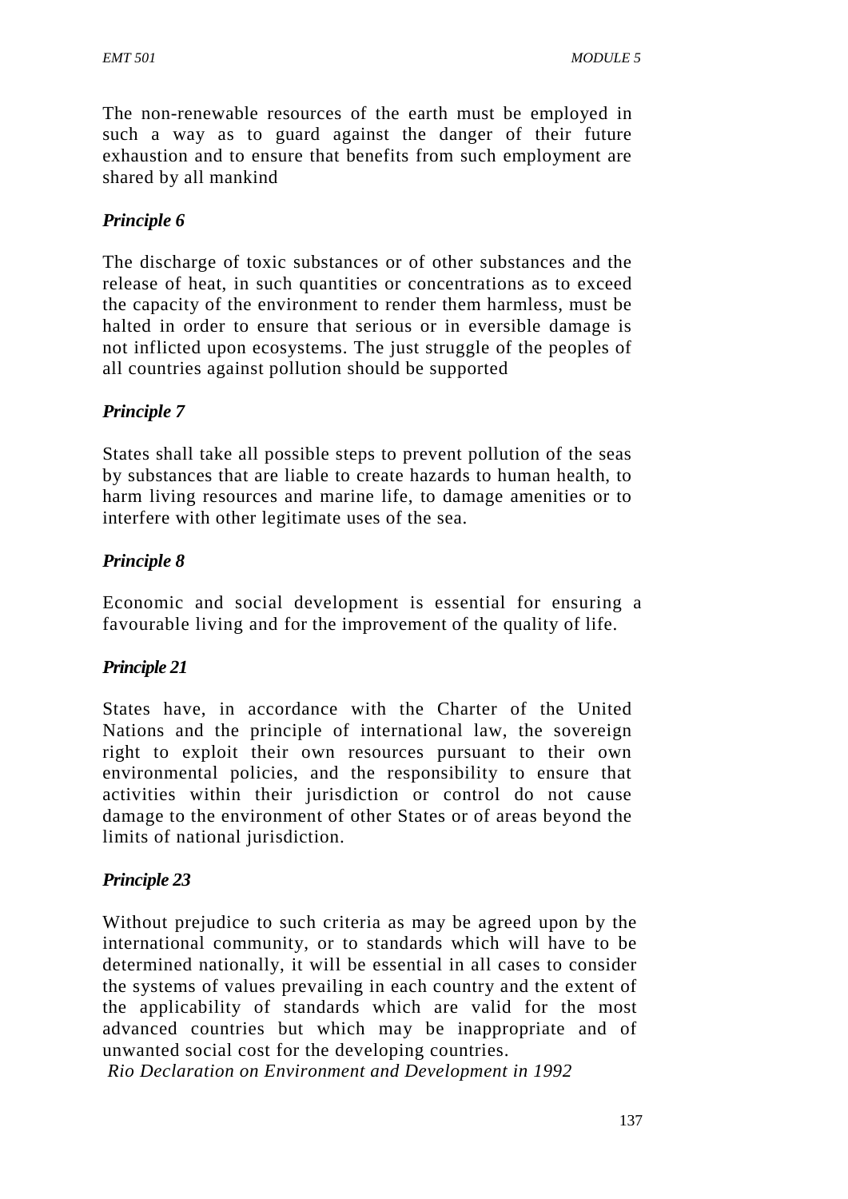The non-renewable resources of the earth must be employed in such a way as to guard against the danger of their future exhaustion and to ensure that benefits from such employment are shared by all mankind

***Principle 6***

The discharge of toxic substances or of other substances and the release of heat, in such quantities or concentrations as to exceed the capacity of the environment to render them harmless, must be halted in order to ensure that serious or in eversible damage is not inflicted upon ecosystems. The just struggle of the peoples of all countries against pollution should be supported

***Principle 7***

States shall take all possible steps to prevent pollution of the seas by substances that are liable to create hazards to human health, to harm living resources and marine life, to damage amenities or to interfere with other legitimate uses of the sea.

***Principle 8***

Economic and social development is essential for ensuring a favourable living and for the improvement of the quality of life.

***Principle 21***

States have, in accordance with the Charter of the United Nations and the principle of international law, the sovereign right to exploit their own resources pursuant to their own environmental policies, and the responsibility to ensure that activities within their jurisdiction or control do not cause damage to the environment of other States or of areas beyond the limits of national jurisdiction.

***Principle 23***

Without prejudice to such criteria as may be agreed upon by the international community, or to standards which will have to be determined nationally, it will be essential in all cases to consider the systems of values prevailing in each country and the extent of the applicability of standards which are valid for the most advanced countries but which may be inappropriate and of unwanted social cost for the developing countries.

*Rio Declaration on Environment and Development in 1992*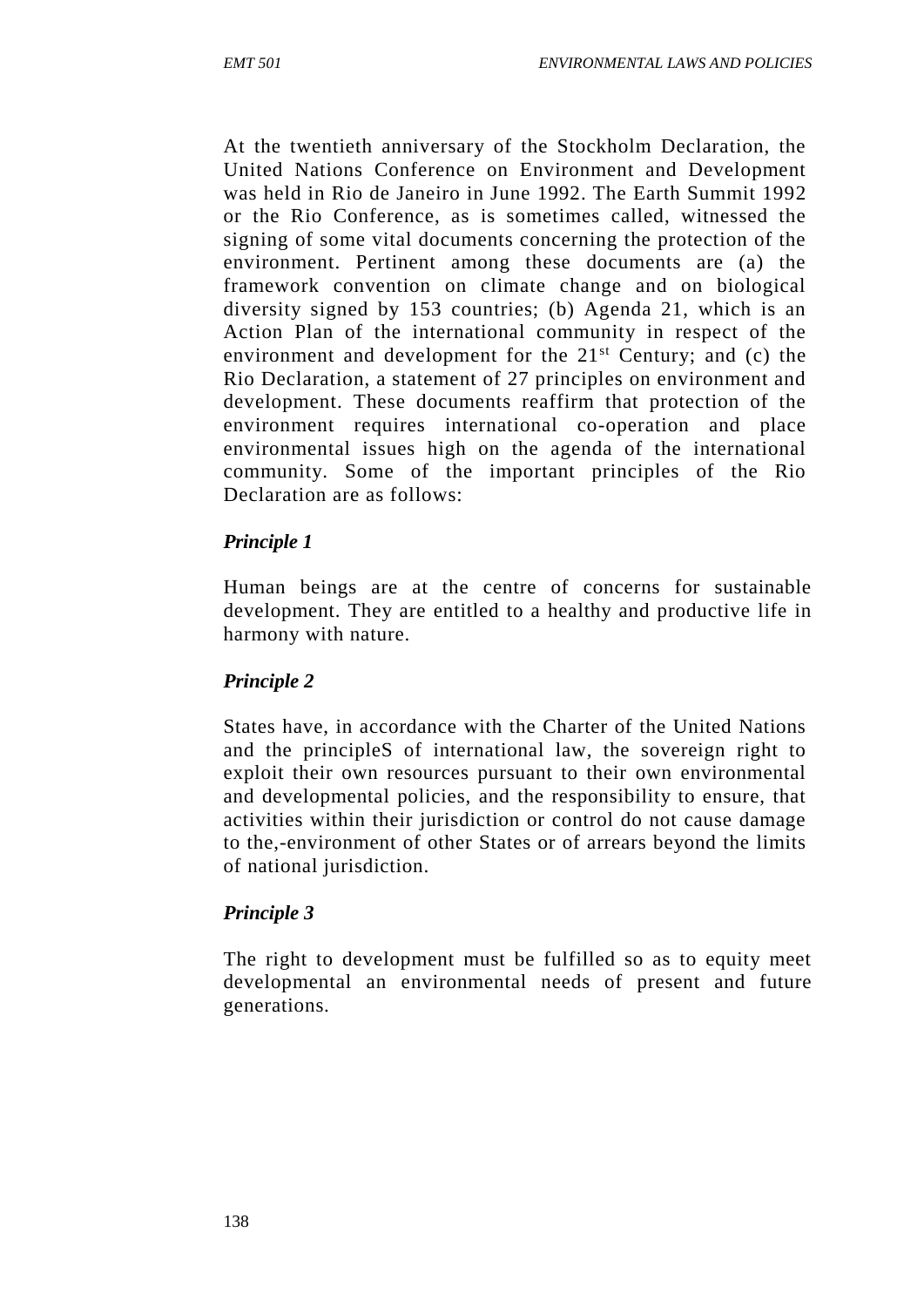At the twentieth anniversary of the Stockholm Declaration, the United Nations Conference on Environment and Development was held in Rio de Janeiro in June 1992. The Earth Summit 1992 or the Rio Conference, as is sometimes called, witnessed the signing of some vital documents concerning the protection of the environment. Pertinent among these documents are (a) the framework convention on climate change and on biological diversity signed by 153 countries; (b) Agenda 21, which is an Action Plan of the international community in respect of the environment and development for the 21st Century; and (c) the Rio Declaration, a statement of 27 principles on environment and development. These documents reaffirm that protection of the environment requires international co-operation and place environmental issues high on the agenda of the international community. Some of the important principles of the Rio Declaration are as follows:

***Principle 1***

Human beings are at the centre of concerns for sustainable development. They are entitled to a healthy and productive life in harmony with nature.

***Principle 2***

States have, in accordance with the Charter of the United Nations and the principleS of international law, the sovereign right to exploit their own resources pursuant to their own environmental and developmental policies, and the responsibility to ensure, that activities within their jurisdiction or control do not cause damage to the,-environment of other States or of arrears beyond the limits of national jurisdiction.

***Principle 3***

The right to development must be fulfilled so as to equity meet developmental an environmental needs of present and future generations.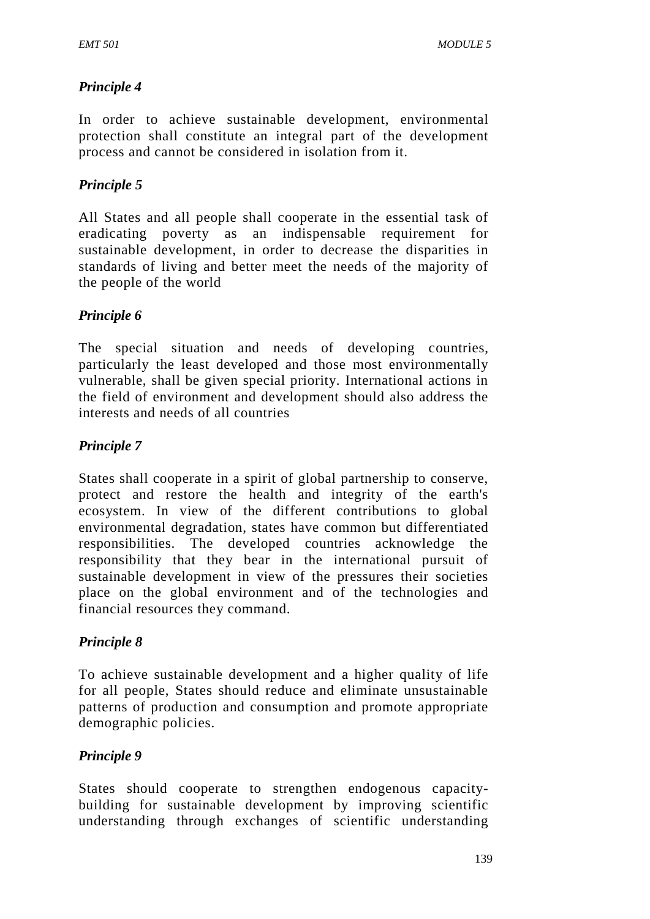*Principle 4*

In order to achieve sustainable development, environmental protection shall constitute an integral part of the development process and cannot be considered in isolation from it.

*Principle 5*

All States and all people shall cooperate in the essential task of eradicating poverty as an indispensable requirement for sustainable development, in order to decrease the disparities in standards of living and better meet the needs of the majority of the people of the world

*Principle 6*

The special situation and needs of developing countries, particularly the least developed and those most environmentally vulnerable, shall be given special priority. International actions in the field of environment and development should also address the interests and needs of all countries

*Principle 7*

States shall cooperate in a spirit of global partnership to conserve, protect and restore the health and integrity of the earth's ecosystem. In view of the different contributions to global environmental degradation, states have common but differentiated responsibilities. The developed countries acknowledge the responsibility that they bear in the international pursuit of sustainable development in view of the pressures their societies place on the global environment and of the technologies and financial resources they command.

*Principle 8*

To achieve sustainable development and a higher quality of life for all people, States should reduce and eliminate unsustainable patterns of production and consumption and promote appropriate demographic policies.

*Principle 9*

States should cooperate to strengthen endogenous capacity-building for sustainable development by improving scientific understanding through exchanges of scientific understanding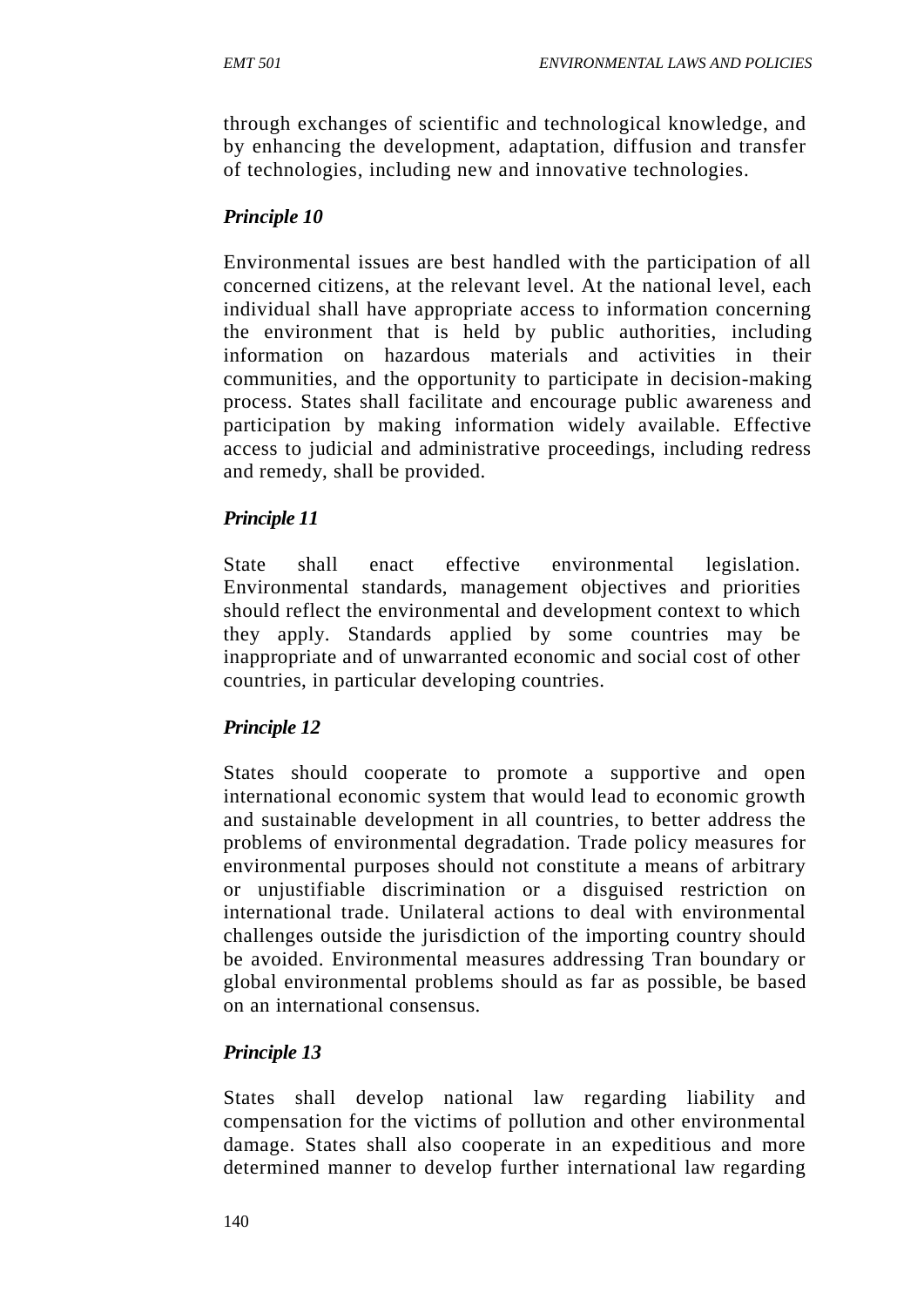through exchanges of scientific and technological knowledge, and by enhancing the development, adaptation, diffusion and transfer of technologies, including new and innovative technologies.

***Principle 10***

Environmental issues are best handled with the participation of all concerned citizens, at the relevant level. At the national level, each individual shall have appropriate access to information concerning the environment that is held by public authorities, including information on hazardous materials and activities in their communities, and the opportunity to participate in decision-making process. States shall facilitate and encourage public awareness and participation by making information widely available. Effective access to judicial and administrative proceedings, including redress and remedy, shall be provided.

***Principle 11***

State shall enact effective environmental legislation. Environmental standards, management objectives and priorities should reflect the environmental and development context to which they apply. Standards applied by some countries may be inappropriate and of unwarranted economic and social cost of other countries, in particular developing countries.

***Principle 12***

States should cooperate to promote a supportive and open international economic system that would lead to economic growth and sustainable development in all countries, to better address the problems of environmental degradation. Trade policy measures for environmental purposes should not constitute a means of arbitrary or unjustifiable discrimination or a disguised restriction on international trade. Unilateral actions to deal with environmental challenges outside the jurisdiction of the importing country should be avoided. Environmental measures addressing Tran boundary or global environmental problems should as far as possible, be based on an international consensus.

***Principle 13***

States shall develop national law regarding liability and compensation for the victims of pollution and other environmental damage. States shall also cooperate in an expeditious and more determined manner to develop further international law regarding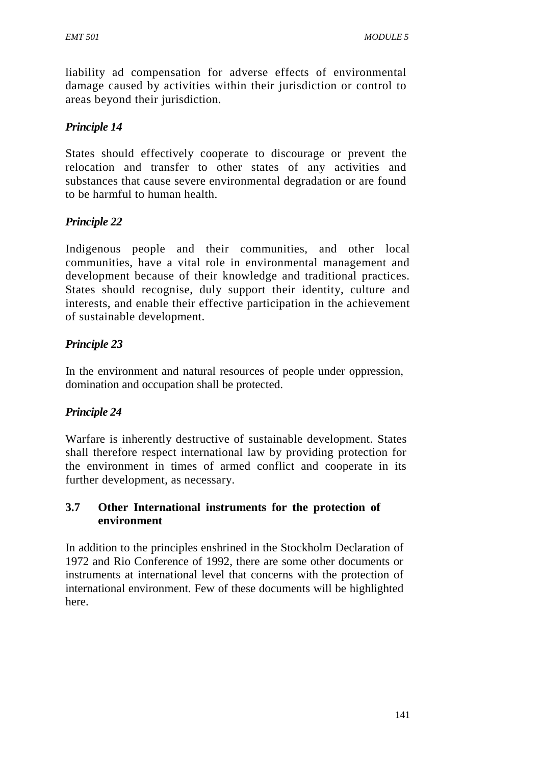liability ad compensation for adverse effects of environmental damage caused by activities within their jurisdiction or control to areas beyond their jurisdiction.

***Principle 14***

States should effectively cooperate to discourage or prevent the relocation and transfer to other states of any activities and substances that cause severe environmental degradation or are found to be harmful to human health.

***Principle 22***

Indigenous people and their communities, and other local communities, have a vital role in environmental management and development because of their knowledge and traditional practices. States should recognise, duly support their identity, culture and interests, and enable their effective participation in the achievement of sustainable development.

***Principle 23***

In the environment and natural resources of people under oppression, domination and occupation shall be protected.

***Principle 24***

Warfare is inherently destructive of sustainable development. States shall therefore respect international law by providing protection for the environment in times of armed conflict and cooperate in its further development, as necessary.

### 3.7 Other International instruments for the protection of environment

In addition to the principles enshrined in the Stockholm Declaration of 1972 and Rio Conference of 1992, there are some other documents or instruments at international level that concerns with the protection of international environment. Few of these documents will be highlighted here.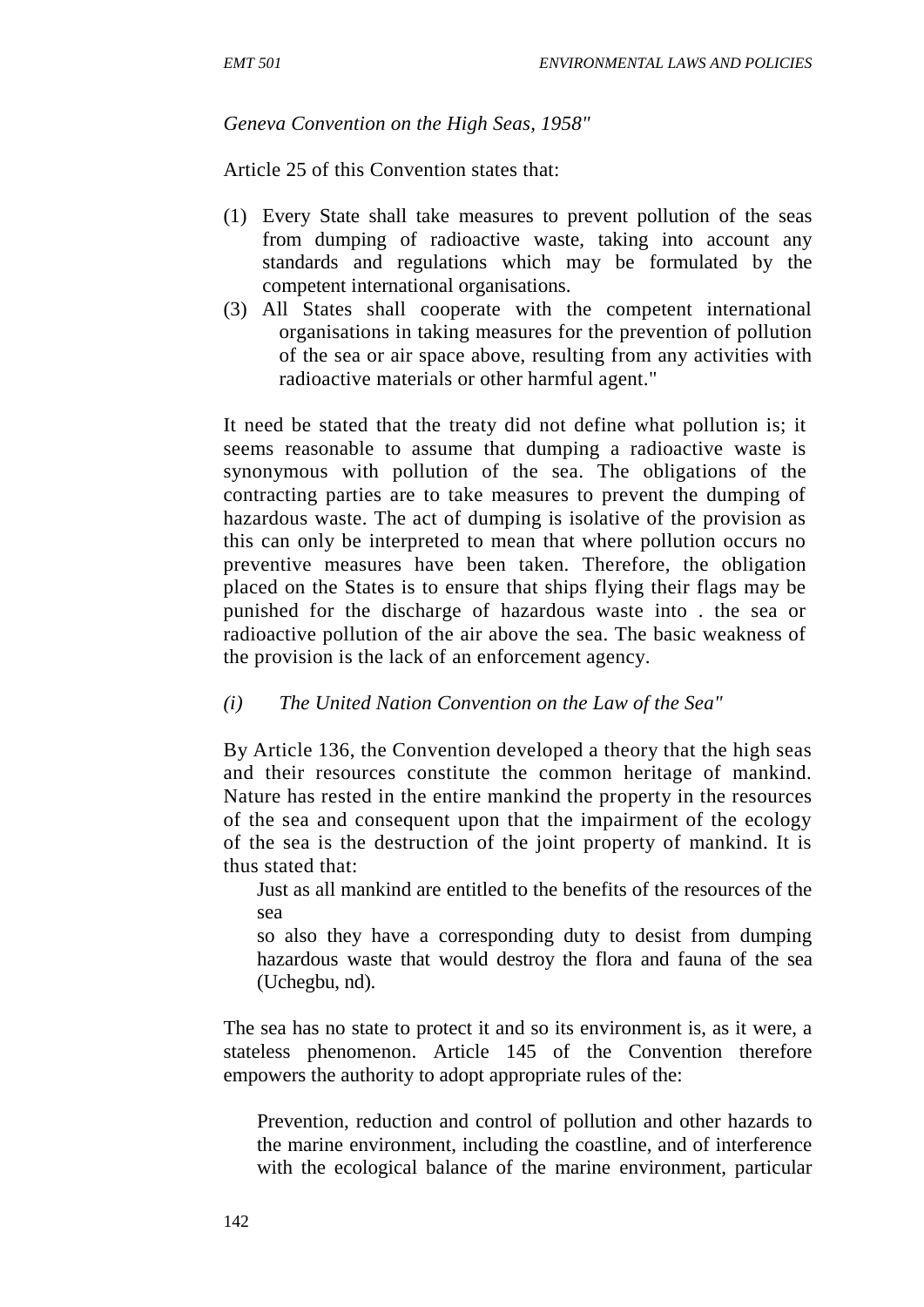*Geneva Convention on the High Seas, 1958"*

Article 25 of this Convention states that:

(1) Every State shall take measures to prevent pollution of the seas from dumping of radioactive waste, taking into account any standards and regulations which may be formulated by the competent international organisations.

(3) All States shall cooperate with the competent international organisations in taking measures for the prevention of pollution of the sea or air space above, resulting from any activities with radioactive materials or other harmful agent."

It need be stated that the treaty did not define what pollution is; it seems reasonable to assume that dumping a radioactive waste is synonymous with pollution of the sea. The obligations of the contracting parties are to take measures to prevent the dumping of hazardous waste. The act of dumping is isolative of the provision as this can only be interpreted to mean that where pollution occurs no preventive measures have been taken. Therefore, the obligation placed on the States is to ensure that ships flying their flags may be punished for the discharge of hazardous waste into . the sea or radioactive pollution of the air above the sea. The basic weakness of the provision is the lack of an enforcement agency.

*(i) The United Nation Convention on the Law of the Sea"*

By Article 136, the Convention developed a theory that the high seas and their resources constitute the common heritage of mankind. Nature has rested in the entire mankind the property in the resources of the sea and consequent upon that the impairment of the ecology of the sea is the destruction of the joint property of mankind. It is thus stated that:

> Just as all mankind are entitled to the benefits of the resources of the sea
> so also they have a corresponding duty to desist from dumping hazardous waste that would destroy the flora and fauna of the sea (Uchegbu, nd).

The sea has no state to protect it and so its environment is, as it were, a stateless phenomenon. Article 145 of the Convention therefore empowers the authority to adopt appropriate rules of the:

> Prevention, reduction and control of pollution and other hazards to the marine environment, including the coastline, and of interference with the ecological balance of the marine environment, particular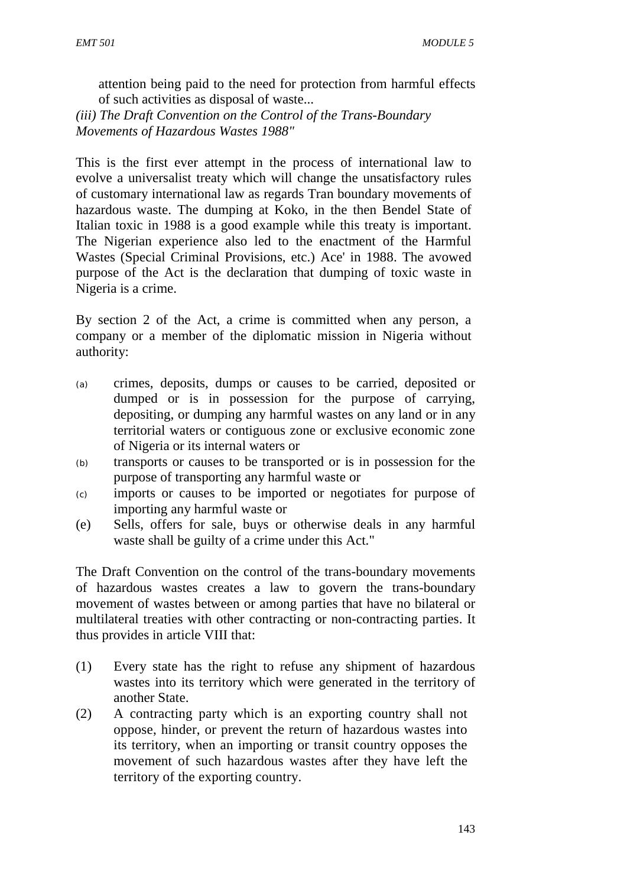attention being paid to the need for protection from harmful effects of such activities as disposal of waste...

*(iii) The Draft Convention on the Control of the Trans-Boundary Movements of Hazardous Wastes 1988"*

This is the first ever attempt in the process of international law to evolve a universalist treaty which will change the unsatisfactory rules of customary international law as regards Tran boundary movements of hazardous waste. The dumping at Koko, in the then Bendel State of Italian toxic in 1988 is a good example while this treaty is important. The Nigerian experience also led to the enactment of the Harmful Wastes (Special Criminal Provisions, etc.) Ace' in 1988. The avowed purpose of the Act is the declaration that dumping of toxic waste in Nigeria is a crime.

By section 2 of the Act, a crime is committed when any person, a company or a member of the diplomatic mission in Nigeria without authority:

(a) crimes, deposits, dumps or causes to be carried, deposited or dumped or is in possession for the purpose of carrying, depositing, or dumping any harmful wastes on any land or in any territorial waters or contiguous zone or exclusive economic zone of Nigeria or its internal waters or
(b) transports or causes to be transported or is in possession for the purpose of transporting any harmful waste or
(c) imports or causes to be imported or negotiates for purpose of importing any harmful waste or
(e) Sells, offers for sale, buys or otherwise deals in any harmful waste shall be guilty of a crime under this Act."

The Draft Convention on the control of the trans-boundary movements of hazardous wastes creates a law to govern the trans-boundary movement of wastes between or among parties that have no bilateral or multilateral treaties with other contracting or non-contracting parties. It thus provides in article VIII that:

(1) Every state has the right to refuse any shipment of hazardous wastes into its territory which were generated in the territory of another State.
(2) A contracting party which is an exporting country shall not oppose, hinder, or prevent the return of hazardous wastes into its territory, when an importing or transit country opposes the movement of such hazardous wastes after they have left the territory of the exporting country.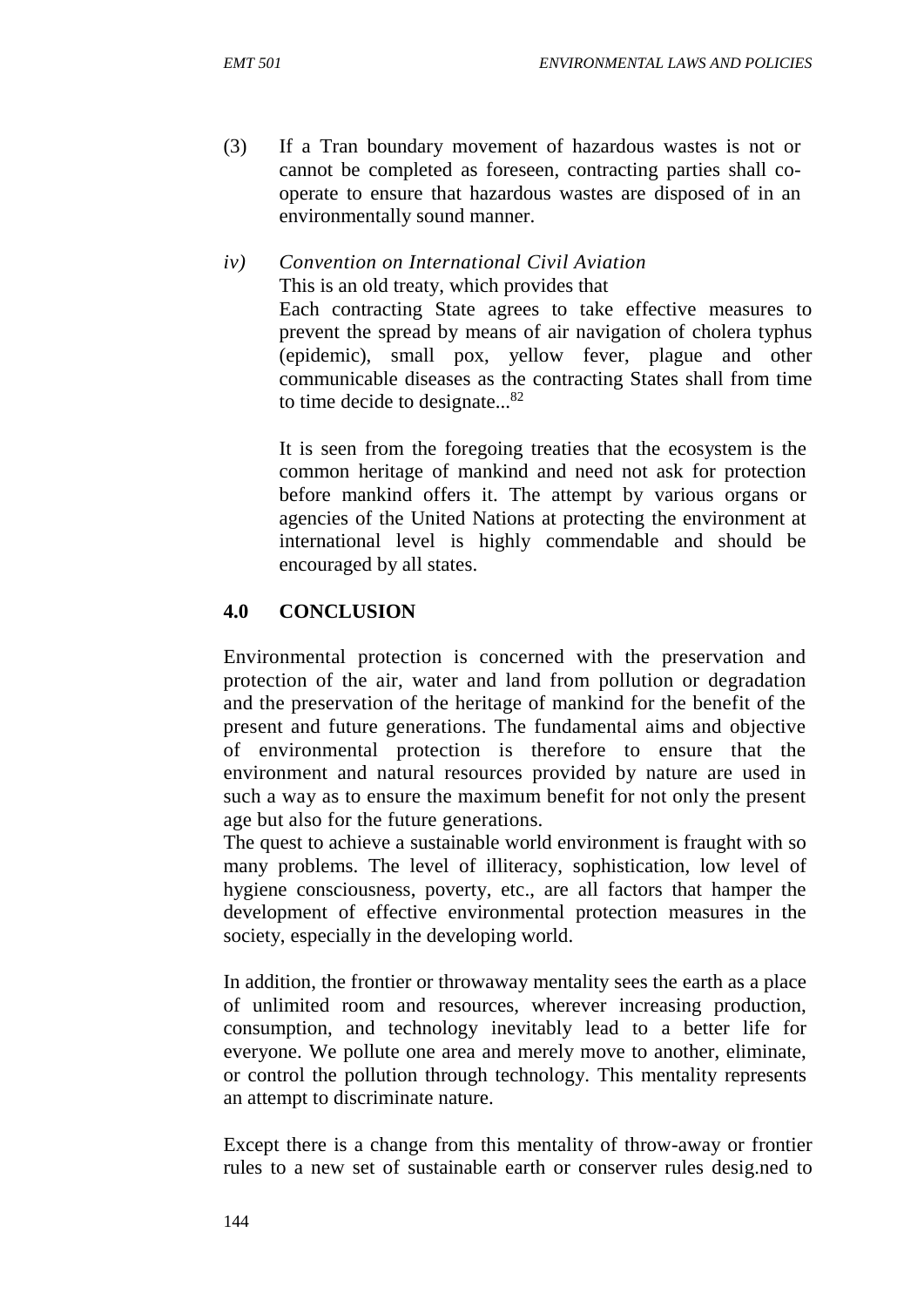(3) If a Tran boundary movement of hazardous wastes is not or cannot be completed as foreseen, contracting parties shall co-operate to ensure that hazardous wastes are disposed of in an environmentally sound manner.

*iv) Convention on International Civil Aviation*

This is an old treaty, which provides that

Each contracting State agrees to take effective measures to prevent the spread by means of air navigation of cholera typhus (epidemic), small pox, yellow fever, plague and other communicable diseases as the contracting States shall from time to time decide to designate...[82]

It is seen from the foregoing treaties that the ecosystem is the common heritage of mankind and need not ask for protection before mankind offers it. The attempt by various organs or agencies of the United Nations at protecting the environment at international level is highly commendable and should be encouraged by all states.

## 4.0 CONCLUSION

Environmental protection is concerned with the preservation and protection of the air, water and land from pollution or degradation and the preservation of the heritage of mankind for the benefit of the present and future generations. The fundamental aims and objective of environmental protection is therefore to ensure that the environment and natural resources provided by nature are used in such a way as to ensure the maximum benefit for not only the present age but also for the future generations.

The quest to achieve a sustainable world environment is fraught with so many problems. The level of illiteracy, sophistication, low level of hygiene consciousness, poverty, etc., are all factors that hamper the development of effective environmental protection measures in the society, especially in the developing world.

In addition, the frontier or throwaway mentality sees the earth as a place of unlimited room and resources, wherever increasing production, consumption, and technology inevitably lead to a better life for everyone. We pollute one area and merely move to another, eliminate, or control the pollution through technology. This mentality represents an attempt to discriminate nature.

Except there is a change from this mentality of throw-away or frontier rules to a new set of sustainable earth or conserver rules desig.ned to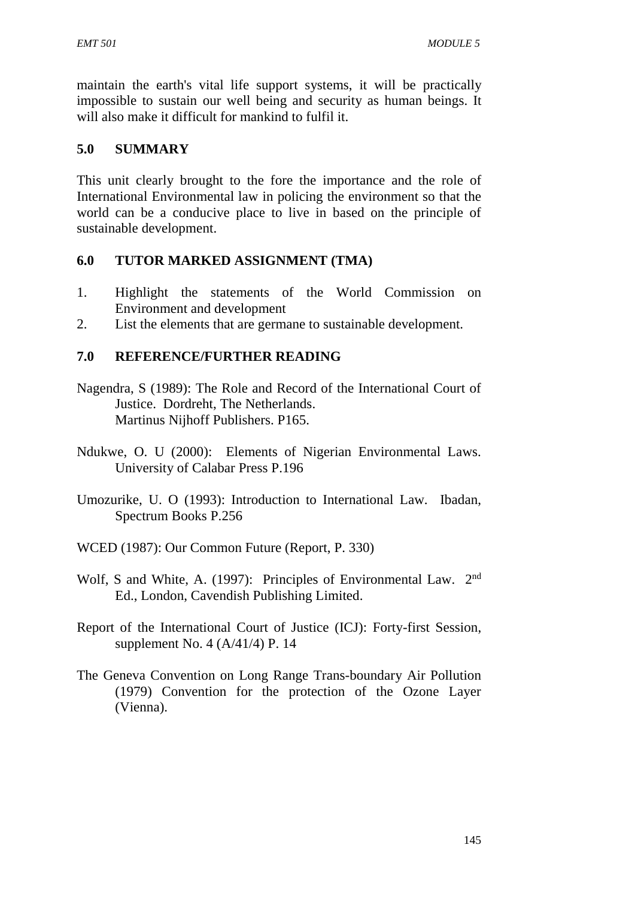maintain the earth's vital life support systems, it will be practically impossible to sustain our well being and security as human beings. It will also make it difficult for mankind to fulfil it.

## 5.0 SUMMARY

This unit clearly brought to the fore the importance and the role of International Environmental law in policing the environment so that the world can be a conducive place to live in based on the principle of sustainable development.

## 6.0 TUTOR MARKED ASSIGNMENT (TMA)

1. Highlight the statements of the World Commission on Environment and development
2. List the elements that are germane to sustainable development.

## 7.0 REFERENCE/FURTHER READING

Nagendra, S (1989): The Role and Record of the International Court of Justice. Dordreht, The Netherlands. Martinus Nijhoff Publishers. P165.

Ndukwe, O. U (2000): Elements of Nigerian Environmental Laws. University of Calabar Press P.196

Umozurike, U. O (1993): Introduction to International Law. Ibadan, Spectrum Books P.256

WCED (1987): Our Common Future (Report, P. 330)

Wolf, S and White, A. (1997): Principles of Environmental Law. 2nd Ed., London, Cavendish Publishing Limited.

Report of the International Court of Justice (ICJ): Forty-first Session, supplement No. 4 (A/41/4) P. 14

The Geneva Convention on Long Range Trans-boundary Air Pollution (1979) Convention for the protection of the Ozone Layer (Vienna).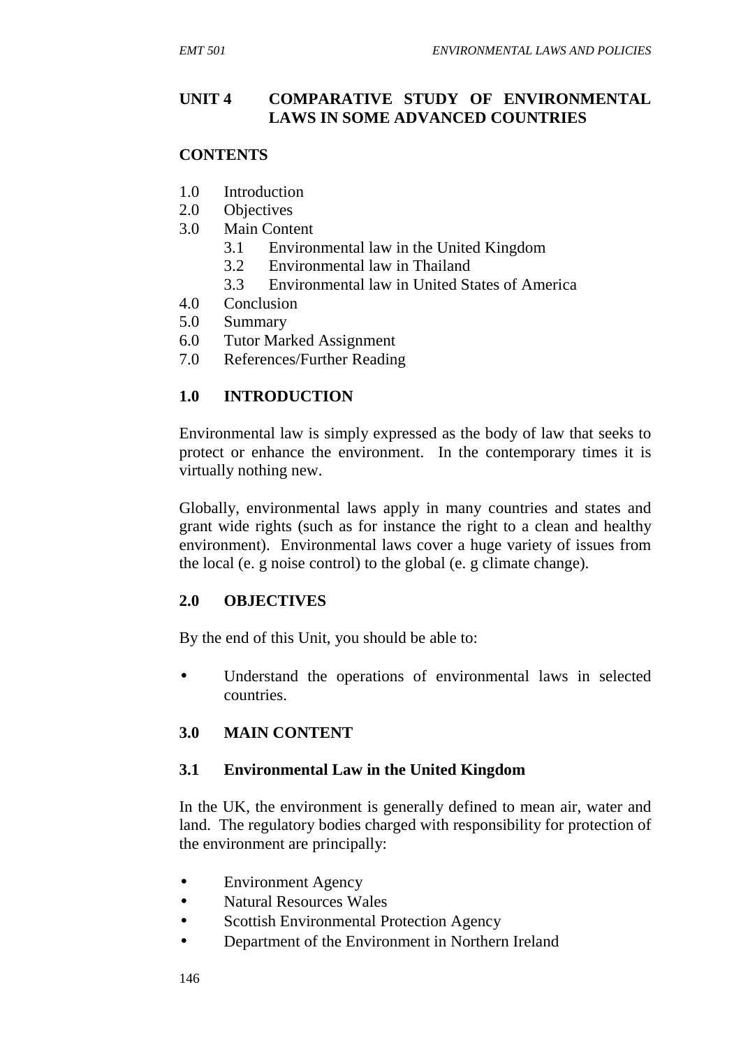## UNIT 4 COMPARATIVE STUDY OF ENVIRONMENTAL LAWS IN SOME ADVANCED COUNTRIES

### CONTENTS

1.0 Introduction
2.0 Objectives
3.0 Main Content
   3.1 Environmental law in the United Kingdom
   3.2 Environmental law in Thailand
   3.3 Environmental law in United States of America
4.0 Conclusion
5.0 Summary
6.0 Tutor Marked Assignment
7.0 References/Further Reading

### 1.0 INTRODUCTION

Environmental law is simply expressed as the body of law that seeks to protect or enhance the environment. In the contemporary times it is virtually nothing new.

Globally, environmental laws apply in many countries and states and grant wide rights (such as for instance the right to a clean and healthy environment). Environmental laws cover a huge variety of issues from the local (e. g noise control) to the global (e. g climate change).

### 2.0 OBJECTIVES

By the end of this Unit, you should be able to:

- Understand the operations of environmental laws in selected countries.

### 3.0 MAIN CONTENT

#### 3.1 Environmental Law in the United Kingdom

In the UK, the environment is generally defined to mean air, water and land. The regulatory bodies charged with responsibility for protection of the environment are principally:

- Environment Agency
- Natural Resources Wales
- Scottish Environmental Protection Agency
- Department of the Environment in Northern Ireland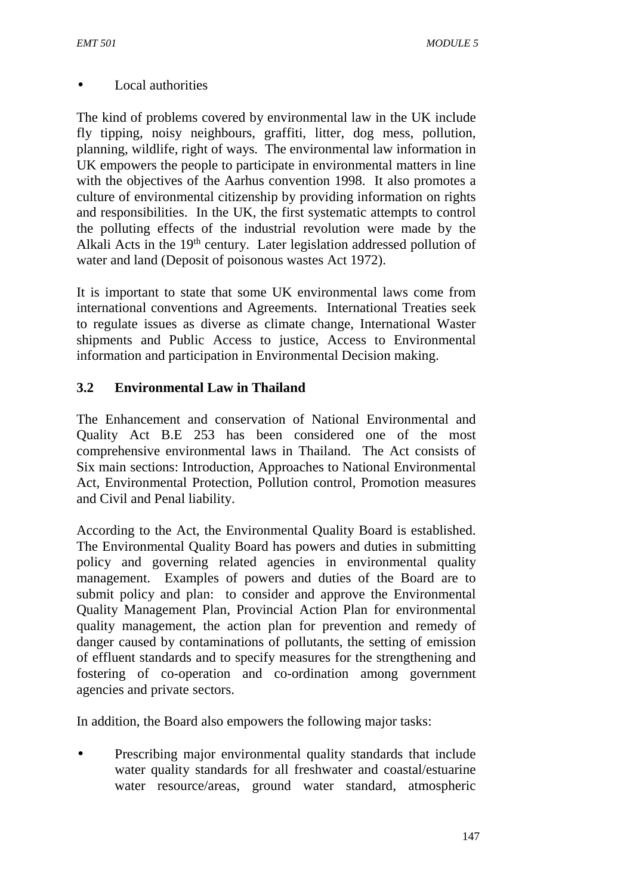- Local authorities

The kind of problems covered by environmental law in the UK include fly tipping, noisy neighbours, graffiti, litter, dog mess, pollution, planning, wildlife, right of ways. The environmental law information in UK empowers the people to participate in environmental matters in line with the objectives of the Aarhus convention 1998. It also promotes a culture of environmental citizenship by providing information on rights and responsibilities. In the UK, the first systematic attempts to control the polluting effects of the industrial revolution were made by the Alkali Acts in the 19th century. Later legislation addressed pollution of water and land (Deposit of poisonous wastes Act 1972).

It is important to state that some UK environmental laws come from international conventions and Agreements. International Treaties seek to regulate issues as diverse as climate change, International Waster shipments and Public Access to justice, Access to Environmental information and participation in Environmental Decision making.

### 3.2 Environmental Law in Thailand

The Enhancement and conservation of National Environmental and Quality Act B.E 253 has been considered one of the most comprehensive environmental laws in Thailand. The Act consists of Six main sections: Introduction, Approaches to National Environmental Act, Environmental Protection, Pollution control, Promotion measures and Civil and Penal liability.

According to the Act, the Environmental Quality Board is established. The Environmental Quality Board has powers and duties in submitting policy and governing related agencies in environmental quality management. Examples of powers and duties of the Board are to submit policy and plan: to consider and approve the Environmental Quality Management Plan, Provincial Action Plan for environmental quality management, the action plan for prevention and remedy of danger caused by contaminations of pollutants, the setting of emission of effluent standards and to specify measures for the strengthening and fostering of co-operation and co-ordination among government agencies and private sectors.

In addition, the Board also empowers the following major tasks:

- Prescribing major environmental quality standards that include water quality standards for all freshwater and coastal/estuarine water resource/areas, ground water standard, atmospheric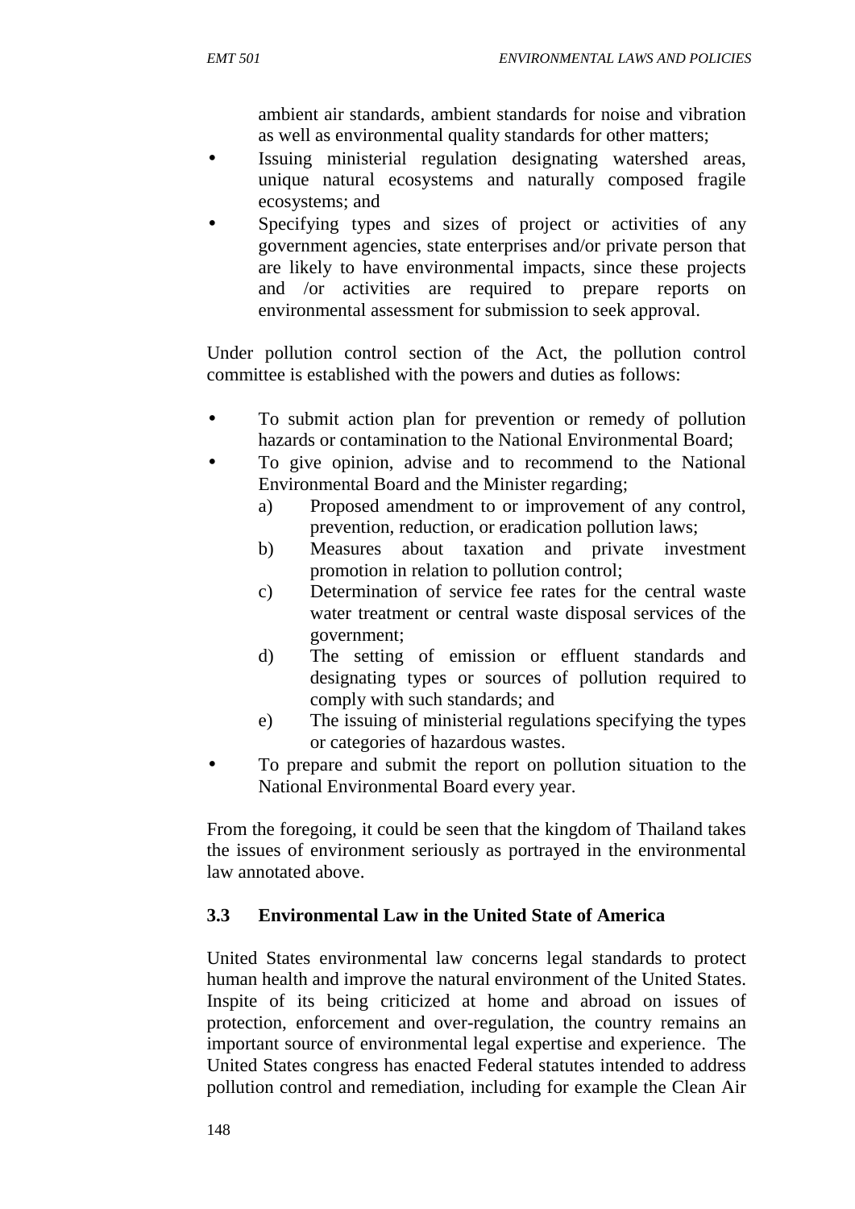ambient air standards, ambient standards for noise and vibration as well as environmental quality standards for other matters;

- Issuing ministerial regulation designating watershed areas, unique natural ecosystems and naturally composed fragile ecosystems; and
- Specifying types and sizes of project or activities of any government agencies, state enterprises and/or private person that are likely to have environmental impacts, since these projects and /or activities are required to prepare reports on environmental assessment for submission to seek approval.

Under pollution control section of the Act, the pollution control committee is established with the powers and duties as follows:

- To submit action plan for prevention or remedy of pollution hazards or contamination to the National Environmental Board;
- To give opinion, advise and to recommend to the National Environmental Board and the Minister regarding;
  a) Proposed amendment to or improvement of any control, prevention, reduction, or eradication pollution laws;
  b) Measures about taxation and private investment promotion in relation to pollution control;
  c) Determination of service fee rates for the central waste water treatment or central waste disposal services of the government;
  d) The setting of emission or effluent standards and designating types or sources of pollution required to comply with such standards; and
  e) The issuing of ministerial regulations specifying the types or categories of hazardous wastes.
- To prepare and submit the report on pollution situation to the National Environmental Board every year.

From the foregoing, it could be seen that the kingdom of Thailand takes the issues of environment seriously as portrayed in the environmental law annotated above.

### 3.3 Environmental Law in the United State of America

United States environmental law concerns legal standards to protect human health and improve the natural environment of the United States. Inspite of its being criticized at home and abroad on issues of protection, enforcement and over-regulation, the country remains an important source of environmental legal expertise and experience. The United States congress has enacted Federal statutes intended to address pollution control and remediation, including for example the Clean Air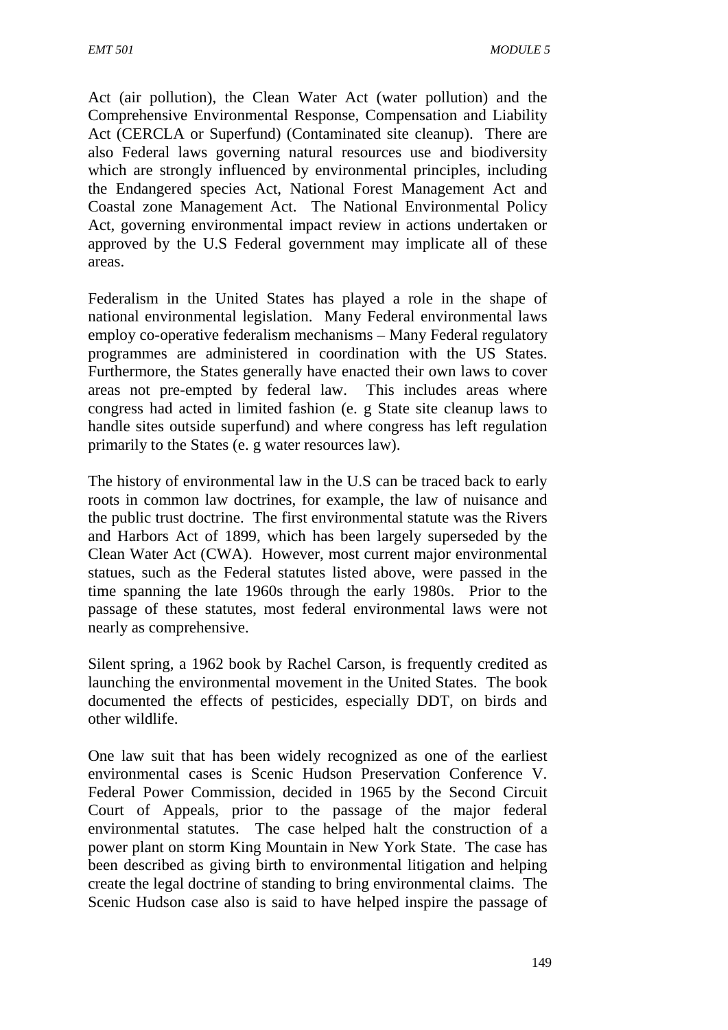Act (air pollution), the Clean Water Act (water pollution) and the Comprehensive Environmental Response, Compensation and Liability Act (CERCLA or Superfund) (Contaminated site cleanup). There are also Federal laws governing natural resources use and biodiversity which are strongly influenced by environmental principles, including the Endangered species Act, National Forest Management Act and Coastal zone Management Act. The National Environmental Policy Act, governing environmental impact review in actions undertaken or approved by the U.S Federal government may implicate all of these areas.

Federalism in the United States has played a role in the shape of national environmental legislation. Many Federal environmental laws employ co-operative federalism mechanisms – Many Federal regulatory programmes are administered in coordination with the US States. Furthermore, the States generally have enacted their own laws to cover areas not pre-empted by federal law. This includes areas where congress had acted in limited fashion (e. g State site cleanup laws to handle sites outside superfund) and where congress has left regulation primarily to the States (e. g water resources law).

The history of environmental law in the U.S can be traced back to early roots in common law doctrines, for example, the law of nuisance and the public trust doctrine. The first environmental statute was the Rivers and Harbors Act of 1899, which has been largely superseded by the Clean Water Act (CWA). However, most current major environmental statues, such as the Federal statutes listed above, were passed in the time spanning the late 1960s through the early 1980s. Prior to the passage of these statutes, most federal environmental laws were not nearly as comprehensive.

Silent spring, a 1962 book by Rachel Carson, is frequently credited as launching the environmental movement in the United States. The book documented the effects of pesticides, especially DDT, on birds and other wildlife.

One law suit that has been widely recognized as one of the earliest environmental cases is Scenic Hudson Preservation Conference V. Federal Power Commission, decided in 1965 by the Second Circuit Court of Appeals, prior to the passage of the major federal environmental statutes. The case helped halt the construction of a power plant on storm King Mountain in New York State. The case has been described as giving birth to environmental litigation and helping create the legal doctrine of standing to bring environmental claims. The Scenic Hudson case also is said to have helped inspire the passage of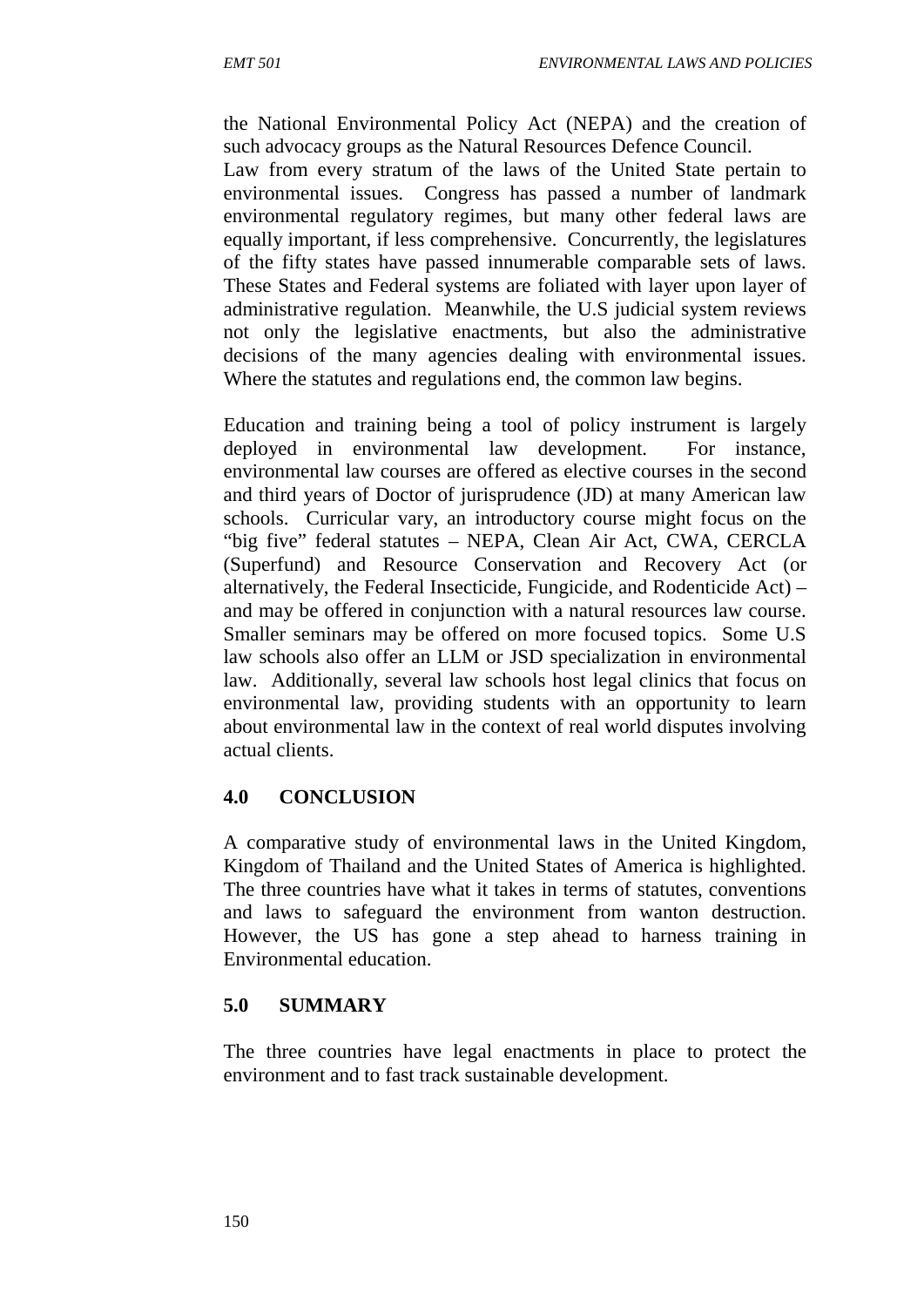the National Environmental Policy Act (NEPA) and the creation of such advocacy groups as the Natural Resources Defence Council.
Law from every stratum of the laws of the United State pertain to environmental issues. Congress has passed a number of landmark environmental regulatory regimes, but many other federal laws are equally important, if less comprehensive. Concurrently, the legislatures of the fifty states have passed innumerable comparable sets of laws. These States and Federal systems are foliated with layer upon layer of administrative regulation. Meanwhile, the U.S judicial system reviews not only the legislative enactments, but also the administrative decisions of the many agencies dealing with environmental issues. Where the statutes and regulations end, the common law begins.

Education and training being a tool of policy instrument is largely deployed in environmental law development. For instance, environmental law courses are offered as elective courses in the second and third years of Doctor of jurisprudence (JD) at many American law schools. Curricular vary, an introductory course might focus on the "big five" federal statutes – NEPA, Clean Air Act, CWA, CERCLA (Superfund) and Resource Conservation and Recovery Act (or alternatively, the Federal Insecticide, Fungicide, and Rodenticide Act) – and may be offered in conjunction with a natural resources law course. Smaller seminars may be offered on more focused topics. Some U.S law schools also offer an LLM or JSD specialization in environmental law. Additionally, several law schools host legal clinics that focus on environmental law, providing students with an opportunity to learn about environmental law in the context of real world disputes involving actual clients.

## 4.0 CONCLUSION

A comparative study of environmental laws in the United Kingdom, Kingdom of Thailand and the United States of America is highlighted. The three countries have what it takes in terms of statutes, conventions and laws to safeguard the environment from wanton destruction. However, the US has gone a step ahead to harness training in Environmental education.

## 5.0 SUMMARY

The three countries have legal enactments in place to protect the environment and to fast track sustainable development.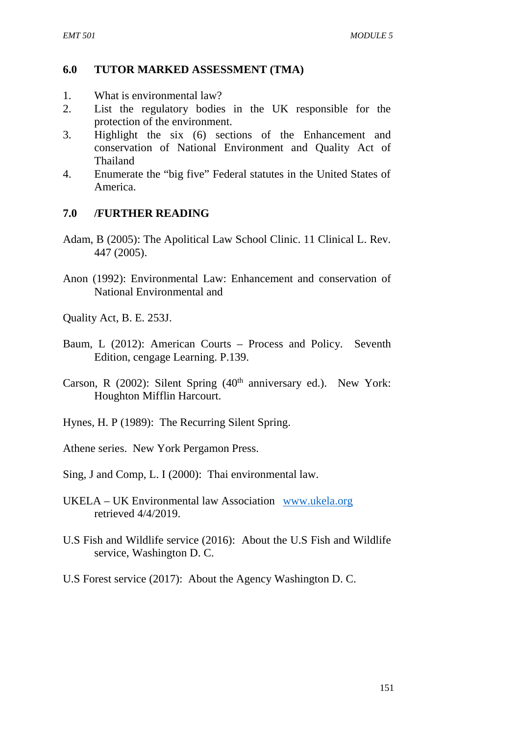## 6.0 TUTOR MARKED ASSESSMENT (TMA)

1. What is environmental law?
2. List the regulatory bodies in the UK responsible for the protection of the environment.
3. Highlight the six (6) sections of the Enhancement and conservation of National Environment and Quality Act of Thailand
4. Enumerate the "big five" Federal statutes in the United States of America.

## 7.0 /FURTHER READING

Adam, B (2005): The Apolitical Law School Clinic. 11 Clinical L. Rev. 447 (2005).

Anon (1992): Environmental Law: Enhancement and conservation of National Environmental and

Quality Act, B. E. 253J.

Baum, L (2012): American Courts – Process and Policy. Seventh Edition, cengage Learning. P.139.

Carson, R (2002): Silent Spring ($40^{th}$ anniversary ed.). New York: Houghton Mifflin Harcourt.

Hynes, H. P (1989): The Recurring Silent Spring.

Athene series. New York Pergamon Press.

Sing, J and Comp, L. I (2000): Thai environmental law.

UKELA – UK Environmental law Association www.ukela.org retrieved 4/4/2019.

U.S Fish and Wildlife service (2016): About the U.S Fish and Wildlife service, Washington D. C.

U.S Forest service (2017): About the Agency Washington D. C.